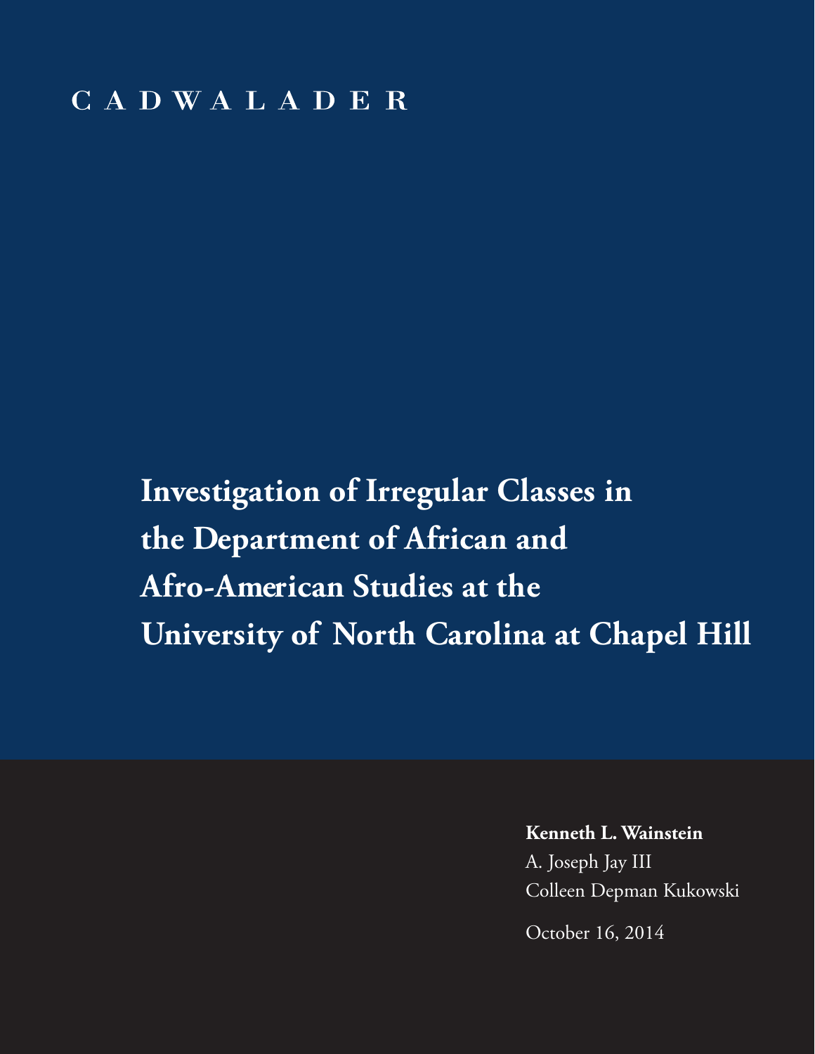CADWALADER

# Investigation of Irregular Classes in the Department of African and Afro-American Studies at the University of North Carolina at Chapel Hill

**Kenneth L. Wainstein**

A. Joseph Jay III

Colleen Depman Kukowski

October 16, 2014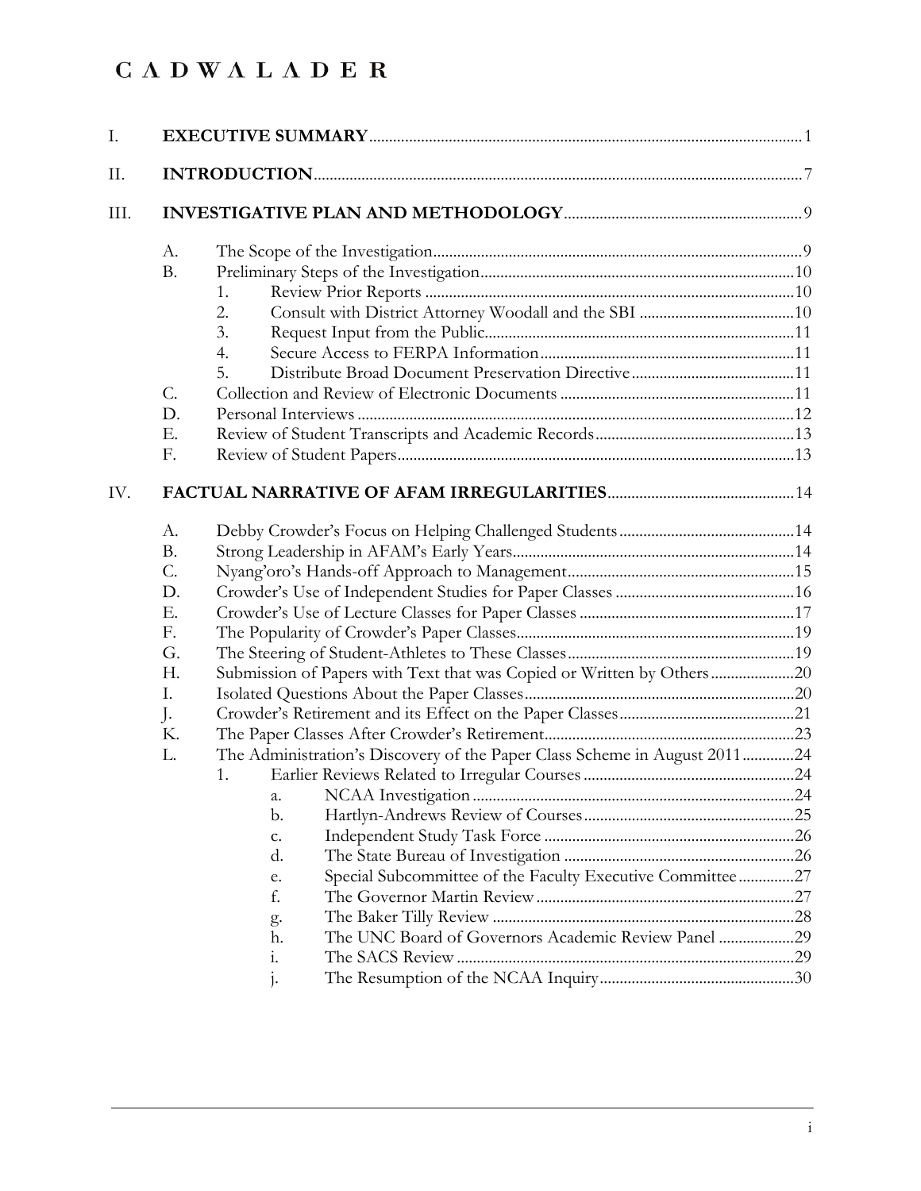I. **EXECUTIVE SUMMARY** ........ 1

II. **INTRODUCTION** ........ 7

III. **INVESTIGATIVE PLAN AND METHODOLOGY** ........ 9

- A. The Scope of the Investigation ........ 9
- B. Preliminary Steps of the Investigation ........ 10
  - 1. Review Prior Reports ........ 10
  - 2. Consult with District Attorney Woodall and the SBI ........ 10
  - 3. Request Input from the Public ........ 11
  - 4. Secure Access to FERPA Information ........ 11
  - 5. Distribute Broad Document Preservation Directive ........ 11
- C. Collection and Review of Electronic Documents ........ 11
- D. Personal Interviews ........ 12
- E. Review of Student Transcripts and Academic Records ........ 13
- F. Review of Student Papers ........ 13

IV. **FACTUAL NARRATIVE OF AFAM IRREGULARITIES** ........ 14

- A. Debby Crowder's Focus on Helping Challenged Students ........ 14
- B. Strong Leadership in AFAM's Early Years ........ 14
- C. Nyang'oro's Hands-off Approach to Management ........ 15
- D. Crowder's Use of Independent Studies for Paper Classes ........ 16
- E. Crowder's Use of Lecture Classes for Paper Classes ........ 17
- F. The Popularity of Crowder's Paper Classes ........ 19
- G. The Steering of Student-Athletes to These Classes ........ 19
- H. Submission of Papers with Text that was Copied or Written by Others ........ 20
- I. Isolated Questions About the Paper Classes ........ 20
- J. Crowder's Retirement and its Effect on the Paper Classes ........ 21
- K. The Paper Classes After Crowder's Retirement ........ 23
- L. The Administration's Discovery of the Paper Class Scheme in August 2011 ........ 24
  - 1. Earlier Reviews Related to Irregular Courses ........ 24
    - a. NCAA Investigation ........ 24
    - b. Hartlyn-Andrews Review of Courses ........ 25
    - c. Independent Study Task Force ........ 26
    - d. The State Bureau of Investigation ........ 26
    - e. Special Subcommittee of the Faculty Executive Committee ........ 27
    - f. The Governor Martin Review ........ 27
    - g. The Baker Tilly Review ........ 28
    - h. The UNC Board of Governors Academic Review Panel ........ 29
    - i. The SACS Review ........ 29
    - j. The Resumption of the NCAA Inquiry ........ 30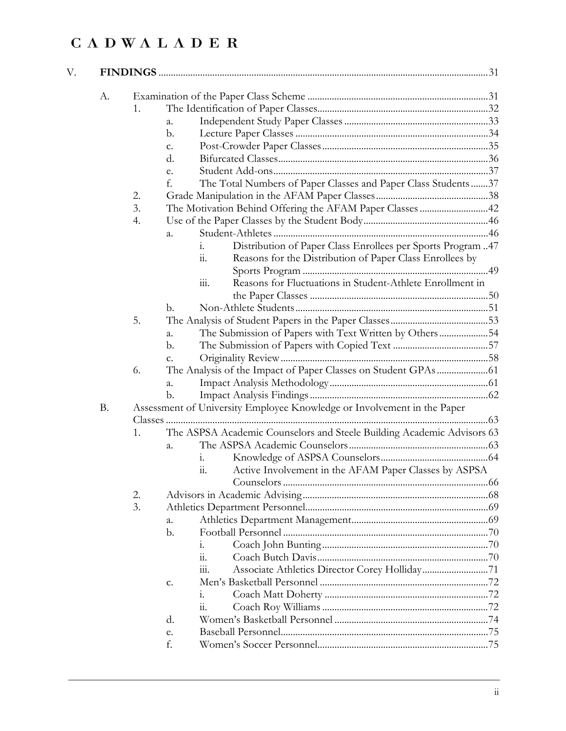V. **FINDINGS** ..... 31

- A. Examination of the Paper Class Scheme ..... 31
  - 1. The Identification of Paper Classes ..... 32
    - a. Independent Study Paper Classes ..... 33
    - b. Lecture Paper Classes ..... 34
    - c. Post-Crowder Paper Classes ..... 35
    - d. Bifurcated Classes ..... 36
    - e. Student Add-ons ..... 37
    - f. The Total Numbers of Paper Classes and Paper Class Students ..... 37
  - 2. Grade Manipulation in the AFAM Paper Classes ..... 38
  - 3. The Motivation Behind Offering the AFAM Paper Classes ..... 42
  - 4. Use of the Paper Classes by the Student Body ..... 46
    - a. Student-Athletes ..... 46
      - i. Distribution of Paper Class Enrollees per Sports Program ..... 47
      - ii. Reasons for the Distribution of Paper Class Enrollees by Sports Program ..... 49
      - iii. Reasons for Fluctuations in Student-Athlete Enrollment in the Paper Classes ..... 50
    - b. Non-Athlete Students ..... 51
  - 5. The Analysis of Student Papers in the Paper Classes ..... 53
    - a. The Submission of Papers with Text Written by Others ..... 54
    - b. The Submission of Papers with Copied Text ..... 57
    - c. Originality Review ..... 58
  - 6. The Analysis of the Impact of Paper Classes on Student GPAs ..... 61
    - a. Impact Analysis Methodology ..... 61
    - b. Impact Analysis Findings ..... 62
- B. Assessment of University Employee Knowledge or Involvement in the Paper Classes ..... 63
  - 1. The ASPSA Academic Counselors and Steele Building Academic Advisors ..... 63
    - a. The ASPSA Academic Counselors ..... 63
      - i. Knowledge of ASPSA Counselors ..... 64
      - ii. Active Involvement in the AFAM Paper Classes by ASPSA Counselors ..... 66
  - 2. Advisors in Academic Advising ..... 68
  - 3. Athletics Department Personnel ..... 69
    - a. Athletics Department Management ..... 69
    - b. Football Personnel ..... 70
      - i. Coach John Bunting ..... 70
      - ii. Coach Butch Davis ..... 70
      - iii. Associate Athletics Director Corey Holliday ..... 71
    - c. Men's Basketball Personnel ..... 72
      - i. Coach Matt Doherty ..... 72
      - ii. Coach Roy Williams ..... 72
    - d. Women's Basketball Personnel ..... 74
    - e. Baseball Personnel ..... 75
    - f. Women's Soccer Personnel ..... 75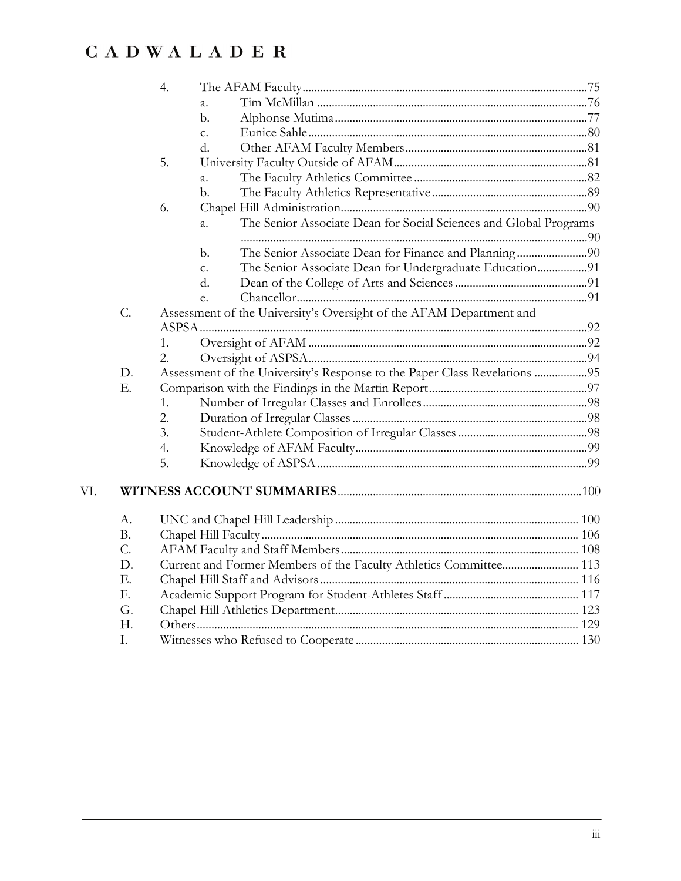- 4. The AFAM Faculty ........ 75
  - a. Tim McMillan ........ 76
  - b. Alphonse Mutima ........ 77
  - c. Eunice Sahle ........ 80
  - d. Other AFAM Faculty Members ........ 81
- 5. University Faculty Outside of AFAM ........ 81
  - a. The Faculty Athletics Committee ........ 82
  - b. The Faculty Athletics Representative ........ 89
- 6. Chapel Hill Administration ........ 90
  - a. The Senior Associate Dean for Social Sciences and Global Programs ........ 90
  - b. The Senior Associate Dean for Finance and Planning ........ 90
  - c. The Senior Associate Dean for Undergraduate Education ........ 91
  - d. Dean of the College of Arts and Sciences ........ 91
  - e. Chancellor ........ 91

C. Assessment of the University's Oversight of the AFAM Department and ASPSA ........ 92
- 1. Oversight of AFAM ........ 92
- 2. Oversight of ASPSA ........ 94

D. Assessment of the University's Response to the Paper Class Revelations ........ 95

E. Comparison with the Findings in the Martin Report ........ 97
- 1. Number of Irregular Classes and Enrollees ........ 98
- 2. Duration of Irregular Classes ........ 98
- 3. Student-Athlete Composition of Irregular Classes ........ 98
- 4. Knowledge of AFAM Faculty ........ 99
- 5. Knowledge of ASPSA ........ 99

VI. **WITNESS ACCOUNT SUMMARIES** ........ 100

- A. UNC and Chapel Hill Leadership ........ 100
- B. Chapel Hill Faculty ........ 106
- C. AFAM Faculty and Staff Members ........ 108
- D. Current and Former Members of the Faculty Athletics Committee ........ 113
- E. Chapel Hill Staff and Advisors ........ 116
- F. Academic Support Program for Student-Athletes Staff ........ 117
- G. Chapel Hill Athletics Department ........ 123
- H. Others ........ 129
- I. Witnesses who Refused to Cooperate ........ 130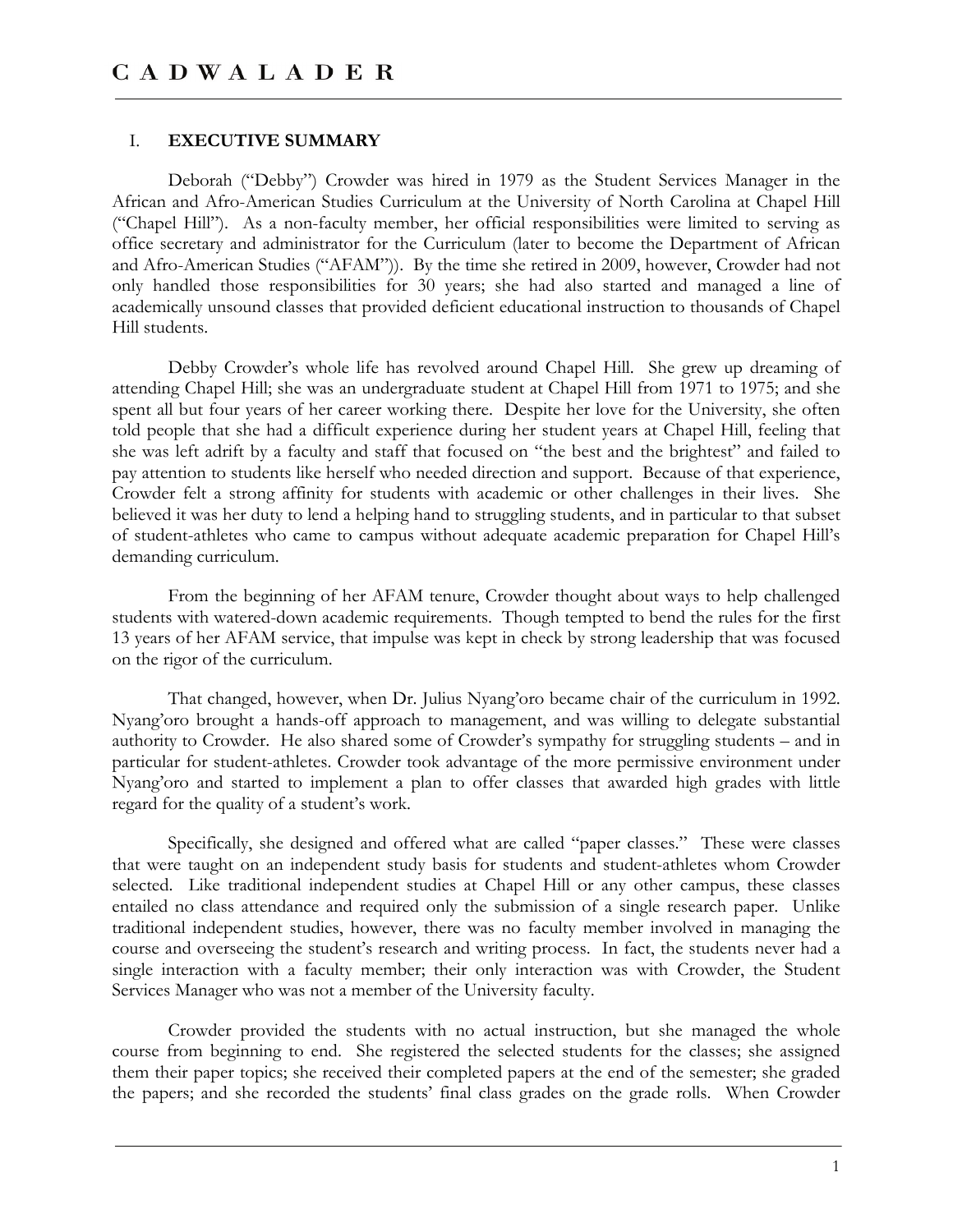## I. EXECUTIVE SUMMARY

Deborah ("Debby") Crowder was hired in 1979 as the Student Services Manager in the African and Afro-American Studies Curriculum at the University of North Carolina at Chapel Hill ("Chapel Hill"). As a non-faculty member, her official responsibilities were limited to serving as office secretary and administrator for the Curriculum (later to become the Department of African and Afro-American Studies ("AFAM")). By the time she retired in 2009, however, Crowder had not only handled those responsibilities for 30 years; she had also started and managed a line of academically unsound classes that provided deficient educational instruction to thousands of Chapel Hill students.

Debby Crowder's whole life has revolved around Chapel Hill. She grew up dreaming of attending Chapel Hill; she was an undergraduate student at Chapel Hill from 1971 to 1975; and she spent all but four years of her career working there. Despite her love for the University, she often told people that she had a difficult experience during her student years at Chapel Hill, feeling that she was left adrift by a faculty and staff that focused on "the best and the brightest" and failed to pay attention to students like herself who needed direction and support. Because of that experience, Crowder felt a strong affinity for students with academic or other challenges in their lives. She believed it was her duty to lend a helping hand to struggling students, and in particular to that subset of student-athletes who came to campus without adequate academic preparation for Chapel Hill's demanding curriculum.

From the beginning of her AFAM tenure, Crowder thought about ways to help challenged students with watered-down academic requirements. Though tempted to bend the rules for the first 13 years of her AFAM service, that impulse was kept in check by strong leadership that was focused on the rigor of the curriculum.

That changed, however, when Dr. Julius Nyang'oro became chair of the curriculum in 1992. Nyang'oro brought a hands-off approach to management, and was willing to delegate substantial authority to Crowder. He also shared some of Crowder's sympathy for struggling students – and in particular for student-athletes. Crowder took advantage of the more permissive environment under Nyang'oro and started to implement a plan to offer classes that awarded high grades with little regard for the quality of a student's work.

Specifically, she designed and offered what are called "paper classes." These were classes that were taught on an independent study basis for students and student-athletes whom Crowder selected. Like traditional independent studies at Chapel Hill or any other campus, these classes entailed no class attendance and required only the submission of a single research paper. Unlike traditional independent studies, however, there was no faculty member involved in managing the course and overseeing the student's research and writing process. In fact, the students never had a single interaction with a faculty member; their only interaction was with Crowder, the Student Services Manager who was not a member of the University faculty.

Crowder provided the students with no actual instruction, but she managed the whole course from beginning to end. She registered the selected students for the classes; she assigned them their paper topics; she received their completed papers at the end of the semester; she graded the papers; and she recorded the students' final class grades on the grade rolls. When Crowder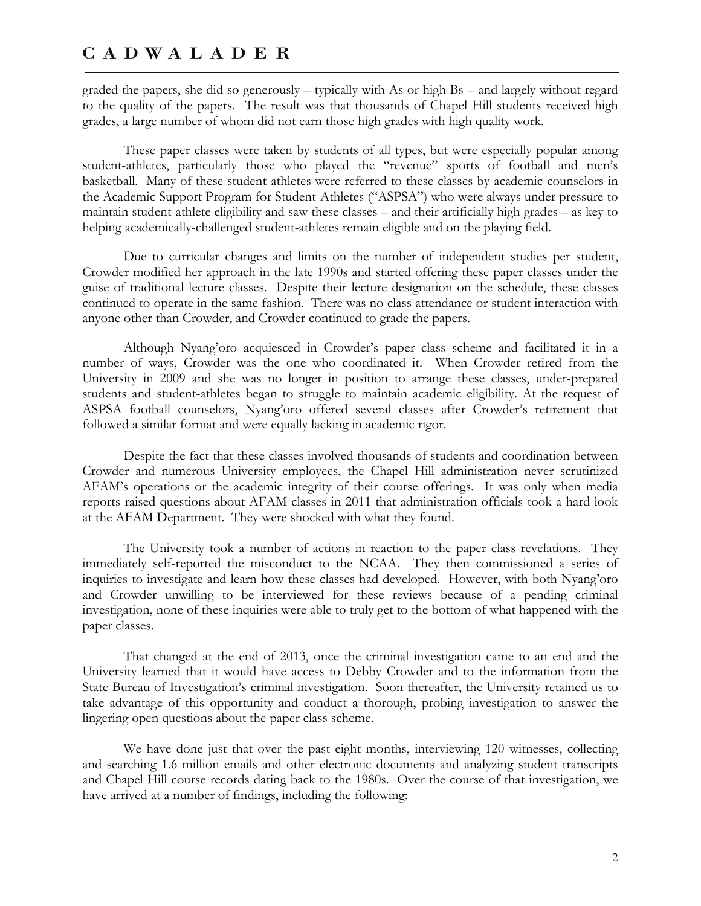graded the papers, she did so generously – typically with As or high Bs – and largely without regard to the quality of the papers. The result was that thousands of Chapel Hill students received high grades, a large number of whom did not earn those high grades with high quality work.

These paper classes were taken by students of all types, but were especially popular among student-athletes, particularly those who played the "revenue" sports of football and men's basketball. Many of these student-athletes were referred to these classes by academic counselors in the Academic Support Program for Student-Athletes ("ASPSA") who were always under pressure to maintain student-athlete eligibility and saw these classes – and their artificially high grades – as key to helping academically-challenged student-athletes remain eligible and on the playing field.

Due to curricular changes and limits on the number of independent studies per student, Crowder modified her approach in the late 1990s and started offering these paper classes under the guise of traditional lecture classes. Despite their lecture designation on the schedule, these classes continued to operate in the same fashion. There was no class attendance or student interaction with anyone other than Crowder, and Crowder continued to grade the papers.

Although Nyang'oro acquiesced in Crowder's paper class scheme and facilitated it in a number of ways, Crowder was the one who coordinated it. When Crowder retired from the University in 2009 and she was no longer in position to arrange these classes, under-prepared students and student-athletes began to struggle to maintain academic eligibility. At the request of ASPSA football counselors, Nyang'oro offered several classes after Crowder's retirement that followed a similar format and were equally lacking in academic rigor.

Despite the fact that these classes involved thousands of students and coordination between Crowder and numerous University employees, the Chapel Hill administration never scrutinized AFAM's operations or the academic integrity of their course offerings. It was only when media reports raised questions about AFAM classes in 2011 that administration officials took a hard look at the AFAM Department. They were shocked with what they found.

The University took a number of actions in reaction to the paper class revelations. They immediately self-reported the misconduct to the NCAA. They then commissioned a series of inquiries to investigate and learn how these classes had developed. However, with both Nyang'oro and Crowder unwilling to be interviewed for these reviews because of a pending criminal investigation, none of these inquiries were able to truly get to the bottom of what happened with the paper classes.

That changed at the end of 2013, once the criminal investigation came to an end and the University learned that it would have access to Debby Crowder and to the information from the State Bureau of Investigation's criminal investigation. Soon thereafter, the University retained us to take advantage of this opportunity and conduct a thorough, probing investigation to answer the lingering open questions about the paper class scheme.

We have done just that over the past eight months, interviewing 120 witnesses, collecting and searching 1.6 million emails and other electronic documents and analyzing student transcripts and Chapel Hill course records dating back to the 1980s. Over the course of that investigation, we have arrived at a number of findings, including the following: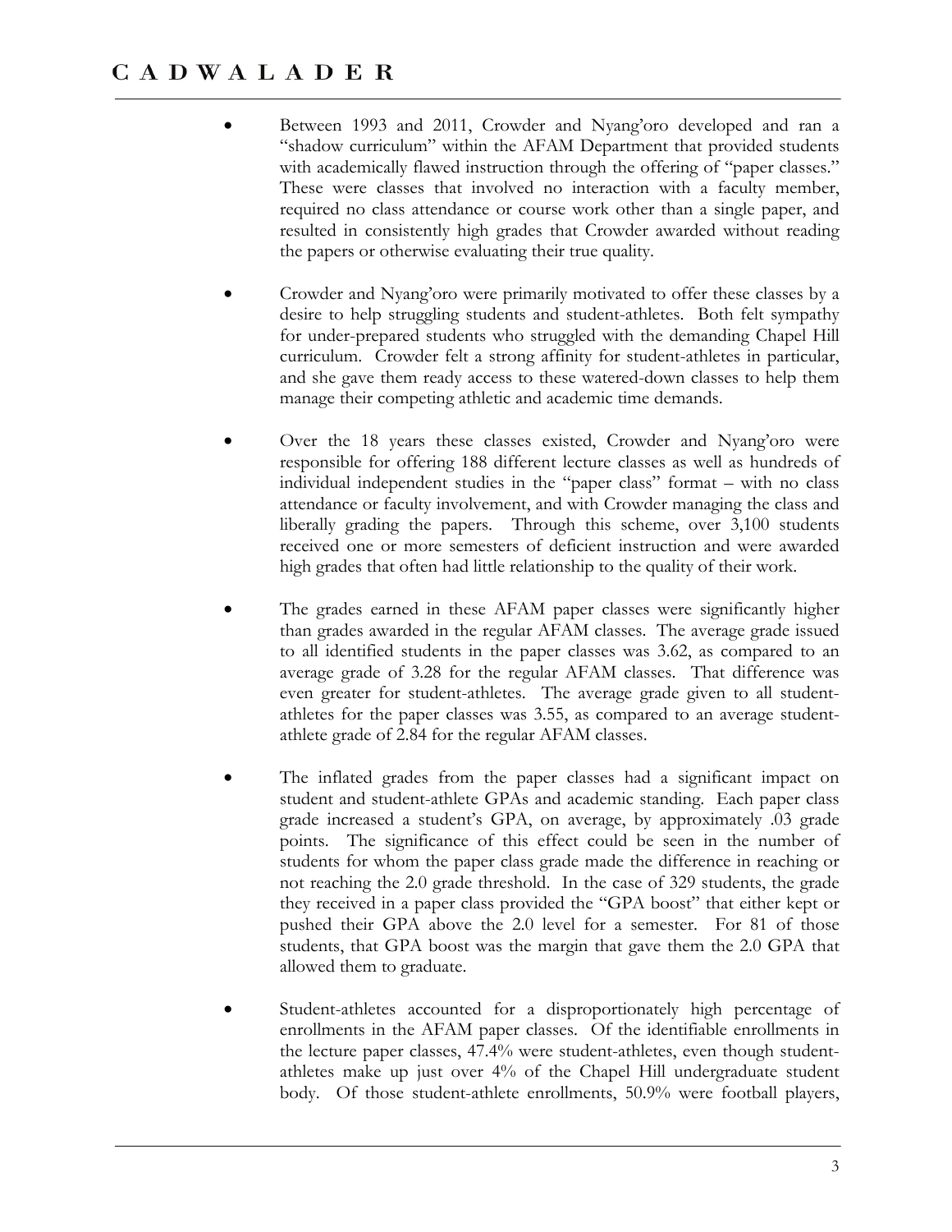- Between 1993 and 2011, Crowder and Nyang'oro developed and ran a "shadow curriculum" within the AFAM Department that provided students with academically flawed instruction through the offering of "paper classes." These were classes that involved no interaction with a faculty member, required no class attendance or course work other than a single paper, and resulted in consistently high grades that Crowder awarded without reading the papers or otherwise evaluating their true quality.

- Crowder and Nyang'oro were primarily motivated to offer these classes by a desire to help struggling students and student-athletes. Both felt sympathy for under-prepared students who struggled with the demanding Chapel Hill curriculum. Crowder felt a strong affinity for student-athletes in particular, and she gave them ready access to these watered-down classes to help them manage their competing athletic and academic time demands.

- Over the 18 years these classes existed, Crowder and Nyang'oro were responsible for offering 188 different lecture classes as well as hundreds of individual independent studies in the "paper class" format – with no class attendance or faculty involvement, and with Crowder managing the class and liberally grading the papers. Through this scheme, over 3,100 students received one or more semesters of deficient instruction and were awarded high grades that often had little relationship to the quality of their work.

- The grades earned in these AFAM paper classes were significantly higher than grades awarded in the regular AFAM classes. The average grade issued to all identified students in the paper classes was 3.62, as compared to an average grade of 3.28 for the regular AFAM classes. That difference was even greater for student-athletes. The average grade given to all student-athletes for the paper classes was 3.55, as compared to an average student-athlete grade of 2.84 for the regular AFAM classes.

- The inflated grades from the paper classes had a significant impact on student and student-athlete GPAs and academic standing. Each paper class grade increased a student's GPA, on average, by approximately .03 grade points. The significance of this effect could be seen in the number of students for whom the paper class grade made the difference in reaching or not reaching the 2.0 grade threshold. In the case of 329 students, the grade they received in a paper class provided the "GPA boost" that either kept or pushed their GPA above the 2.0 level for a semester. For 81 of those students, that GPA boost was the margin that gave them the 2.0 GPA that allowed them to graduate.

- Student-athletes accounted for a disproportionately high percentage of enrollments in the AFAM paper classes. Of the identifiable enrollments in the lecture paper classes, 47.4% were student-athletes, even though student-athletes make up just over 4% of the Chapel Hill undergraduate student body. Of those student-athlete enrollments, 50.9% were football players,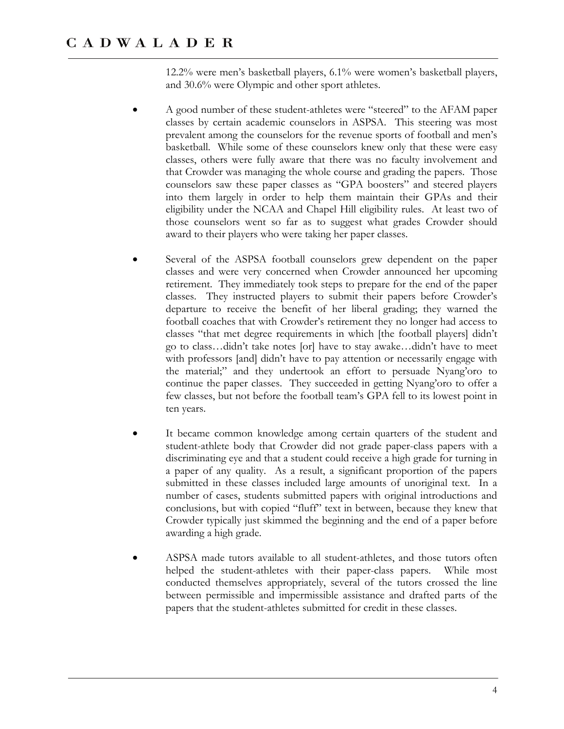12.2% were men's basketball players, 6.1% were women's basketball players, and 30.6% were Olympic and other sport athletes.

- A good number of these student-athletes were "steered" to the AFAM paper classes by certain academic counselors in ASPSA. This steering was most prevalent among the counselors for the revenue sports of football and men's basketball. While some of these counselors knew only that these were easy classes, others were fully aware that there was no faculty involvement and that Crowder was managing the whole course and grading the papers. Those counselors saw these paper classes as "GPA boosters" and steered players into them largely in order to help them maintain their GPAs and their eligibility under the NCAA and Chapel Hill eligibility rules. At least two of those counselors went so far as to suggest what grades Crowder should award to their players who were taking her paper classes.

- Several of the ASPSA football counselors grew dependent on the paper classes and were very concerned when Crowder announced her upcoming retirement. They immediately took steps to prepare for the end of the paper classes. They instructed players to submit their papers before Crowder's departure to receive the benefit of her liberal grading; they warned the football coaches that with Crowder's retirement they no longer had access to classes "that met degree requirements in which [the football players] didn't go to class…didn't take notes [or] have to stay awake…didn't have to meet with professors [and] didn't have to pay attention or necessarily engage with the material;" and they undertook an effort to persuade Nyang'oro to continue the paper classes. They succeeded in getting Nyang'oro to offer a few classes, but not before the football team's GPA fell to its lowest point in ten years.

- It became common knowledge among certain quarters of the student and student-athlete body that Crowder did not grade paper-class papers with a discriminating eye and that a student could receive a high grade for turning in a paper of any quality. As a result, a significant proportion of the papers submitted in these classes included large amounts of unoriginal text. In a number of cases, students submitted papers with original introductions and conclusions, but with copied "fluff" text in between, because they knew that Crowder typically just skimmed the beginning and the end of a paper before awarding a high grade.

- ASPSA made tutors available to all student-athletes, and those tutors often helped the student-athletes with their paper-class papers. While most conducted themselves appropriately, several of the tutors crossed the line between permissible and impermissible assistance and drafted parts of the papers that the student-athletes submitted for credit in these classes.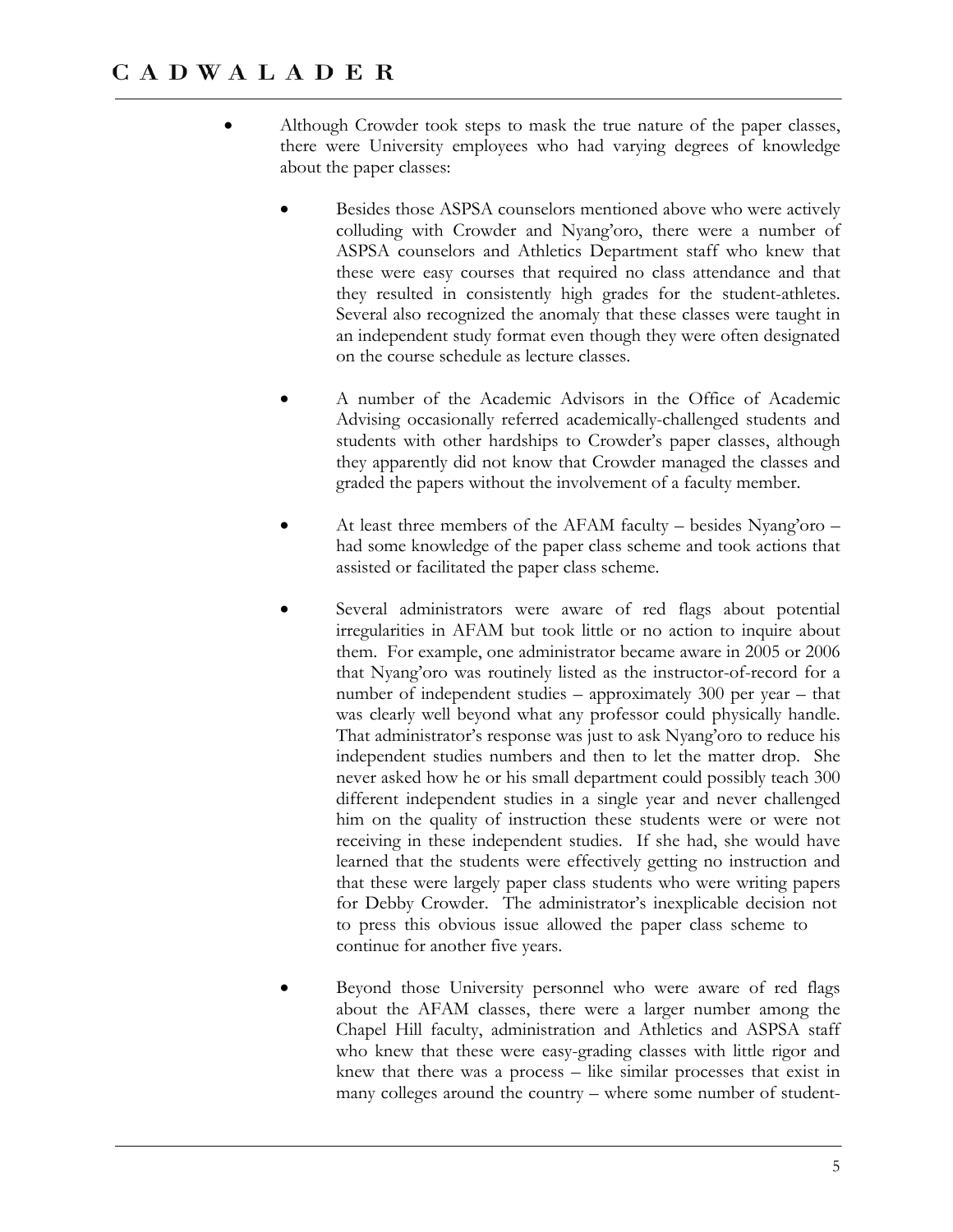- Although Crowder took steps to mask the true nature of the paper classes, there were University employees who had varying degrees of knowledge about the paper classes:

    - Besides those ASPSA counselors mentioned above who were actively colluding with Crowder and Nyang'oro, there were a number of ASPSA counselors and Athletics Department staff who knew that these were easy courses that required no class attendance and that they resulted in consistently high grades for the student-athletes. Several also recognized the anomaly that these classes were taught in an independent study format even though they were often designated on the course schedule as lecture classes.

    - A number of the Academic Advisors in the Office of Academic Advising occasionally referred academically-challenged students and students with other hardships to Crowder's paper classes, although they apparently did not know that Crowder managed the classes and graded the papers without the involvement of a faculty member.

    - At least three members of the AFAM faculty – besides Nyang'oro – had some knowledge of the paper class scheme and took actions that assisted or facilitated the paper class scheme.

    - Several administrators were aware of red flags about potential irregularities in AFAM but took little or no action to inquire about them. For example, one administrator became aware in 2005 or 2006 that Nyang'oro was routinely listed as the instructor-of-record for a number of independent studies – approximately 300 per year – that was clearly well beyond what any professor could physically handle. That administrator's response was just to ask Nyang'oro to reduce his independent studies numbers and then to let the matter drop. She never asked how he or his small department could possibly teach 300 different independent studies in a single year and never challenged him on the quality of instruction these students were or were not receiving in these independent studies. If she had, she would have learned that the students were effectively getting no instruction and that these were largely paper class students who were writing papers for Debby Crowder. The administrator's inexplicable decision not to press this obvious issue allowed the paper class scheme to continue for another five years.

    - Beyond those University personnel who were aware of red flags about the AFAM classes, there were a larger number among the Chapel Hill faculty, administration and Athletics and ASPSA staff who knew that these were easy-grading classes with little rigor and knew that there was a process – like similar processes that exist in many colleges around the country – where some number of student-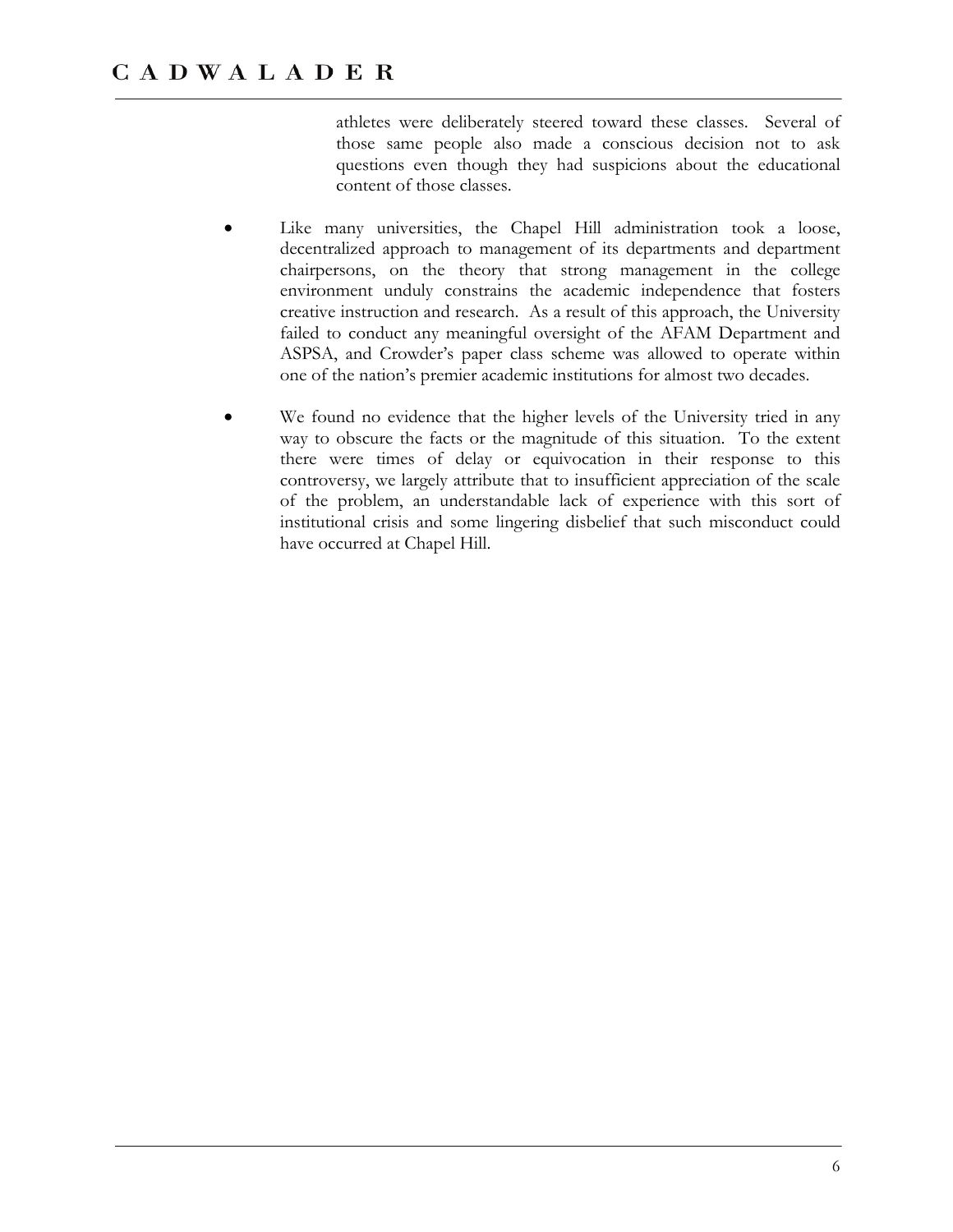athletes were deliberately steered toward these classes. Several of those same people also made a conscious decision not to ask questions even though they had suspicions about the educational content of those classes.

- Like many universities, the Chapel Hill administration took a loose, decentralized approach to management of its departments and department chairpersons, on the theory that strong management in the college environment unduly constrains the academic independence that fosters creative instruction and research. As a result of this approach, the University failed to conduct any meaningful oversight of the AFAM Department and ASPSA, and Crowder's paper class scheme was allowed to operate within one of the nation's premier academic institutions for almost two decades.

- We found no evidence that the higher levels of the University tried in any way to obscure the facts or the magnitude of this situation. To the extent there were times of delay or equivocation in their response to this controversy, we largely attribute that to insufficient appreciation of the scale of the problem, an understandable lack of experience with this sort of institutional crisis and some lingering disbelief that such misconduct could have occurred at Chapel Hill.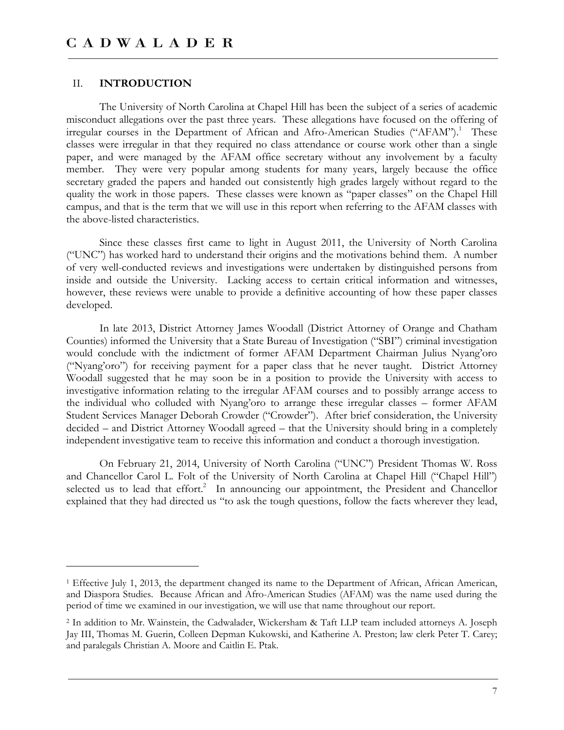## II. INTRODUCTION

The University of North Carolina at Chapel Hill has been the subject of a series of academic misconduct allegations over the past three years. These allegations have focused on the offering of irregular courses in the Department of African and Afro-American Studies ("AFAM").[1] These classes were irregular in that they required no class attendance or course work other than a single paper, and were managed by the AFAM office secretary without any involvement by a faculty member. They were very popular among students for many years, largely because the office secretary graded the papers and handed out consistently high grades largely without regard to the quality the work in those papers. These classes were known as "paper classes" on the Chapel Hill campus, and that is the term that we will use in this report when referring to the AFAM classes with the above-listed characteristics.

Since these classes first came to light in August 2011, the University of North Carolina ("UNC") has worked hard to understand their origins and the motivations behind them. A number of very well-conducted reviews and investigations were undertaken by distinguished persons from inside and outside the University. Lacking access to certain critical information and witnesses, however, these reviews were unable to provide a definitive accounting of how these paper classes developed.

In late 2013, District Attorney James Woodall (District Attorney of Orange and Chatham Counties) informed the University that a State Bureau of Investigation ("SBI") criminal investigation would conclude with the indictment of former AFAM Department Chairman Julius Nyang'oro ("Nyang'oro") for receiving payment for a paper class that he never taught. District Attorney Woodall suggested that he may soon be in a position to provide the University with access to investigative information relating to the irregular AFAM courses and to possibly arrange access to the individual who colluded with Nyang'oro to arrange these irregular classes – former AFAM Student Services Manager Deborah Crowder ("Crowder"). After brief consideration, the University decided – and District Attorney Woodall agreed – that the University should bring in a completely independent investigative team to receive this information and conduct a thorough investigation.

On February 21, 2014, University of North Carolina ("UNC") President Thomas W. Ross and Chancellor Carol L. Folt of the University of North Carolina at Chapel Hill ("Chapel Hill") selected us to lead that effort.[2] In announcing our appointment, the President and Chancellor explained that they had directed us "to ask the tough questions, follow the facts wherever they lead,

[1] Effective July 1, 2013, the department changed its name to the Department of African, African American, and Diaspora Studies. Because African and Afro-American Studies (AFAM) was the name used during the period of time we examined in our investigation, we will use that name throughout our report.

[2] In addition to Mr. Wainstein, the Cadwalader, Wickersham & Taft LLP team included attorneys A. Joseph Jay III, Thomas M. Guerin, Colleen Depman Kukowski, and Katherine A. Preston; law clerk Peter T. Carey; and paralegals Christian A. Moore and Caitlin E. Ptak.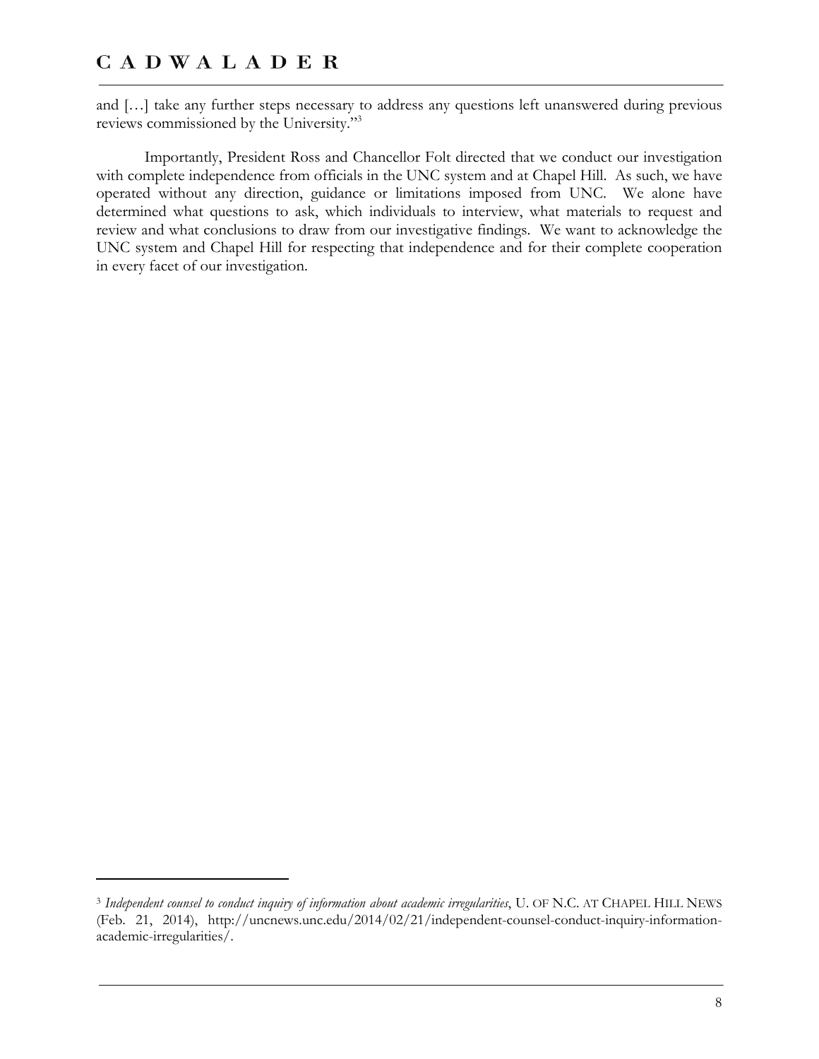and […] take any further steps necessary to address any questions left unanswered during previous reviews commissioned by the University."[3]

Importantly, President Ross and Chancellor Folt directed that we conduct our investigation with complete independence from officials in the UNC system and at Chapel Hill. As such, we have operated without any direction, guidance or limitations imposed from UNC. We alone have determined what questions to ask, which individuals to interview, what materials to request and review and what conclusions to draw from our investigative findings. We want to acknowledge the UNC system and Chapel Hill for respecting that independence and for their complete cooperation in every facet of our investigation.

---

[3] *Independent counsel to conduct inquiry of information about academic irregularities*, U. OF N.C. AT CHAPEL HILL NEWS (Feb. 21, 2014), http://uncnews.unc.edu/2014/02/21/independent-counsel-conduct-inquiry-information-academic-irregularities/.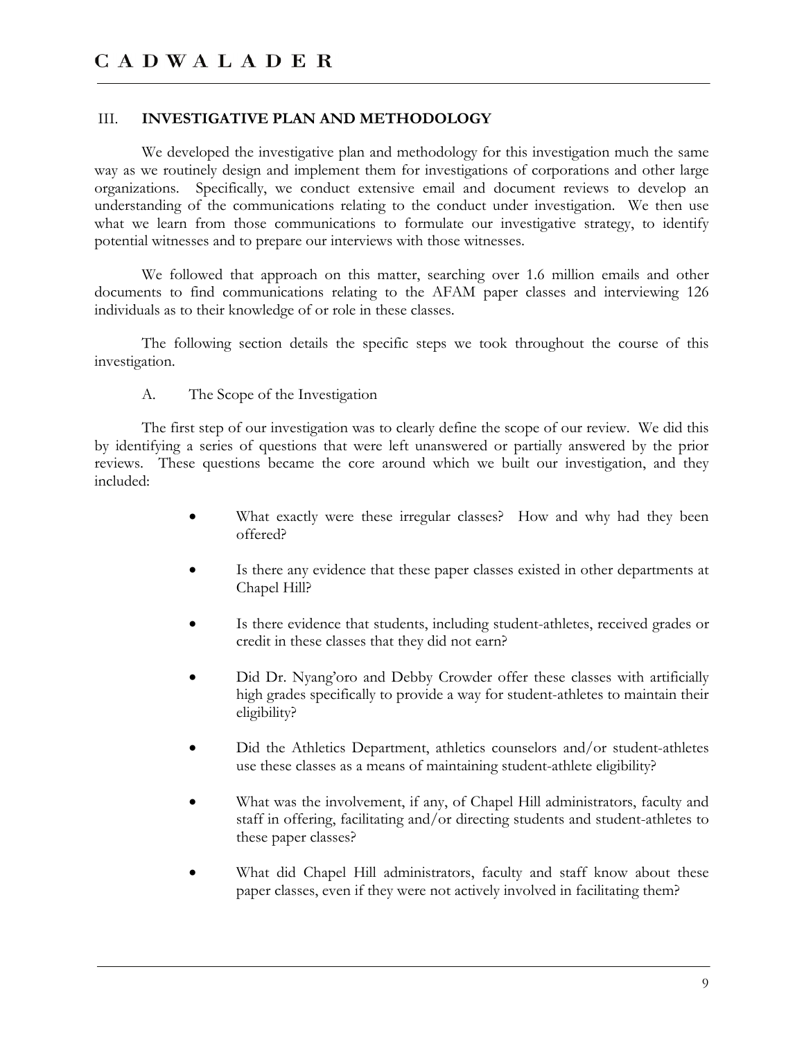## III. INVESTIGATIVE PLAN AND METHODOLOGY

We developed the investigative plan and methodology for this investigation much the same way as we routinely design and implement them for investigations of corporations and other large organizations. Specifically, we conduct extensive email and document reviews to develop an understanding of the communications relating to the conduct under investigation. We then use what we learn from those communications to formulate our investigative strategy, to identify potential witnesses and to prepare our interviews with those witnesses.

We followed that approach on this matter, searching over 1.6 million emails and other documents to find communications relating to the AFAM paper classes and interviewing 126 individuals as to their knowledge of or role in these classes.

The following section details the specific steps we took throughout the course of this investigation.

### A. The Scope of the Investigation

The first step of our investigation was to clearly define the scope of our review. We did this by identifying a series of questions that were left unanswered or partially answered by the prior reviews. These questions became the core around which we built our investigation, and they included:

- What exactly were these irregular classes? How and why had they been offered?
- Is there any evidence that these paper classes existed in other departments at Chapel Hill?
- Is there evidence that students, including student-athletes, received grades or credit in these classes that they did not earn?
- Did Dr. Nyang'oro and Debby Crowder offer these classes with artificially high grades specifically to provide a way for student-athletes to maintain their eligibility?
- Did the Athletics Department, athletics counselors and/or student-athletes use these classes as a means of maintaining student-athlete eligibility?
- What was the involvement, if any, of Chapel Hill administrators, faculty and staff in offering, facilitating and/or directing students and student-athletes to these paper classes?
- What did Chapel Hill administrators, faculty and staff know about these paper classes, even if they were not actively involved in facilitating them?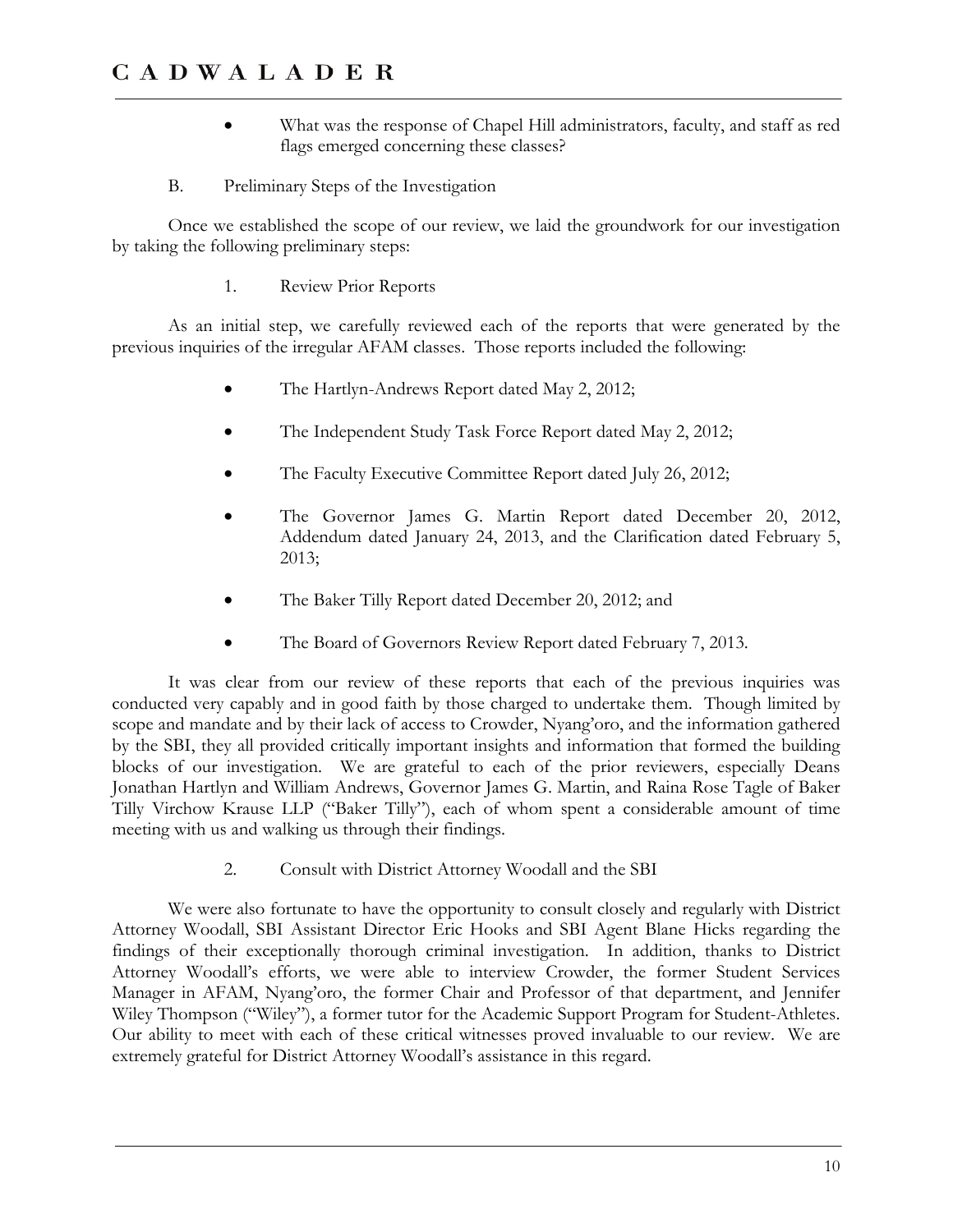- What was the response of Chapel Hill administrators, faculty, and staff as red flags emerged concerning these classes?

### B. Preliminary Steps of the Investigation

Once we established the scope of our review, we laid the groundwork for our investigation by taking the following preliminary steps:

#### 1. Review Prior Reports

As an initial step, we carefully reviewed each of the reports that were generated by the previous inquiries of the irregular AFAM classes. Those reports included the following:

- The Hartlyn-Andrews Report dated May 2, 2012;
- The Independent Study Task Force Report dated May 2, 2012;
- The Faculty Executive Committee Report dated July 26, 2012;
- The Governor James G. Martin Report dated December 20, 2012, Addendum dated January 24, 2013, and the Clarification dated February 5, 2013;
- The Baker Tilly Report dated December 20, 2012; and
- The Board of Governors Review Report dated February 7, 2013.

It was clear from our review of these reports that each of the previous inquiries was conducted very capably and in good faith by those charged to undertake them. Though limited by scope and mandate and by their lack of access to Crowder, Nyang'oro, and the information gathered by the SBI, they all provided critically important insights and information that formed the building blocks of our investigation. We are grateful to each of the prior reviewers, especially Deans Jonathan Hartlyn and William Andrews, Governor James G. Martin, and Raina Rose Tagle of Baker Tilly Virchow Krause LLP ("Baker Tilly"), each of whom spent a considerable amount of time meeting with us and walking us through their findings.

#### 2. Consult with District Attorney Woodall and the SBI

We were also fortunate to have the opportunity to consult closely and regularly with District Attorney Woodall, SBI Assistant Director Eric Hooks and SBI Agent Blane Hicks regarding the findings of their exceptionally thorough criminal investigation. In addition, thanks to District Attorney Woodall's efforts, we were able to interview Crowder, the former Student Services Manager in AFAM, Nyang'oro, the former Chair and Professor of that department, and Jennifer Wiley Thompson ("Wiley"), a former tutor for the Academic Support Program for Student-Athletes. Our ability to meet with each of these critical witnesses proved invaluable to our review. We are extremely grateful for District Attorney Woodall's assistance in this regard.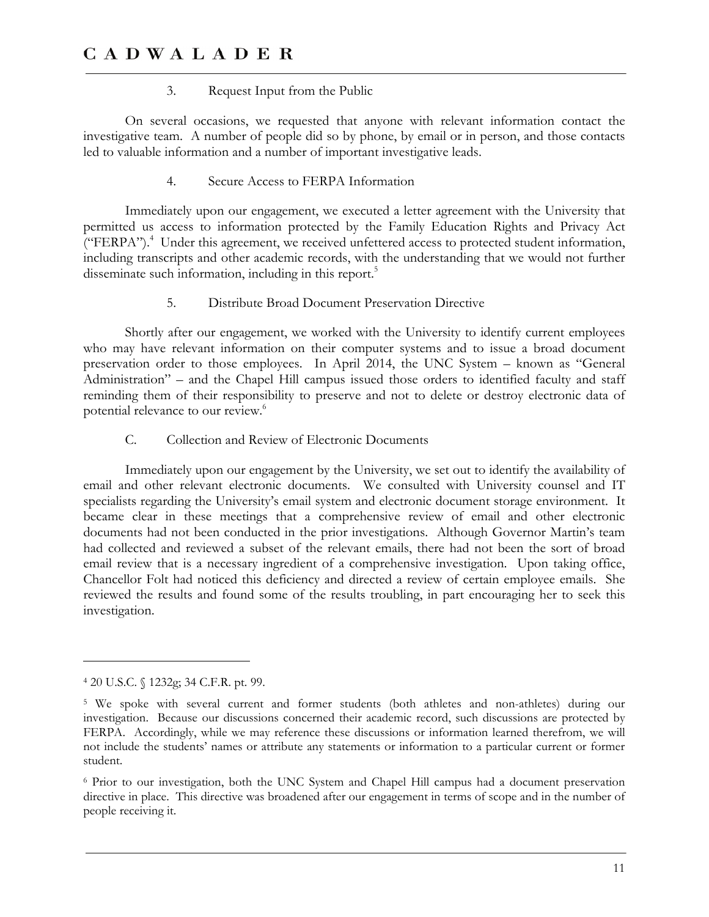### 3. Request Input from the Public

On several occasions, we requested that anyone with relevant information contact the investigative team. A number of people did so by phone, by email or in person, and those contacts led to valuable information and a number of important investigative leads.

### 4. Secure Access to FERPA Information

Immediately upon our engagement, we executed a letter agreement with the University that permitted us access to information protected by the Family Education Rights and Privacy Act ("FERPA").[4] Under this agreement, we received unfettered access to protected student information, including transcripts and other academic records, with the understanding that we would not further disseminate such information, including in this report.[5]

### 5. Distribute Broad Document Preservation Directive

Shortly after our engagement, we worked with the University to identify current employees who may have relevant information on their computer systems and to issue a broad document preservation order to those employees. In April 2014, the UNC System – known as "General Administration" – and the Chapel Hill campus issued those orders to identified faculty and staff reminding them of their responsibility to preserve and not to delete or destroy electronic data of potential relevance to our review.[6]

## C. Collection and Review of Electronic Documents

Immediately upon our engagement by the University, we set out to identify the availability of email and other relevant electronic documents. We consulted with University counsel and IT specialists regarding the University's email system and electronic document storage environment. It became clear in these meetings that a comprehensive review of email and other electronic documents had not been conducted in the prior investigations. Although Governor Martin's team had collected and reviewed a subset of the relevant emails, there had not been the sort of broad email review that is a necessary ingredient of a comprehensive investigation. Upon taking office, Chancellor Folt had noticed this deficiency and directed a review of certain employee emails. She reviewed the results and found some of the results troubling, in part encouraging her to seek this investigation.

---

[4] 20 U.S.C. § 1232g; 34 C.F.R. pt. 99.

[5] We spoke with several current and former students (both athletes and non-athletes) during our investigation. Because our discussions concerned their academic record, such discussions are protected by FERPA. Accordingly, while we may reference these discussions or information learned therefrom, we will not include the students' names or attribute any statements or information to a particular current or former student.

[6] Prior to our investigation, both the UNC System and Chapel Hill campus had a document preservation directive in place. This directive was broadened after our engagement in terms of scope and in the number of people receiving it.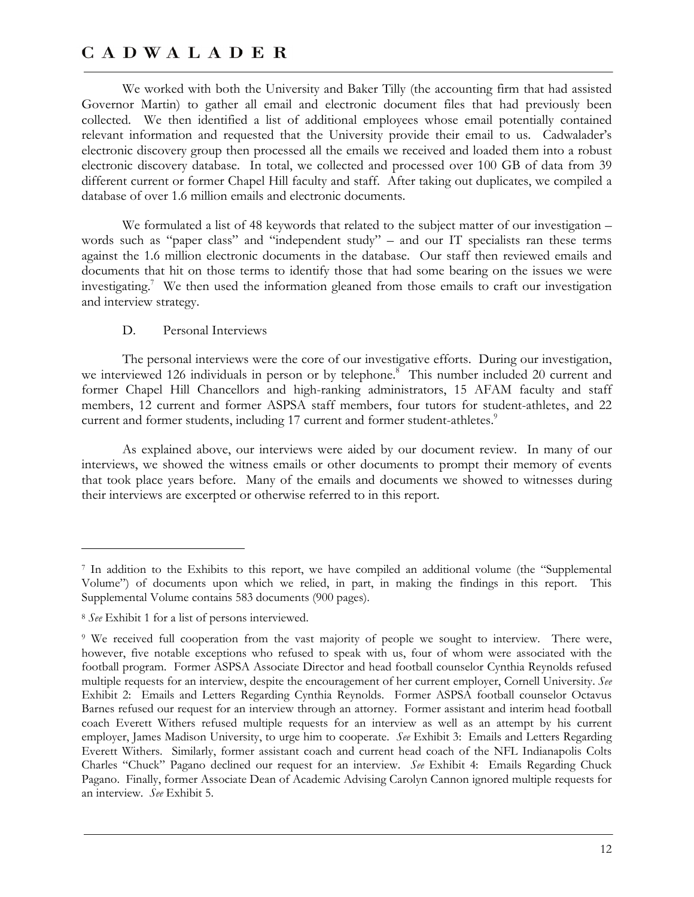We worked with both the University and Baker Tilly (the accounting firm that had assisted Governor Martin) to gather all email and electronic document files that had previously been collected. We then identified a list of additional employees whose email potentially contained relevant information and requested that the University provide their email to us. Cadwalader's electronic discovery group then processed all the emails we received and loaded them into a robust electronic discovery database. In total, we collected and processed over 100 GB of data from 39 different current or former Chapel Hill faculty and staff. After taking out duplicates, we compiled a database of over 1.6 million emails and electronic documents.

We formulated a list of 48 keywords that related to the subject matter of our investigation – words such as "paper class" and "independent study" – and our IT specialists ran these terms against the 1.6 million electronic documents in the database. Our staff then reviewed emails and documents that hit on those terms to identify those that had some bearing on the issues we were investigating.[7] We then used the information gleaned from those emails to craft our investigation and interview strategy.

### D. Personal Interviews

The personal interviews were the core of our investigative efforts. During our investigation, we interviewed 126 individuals in person or by telephone.[8] This number included 20 current and former Chapel Hill Chancellors and high-ranking administrators, 15 AFAM faculty and staff members, 12 current and former ASPSA staff members, four tutors for student-athletes, and 22 current and former students, including 17 current and former student-athletes.[9]

As explained above, our interviews were aided by our document review. In many of our interviews, we showed the witness emails or other documents to prompt their memory of events that took place years before. Many of the emails and documents we showed to witnesses during their interviews are excerpted or otherwise referred to in this report.

---

[7] In addition to the Exhibits to this report, we have compiled an additional volume (the "Supplemental Volume") of documents upon which we relied, in part, in making the findings in this report. This Supplemental Volume contains 583 documents (900 pages).

[8] *See* Exhibit 1 for a list of persons interviewed.

[9] We received full cooperation from the vast majority of people we sought to interview. There were, however, five notable exceptions who refused to speak with us, four of whom were associated with the football program. Former ASPSA Associate Director and head football counselor Cynthia Reynolds refused multiple requests for an interview, despite the encouragement of her current employer, Cornell University. *See* Exhibit 2: Emails and Letters Regarding Cynthia Reynolds. Former ASPSA football counselor Octavus Barnes refused our request for an interview through an attorney. Former assistant and interim head football coach Everett Withers refused multiple requests for an interview as well as an attempt by his current employer, James Madison University, to urge him to cooperate. *See* Exhibit 3: Emails and Letters Regarding Everett Withers. Similarly, former assistant coach and current head coach of the NFL Indianapolis Colts Charles "Chuck" Pagano declined our request for an interview. *See* Exhibit 4: Emails Regarding Chuck Pagano. Finally, former Associate Dean of Academic Advising Carolyn Cannon ignored multiple requests for an interview. *See* Exhibit 5.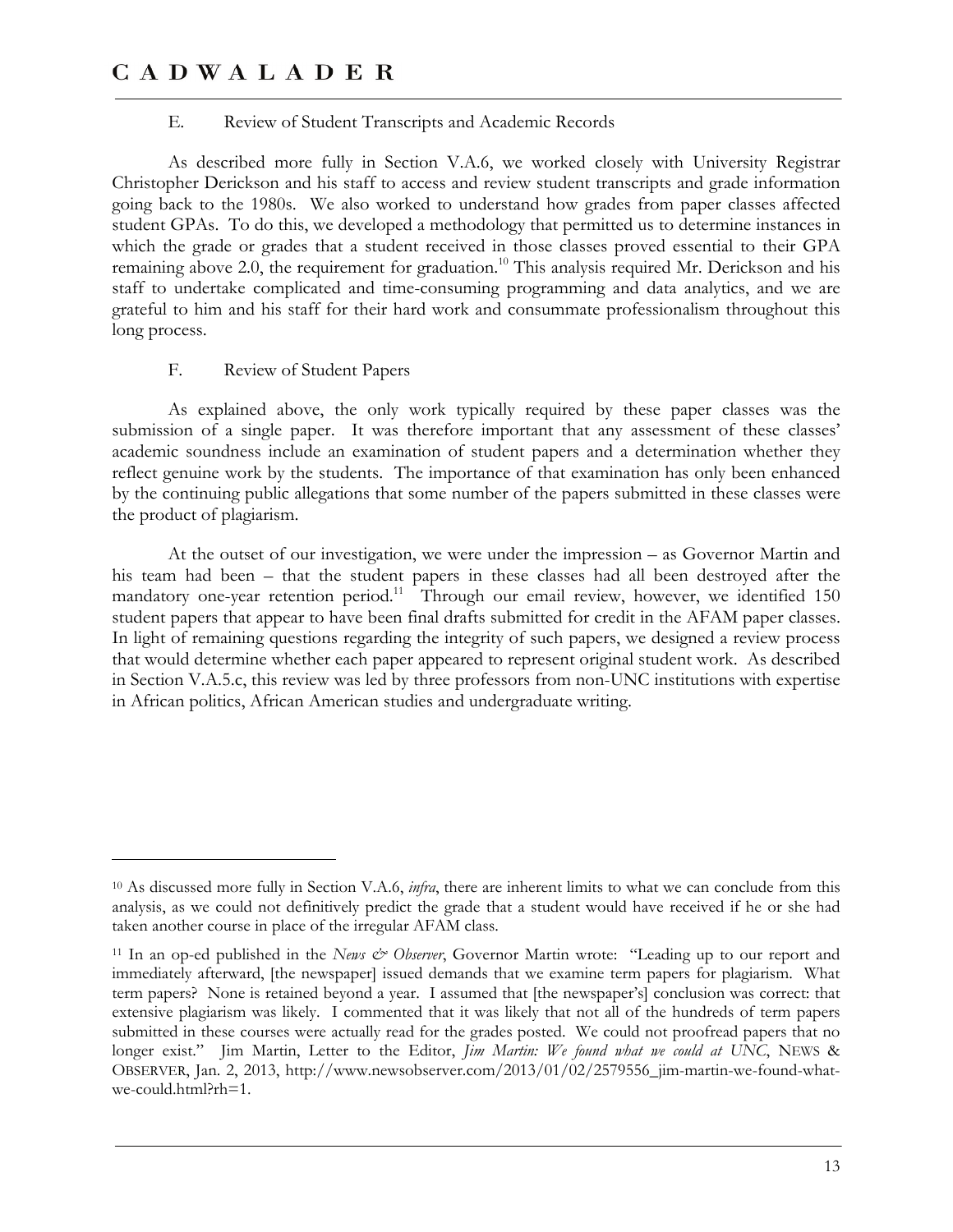### E. Review of Student Transcripts and Academic Records

As described more fully in Section V.A.6, we worked closely with University Registrar Christopher Derickson and his staff to access and review student transcripts and grade information going back to the 1980s. We also worked to understand how grades from paper classes affected student GPAs. To do this, we developed a methodology that permitted us to determine instances in which the grade or grades that a student received in those classes proved essential to their GPA remaining above 2.0, the requirement for graduation.[10] This analysis required Mr. Derickson and his staff to undertake complicated and time-consuming programming and data analytics, and we are grateful to him and his staff for their hard work and consummate professionalism throughout this long process.

### F. Review of Student Papers

As explained above, the only work typically required by these paper classes was the submission of a single paper. It was therefore important that any assessment of these classes' academic soundness include an examination of student papers and a determination whether they reflect genuine work by the students. The importance of that examination has only been enhanced by the continuing public allegations that some number of the papers submitted in these classes were the product of plagiarism.

At the outset of our investigation, we were under the impression – as Governor Martin and his team had been – that the student papers in these classes had all been destroyed after the mandatory one-year retention period.[11] Through our email review, however, we identified 150 student papers that appear to have been final drafts submitted for credit in the AFAM paper classes. In light of remaining questions regarding the integrity of such papers, we designed a review process that would determine whether each paper appeared to represent original student work. As described in Section V.A.5.c, this review was led by three professors from non-UNC institutions with expertise in African politics, African American studies and undergraduate writing.

---

[10] As discussed more fully in Section V.A.6, *infra*, there are inherent limits to what we can conclude from this analysis, as we could not definitively predict the grade that a student would have received if he or she had taken another course in place of the irregular AFAM class.

[11] In an op-ed published in the *News & Observer*, Governor Martin wrote: "Leading up to our report and immediately afterward, [the newspaper] issued demands that we examine term papers for plagiarism. What term papers? None is retained beyond a year. I assumed that [the newspaper's] conclusion was correct: that extensive plagiarism was likely. I commented that it was likely that not all of the hundreds of term papers submitted in these courses were actually read for the grades posted. We could not proofread papers that no longer exist." Jim Martin, Letter to the Editor, *Jim Martin: We found what we could at UNC*, NEWS & OBSERVER, Jan. 2, 2013, http://www.newsobserver.com/2013/01/02/2579556_jim-martin-we-found-what-we-could.html?rh=1.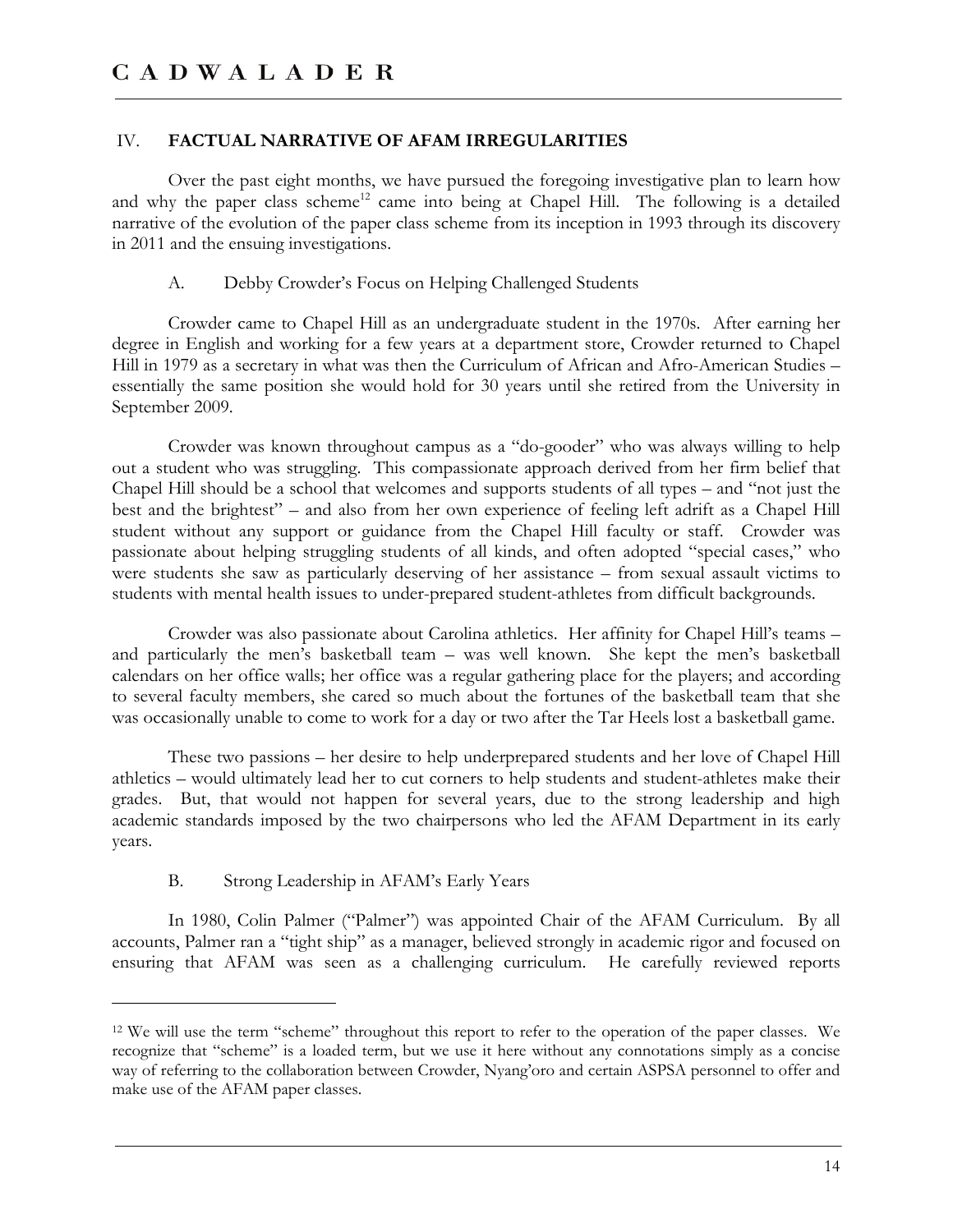## IV. FACTUAL NARRATIVE OF AFAM IRREGULARITIES

Over the past eight months, we have pursued the foregoing investigative plan to learn how and why the paper class scheme[12] came into being at Chapel Hill. The following is a detailed narrative of the evolution of the paper class scheme from its inception in 1993 through its discovery in 2011 and the ensuing investigations.

### A. Debby Crowder's Focus on Helping Challenged Students

Crowder came to Chapel Hill as an undergraduate student in the 1970s. After earning her degree in English and working for a few years at a department store, Crowder returned to Chapel Hill in 1979 as a secretary in what was then the Curriculum of African and Afro-American Studies – essentially the same position she would hold for 30 years until she retired from the University in September 2009.

Crowder was known throughout campus as a "do-gooder" who was always willing to help out a student who was struggling. This compassionate approach derived from her firm belief that Chapel Hill should be a school that welcomes and supports students of all types – and "not just the best and the brightest" – and also from her own experience of feeling left adrift as a Chapel Hill student without any support or guidance from the Chapel Hill faculty or staff. Crowder was passionate about helping struggling students of all kinds, and often adopted "special cases," who were students she saw as particularly deserving of her assistance – from sexual assault victims to students with mental health issues to under-prepared student-athletes from difficult backgrounds.

Crowder was also passionate about Carolina athletics. Her affinity for Chapel Hill's teams – and particularly the men's basketball team – was well known. She kept the men's basketball calendars on her office walls; her office was a regular gathering place for the players; and according to several faculty members, she cared so much about the fortunes of the basketball team that she was occasionally unable to come to work for a day or two after the Tar Heels lost a basketball game.

These two passions – her desire to help underprepared students and her love of Chapel Hill athletics – would ultimately lead her to cut corners to help students and student-athletes make their grades. But, that would not happen for several years, due to the strong leadership and high academic standards imposed by the two chairpersons who led the AFAM Department in its early years.

### B. Strong Leadership in AFAM's Early Years

In 1980, Colin Palmer ("Palmer") was appointed Chair of the AFAM Curriculum. By all accounts, Palmer ran a "tight ship" as a manager, believed strongly in academic rigor and focused on ensuring that AFAM was seen as a challenging curriculum. He carefully reviewed reports

---

[12] We will use the term "scheme" throughout this report to refer to the operation of the paper classes. We recognize that "scheme" is a loaded term, but we use it here without any connotations simply as a concise way of referring to the collaboration between Crowder, Nyang'oro and certain ASPSA personnel to offer and make use of the AFAM paper classes.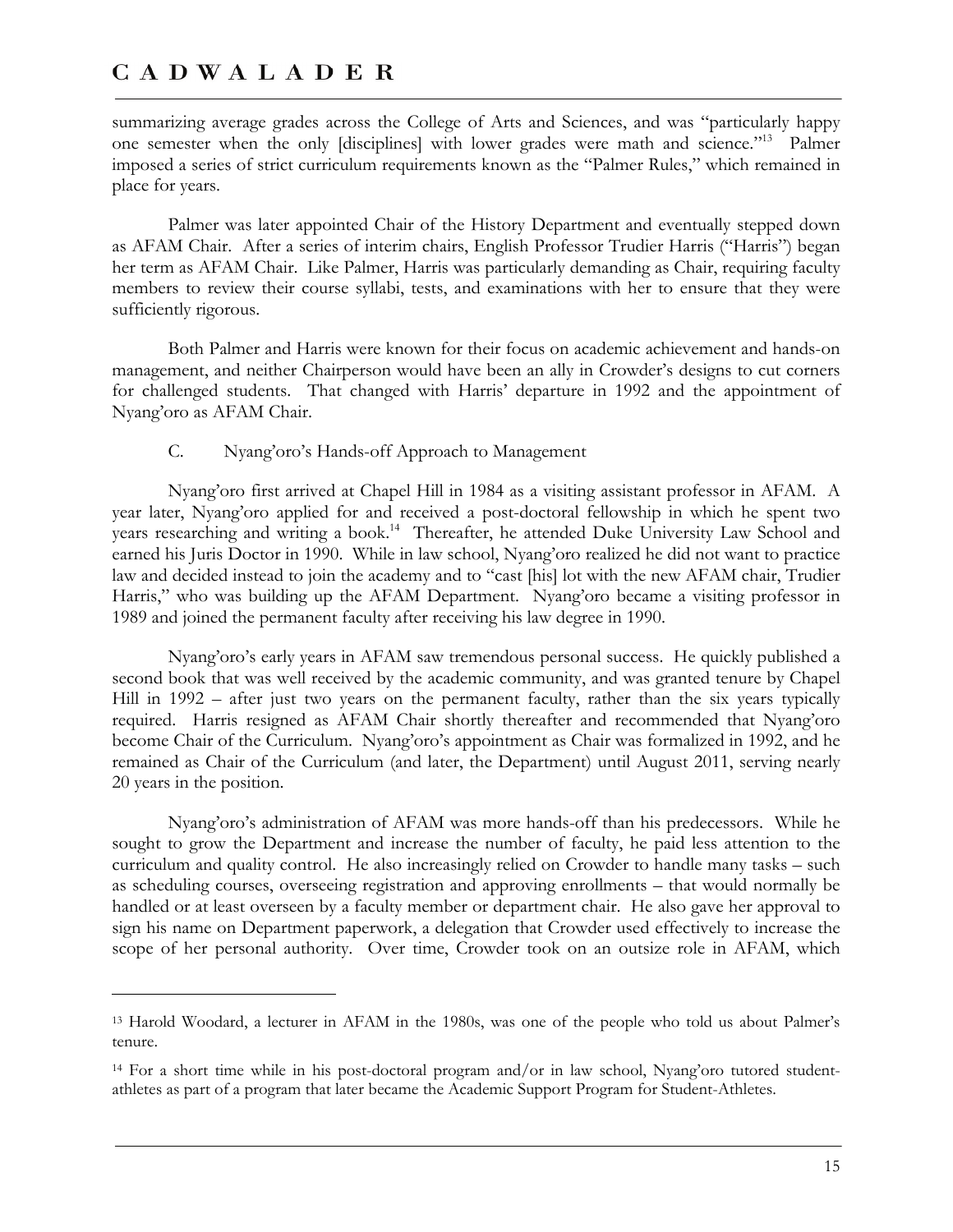summarizing average grades across the College of Arts and Sciences, and was "particularly happy one semester when the only [disciplines] with lower grades were math and science."[13] Palmer imposed a series of strict curriculum requirements known as the "Palmer Rules," which remained in place for years.

Palmer was later appointed Chair of the History Department and eventually stepped down as AFAM Chair. After a series of interim chairs, English Professor Trudier Harris ("Harris") began her term as AFAM Chair. Like Palmer, Harris was particularly demanding as Chair, requiring faculty members to review their course syllabi, tests, and examinations with her to ensure that they were sufficiently rigorous.

Both Palmer and Harris were known for their focus on academic achievement and hands-on management, and neither Chairperson would have been an ally in Crowder's designs to cut corners for challenged students. That changed with Harris' departure in 1992 and the appointment of Nyang'oro as AFAM Chair.

### C. Nyang'oro's Hands-off Approach to Management

Nyang'oro first arrived at Chapel Hill in 1984 as a visiting assistant professor in AFAM. A year later, Nyang'oro applied for and received a post-doctoral fellowship in which he spent two years researching and writing a book.[14] Thereafter, he attended Duke University Law School and earned his Juris Doctor in 1990. While in law school, Nyang'oro realized he did not want to practice law and decided instead to join the academy and to "cast [his] lot with the new AFAM chair, Trudier Harris," who was building up the AFAM Department. Nyang'oro became a visiting professor in 1989 and joined the permanent faculty after receiving his law degree in 1990.

Nyang'oro's early years in AFAM saw tremendous personal success. He quickly published a second book that was well received by the academic community, and was granted tenure by Chapel Hill in 1992 – after just two years on the permanent faculty, rather than the six years typically required. Harris resigned as AFAM Chair shortly thereafter and recommended that Nyang'oro become Chair of the Curriculum. Nyang'oro's appointment as Chair was formalized in 1992, and he remained as Chair of the Curriculum (and later, the Department) until August 2011, serving nearly 20 years in the position.

Nyang'oro's administration of AFAM was more hands-off than his predecessors. While he sought to grow the Department and increase the number of faculty, he paid less attention to the curriculum and quality control. He also increasingly relied on Crowder to handle many tasks – such as scheduling courses, overseeing registration and approving enrollments – that would normally be handled or at least overseen by a faculty member or department chair. He also gave her approval to sign his name on Department paperwork, a delegation that Crowder used effectively to increase the scope of her personal authority. Over time, Crowder took on an outsize role in AFAM, which

---

[13] Harold Woodard, a lecturer in AFAM in the 1980s, was one of the people who told us about Palmer's tenure.

[14] For a short time while in his post-doctoral program and/or in law school, Nyang'oro tutored student-athletes as part of a program that later became the Academic Support Program for Student-Athletes.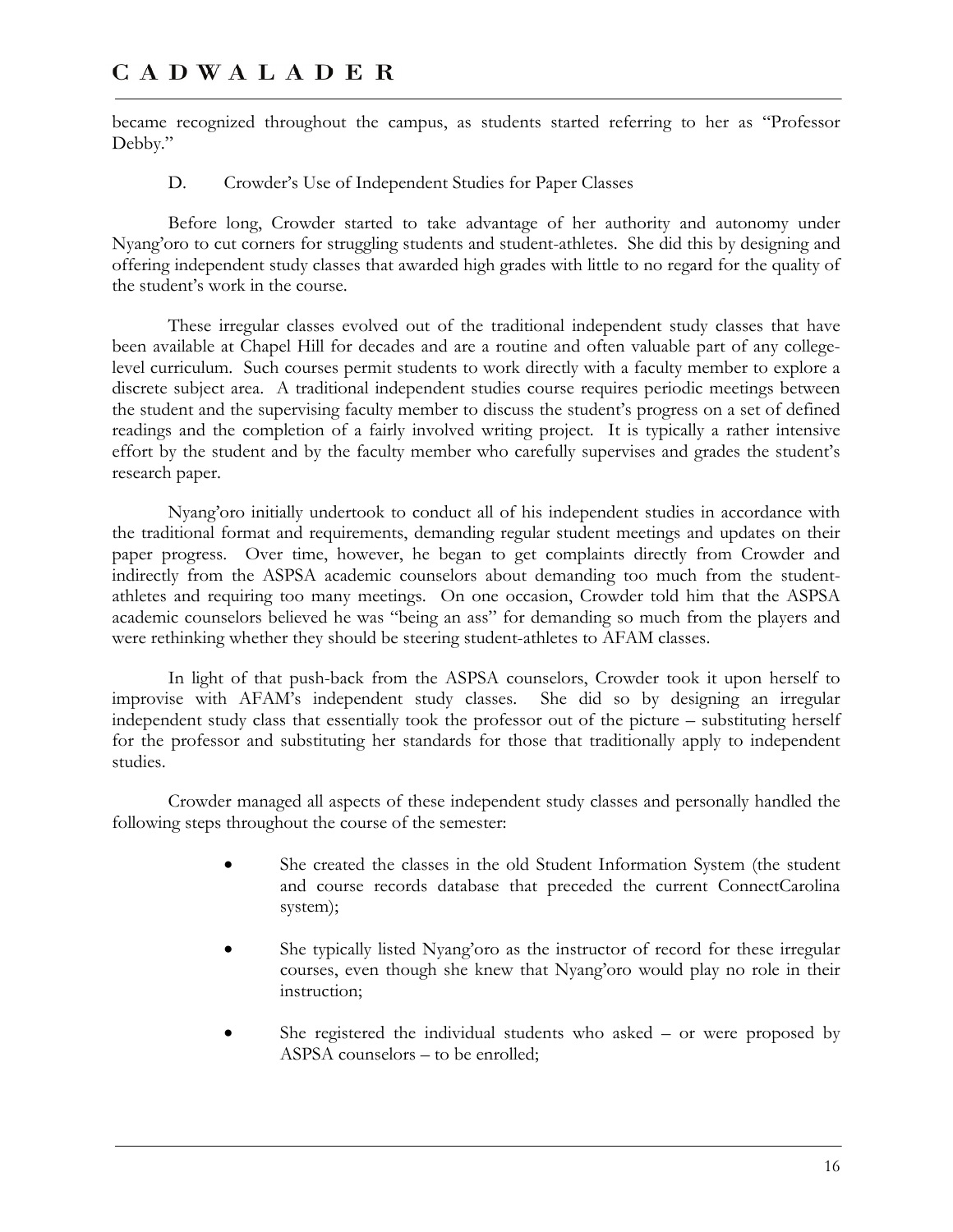became recognized throughout the campus, as students started referring to her as "Professor Debby."

### D. Crowder's Use of Independent Studies for Paper Classes

Before long, Crowder started to take advantage of her authority and autonomy under Nyang'oro to cut corners for struggling students and student-athletes. She did this by designing and offering independent study classes that awarded high grades with little to no regard for the quality of the student's work in the course.

These irregular classes evolved out of the traditional independent study classes that have been available at Chapel Hill for decades and are a routine and often valuable part of any college-level curriculum. Such courses permit students to work directly with a faculty member to explore a discrete subject area. A traditional independent studies course requires periodic meetings between the student and the supervising faculty member to discuss the student's progress on a set of defined readings and the completion of a fairly involved writing project. It is typically a rather intensive effort by the student and by the faculty member who carefully supervises and grades the student's research paper.

Nyang'oro initially undertook to conduct all of his independent studies in accordance with the traditional format and requirements, demanding regular student meetings and updates on their paper progress. Over time, however, he began to get complaints directly from Crowder and indirectly from the ASPSA academic counselors about demanding too much from the student-athletes and requiring too many meetings. On one occasion, Crowder told him that the ASPSA academic counselors believed he was "being an ass" for demanding so much from the players and were rethinking whether they should be steering student-athletes to AFAM classes.

In light of that push-back from the ASPSA counselors, Crowder took it upon herself to improvise with AFAM's independent study classes. She did so by designing an irregular independent study class that essentially took the professor out of the picture – substituting herself for the professor and substituting her standards for those that traditionally apply to independent studies.

Crowder managed all aspects of these independent study classes and personally handled the following steps throughout the course of the semester:

- She created the classes in the old Student Information System (the student and course records database that preceded the current ConnectCarolina system);
- She typically listed Nyang'oro as the instructor of record for these irregular courses, even though she knew that Nyang'oro would play no role in their instruction;
- She registered the individual students who asked – or were proposed by ASPSA counselors – to be enrolled;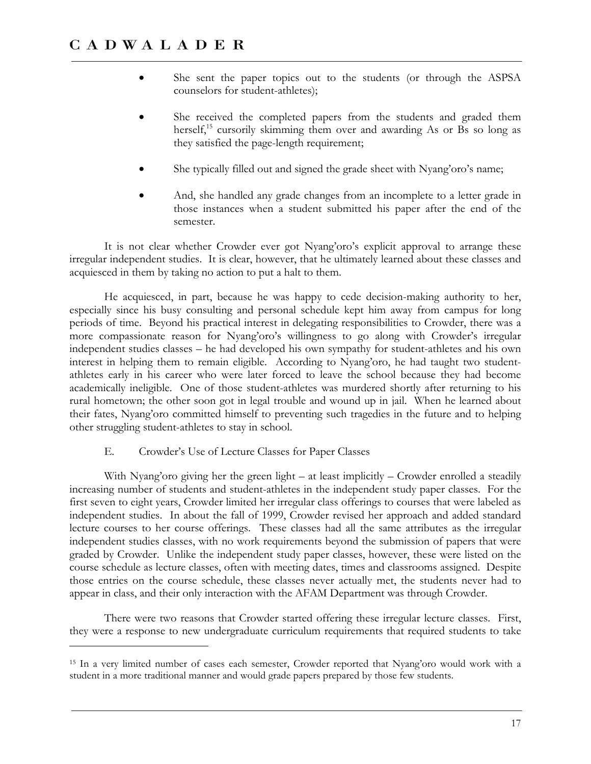- She sent the paper topics out to the students (or through the ASPSA counselors for student-athletes);
- She received the completed papers from the students and graded them herself,[15] cursorily skimming them over and awarding As or Bs so long as they satisfied the page-length requirement;
- She typically filled out and signed the grade sheet with Nyang'oro's name;
- And, she handled any grade changes from an incomplete to a letter grade in those instances when a student submitted his paper after the end of the semester.

It is not clear whether Crowder ever got Nyang'oro's explicit approval to arrange these irregular independent studies. It is clear, however, that he ultimately learned about these classes and acquiesced in them by taking no action to put a halt to them.

He acquiesced, in part, because he was happy to cede decision-making authority to her, especially since his busy consulting and personal schedule kept him away from campus for long periods of time. Beyond his practical interest in delegating responsibilities to Crowder, there was a more compassionate reason for Nyang'oro's willingness to go along with Crowder's irregular independent studies classes – he had developed his own sympathy for student-athletes and his own interest in helping them to remain eligible. According to Nyang'oro, he had taught two student-athletes early in his career who were later forced to leave the school because they had become academically ineligible. One of those student-athletes was murdered shortly after returning to his rural hometown; the other soon got in legal trouble and wound up in jail. When he learned about their fates, Nyang'oro committed himself to preventing such tragedies in the future and to helping other struggling student-athletes to stay in school.

### E. Crowder's Use of Lecture Classes for Paper Classes

With Nyang'oro giving her the green light – at least implicitly – Crowder enrolled a steadily increasing number of students and student-athletes in the independent study paper classes. For the first seven to eight years, Crowder limited her irregular class offerings to courses that were labeled as independent studies. In about the fall of 1999, Crowder revised her approach and added standard lecture courses to her course offerings. These classes had all the same attributes as the irregular independent studies classes, with no work requirements beyond the submission of papers that were graded by Crowder. Unlike the independent study paper classes, however, these were listed on the course schedule as lecture classes, often with meeting dates, times and classrooms assigned. Despite those entries on the course schedule, these classes never actually met, the students never had to appear in class, and their only interaction with the AFAM Department was through Crowder.

There were two reasons that Crowder started offering these irregular lecture classes. First, they were a response to new undergraduate curriculum requirements that required students to take

[15] In a very limited number of cases each semester, Crowder reported that Nyang'oro would work with a student in a more traditional manner and would grade papers prepared by those few students.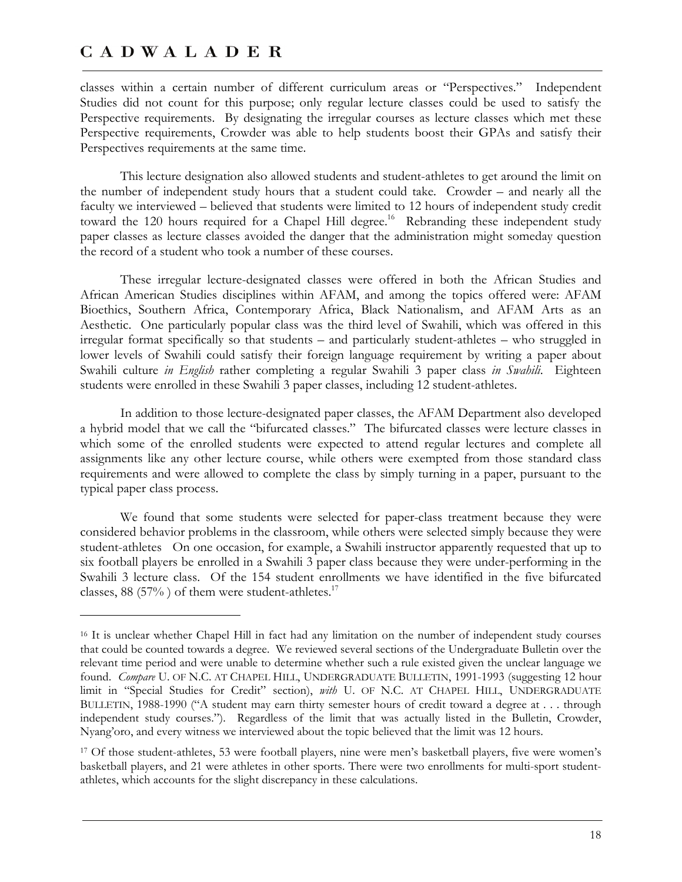classes within a certain number of different curriculum areas or "Perspectives." Independent Studies did not count for this purpose; only regular lecture classes could be used to satisfy the Perspective requirements. By designating the irregular courses as lecture classes which met these Perspective requirements, Crowder was able to help students boost their GPAs and satisfy their Perspectives requirements at the same time.

This lecture designation also allowed students and student-athletes to get around the limit on the number of independent study hours that a student could take. Crowder – and nearly all the faculty we interviewed – believed that students were limited to 12 hours of independent study credit toward the 120 hours required for a Chapel Hill degree.[16] Rebranding these independent study paper classes as lecture classes avoided the danger that the administration might someday question the record of a student who took a number of these courses.

These irregular lecture-designated classes were offered in both the African Studies and African American Studies disciplines within AFAM, and among the topics offered were: AFAM Bioethics, Southern Africa, Contemporary Africa, Black Nationalism, and AFAM Arts as an Aesthetic. One particularly popular class was the third level of Swahili, which was offered in this irregular format specifically so that students – and particularly student-athletes – who struggled in lower levels of Swahili could satisfy their foreign language requirement by writing a paper about Swahili culture *in English* rather completing a regular Swahili 3 paper class *in Swahili*. Eighteen students were enrolled in these Swahili 3 paper classes, including 12 student-athletes.

In addition to those lecture-designated paper classes, the AFAM Department also developed a hybrid model that we call the "bifurcated classes." The bifurcated classes were lecture classes in which some of the enrolled students were expected to attend regular lectures and complete all assignments like any other lecture course, while others were exempted from those standard class requirements and were allowed to complete the class by simply turning in a paper, pursuant to the typical paper class process.

We found that some students were selected for paper-class treatment because they were considered behavior problems in the classroom, while others were selected simply because they were student-athletes On one occasion, for example, a Swahili instructor apparently requested that up to six football players be enrolled in a Swahili 3 paper class because they were under-performing in the Swahili 3 lecture class. Of the 154 student enrollments we have identified in the five bifurcated classes, 88 (57% ) of them were student-athletes.[17]

---

[16] It is unclear whether Chapel Hill in fact had any limitation on the number of independent study courses that could be counted towards a degree. We reviewed several sections of the Undergraduate Bulletin over the relevant time period and were unable to determine whether such a rule existed given the unclear language we found. *Compare* U. OF N.C. AT CHAPEL HILL, UNDERGRADUATE BULLETIN, 1991-1993 (suggesting 12 hour limit in "Special Studies for Credit" section), *with* U. OF N.C. AT CHAPEL HILL, UNDERGRADUATE BULLETIN, 1988-1990 ("A student may earn thirty semester hours of credit toward a degree at . . . through independent study courses."). Regardless of the limit that was actually listed in the Bulletin, Crowder, Nyang'oro, and every witness we interviewed about the topic believed that the limit was 12 hours.

[17] Of those student-athletes, 53 were football players, nine were men's basketball players, five were women's basketball players, and 21 were athletes in other sports. There were two enrollments for multi-sport student-athletes, which accounts for the slight discrepancy in these calculations.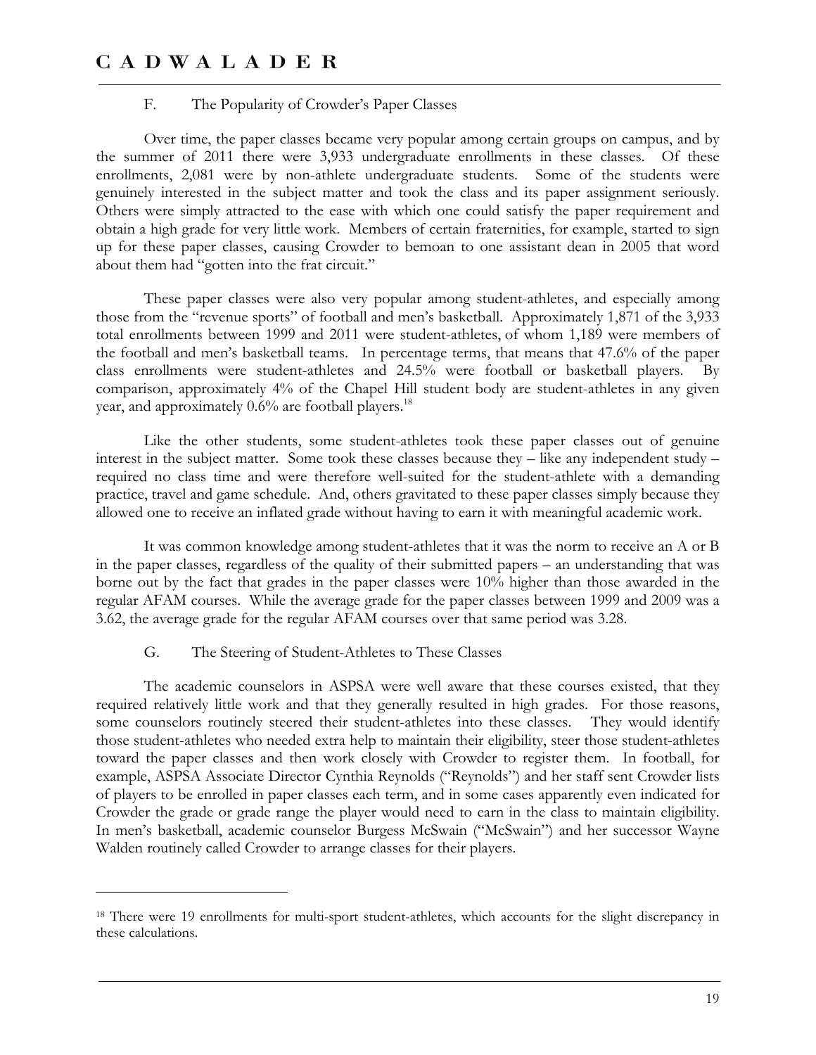### F. The Popularity of Crowder's Paper Classes

Over time, the paper classes became very popular among certain groups on campus, and by the summer of 2011 there were 3,933 undergraduate enrollments in these classes. Of these enrollments, 2,081 were by non-athlete undergraduate students. Some of the students were genuinely interested in the subject matter and took the class and its paper assignment seriously. Others were simply attracted to the ease with which one could satisfy the paper requirement and obtain a high grade for very little work. Members of certain fraternities, for example, started to sign up for these paper classes, causing Crowder to bemoan to one assistant dean in 2005 that word about them had "gotten into the frat circuit."

These paper classes were also very popular among student-athletes, and especially among those from the "revenue sports" of football and men's basketball. Approximately 1,871 of the 3,933 total enrollments between 1999 and 2011 were student-athletes, of whom 1,189 were members of the football and men's basketball teams. In percentage terms, that means that 47.6% of the paper class enrollments were student-athletes and 24.5% were football or basketball players. By comparison, approximately 4% of the Chapel Hill student body are student-athletes in any given year, and approximately 0.6% are football players.[18]

Like the other students, some student-athletes took these paper classes out of genuine interest in the subject matter. Some took these classes because they – like any independent study – required no class time and were therefore well-suited for the student-athlete with a demanding practice, travel and game schedule. And, others gravitated to these paper classes simply because they allowed one to receive an inflated grade without having to earn it with meaningful academic work.

It was common knowledge among student-athletes that it was the norm to receive an A or B in the paper classes, regardless of the quality of their submitted papers – an understanding that was borne out by the fact that grades in the paper classes were 10% higher than those awarded in the regular AFAM courses. While the average grade for the paper classes between 1999 and 2009 was a 3.62, the average grade for the regular AFAM courses over that same period was 3.28.

### G. The Steering of Student-Athletes to These Classes

The academic counselors in ASPSA were well aware that these courses existed, that they required relatively little work and that they generally resulted in high grades. For those reasons, some counselors routinely steered their student-athletes into these classes. They would identify those student-athletes who needed extra help to maintain their eligibility, steer those student-athletes toward the paper classes and then work closely with Crowder to register them. In football, for example, ASPSA Associate Director Cynthia Reynolds ("Reynolds") and her staff sent Crowder lists of players to be enrolled in paper classes each term, and in some cases apparently even indicated for Crowder the grade or grade range the player would need to earn in the class to maintain eligibility. In men's basketball, academic counselor Burgess McSwain ("McSwain") and her successor Wayne Walden routinely called Crowder to arrange classes for their players.

---

[18] There were 19 enrollments for multi-sport student-athletes, which accounts for the slight discrepancy in these calculations.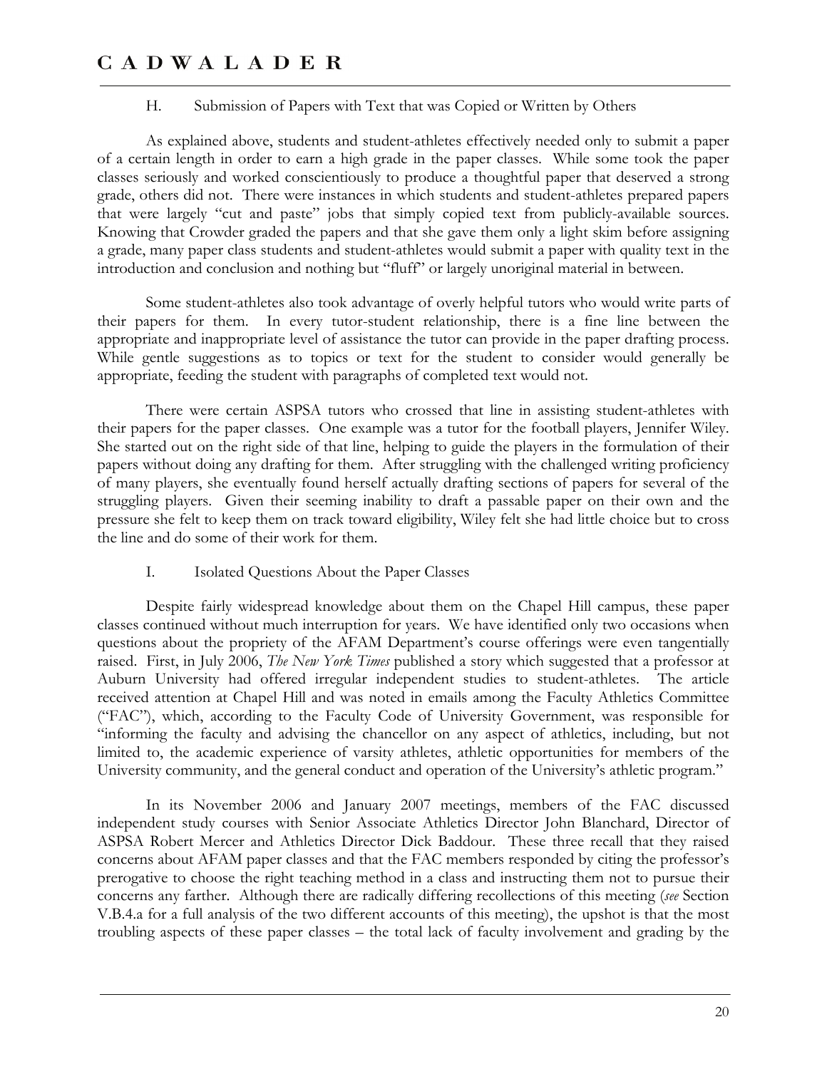### H. Submission of Papers with Text that was Copied or Written by Others

As explained above, students and student-athletes effectively needed only to submit a paper of a certain length in order to earn a high grade in the paper classes. While some took the paper classes seriously and worked conscientiously to produce a thoughtful paper that deserved a strong grade, others did not. There were instances in which students and student-athletes prepared papers that were largely "cut and paste" jobs that simply copied text from publicly-available sources. Knowing that Crowder graded the papers and that she gave them only a light skim before assigning a grade, many paper class students and student-athletes would submit a paper with quality text in the introduction and conclusion and nothing but "fluff" or largely unoriginal material in between.

Some student-athletes also took advantage of overly helpful tutors who would write parts of their papers for them. In every tutor-student relationship, there is a fine line between the appropriate and inappropriate level of assistance the tutor can provide in the paper drafting process. While gentle suggestions as to topics or text for the student to consider would generally be appropriate, feeding the student with paragraphs of completed text would not.

There were certain ASPSA tutors who crossed that line in assisting student-athletes with their papers for the paper classes. One example was a tutor for the football players, Jennifer Wiley. She started out on the right side of that line, helping to guide the players in the formulation of their papers without doing any drafting for them. After struggling with the challenged writing proficiency of many players, she eventually found herself actually drafting sections of papers for several of the struggling players. Given their seeming inability to draft a passable paper on their own and the pressure she felt to keep them on track toward eligibility, Wiley felt she had little choice but to cross the line and do some of their work for them.

### I. Isolated Questions About the Paper Classes

Despite fairly widespread knowledge about them on the Chapel Hill campus, these paper classes continued without much interruption for years. We have identified only two occasions when questions about the propriety of the AFAM Department's course offerings were even tangentially raised. First, in July 2006, *The New York Times* published a story which suggested that a professor at Auburn University had offered irregular independent studies to student-athletes. The article received attention at Chapel Hill and was noted in emails among the Faculty Athletics Committee ("FAC"), which, according to the Faculty Code of University Government, was responsible for "informing the faculty and advising the chancellor on any aspect of athletics, including, but not limited to, the academic experience of varsity athletes, athletic opportunities for members of the University community, and the general conduct and operation of the University's athletic program."

In its November 2006 and January 2007 meetings, members of the FAC discussed independent study courses with Senior Associate Athletics Director John Blanchard, Director of ASPSA Robert Mercer and Athletics Director Dick Baddour. These three recall that they raised concerns about AFAM paper classes and that the FAC members responded by citing the professor's prerogative to choose the right teaching method in a class and instructing them not to pursue their concerns any farther. Although there are radically differing recollections of this meeting (*see* Section V.B.4.a for a full analysis of the two different accounts of this meeting), the upshot is that the most troubling aspects of these paper classes – the total lack of faculty involvement and grading by the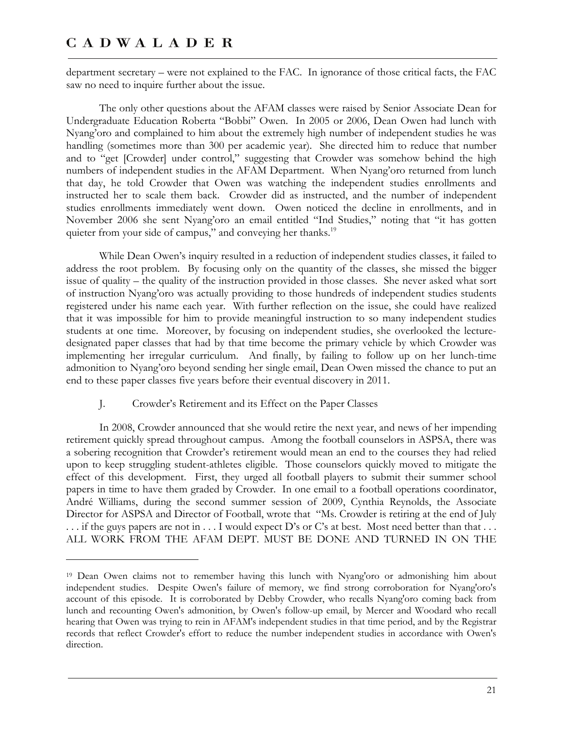department secretary – were not explained to the FAC. In ignorance of those critical facts, the FAC saw no need to inquire further about the issue.

The only other questions about the AFAM classes were raised by Senior Associate Dean for Undergraduate Education Roberta "Bobbi" Owen. In 2005 or 2006, Dean Owen had lunch with Nyang'oro and complained to him about the extremely high number of independent studies he was handling (sometimes more than 300 per academic year). She directed him to reduce that number and to "get [Crowder] under control," suggesting that Crowder was somehow behind the high numbers of independent studies in the AFAM Department. When Nyang'oro returned from lunch that day, he told Crowder that Owen was watching the independent studies enrollments and instructed her to scale them back. Crowder did as instructed, and the number of independent studies enrollments immediately went down. Owen noticed the decline in enrollments, and in November 2006 she sent Nyang'oro an email entitled "Ind Studies," noting that "it has gotten quieter from your side of campus," and conveying her thanks.[19]

While Dean Owen's inquiry resulted in a reduction of independent studies classes, it failed to address the root problem. By focusing only on the quantity of the classes, she missed the bigger issue of quality – the quality of the instruction provided in those classes. She never asked what sort of instruction Nyang'oro was actually providing to those hundreds of independent studies students registered under his name each year. With further reflection on the issue, she could have realized that it was impossible for him to provide meaningful instruction to so many independent studies students at one time. Moreover, by focusing on independent studies, she overlooked the lecture-designated paper classes that had by that time become the primary vehicle by which Crowder was implementing her irregular curriculum. And finally, by failing to follow up on her lunch-time admonition to Nyang'oro beyond sending her single email, Dean Owen missed the chance to put an end to these paper classes five years before their eventual discovery in 2011.

### J. Crowder's Retirement and its Effect on the Paper Classes

In 2008, Crowder announced that she would retire the next year, and news of her impending retirement quickly spread throughout campus. Among the football counselors in ASPSA, there was a sobering recognition that Crowder's retirement would mean an end to the courses they had relied upon to keep struggling student-athletes eligible. Those counselors quickly moved to mitigate the effect of this development. First, they urged all football players to submit their summer school papers in time to have them graded by Crowder. In one email to a football operations coordinator, André Williams, during the second summer session of 2009, Cynthia Reynolds, the Associate Director for ASPSA and Director of Football, wrote that "Ms. Crowder is retiring at the end of July . . . if the guys papers are not in . . . I would expect D's or C's at best. Most need better than that . . . ALL WORK FROM THE AFAM DEPT. MUST BE DONE AND TURNED IN ON THE

---

[19] Dean Owen claims not to remember having this lunch with Nyang'oro or admonishing him about independent studies. Despite Owen's failure of memory, we find strong corroboration for Nyang'oro's account of this episode. It is corroborated by Debby Crowder, who recalls Nyang'oro coming back from lunch and recounting Owen's admonition, by Owen's follow-up email, by Mercer and Woodard who recall hearing that Owen was trying to rein in AFAM's independent studies in that time period, and by the Registrar records that reflect Crowder's effort to reduce the number independent studies in accordance with Owen's direction.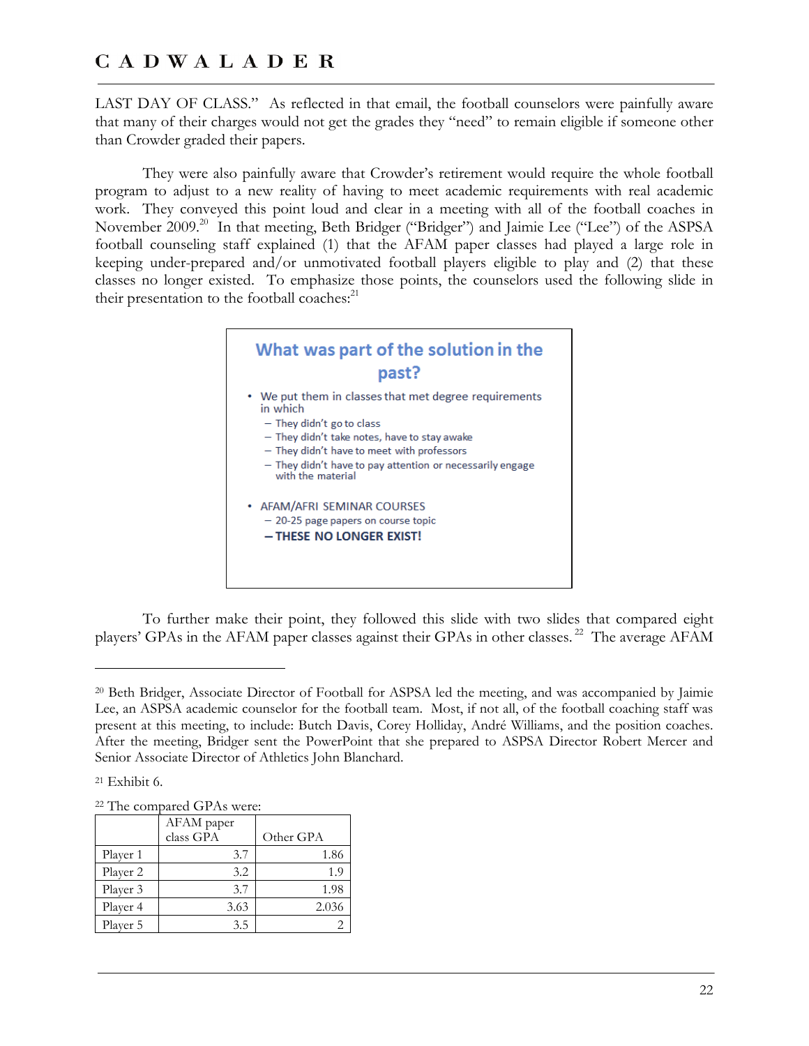LAST DAY OF CLASS." As reflected in that email, the football counselors were painfully aware that many of their charges would not get the grades they "need" to remain eligible if someone other than Crowder graded their papers.

They were also painfully aware that Crowder's retirement would require the whole football program to adjust to a new reality of having to meet academic requirements with real academic work. They conveyed this point loud and clear in a meeting with all of the football coaches in November 2009.[20] In that meeting, Beth Bridger ("Bridger") and Jaimie Lee ("Lee") of the ASPSA football counseling staff explained (1) that the AFAM paper classes had played a large role in keeping under-prepared and/or unmotivated football players eligible to play and (2) that these classes no longer existed. To emphasize those points, the counselors used the following slide in their presentation to the football coaches:[21]

> **What was part of the solution in the past?**
>
> - We put them in classes that met degree requirements in which
>   - They didn't go to class
>   - They didn't take notes, have to stay awake
>   - They didn't have to meet with professors
>   - They didn't have to pay attention or necessarily engage with the material
> - AFAM/AFRI SEMINAR COURSES
>   - 20-25 page papers on course topic
>   - **THESE NO LONGER EXIST!**

To further make their point, they followed this slide with two slides that compared eight players' GPAs in the AFAM paper classes against their GPAs in other classes.[22] The average AFAM

---

[20] Beth Bridger, Associate Director of Football for ASPSA led the meeting, and was accompanied by Jaimie Lee, an ASPSA academic counselor for the football team. Most, if not all, of the football coaching staff was present at this meeting, to include: Butch Davis, Corey Holliday, André Williams, and the position coaches. After the meeting, Bridger sent the PowerPoint that she prepared to ASPSA Director Robert Mercer and Senior Associate Director of Athletics John Blanchard.

[21] Exhibit 6.

[22] The compared GPAs were:

| | AFAM paper class GPA | Other GPA |
|---|---|---|
| Player 1 | 3.7 | 1.86 |
| Player 2 | 3.2 | 1.9 |
| Player 3 | 3.7 | 1.98 |
| Player 4 | 3.63 | 2.036 |
| Player 5 | 3.5 | 2 |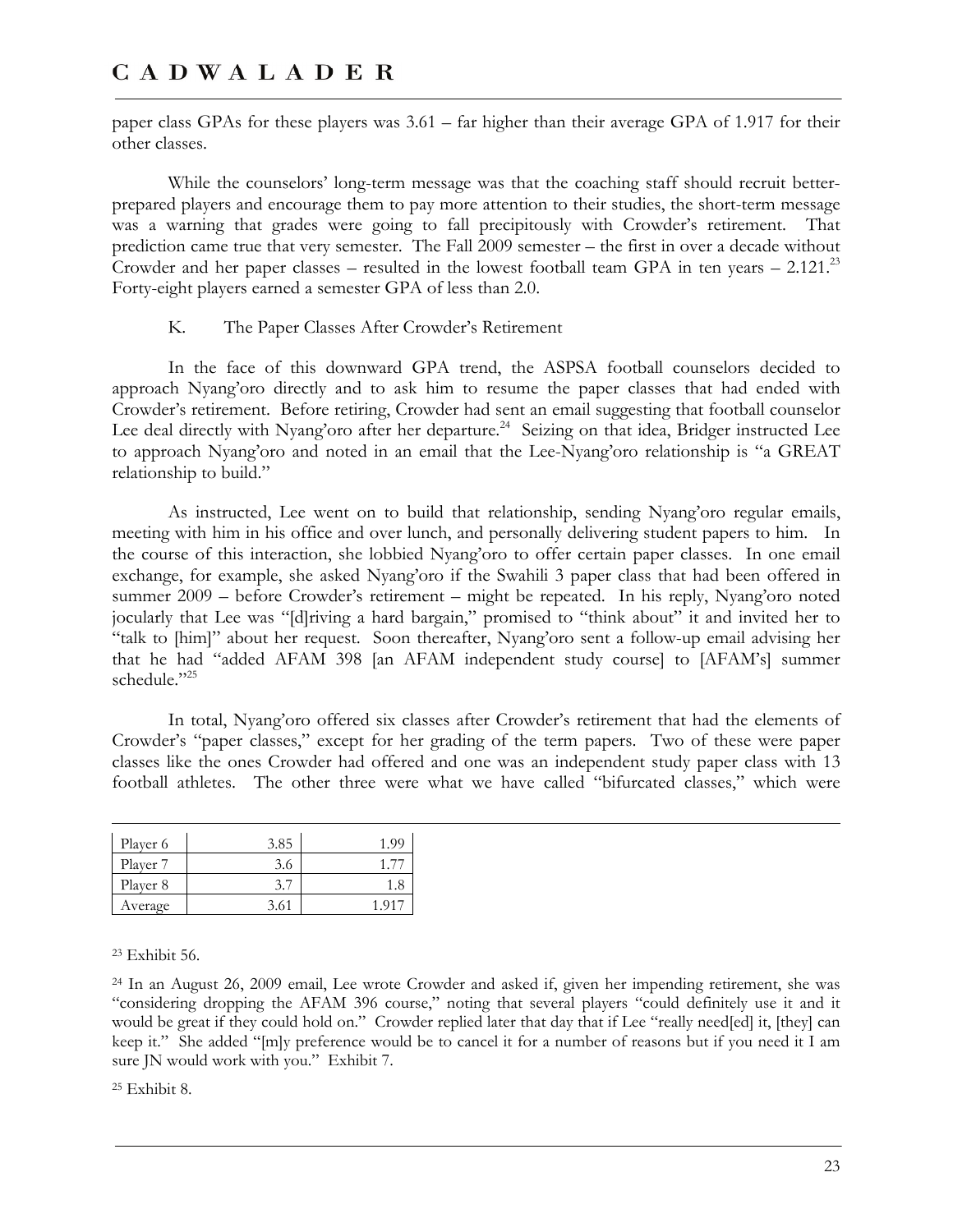paper class GPAs for these players was 3.61 – far higher than their average GPA of 1.917 for their other classes.

While the counselors' long-term message was that the coaching staff should recruit better-prepared players and encourage them to pay more attention to their studies, the short-term message was a warning that grades were going to fall precipitously with Crowder's retirement. That prediction came true that very semester. The Fall 2009 semester – the first in over a decade without Crowder and her paper classes – resulted in the lowest football team GPA in ten years – 2.121.[23] Forty-eight players earned a semester GPA of less than 2.0.

K. The Paper Classes After Crowder's Retirement

In the face of this downward GPA trend, the ASPSA football counselors decided to approach Nyang'oro directly and to ask him to resume the paper classes that had ended with Crowder's retirement. Before retiring, Crowder had sent an email suggesting that football counselor Lee deal directly with Nyang'oro after her departure.[24] Seizing on that idea, Bridger instructed Lee to approach Nyang'oro and noted in an email that the Lee-Nyang'oro relationship is "a GREAT relationship to build."

As instructed, Lee went on to build that relationship, sending Nyang'oro regular emails, meeting with him in his office and over lunch, and personally delivering student papers to him. In the course of this interaction, she lobbied Nyang'oro to offer certain paper classes. In one email exchange, for example, she asked Nyang'oro if the Swahili 3 paper class that had been offered in summer 2009 – before Crowder's retirement – might be repeated. In his reply, Nyang'oro noted jocularly that Lee was "[d]riving a hard bargain," promised to "think about" it and invited her to "talk to [him]" about her request. Soon thereafter, Nyang'oro sent a follow-up email advising her that he had "added AFAM 398 [an AFAM independent study course] to [AFAM's] summer schedule."[25]

In total, Nyang'oro offered six classes after Crowder's retirement that had the elements of Crowder's "paper classes," except for her grading of the term papers. Two of these were paper classes like the ones Crowder had offered and one was an independent study paper class with 13 football athletes. The other three were what we have called "bifurcated classes," which were

| | | |
|---|---|---|
| Player 6 | 3.85 | 1.99 |
| Player 7 | 3.6 | 1.77 |
| Player 8 | 3.7 | 1.8 |
| Average | 3.61 | 1.917 |

[23] Exhibit 56.

[24] In an August 26, 2009 email, Lee wrote Crowder and asked if, given her impending retirement, she was "considering dropping the AFAM 396 course," noting that several players "could definitely use it and it would be great if they could hold on." Crowder replied later that day that if Lee "really need[ed] it, [they] can keep it." She added "[m]y preference would be to cancel it for a number of reasons but if you need it I am sure JN would work with you." Exhibit 7.

[25] Exhibit 8.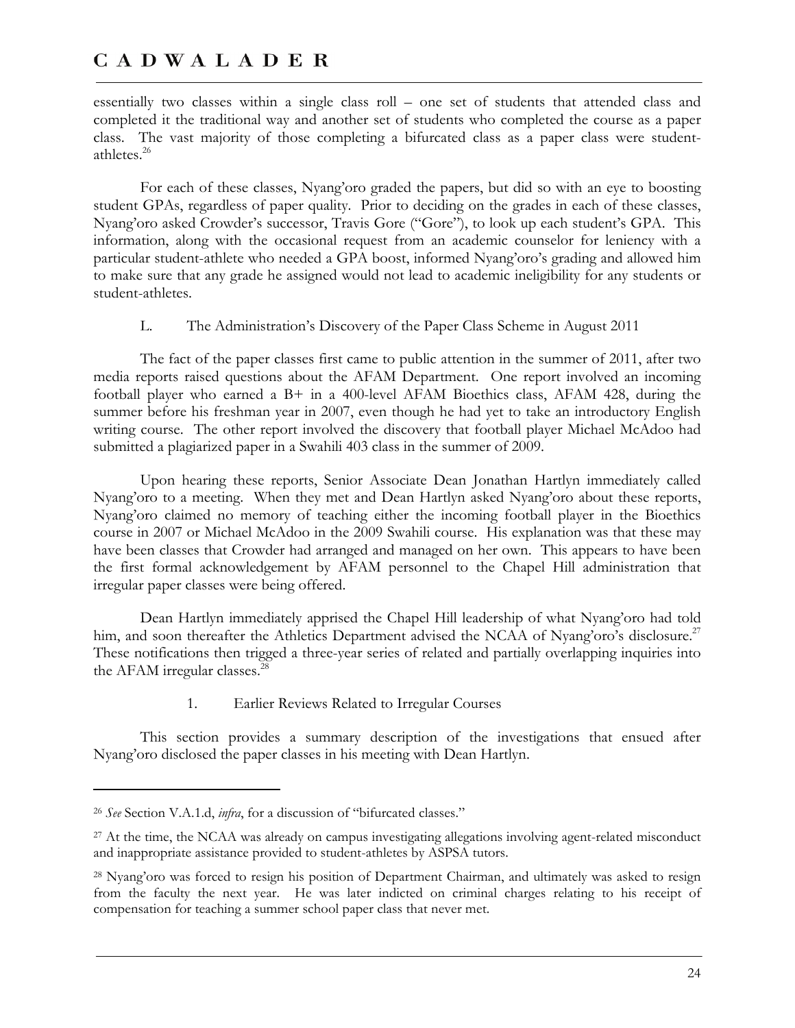essentially two classes within a single class roll – one set of students that attended class and completed it the traditional way and another set of students who completed the course as a paper class. The vast majority of those completing a bifurcated class as a paper class were student-athletes.[26]

For each of these classes, Nyang'oro graded the papers, but did so with an eye to boosting student GPAs, regardless of paper quality. Prior to deciding on the grades in each of these classes, Nyang'oro asked Crowder's successor, Travis Gore ("Gore"), to look up each student's GPA. This information, along with the occasional request from an academic counselor for leniency with a particular student-athlete who needed a GPA boost, informed Nyang'oro's grading and allowed him to make sure that any grade he assigned would not lead to academic ineligibility for any students or student-athletes.

### L. The Administration's Discovery of the Paper Class Scheme in August 2011

The fact of the paper classes first came to public attention in the summer of 2011, after two media reports raised questions about the AFAM Department. One report involved an incoming football player who earned a B+ in a 400-level AFAM Bioethics class, AFAM 428, during the summer before his freshman year in 2007, even though he had yet to take an introductory English writing course. The other report involved the discovery that football player Michael McAdoo had submitted a plagiarized paper in a Swahili 403 class in the summer of 2009.

Upon hearing these reports, Senior Associate Dean Jonathan Hartlyn immediately called Nyang'oro to a meeting. When they met and Dean Hartlyn asked Nyang'oro about these reports, Nyang'oro claimed no memory of teaching either the incoming football player in the Bioethics course in 2007 or Michael McAdoo in the 2009 Swahili course. His explanation was that these may have been classes that Crowder had arranged and managed on her own. This appears to have been the first formal acknowledgement by AFAM personnel to the Chapel Hill administration that irregular paper classes were being offered.

Dean Hartlyn immediately apprised the Chapel Hill leadership of what Nyang'oro had told him, and soon thereafter the Athletics Department advised the NCAA of Nyang'oro's disclosure.[27] These notifications then trigged a three-year series of related and partially overlapping inquiries into the AFAM irregular classes.[28]

#### 1. Earlier Reviews Related to Irregular Courses

This section provides a summary description of the investigations that ensued after Nyang'oro disclosed the paper classes in his meeting with Dean Hartlyn.

---

[26] *See* Section V.A.1.d, *infra*, for a discussion of "bifurcated classes."

[27] At the time, the NCAA was already on campus investigating allegations involving agent-related misconduct and inappropriate assistance provided to student-athletes by ASPSA tutors.

[28] Nyang'oro was forced to resign his position of Department Chairman, and ultimately was asked to resign from the faculty the next year. He was later indicted on criminal charges relating to his receipt of compensation for teaching a summer school paper class that never met.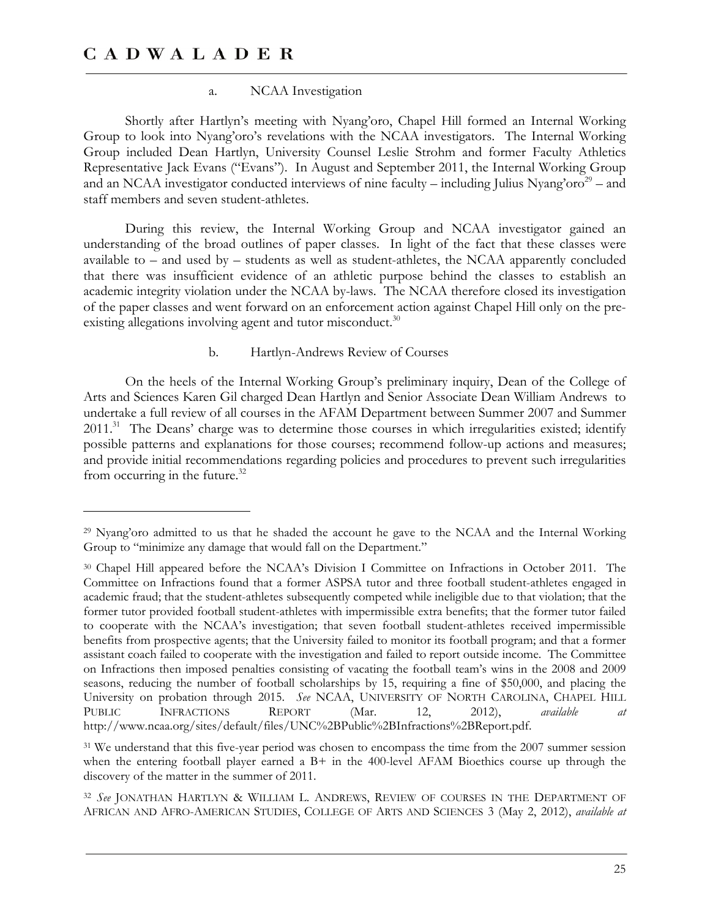### a. NCAA Investigation

Shortly after Hartlyn's meeting with Nyang'oro, Chapel Hill formed an Internal Working Group to look into Nyang'oro's revelations with the NCAA investigators. The Internal Working Group included Dean Hartlyn, University Counsel Leslie Strohm and former Faculty Athletics Representative Jack Evans ("Evans"). In August and September 2011, the Internal Working Group and an NCAA investigator conducted interviews of nine faculty – including Julius Nyang'oro[29] – and staff members and seven student-athletes.

During this review, the Internal Working Group and NCAA investigator gained an understanding of the broad outlines of paper classes. In light of the fact that these classes were available to – and used by – students as well as student-athletes, the NCAA apparently concluded that there was insufficient evidence of an athletic purpose behind the classes to establish an academic integrity violation under the NCAA by-laws. The NCAA therefore closed its investigation of the paper classes and went forward on an enforcement action against Chapel Hill only on the pre-existing allegations involving agent and tutor misconduct.[30]

### b. Hartlyn-Andrews Review of Courses

On the heels of the Internal Working Group's preliminary inquiry, Dean of the College of Arts and Sciences Karen Gil charged Dean Hartlyn and Senior Associate Dean William Andrews to undertake a full review of all courses in the AFAM Department between Summer 2007 and Summer 2011.[31] The Deans' charge was to determine those courses in which irregularities existed; identify possible patterns and explanations for those courses; recommend follow-up actions and measures; and provide initial recommendations regarding policies and procedures to prevent such irregularities from occurring in the future.[32]

---

[29] Nyang'oro admitted to us that he shaded the account he gave to the NCAA and the Internal Working Group to "minimize any damage that would fall on the Department."

[30] Chapel Hill appeared before the NCAA's Division I Committee on Infractions in October 2011. The Committee on Infractions found that a former ASPSA tutor and three football student-athletes engaged in academic fraud; that the student-athletes subsequently competed while ineligible due to that violation; that the former tutor provided football student-athletes with impermissible extra benefits; that the former tutor failed to cooperate with the NCAA's investigation; that seven football student-athletes received impermissible benefits from prospective agents; that the University failed to monitor its football program; and that a former assistant coach failed to cooperate with the investigation and failed to report outside income. The Committee on Infractions then imposed penalties consisting of vacating the football team's wins in the 2008 and 2009 seasons, reducing the number of football scholarships by 15, requiring a fine of $50,000, and placing the University on probation through 2015. *See* NCAA, UNIVERSITY OF NORTH CAROLINA, CHAPEL HILL PUBLIC INFRACTIONS REPORT (Mar. 12, 2012), *available at* http://www.ncaa.org/sites/default/files/UNC%2BPublic%2BInfractions%2BReport.pdf.

[31] We understand that this five-year period was chosen to encompass the time from the 2007 summer session when the entering football player earned a B+ in the 400-level AFAM Bioethics course up through the discovery of the matter in the summer of 2011.

[32] *See* JONATHAN HARTLYN & WILLIAM L. ANDREWS, REVIEW OF COURSES IN THE DEPARTMENT OF AFRICAN AND AFRO-AMERICAN STUDIES, COLLEGE OF ARTS AND SCIENCES 3 (May 2, 2012), *available at*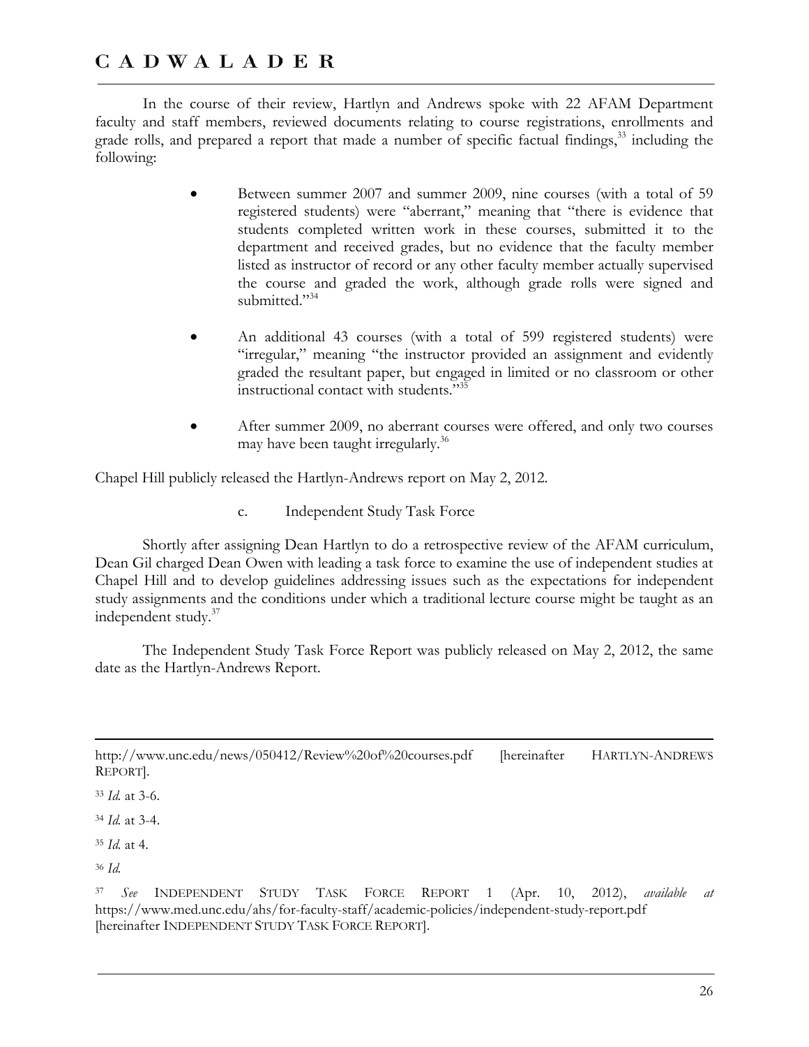In the course of their review, Hartlyn and Andrews spoke with 22 AFAM Department faculty and staff members, reviewed documents relating to course registrations, enrollments and grade rolls, and prepared a report that made a number of specific factual findings,[33] including the following:

- Between summer 2007 and summer 2009, nine courses (with a total of 59 registered students) were "aberrant," meaning that "there is evidence that students completed written work in these courses, submitted it to the department and received grades, but no evidence that the faculty member listed as instructor of record or any other faculty member actually supervised the course and graded the work, although grade rolls were signed and submitted."[34]

- An additional 43 courses (with a total of 599 registered students) were "irregular," meaning "the instructor provided an assignment and evidently graded the resultant paper, but engaged in limited or no classroom or other instructional contact with students."[35]

- After summer 2009, no aberrant courses were offered, and only two courses may have been taught irregularly.[36]

Chapel Hill publicly released the Hartlyn-Andrews report on May 2, 2012.

c. Independent Study Task Force

Shortly after assigning Dean Hartlyn to do a retrospective review of the AFAM curriculum, Dean Gil charged Dean Owen with leading a task force to examine the use of independent studies at Chapel Hill and to develop guidelines addressing issues such as the expectations for independent study assignments and the conditions under which a traditional lecture course might be taught as an independent study.[37]

The Independent Study Task Force Report was publicly released on May 2, 2012, the same date as the Hartlyn-Andrews Report.

---

http://www.unc.edu/news/050412/Review%20of%20courses.pdf [hereinafter HARTLYN-ANDREWS REPORT].

[33] *Id.* at 3-6.

[34] *Id.* at 3-4.

[35] *Id.* at 4.

[36] *Id.*

[37] *See* INDEPENDENT STUDY TASK FORCE REPORT 1 (Apr. 10, 2012), *available at* https://www.med.unc.edu/ahs/for-faculty-staff/academic-policies/independent-study-report.pdf [hereinafter INDEPENDENT STUDY TASK FORCE REPORT].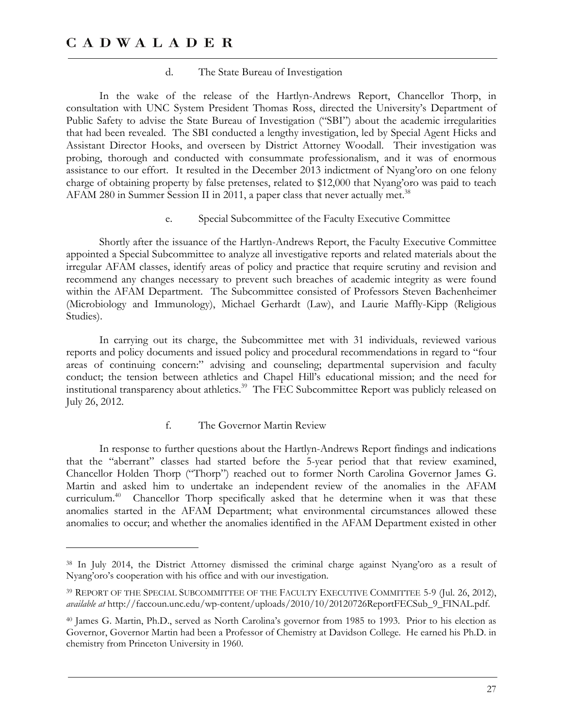#### d. The State Bureau of Investigation

In the wake of the release of the Hartlyn-Andrews Report, Chancellor Thorp, in consultation with UNC System President Thomas Ross, directed the University's Department of Public Safety to advise the State Bureau of Investigation ("SBI") about the academic irregularities that had been revealed. The SBI conducted a lengthy investigation, led by Special Agent Hicks and Assistant Director Hooks, and overseen by District Attorney Woodall. Their investigation was probing, thorough and conducted with consummate professionalism, and it was of enormous assistance to our effort. It resulted in the December 2013 indictment of Nyang'oro on one felony charge of obtaining property by false pretenses, related to $12,000 that Nyang'oro was paid to teach AFAM 280 in Summer Session II in 2011, a paper class that never actually met.[38]

#### e. Special Subcommittee of the Faculty Executive Committee

Shortly after the issuance of the Hartlyn-Andrews Report, the Faculty Executive Committee appointed a Special Subcommittee to analyze all investigative reports and related materials about the irregular AFAM classes, identify areas of policy and practice that require scrutiny and revision and recommend any changes necessary to prevent such breaches of academic integrity as were found within the AFAM Department. The Subcommittee consisted of Professors Steven Bachenheimer (Microbiology and Immunology), Michael Gerhardt (Law), and Laurie Maffly-Kipp (Religious Studies).

In carrying out its charge, the Subcommittee met with 31 individuals, reviewed various reports and policy documents and issued policy and procedural recommendations in regard to "four areas of continuing concern:" advising and counseling; departmental supervision and faculty conduct; the tension between athletics and Chapel Hill's educational mission; and the need for institutional transparency about athletics.[39] The FEC Subcommittee Report was publicly released on July 26, 2012.

#### f. The Governor Martin Review

In response to further questions about the Hartlyn-Andrews Report findings and indications that the "aberrant" classes had started before the 5-year period that that review examined, Chancellor Holden Thorp ("Thorp") reached out to former North Carolina Governor James G. Martin and asked him to undertake an independent review of the anomalies in the AFAM curriculum.[40] Chancellor Thorp specifically asked that he determine when it was that these anomalies started in the AFAM Department; what environmental circumstances allowed these anomalies to occur; and whether the anomalies identified in the AFAM Department existed in other

---

[38] In July 2014, the District Attorney dismissed the criminal charge against Nyang'oro as a result of Nyang'oro's cooperation with his office and with our investigation.

[39] REPORT OF THE SPECIAL SUBCOMMITTEE OF THE FACULTY EXECUTIVE COMMITTEE 5-9 (Jul. 26, 2012), *available at* http://faccoun.unc.edu/wp-content/uploads/2010/10/20120726ReportFECSub_9_FINAL.pdf.

[40] James G. Martin, Ph.D., served as North Carolina's governor from 1985 to 1993. Prior to his election as Governor, Governor Martin had been a Professor of Chemistry at Davidson College. He earned his Ph.D. in chemistry from Princeton University in 1960.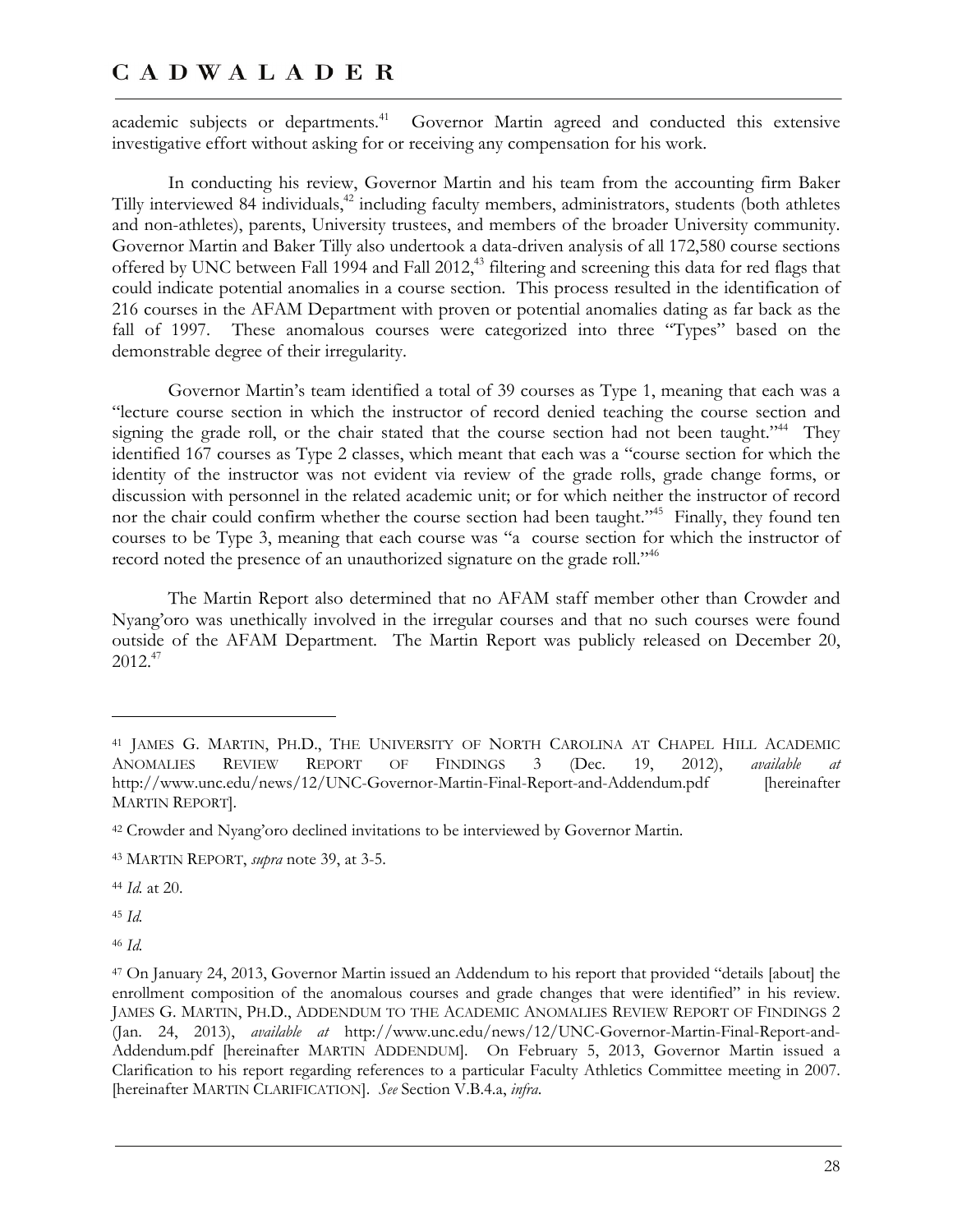academic subjects or departments.[41] Governor Martin agreed and conducted this extensive investigative effort without asking for or receiving any compensation for his work.

In conducting his review, Governor Martin and his team from the accounting firm Baker Tilly interviewed 84 individuals,[42] including faculty members, administrators, students (both athletes and non-athletes), parents, University trustees, and members of the broader University community. Governor Martin and Baker Tilly also undertook a data-driven analysis of all 172,580 course sections offered by UNC between Fall 1994 and Fall 2012,[43] filtering and screening this data for red flags that could indicate potential anomalies in a course section. This process resulted in the identification of 216 courses in the AFAM Department with proven or potential anomalies dating as far back as the fall of 1997. These anomalous courses were categorized into three "Types" based on the demonstrable degree of their irregularity.

Governor Martin's team identified a total of 39 courses as Type 1, meaning that each was a "lecture course section in which the instructor of record denied teaching the course section and signing the grade roll, or the chair stated that the course section had not been taught."[44] They identified 167 courses as Type 2 classes, which meant that each was a "course section for which the identity of the instructor was not evident via review of the grade rolls, grade change forms, or discussion with personnel in the related academic unit; or for which neither the instructor of record nor the chair could confirm whether the course section had been taught."[45] Finally, they found ten courses to be Type 3, meaning that each course was "a course section for which the instructor of record noted the presence of an unauthorized signature on the grade roll."[46]

The Martin Report also determined that no AFAM staff member other than Crowder and Nyang'oro was unethically involved in the irregular courses and that no such courses were found outside of the AFAM Department. The Martin Report was publicly released on December 20, 2012.[47]

---

[41] JAMES G. MARTIN, PH.D., THE UNIVERSITY OF NORTH CAROLINA AT CHAPEL HILL ACADEMIC ANOMALIES REVIEW REPORT OF FINDINGS 3 (Dec. 19, 2012), *available at* http://www.unc.edu/news/12/UNC-Governor-Martin-Final-Report-and-Addendum.pdf [hereinafter MARTIN REPORT].

[42] Crowder and Nyang'oro declined invitations to be interviewed by Governor Martin.

[43] MARTIN REPORT, *supra* note 39, at 3-5.

[44] *Id.* at 20.

[45] *Id.*

[46] *Id.*

[47] On January 24, 2013, Governor Martin issued an Addendum to his report that provided "details [about] the enrollment composition of the anomalous courses and grade changes that were identified" in his review. JAMES G. MARTIN, PH.D., ADDENDUM TO THE ACADEMIC ANOMALIES REVIEW REPORT OF FINDINGS 2 (Jan. 24, 2013), *available at* http://www.unc.edu/news/12/UNC-Governor-Martin-Final-Report-and-Addendum.pdf [hereinafter MARTIN ADDENDUM]. On February 5, 2013, Governor Martin issued a Clarification to his report regarding references to a particular Faculty Athletics Committee meeting in 2007. [hereinafter MARTIN CLARIFICATION]. *See* Section V.B.4.a, *infra*.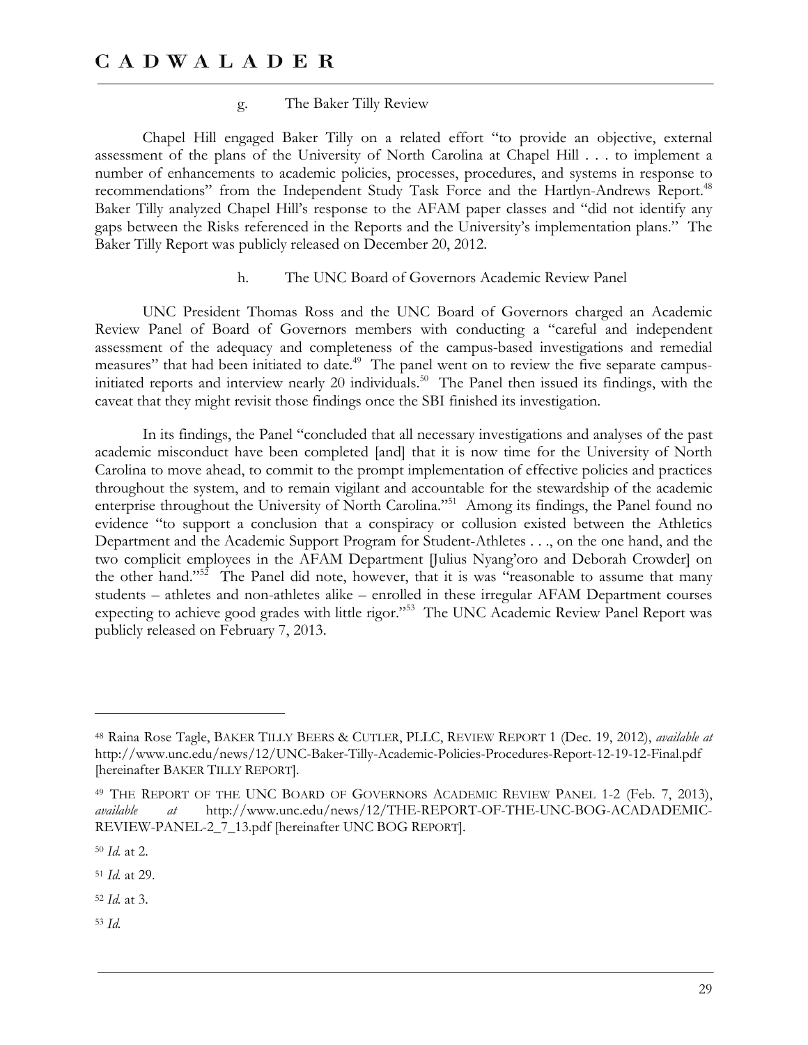#### g. The Baker Tilly Review

Chapel Hill engaged Baker Tilly on a related effort "to provide an objective, external assessment of the plans of the University of North Carolina at Chapel Hill . . . to implement a number of enhancements to academic policies, processes, procedures, and systems in response to recommendations" from the Independent Study Task Force and the Hartlyn-Andrews Report.[48] Baker Tilly analyzed Chapel Hill's response to the AFAM paper classes and "did not identify any gaps between the Risks referenced in the Reports and the University's implementation plans." The Baker Tilly Report was publicly released on December 20, 2012.

#### h. The UNC Board of Governors Academic Review Panel

UNC President Thomas Ross and the UNC Board of Governors charged an Academic Review Panel of Board of Governors members with conducting a "careful and independent assessment of the adequacy and completeness of the campus-based investigations and remedial measures" that had been initiated to date.[49] The panel went on to review the five separate campus-initiated reports and interview nearly 20 individuals.[50] The Panel then issued its findings, with the caveat that they might revisit those findings once the SBI finished its investigation.

In its findings, the Panel "concluded that all necessary investigations and analyses of the past academic misconduct have been completed [and] that it is now time for the University of North Carolina to move ahead, to commit to the prompt implementation of effective policies and practices throughout the system, and to remain vigilant and accountable for the stewardship of the academic enterprise throughout the University of North Carolina."[51] Among its findings, the Panel found no evidence "to support a conclusion that a conspiracy or collusion existed between the Athletics Department and the Academic Support Program for Student-Athletes . . ., on the one hand, and the two complicit employees in the AFAM Department [Julius Nyang'oro and Deborah Crowder] on the other hand."[52] The Panel did note, however, that it is was "reasonable to assume that many students – athletes and non-athletes alike – enrolled in these irregular AFAM Department courses expecting to achieve good grades with little rigor."[53] The UNC Academic Review Panel Report was publicly released on February 7, 2013.

---

[48] Raina Rose Tagle, BAKER TILLY BEERS & CUTLER, PLLC, REVIEW REPORT 1 (Dec. 19, 2012), *available at* http://www.unc.edu/news/12/UNC-Baker-Tilly-Academic-Policies-Procedures-Report-12-19-12-Final.pdf [hereinafter BAKER TILLY REPORT].

[49] THE REPORT OF THE UNC BOARD OF GOVERNORS ACADEMIC REVIEW PANEL 1-2 (Feb. 7, 2013), *available at* http://www.unc.edu/news/12/THE-REPORT-OF-THE-UNC-BOG-ACADADEMIC-REVIEW-PANEL-2_7_13.pdf [hereinafter UNC BOG REPORT].

[50] *Id.* at 2.

[51] *Id.* at 29.

[52] *Id.* at 3.

[53] *Id.*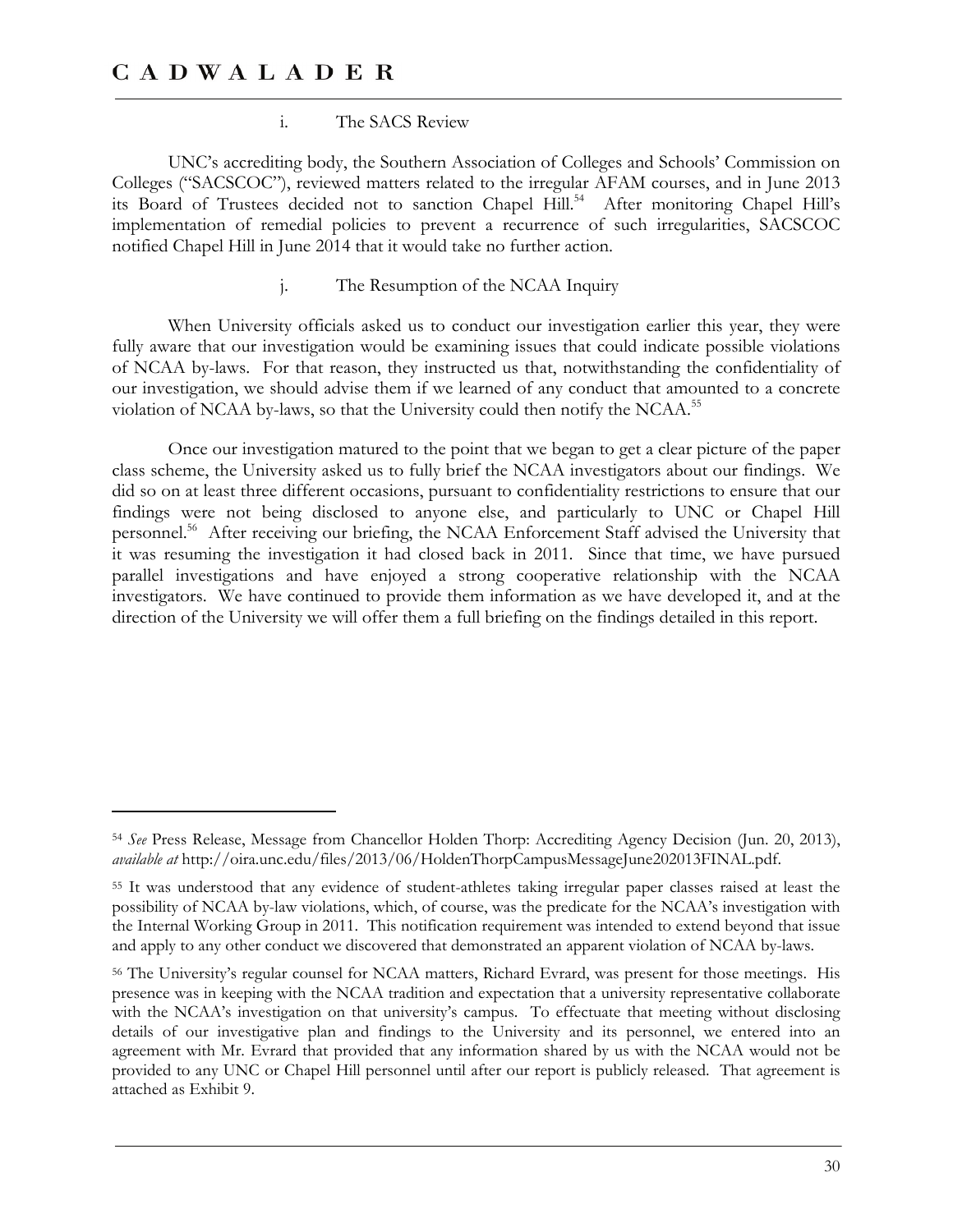#### i. The SACS Review

UNC's accrediting body, the Southern Association of Colleges and Schools' Commission on Colleges ("SACSCOC"), reviewed matters related to the irregular AFAM courses, and in June 2013 its Board of Trustees decided not to sanction Chapel Hill.[54] After monitoring Chapel Hill's implementation of remedial policies to prevent a recurrence of such irregularities, SACSCOC notified Chapel Hill in June 2014 that it would take no further action.

#### j. The Resumption of the NCAA Inquiry

When University officials asked us to conduct our investigation earlier this year, they were fully aware that our investigation would be examining issues that could indicate possible violations of NCAA by-laws. For that reason, they instructed us that, notwithstanding the confidentiality of our investigation, we should advise them if we learned of any conduct that amounted to a concrete violation of NCAA by-laws, so that the University could then notify the NCAA.[55]

Once our investigation matured to the point that we began to get a clear picture of the paper class scheme, the University asked us to fully brief the NCAA investigators about our findings. We did so on at least three different occasions, pursuant to confidentiality restrictions to ensure that our findings were not being disclosed to anyone else, and particularly to UNC or Chapel Hill personnel.[56] After receiving our briefing, the NCAA Enforcement Staff advised the University that it was resuming the investigation it had closed back in 2011. Since that time, we have pursued parallel investigations and have enjoyed a strong cooperative relationship with the NCAA investigators. We have continued to provide them information as we have developed it, and at the direction of the University we will offer them a full briefing on the findings detailed in this report.

---

[54] *See* Press Release, Message from Chancellor Holden Thorp: Accrediting Agency Decision (Jun. 20, 2013), *available at* http://oira.unc.edu/files/2013/06/HoldenThorpCampusMessageJune202013FINAL.pdf.

[55] It was understood that any evidence of student-athletes taking irregular paper classes raised at least the possibility of NCAA by-law violations, which, of course, was the predicate for the NCAA's investigation with the Internal Working Group in 2011. This notification requirement was intended to extend beyond that issue and apply to any other conduct we discovered that demonstrated an apparent violation of NCAA by-laws.

[56] The University's regular counsel for NCAA matters, Richard Evrard, was present for those meetings. His presence was in keeping with the NCAA tradition and expectation that a university representative collaborate with the NCAA's investigation on that university's campus. To effectuate that meeting without disclosing details of our investigative plan and findings to the University and its personnel, we entered into an agreement with Mr. Evrard that provided that any information shared by us with the NCAA would not be provided to any UNC or Chapel Hill personnel until after our report is publicly released. That agreement is attached as Exhibit 9.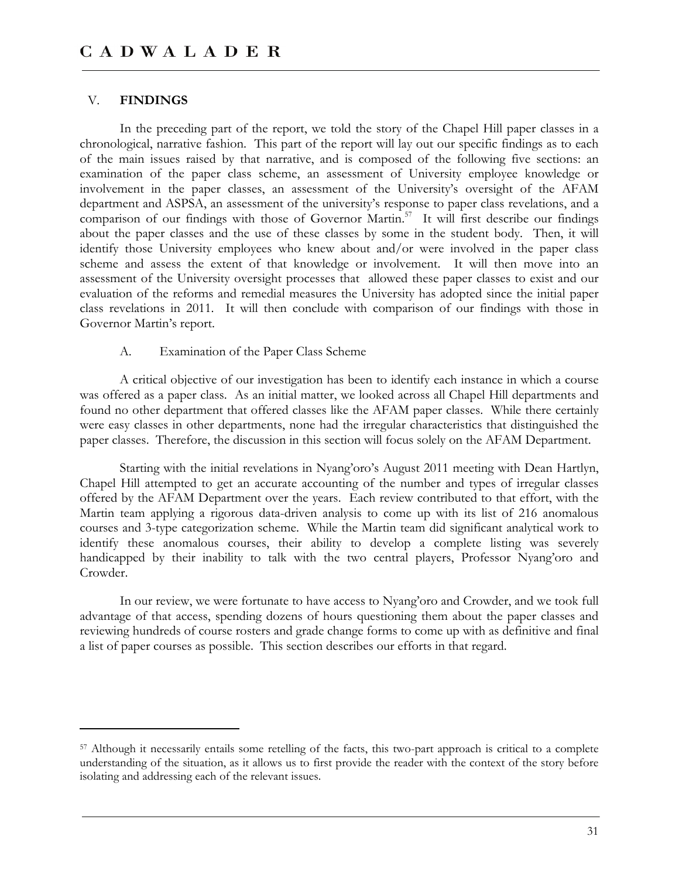## V. FINDINGS

In the preceding part of the report, we told the story of the Chapel Hill paper classes in a chronological, narrative fashion. This part of the report will lay out our specific findings as to each of the main issues raised by that narrative, and is composed of the following five sections: an examination of the paper class scheme, an assessment of University employee knowledge or involvement in the paper classes, an assessment of the University's oversight of the AFAM department and ASPSA, an assessment of the university's response to paper class revelations, and a comparison of our findings with those of Governor Martin.[57] It will first describe our findings about the paper classes and the use of these classes by some in the student body. Then, it will identify those University employees who knew about and/or were involved in the paper class scheme and assess the extent of that knowledge or involvement. It will then move into an assessment of the University oversight processes that allowed these paper classes to exist and our evaluation of the reforms and remedial measures the University has adopted since the initial paper class revelations in 2011. It will then conclude with comparison of our findings with those in Governor Martin's report.

### A. Examination of the Paper Class Scheme

A critical objective of our investigation has been to identify each instance in which a course was offered as a paper class. As an initial matter, we looked across all Chapel Hill departments and found no other department that offered classes like the AFAM paper classes. While there certainly were easy classes in other departments, none had the irregular characteristics that distinguished the paper classes. Therefore, the discussion in this section will focus solely on the AFAM Department.

Starting with the initial revelations in Nyang'oro's August 2011 meeting with Dean Hartlyn, Chapel Hill attempted to get an accurate accounting of the number and types of irregular classes offered by the AFAM Department over the years. Each review contributed to that effort, with the Martin team applying a rigorous data-driven analysis to come up with its list of 216 anomalous courses and 3-type categorization scheme. While the Martin team did significant analytical work to identify these anomalous courses, their ability to develop a complete listing was severely handicapped by their inability to talk with the two central players, Professor Nyang'oro and Crowder.

In our review, we were fortunate to have access to Nyang'oro and Crowder, and we took full advantage of that access, spending dozens of hours questioning them about the paper classes and reviewing hundreds of course rosters and grade change forms to come up with as definitive and final a list of paper courses as possible. This section describes our efforts in that regard.

---

[57] Although it necessarily entails some retelling of the facts, this two-part approach is critical to a complete understanding of the situation, as it allows us to first provide the reader with the context of the story before isolating and addressing each of the relevant issues.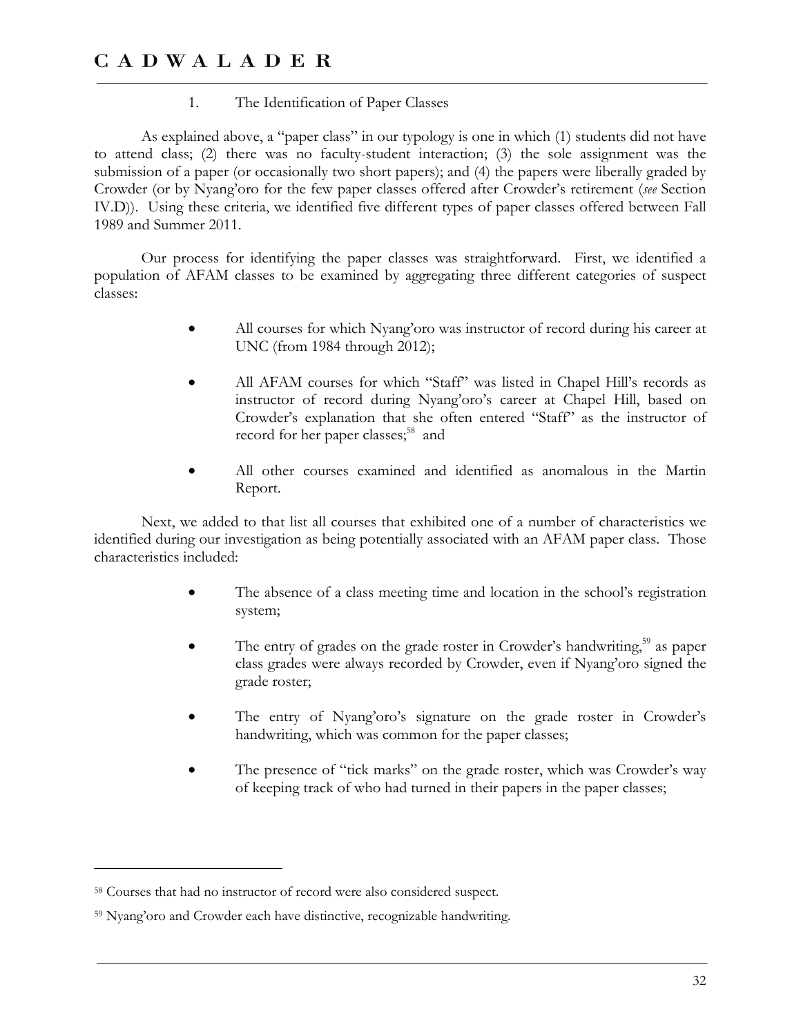### 1. The Identification of Paper Classes

As explained above, a "paper class" in our typology is one in which (1) students did not have to attend class; (2) there was no faculty-student interaction; (3) the sole assignment was the submission of a paper (or occasionally two short papers); and (4) the papers were liberally graded by Crowder (or by Nyang'oro for the few paper classes offered after Crowder's retirement (*see* Section IV.D)). Using these criteria, we identified five different types of paper classes offered between Fall 1989 and Summer 2011.

Our process for identifying the paper classes was straightforward. First, we identified a population of AFAM classes to be examined by aggregating three different categories of suspect classes:

- All courses for which Nyang'oro was instructor of record during his career at UNC (from 1984 through 2012);
- All AFAM courses for which "Staff" was listed in Chapel Hill's records as instructor of record during Nyang'oro's career at Chapel Hill, based on Crowder's explanation that she often entered "Staff" as the instructor of record for her paper classes;[58] and
- All other courses examined and identified as anomalous in the Martin Report.

Next, we added to that list all courses that exhibited one of a number of characteristics we identified during our investigation as being potentially associated with an AFAM paper class. Those characteristics included:

- The absence of a class meeting time and location in the school's registration system;
- The entry of grades on the grade roster in Crowder's handwriting,[59] as paper class grades were always recorded by Crowder, even if Nyang'oro signed the grade roster;
- The entry of Nyang'oro's signature on the grade roster in Crowder's handwriting, which was common for the paper classes;
- The presence of "tick marks" on the grade roster, which was Crowder's way of keeping track of who had turned in their papers in the paper classes;

---

[58] Courses that had no instructor of record were also considered suspect.

[59] Nyang'oro and Crowder each have distinctive, recognizable handwriting.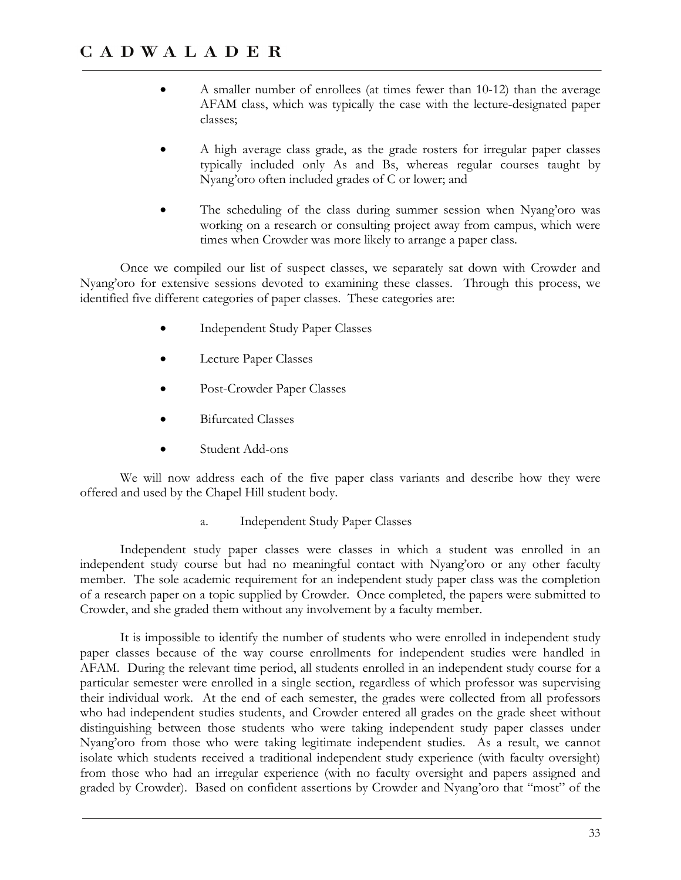- A smaller number of enrollees (at times fewer than 10-12) than the average AFAM class, which was typically the case with the lecture-designated paper classes;

- A high average class grade, as the grade rosters for irregular paper classes typically included only As and Bs, whereas regular courses taught by Nyang'oro often included grades of C or lower; and

- The scheduling of the class during summer session when Nyang'oro was working on a research or consulting project away from campus, which were times when Crowder was more likely to arrange a paper class.

Once we compiled our list of suspect classes, we separately sat down with Crowder and Nyang'oro for extensive sessions devoted to examining these classes. Through this process, we identified five different categories of paper classes. These categories are:

- Independent Study Paper Classes

- Lecture Paper Classes

- Post-Crowder Paper Classes

- Bifurcated Classes

- Student Add-ons

We will now address each of the five paper class variants and describe how they were offered and used by the Chapel Hill student body.

a. Independent Study Paper Classes

Independent study paper classes were classes in which a student was enrolled in an independent study course but had no meaningful contact with Nyang'oro or any other faculty member. The sole academic requirement for an independent study paper class was the completion of a research paper on a topic supplied by Crowder. Once completed, the papers were submitted to Crowder, and she graded them without any involvement by a faculty member.

It is impossible to identify the number of students who were enrolled in independent study paper classes because of the way course enrollments for independent studies were handled in AFAM. During the relevant time period, all students enrolled in an independent study course for a particular semester were enrolled in a single section, regardless of which professor was supervising their individual work. At the end of each semester, the grades were collected from all professors who had independent studies students, and Crowder entered all grades on the grade sheet without distinguishing between those students who were taking independent study paper classes under Nyang'oro from those who were taking legitimate independent studies. As a result, we cannot isolate which students received a traditional independent study experience (with faculty oversight) from those who had an irregular experience (with no faculty oversight and papers assigned and graded by Crowder). Based on confident assertions by Crowder and Nyang'oro that "most" of the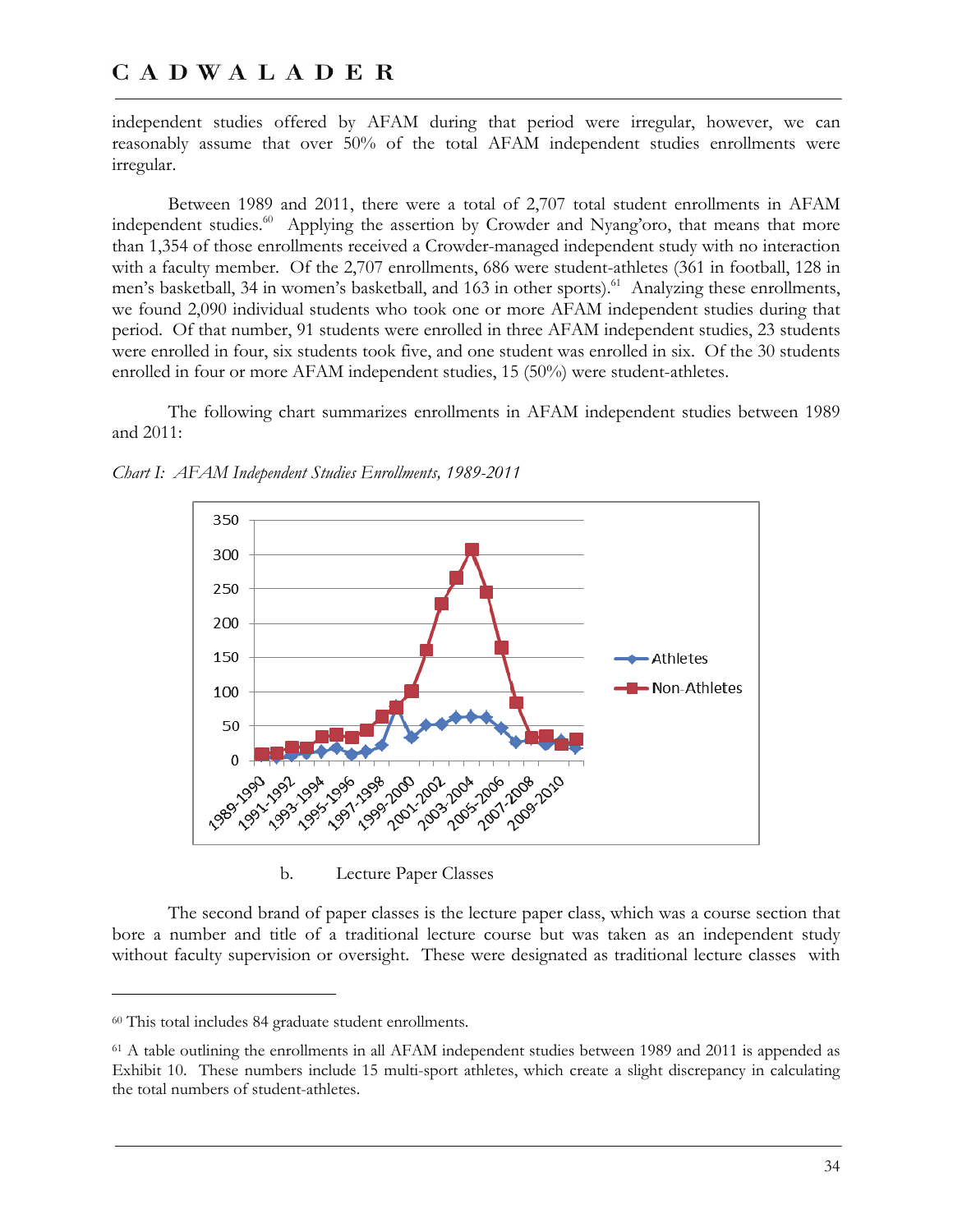independent studies offered by AFAM during that period were irregular, however, we can reasonably assume that over 50% of the total AFAM independent studies enrollments were irregular.

Between 1989 and 2011, there were a total of 2,707 total student enrollments in AFAM independent studies.[60] Applying the assertion by Crowder and Nyang'oro, that means that more than 1,354 of those enrollments received a Crowder-managed independent study with no interaction with a faculty member. Of the 2,707 enrollments, 686 were student-athletes (361 in football, 128 in men's basketball, 34 in women's basketball, and 163 in other sports).[61] Analyzing these enrollments, we found 2,090 individual students who took one or more AFAM independent studies during that period. Of that number, 91 students were enrolled in three AFAM independent studies, 23 students were enrolled in four, six students took five, and one student was enrolled in six. Of the 30 students enrolled in four or more AFAM independent studies, 15 (50%) were student-athletes.

The following chart summarizes enrollments in AFAM independent studies between 1989 and 2011:

*Chart I: AFAM Independent Studies Enrollments, 1989-2011*

b. Lecture Paper Classes

The second brand of paper classes is the lecture paper class, which was a course section that bore a number and title of a traditional lecture course but was taken as an independent study without faculty supervision or oversight. These were designated as traditional lecture classes with

---

[60] This total includes 84 graduate student enrollments.

[61] A table outlining the enrollments in all AFAM independent studies between 1989 and 2011 is appended as Exhibit 10. These numbers include 15 multi-sport athletes, which create a slight discrepancy in calculating the total numbers of student-athletes.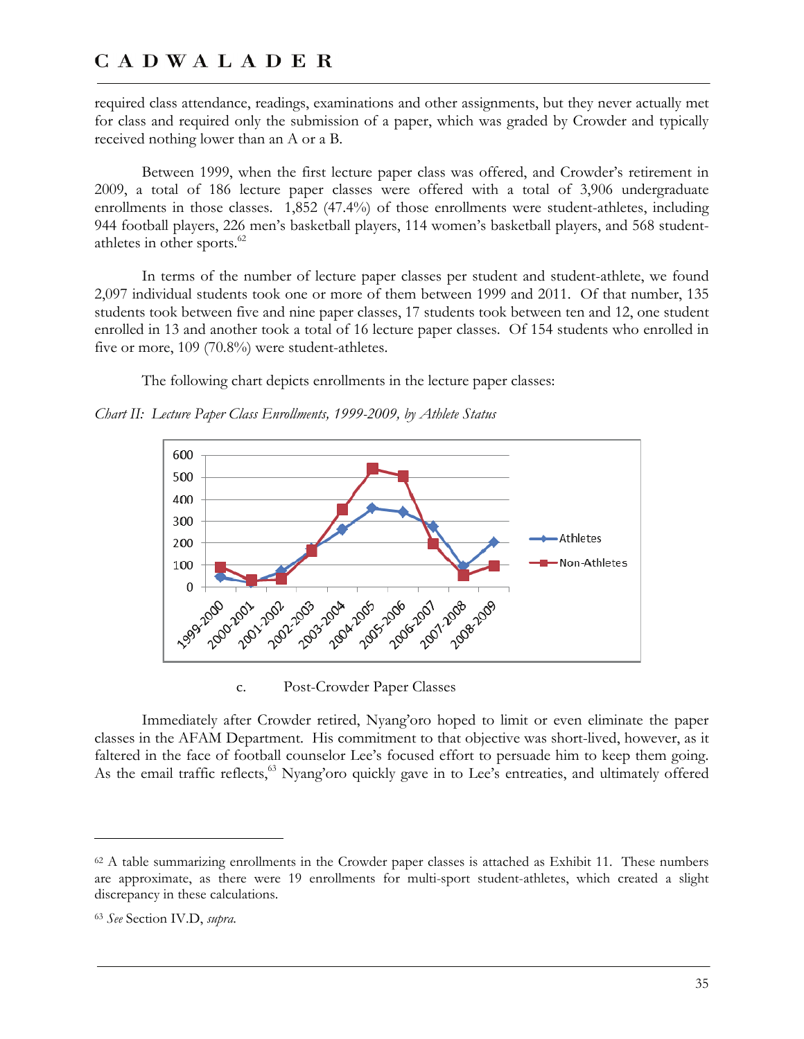required class attendance, readings, examinations and other assignments, but they never actually met for class and required only the submission of a paper, which was graded by Crowder and typically received nothing lower than an A or a B.

Between 1999, when the first lecture paper class was offered, and Crowder's retirement in 2009, a total of 186 lecture paper classes were offered with a total of 3,906 undergraduate enrollments in those classes. 1,852 (47.4%) of those enrollments were student-athletes, including 944 football players, 226 men's basketball players, 114 women's basketball players, and 568 student-athletes in other sports.[62]

In terms of the number of lecture paper classes per student and student-athlete, we found 2,097 individual students took one or more of them between 1999 and 2011. Of that number, 135 students took between five and nine paper classes, 17 students took between ten and 12, one student enrolled in 13 and another took a total of 16 lecture paper classes. Of 154 students who enrolled in five or more, 109 (70.8%) were student-athletes.

The following chart depicts enrollments in the lecture paper classes:

*Chart II: Lecture Paper Class Enrollments, 1999-2009, by Athlete Status*

c. Post-Crowder Paper Classes

Immediately after Crowder retired, Nyang'oro hoped to limit or even eliminate the paper classes in the AFAM Department. His commitment to that objective was short-lived, however, as it faltered in the face of football counselor Lee's focused effort to persuade him to keep them going. As the email traffic reflects,[63] Nyang'oro quickly gave in to Lee's entreaties, and ultimately offered

---

[62] A table summarizing enrollments in the Crowder paper classes is attached as Exhibit 11. These numbers are approximate, as there were 19 enrollments for multi-sport student-athletes, which created a slight discrepancy in these calculations.

[63] *See* Section IV.D, *supra.*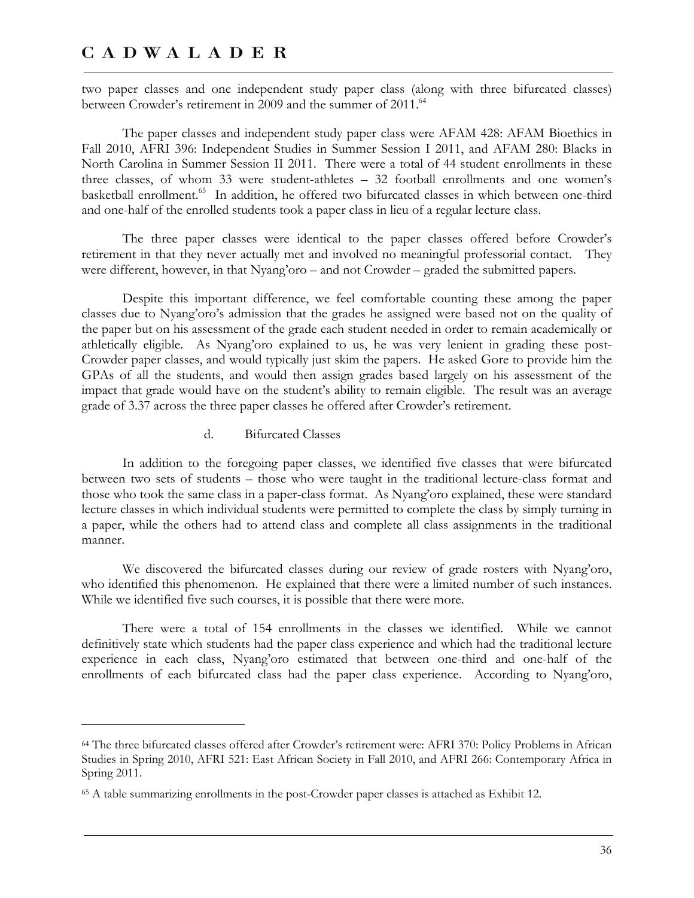two paper classes and one independent study paper class (along with three bifurcated classes) between Crowder's retirement in 2009 and the summer of 2011.[64]

The paper classes and independent study paper class were AFAM 428: AFAM Bioethics in Fall 2010, AFRI 396: Independent Studies in Summer Session I 2011, and AFAM 280: Blacks in North Carolina in Summer Session II 2011. There were a total of 44 student enrollments in these three classes, of whom 33 were student-athletes – 32 football enrollments and one women's basketball enrollment.[65] In addition, he offered two bifurcated classes in which between one-third and one-half of the enrolled students took a paper class in lieu of a regular lecture class.

The three paper classes were identical to the paper classes offered before Crowder's retirement in that they never actually met and involved no meaningful professorial contact. They were different, however, in that Nyang'oro – and not Crowder – graded the submitted papers.

Despite this important difference, we feel comfortable counting these among the paper classes due to Nyang'oro's admission that the grades he assigned were based not on the quality of the paper but on his assessment of the grade each student needed in order to remain academically or athletically eligible. As Nyang'oro explained to us, he was very lenient in grading these post-Crowder paper classes, and would typically just skim the papers. He asked Gore to provide him the GPAs of all the students, and would then assign grades based largely on his assessment of the impact that grade would have on the student's ability to remain eligible. The result was an average grade of 3.37 across the three paper classes he offered after Crowder's retirement.

d. Bifurcated Classes

In addition to the foregoing paper classes, we identified five classes that were bifurcated between two sets of students – those who were taught in the traditional lecture-class format and those who took the same class in a paper-class format. As Nyang'oro explained, these were standard lecture classes in which individual students were permitted to complete the class by simply turning in a paper, while the others had to attend class and complete all class assignments in the traditional manner.

We discovered the bifurcated classes during our review of grade rosters with Nyang'oro, who identified this phenomenon. He explained that there were a limited number of such instances. While we identified five such courses, it is possible that there were more.

There were a total of 154 enrollments in the classes we identified. While we cannot definitively state which students had the paper class experience and which had the traditional lecture experience in each class, Nyang'oro estimated that between one-third and one-half of the enrollments of each bifurcated class had the paper class experience. According to Nyang'oro,

---

[64] The three bifurcated classes offered after Crowder's retirement were: AFRI 370: Policy Problems in African Studies in Spring 2010, AFRI 521: East African Society in Fall 2010, and AFRI 266: Contemporary Africa in Spring 2011.

[65] A table summarizing enrollments in the post-Crowder paper classes is attached as Exhibit 12.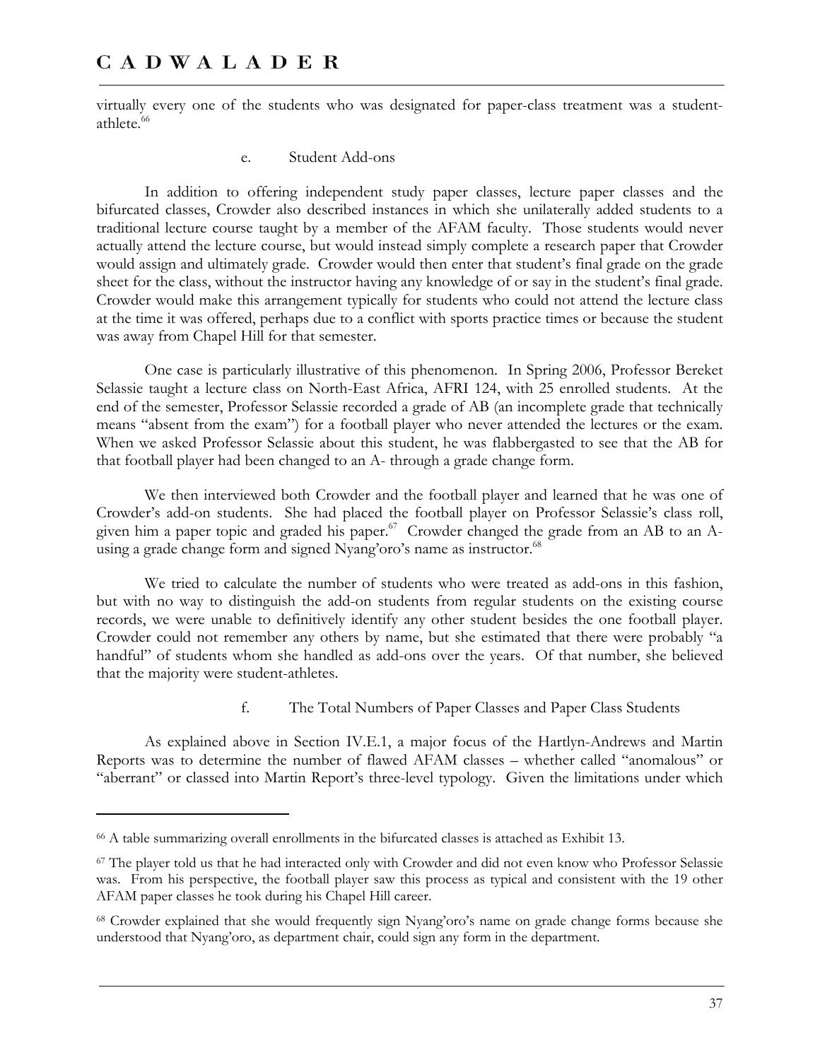virtually every one of the students who was designated for paper-class treatment was a student-athlete.[66]

#### e. Student Add-ons

In addition to offering independent study paper classes, lecture paper classes and the bifurcated classes, Crowder also described instances in which she unilaterally added students to a traditional lecture course taught by a member of the AFAM faculty. Those students would never actually attend the lecture course, but would instead simply complete a research paper that Crowder would assign and ultimately grade. Crowder would then enter that student's final grade on the grade sheet for the class, without the instructor having any knowledge of or say in the student's final grade. Crowder would make this arrangement typically for students who could not attend the lecture class at the time it was offered, perhaps due to a conflict with sports practice times or because the student was away from Chapel Hill for that semester.

One case is particularly illustrative of this phenomenon. In Spring 2006, Professor Bereket Selassie taught a lecture class on North-East Africa, AFRI 124, with 25 enrolled students. At the end of the semester, Professor Selassie recorded a grade of AB (an incomplete grade that technically means "absent from the exam") for a football player who never attended the lectures or the exam. When we asked Professor Selassie about this student, he was flabbergasted to see that the AB for that football player had been changed to an A- through a grade change form.

We then interviewed both Crowder and the football player and learned that he was one of Crowder's add-on students. She had placed the football player on Professor Selassie's class roll, given him a paper topic and graded his paper.[67] Crowder changed the grade from an AB to an A- using a grade change form and signed Nyang'oro's name as instructor.[68]

We tried to calculate the number of students who were treated as add-ons in this fashion, but with no way to distinguish the add-on students from regular students on the existing course records, we were unable to definitively identify any other student besides the one football player. Crowder could not remember any others by name, but she estimated that there were probably "a handful" of students whom she handled as add-ons over the years. Of that number, she believed that the majority were student-athletes.

#### f. The Total Numbers of Paper Classes and Paper Class Students

As explained above in Section IV.E.1, a major focus of the Hartlyn-Andrews and Martin Reports was to determine the number of flawed AFAM classes – whether called "anomalous" or "aberrant" or classed into Martin Report's three-level typology. Given the limitations under which

---

[66] A table summarizing overall enrollments in the bifurcated classes is attached as Exhibit 13.

[67] The player told us that he had interacted only with Crowder and did not even know who Professor Selassie was. From his perspective, the football player saw this process as typical and consistent with the 19 other AFAM paper classes he took during his Chapel Hill career.

[68] Crowder explained that she would frequently sign Nyang'oro's name on grade change forms because she understood that Nyang'oro, as department chair, could sign any form in the department.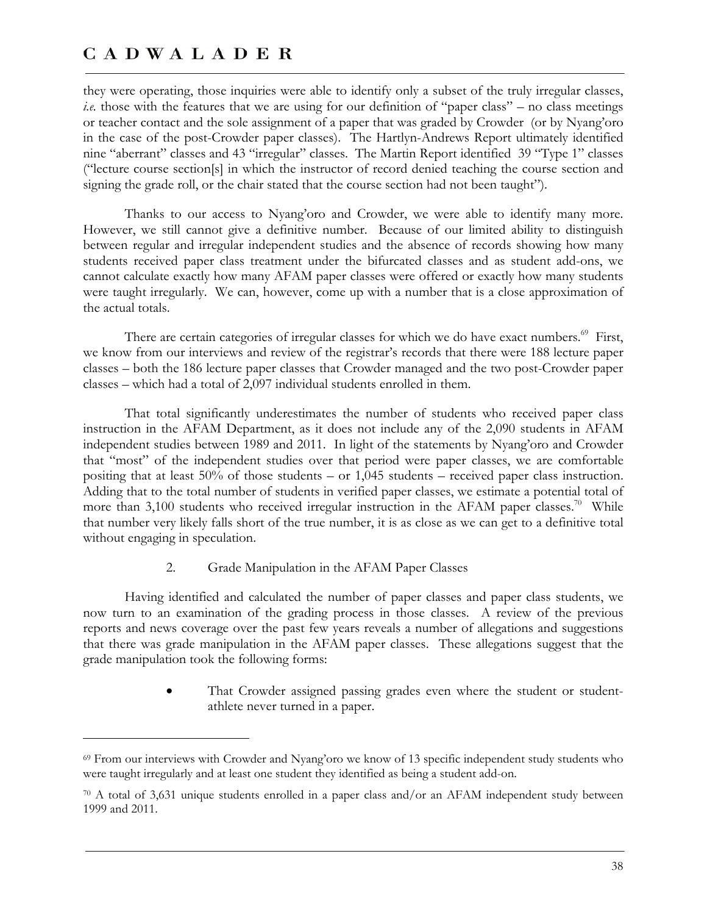they were operating, those inquiries were able to identify only a subset of the truly irregular classes, *i.e.* those with the features that we are using for our definition of "paper class" – no class meetings or teacher contact and the sole assignment of a paper that was graded by Crowder (or by Nyang'oro in the case of the post-Crowder paper classes). The Hartlyn-Andrews Report ultimately identified nine "aberrant" classes and 43 "irregular" classes. The Martin Report identified 39 "Type 1" classes ("lecture course section[s] in which the instructor of record denied teaching the course section and signing the grade roll, or the chair stated that the course section had not been taught").

Thanks to our access to Nyang'oro and Crowder, we were able to identify many more. However, we still cannot give a definitive number. Because of our limited ability to distinguish between regular and irregular independent studies and the absence of records showing how many students received paper class treatment under the bifurcated classes and as student add-ons, we cannot calculate exactly how many AFAM paper classes were offered or exactly how many students were taught irregularly. We can, however, come up with a number that is a close approximation of the actual totals.

There are certain categories of irregular classes for which we do have exact numbers.[69] First, we know from our interviews and review of the registrar's records that there were 188 lecture paper classes – both the 186 lecture paper classes that Crowder managed and the two post-Crowder paper classes – which had a total of 2,097 individual students enrolled in them.

That total significantly underestimates the number of students who received paper class instruction in the AFAM Department, as it does not include any of the 2,090 students in AFAM independent studies between 1989 and 2011. In light of the statements by Nyang'oro and Crowder that "most" of the independent studies over that period were paper classes, we are comfortable positing that at least 50% of those students – or 1,045 students – received paper class instruction. Adding that to the total number of students in verified paper classes, we estimate a potential total of more than 3,100 students who received irregular instruction in the AFAM paper classes.[70] While that number very likely falls short of the true number, it is as close as we can get to a definitive total without engaging in speculation.

2. Grade Manipulation in the AFAM Paper Classes

Having identified and calculated the number of paper classes and paper class students, we now turn to an examination of the grading process in those classes. A review of the previous reports and news coverage over the past few years reveals a number of allegations and suggestions that there was grade manipulation in the AFAM paper classes. These allegations suggest that the grade manipulation took the following forms:

- That Crowder assigned passing grades even where the student or student-athlete never turned in a paper.

[69] From our interviews with Crowder and Nyang'oro we know of 13 specific independent study students who were taught irregularly and at least one student they identified as being a student add-on.

[70] A total of 3,631 unique students enrolled in a paper class and/or an AFAM independent study between 1999 and 2011.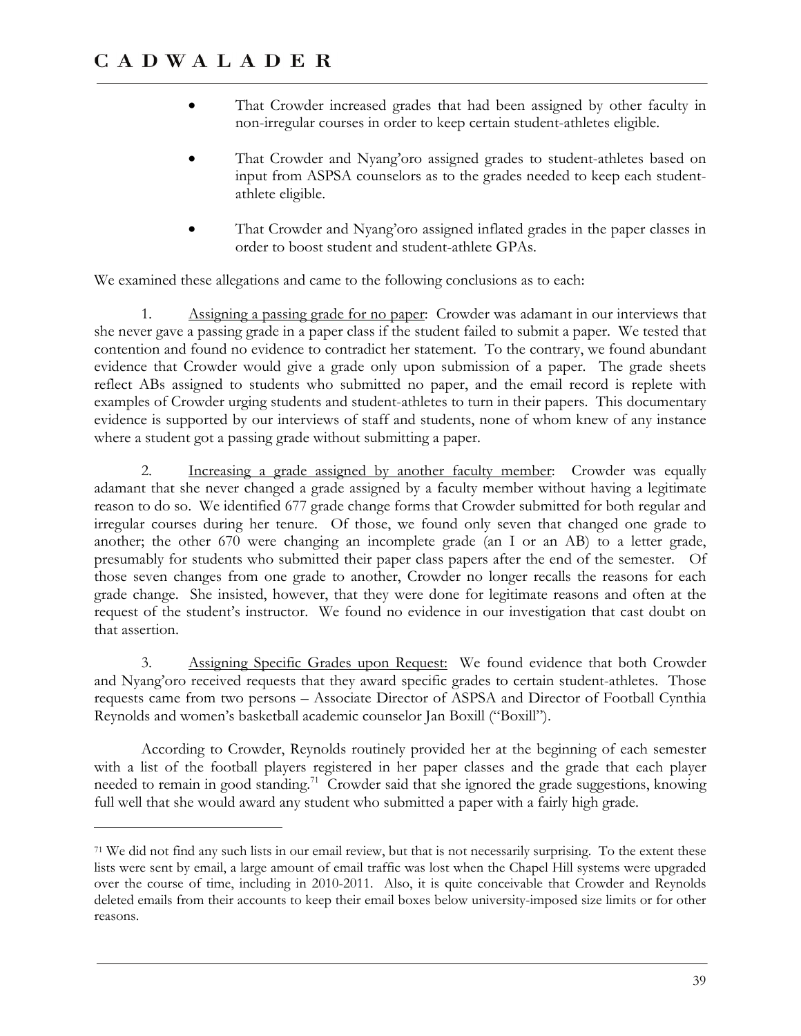- That Crowder increased grades that had been assigned by other faculty in non-irregular courses in order to keep certain student-athletes eligible.

- That Crowder and Nyang'oro assigned grades to student-athletes based on input from ASPSA counselors as to the grades needed to keep each student-athlete eligible.

- That Crowder and Nyang'oro assigned inflated grades in the paper classes in order to boost student and student-athlete GPAs.

We examined these allegations and came to the following conclusions as to each:

1. Assigning a passing grade for no paper: Crowder was adamant in our interviews that she never gave a passing grade in a paper class if the student failed to submit a paper. We tested that contention and found no evidence to contradict her statement. To the contrary, we found abundant evidence that Crowder would give a grade only upon submission of a paper. The grade sheets reflect ABs assigned to students who submitted no paper, and the email record is replete with examples of Crowder urging students and student-athletes to turn in their papers. This documentary evidence is supported by our interviews of staff and students, none of whom knew of any instance where a student got a passing grade without submitting a paper.

2. Increasing a grade assigned by another faculty member: Crowder was equally adamant that she never changed a grade assigned by a faculty member without having a legitimate reason to do so. We identified 677 grade change forms that Crowder submitted for both regular and irregular courses during her tenure. Of those, we found only seven that changed one grade to another; the other 670 were changing an incomplete grade (an I or an AB) to a letter grade, presumably for students who submitted their paper class papers after the end of the semester. Of those seven changes from one grade to another, Crowder no longer recalls the reasons for each grade change. She insisted, however, that they were done for legitimate reasons and often at the request of the student's instructor. We found no evidence in our investigation that cast doubt on that assertion.

3. Assigning Specific Grades upon Request: We found evidence that both Crowder and Nyang'oro received requests that they award specific grades to certain student-athletes. Those requests came from two persons – Associate Director of ASPSA and Director of Football Cynthia Reynolds and women's basketball academic counselor Jan Boxill ("Boxill").

According to Crowder, Reynolds routinely provided her at the beginning of each semester with a list of the football players registered in her paper classes and the grade that each player needed to remain in good standing.[71] Crowder said that she ignored the grade suggestions, knowing full well that she would award any student who submitted a paper with a fairly high grade.

---

[71] We did not find any such lists in our email review, but that is not necessarily surprising. To the extent these lists were sent by email, a large amount of email traffic was lost when the Chapel Hill systems were upgraded over the course of time, including in 2010-2011. Also, it is quite conceivable that Crowder and Reynolds deleted emails from their accounts to keep their email boxes below university-imposed size limits or for other reasons.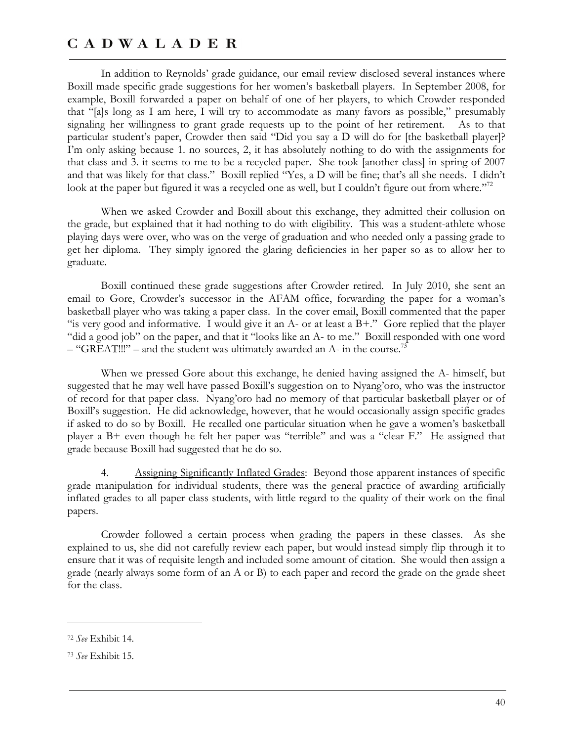In addition to Reynolds' grade guidance, our email review disclosed several instances where Boxill made specific grade suggestions for her women's basketball players. In September 2008, for example, Boxill forwarded a paper on behalf of one of her players, to which Crowder responded that "[a]s long as I am here, I will try to accommodate as many favors as possible," presumably signaling her willingness to grant grade requests up to the point of her retirement. As to that particular student's paper, Crowder then said "Did you say a D will do for [the basketball player]? I'm only asking because 1. no sources, 2, it has absolutely nothing to do with the assignments for that class and 3. it seems to me to be a recycled paper. She took [another class] in spring of 2007 and that was likely for that class." Boxill replied "Yes, a D will be fine; that's all she needs. I didn't look at the paper but figured it was a recycled one as well, but I couldn't figure out from where."[72]

When we asked Crowder and Boxill about this exchange, they admitted their collusion on the grade, but explained that it had nothing to do with eligibility. This was a student-athlete whose playing days were over, who was on the verge of graduation and who needed only a passing grade to get her diploma. They simply ignored the glaring deficiencies in her paper so as to allow her to graduate.

Boxill continued these grade suggestions after Crowder retired. In July 2010, she sent an email to Gore, Crowder's successor in the AFAM office, forwarding the paper for a woman's basketball player who was taking a paper class. In the cover email, Boxill commented that the paper "is very good and informative. I would give it an A- or at least a B+." Gore replied that the player "did a good job" on the paper, and that it "looks like an A- to me." Boxill responded with one word – "GREAT!!!" – and the student was ultimately awarded an A- in the course.[73]

When we pressed Gore about this exchange, he denied having assigned the A- himself, but suggested that he may well have passed Boxill's suggestion on to Nyang'oro, who was the instructor of record for that paper class. Nyang'oro had no memory of that particular basketball player or of Boxill's suggestion. He did acknowledge, however, that he would occasionally assign specific grades if asked to do so by Boxill. He recalled one particular situation when he gave a women's basketball player a B+ even though he felt her paper was "terrible" and was a "clear F." He assigned that grade because Boxill had suggested that he do so.

4. <u>Assigning Significantly Inflated Grades</u>: Beyond those apparent instances of specific grade manipulation for individual students, there was the general practice of awarding artificially inflated grades to all paper class students, with little regard to the quality of their work on the final papers.

Crowder followed a certain process when grading the papers in these classes. As she explained to us, she did not carefully review each paper, but would instead simply flip through it to ensure that it was of requisite length and included some amount of citation. She would then assign a grade (nearly always some form of an A or B) to each paper and record the grade on the grade sheet for the class.

---

[72] *See* Exhibit 14.

[73] *See* Exhibit 15.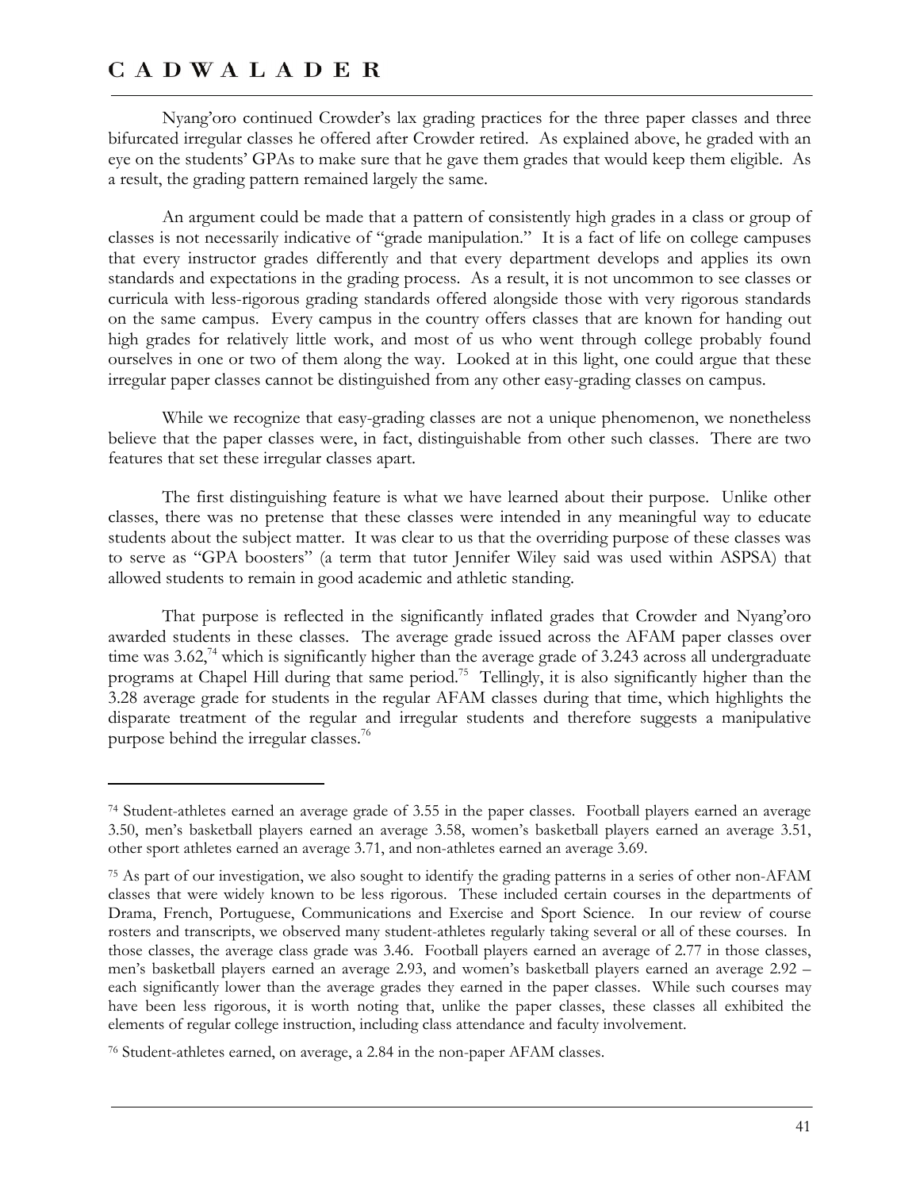Nyang'oro continued Crowder's lax grading practices for the three paper classes and three bifurcated irregular classes he offered after Crowder retired. As explained above, he graded with an eye on the students' GPAs to make sure that he gave them grades that would keep them eligible. As a result, the grading pattern remained largely the same.

An argument could be made that a pattern of consistently high grades in a class or group of classes is not necessarily indicative of "grade manipulation." It is a fact of life on college campuses that every instructor grades differently and that every department develops and applies its own standards and expectations in the grading process. As a result, it is not uncommon to see classes or curricula with less-rigorous grading standards offered alongside those with very rigorous standards on the same campus. Every campus in the country offers classes that are known for handing out high grades for relatively little work, and most of us who went through college probably found ourselves in one or two of them along the way. Looked at in this light, one could argue that these irregular paper classes cannot be distinguished from any other easy-grading classes on campus.

While we recognize that easy-grading classes are not a unique phenomenon, we nonetheless believe that the paper classes were, in fact, distinguishable from other such classes. There are two features that set these irregular classes apart.

The first distinguishing feature is what we have learned about their purpose. Unlike other classes, there was no pretense that these classes were intended in any meaningful way to educate students about the subject matter. It was clear to us that the overriding purpose of these classes was to serve as "GPA boosters" (a term that tutor Jennifer Wiley said was used within ASPSA) that allowed students to remain in good academic and athletic standing.

That purpose is reflected in the significantly inflated grades that Crowder and Nyang'oro awarded students in these classes. The average grade issued across the AFAM paper classes over time was 3.62,[74] which is significantly higher than the average grade of 3.243 across all undergraduate programs at Chapel Hill during that same period.[75] Tellingly, it is also significantly higher than the 3.28 average grade for students in the regular AFAM classes during that time, which highlights the disparate treatment of the regular and irregular students and therefore suggests a manipulative purpose behind the irregular classes.[76]

---

[74] Student-athletes earned an average grade of 3.55 in the paper classes. Football players earned an average 3.50, men's basketball players earned an average 3.58, women's basketball players earned an average 3.51, other sport athletes earned an average 3.71, and non-athletes earned an average 3.69.

[75] As part of our investigation, we also sought to identify the grading patterns in a series of other non-AFAM classes that were widely known to be less rigorous. These included certain courses in the departments of Drama, French, Portuguese, Communications and Exercise and Sport Science. In our review of course rosters and transcripts, we observed many student-athletes regularly taking several or all of these courses. In those classes, the average class grade was 3.46. Football players earned an average of 2.77 in those classes, men's basketball players earned an average 2.93, and women's basketball players earned an average 2.92 – each significantly lower than the average grades they earned in the paper classes. While such courses may have been less rigorous, it is worth noting that, unlike the paper classes, these classes all exhibited the elements of regular college instruction, including class attendance and faculty involvement.

[76] Student-athletes earned, on average, a 2.84 in the non-paper AFAM classes.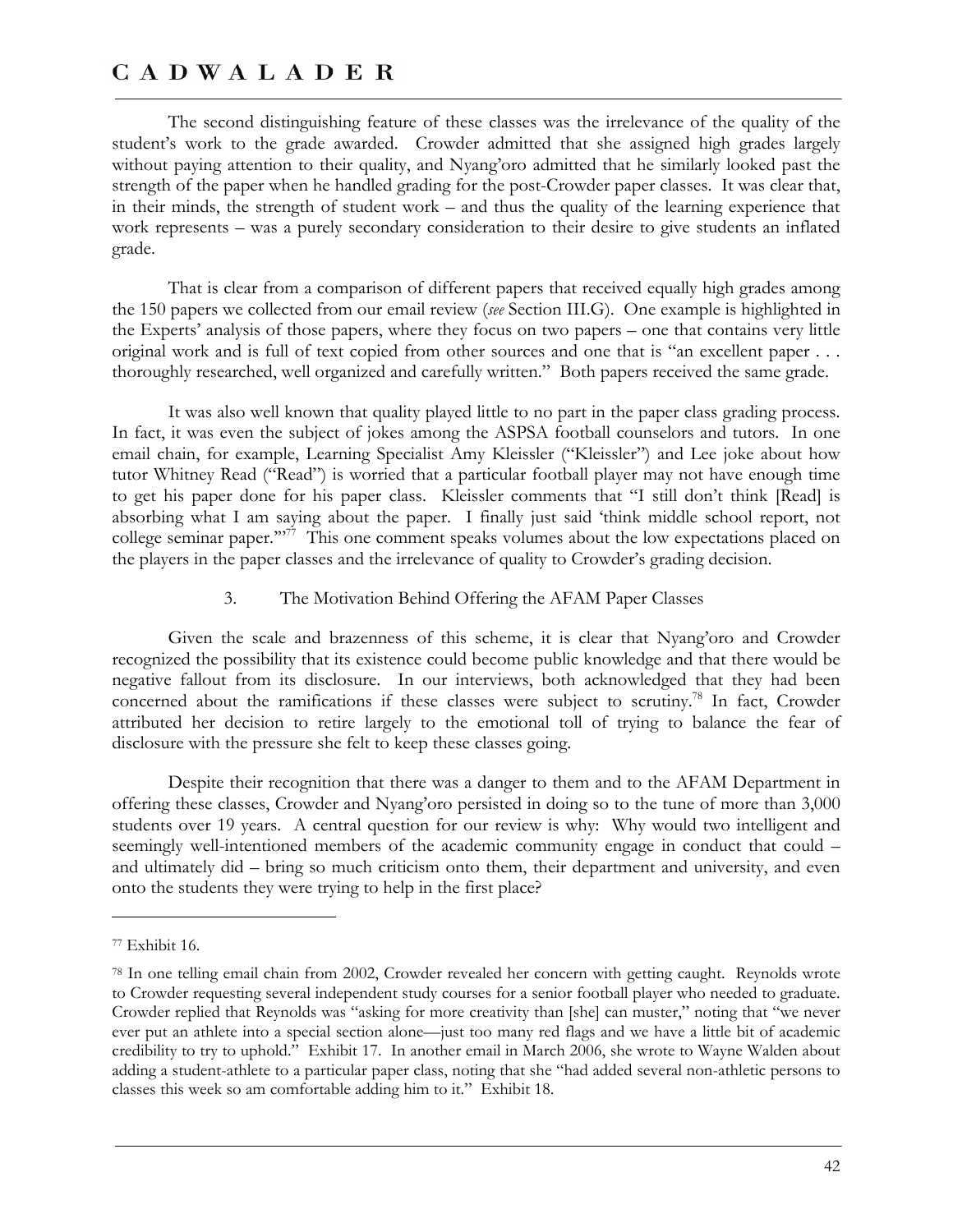The second distinguishing feature of these classes was the irrelevance of the quality of the student's work to the grade awarded. Crowder admitted that she assigned high grades largely without paying attention to their quality, and Nyang'oro admitted that he similarly looked past the strength of the paper when he handled grading for the post-Crowder paper classes. It was clear that, in their minds, the strength of student work – and thus the quality of the learning experience that work represents – was a purely secondary consideration to their desire to give students an inflated grade.

That is clear from a comparison of different papers that received equally high grades among the 150 papers we collected from our email review (*see* Section III.G). One example is highlighted in the Experts' analysis of those papers, where they focus on two papers – one that contains very little original work and is full of text copied from other sources and one that is "an excellent paper . . . thoroughly researched, well organized and carefully written." Both papers received the same grade.

It was also well known that quality played little to no part in the paper class grading process. In fact, it was even the subject of jokes among the ASPSA football counselors and tutors. In one email chain, for example, Learning Specialist Amy Kleissler ("Kleissler") and Lee joke about how tutor Whitney Read ("Read") is worried that a particular football player may not have enough time to get his paper done for his paper class. Kleissler comments that "I still don't think [Read] is absorbing what I am saying about the paper. I finally just said 'think middle school report, not college seminar paper.'"[77] This one comment speaks volumes about the low expectations placed on the players in the paper classes and the irrelevance of quality to Crowder's grading decision.

### 3. The Motivation Behind Offering the AFAM Paper Classes

Given the scale and brazenness of this scheme, it is clear that Nyang'oro and Crowder recognized the possibility that its existence could become public knowledge and that there would be negative fallout from its disclosure. In our interviews, both acknowledged that they had been concerned about the ramifications if these classes were subject to scrutiny.[78] In fact, Crowder attributed her decision to retire largely to the emotional toll of trying to balance the fear of disclosure with the pressure she felt to keep these classes going.

Despite their recognition that there was a danger to them and to the AFAM Department in offering these classes, Crowder and Nyang'oro persisted in doing so to the tune of more than 3,000 students over 19 years. A central question for our review is why: Why would two intelligent and seemingly well-intentioned members of the academic community engage in conduct that could – and ultimately did – bring so much criticism onto them, their department and university, and even onto the students they were trying to help in the first place?

---

[77] Exhibit 16.

[78] In one telling email chain from 2002, Crowder revealed her concern with getting caught. Reynolds wrote to Crowder requesting several independent study courses for a senior football player who needed to graduate. Crowder replied that Reynolds was "asking for more creativity than [she] can muster," noting that "we never ever put an athlete into a special section alone—just too many red flags and we have a little bit of academic credibility to try to uphold." Exhibit 17. In another email in March 2006, she wrote to Wayne Walden about adding a student-athlete to a particular paper class, noting that she "had added several non-athletic persons to classes this week so am comfortable adding him to it." Exhibit 18.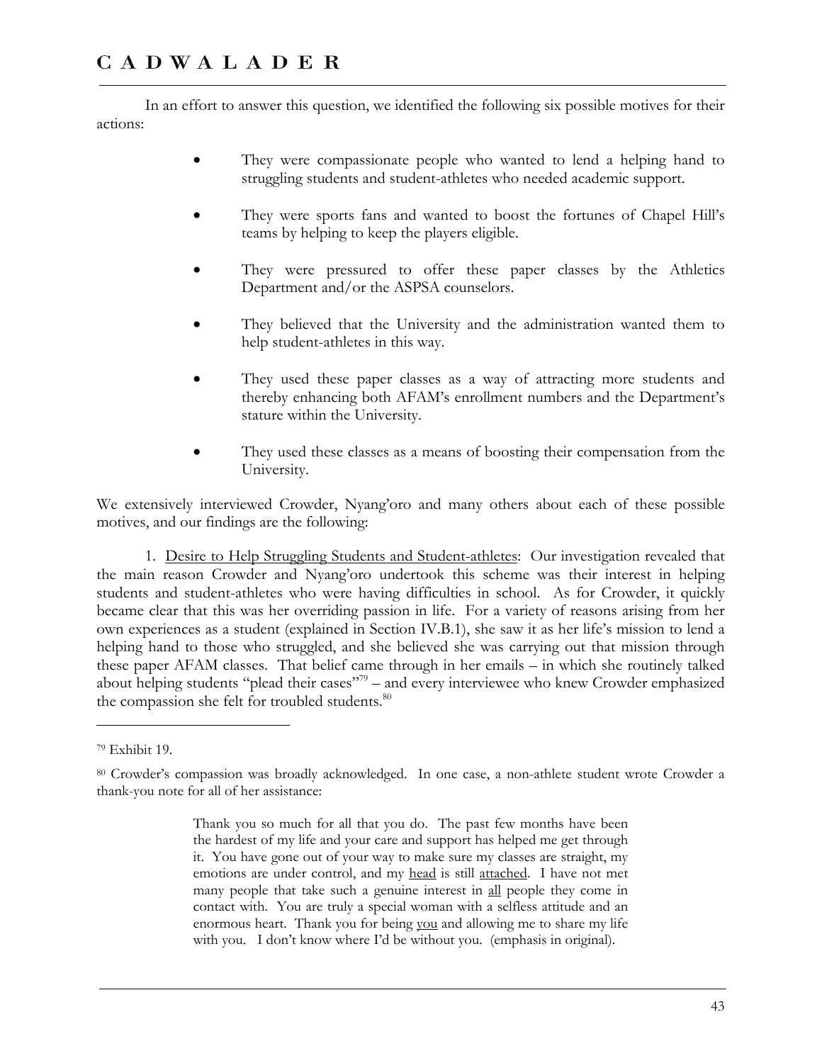In an effort to answer this question, we identified the following six possible motives for their actions:

- They were compassionate people who wanted to lend a helping hand to struggling students and student-athletes who needed academic support.
- They were sports fans and wanted to boost the fortunes of Chapel Hill's teams by helping to keep the players eligible.
- They were pressured to offer these paper classes by the Athletics Department and/or the ASPSA counselors.
- They believed that the University and the administration wanted them to help student-athletes in this way.
- They used these paper classes as a way of attracting more students and thereby enhancing both AFAM's enrollment numbers and the Department's stature within the University.
- They used these classes as a means of boosting their compensation from the University.

We extensively interviewed Crowder, Nyang'oro and many others about each of these possible motives, and our findings are the following:

1. <u>Desire to Help Struggling Students and Student-athletes</u>: Our investigation revealed that the main reason Crowder and Nyang'oro undertook this scheme was their interest in helping students and student-athletes who were having difficulties in school. As for Crowder, it quickly became clear that this was her overriding passion in life. For a variety of reasons arising from her own experiences as a student (explained in Section IV.B.1), she saw it as her life's mission to lend a helping hand to those who struggled, and she believed she was carrying out that mission through these paper AFAM classes. That belief came through in her emails – in which she routinely talked about helping students "plead their cases"[79] – and every interviewee who knew Crowder emphasized the compassion she felt for troubled students.[80]

---

[79] Exhibit 19.

[80] Crowder's compassion was broadly acknowledged. In one case, a non-athlete student wrote Crowder a thank-you note for all of her assistance:

> Thank you so much for all that you do. The past few months have been the hardest of my life and your care and support has helped me get through it. You have gone out of your way to make sure my classes are straight, my emotions are under control, and my <u>head</u> is still <u>attached</u>. I have not met many people that take such a genuine interest in <u>all</u> people they come in contact with. You are truly a special woman with a selfless attitude and an enormous heart. Thank you for being <u>you</u> and allowing me to share my life with you. I don't know where I'd be without you. (emphasis in original).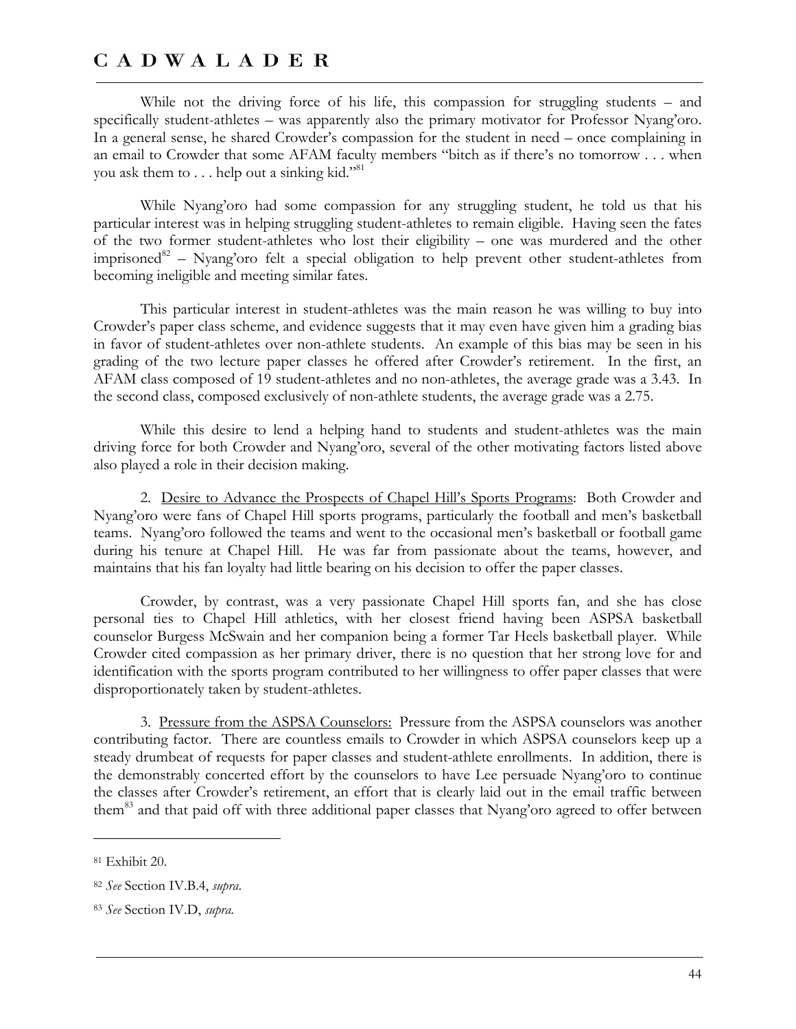While not the driving force of his life, this compassion for struggling students – and specifically student-athletes – was apparently also the primary motivator for Professor Nyang'oro. In a general sense, he shared Crowder's compassion for the student in need – once complaining in an email to Crowder that some AFAM faculty members "bitch as if there's no tomorrow . . . when you ask them to . . . help out a sinking kid."[81]

While Nyang'oro had some compassion for any struggling student, he told us that his particular interest was in helping struggling student-athletes to remain eligible. Having seen the fates of the two former student-athletes who lost their eligibility – one was murdered and the other imprisoned[82] – Nyang'oro felt a special obligation to help prevent other student-athletes from becoming ineligible and meeting similar fates.

This particular interest in student-athletes was the main reason he was willing to buy into Crowder's paper class scheme, and evidence suggests that it may even have given him a grading bias in favor of student-athletes over non-athlete students. An example of this bias may be seen in his grading of the two lecture paper classes he offered after Crowder's retirement. In the first, an AFAM class composed of 19 student-athletes and no non-athletes, the average grade was a 3.43. In the second class, composed exclusively of non-athlete students, the average grade was a 2.75.

While this desire to lend a helping hand to students and student-athletes was the main driving force for both Crowder and Nyang'oro, several of the other motivating factors listed above also played a role in their decision making.

2. <u>Desire to Advance the Prospects of Chapel Hill's Sports Programs</u>: Both Crowder and Nyang'oro were fans of Chapel Hill sports programs, particularly the football and men's basketball teams. Nyang'oro followed the teams and went to the occasional men's basketball or football game during his tenure at Chapel Hill. He was far from passionate about the teams, however, and maintains that his fan loyalty had little bearing on his decision to offer the paper classes.

Crowder, by contrast, was a very passionate Chapel Hill sports fan, and she has close personal ties to Chapel Hill athletics, with her closest friend having been ASPSA basketball counselor Burgess McSwain and her companion being a former Tar Heels basketball player. While Crowder cited compassion as her primary driver, there is no question that her strong love for and identification with the sports program contributed to her willingness to offer paper classes that were disproportionately taken by student-athletes.

3. <u>Pressure from the ASPSA Counselors:</u> Pressure from the ASPSA counselors was another contributing factor. There are countless emails to Crowder in which ASPSA counselors keep up a steady drumbeat of requests for paper classes and student-athlete enrollments. In addition, there is the demonstrably concerted effort by the counselors to have Lee persuade Nyang'oro to continue the classes after Crowder's retirement, an effort that is clearly laid out in the email traffic between them[83] and that paid off with three additional paper classes that Nyang'oro agreed to offer between

---

[81] Exhibit 20.

[82] *See* Section IV.B.4, *supra*.

[83] *See* Section IV.D, *supra*.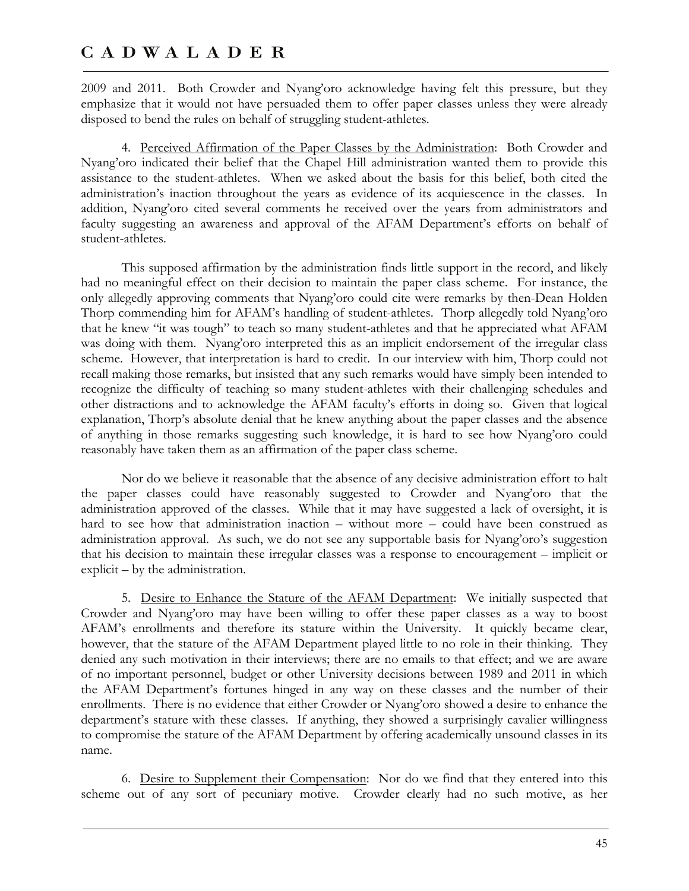2009 and 2011. Both Crowder and Nyang'oro acknowledge having felt this pressure, but they emphasize that it would not have persuaded them to offer paper classes unless they were already disposed to bend the rules on behalf of struggling student-athletes.

4. Perceived Affirmation of the Paper Classes by the Administration: Both Crowder and Nyang'oro indicated their belief that the Chapel Hill administration wanted them to provide this assistance to the student-athletes. When we asked about the basis for this belief, both cited the administration's inaction throughout the years as evidence of its acquiescence in the classes. In addition, Nyang'oro cited several comments he received over the years from administrators and faculty suggesting an awareness and approval of the AFAM Department's efforts on behalf of student-athletes.

This supposed affirmation by the administration finds little support in the record, and likely had no meaningful effect on their decision to maintain the paper class scheme. For instance, the only allegedly approving comments that Nyang'oro could cite were remarks by then-Dean Holden Thorp commending him for AFAM's handling of student-athletes. Thorp allegedly told Nyang'oro that he knew "it was tough" to teach so many student-athletes and that he appreciated what AFAM was doing with them. Nyang'oro interpreted this as an implicit endorsement of the irregular class scheme. However, that interpretation is hard to credit. In our interview with him, Thorp could not recall making those remarks, but insisted that any such remarks would have simply been intended to recognize the difficulty of teaching so many student-athletes with their challenging schedules and other distractions and to acknowledge the AFAM faculty's efforts in doing so. Given that logical explanation, Thorp's absolute denial that he knew anything about the paper classes and the absence of anything in those remarks suggesting such knowledge, it is hard to see how Nyang'oro could reasonably have taken them as an affirmation of the paper class scheme.

Nor do we believe it reasonable that the absence of any decisive administration effort to halt the paper classes could have reasonably suggested to Crowder and Nyang'oro that the administration approved of the classes. While that it may have suggested a lack of oversight, it is hard to see how that administration inaction – without more – could have been construed as administration approval. As such, we do not see any supportable basis for Nyang'oro's suggestion that his decision to maintain these irregular classes was a response to encouragement – implicit or explicit – by the administration.

5. Desire to Enhance the Stature of the AFAM Department: We initially suspected that Crowder and Nyang'oro may have been willing to offer these paper classes as a way to boost AFAM's enrollments and therefore its stature within the University. It quickly became clear, however, that the stature of the AFAM Department played little to no role in their thinking. They denied any such motivation in their interviews; there are no emails to that effect; and we are aware of no important personnel, budget or other University decisions between 1989 and 2011 in which the AFAM Department's fortunes hinged in any way on these classes and the number of their enrollments. There is no evidence that either Crowder or Nyang'oro showed a desire to enhance the department's stature with these classes. If anything, they showed a surprisingly cavalier willingness to compromise the stature of the AFAM Department by offering academically unsound classes in its name.

6. Desire to Supplement their Compensation: Nor do we find that they entered into this scheme out of any sort of pecuniary motive. Crowder clearly had no such motive, as her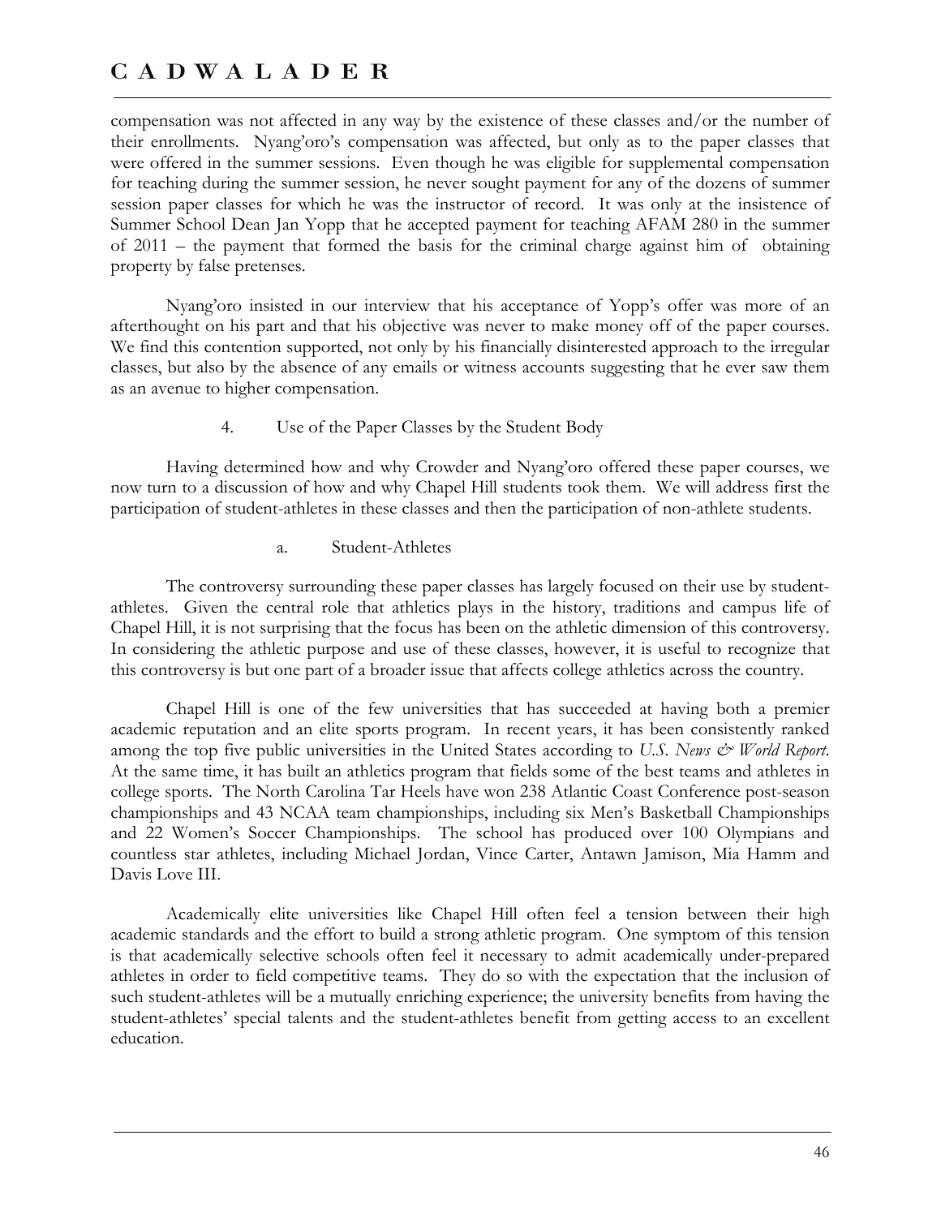compensation was not affected in any way by the existence of these classes and/or the number of their enrollments. Nyang'oro's compensation was affected, but only as to the paper classes that were offered in the summer sessions. Even though he was eligible for supplemental compensation for teaching during the summer session, he never sought payment for any of the dozens of summer session paper classes for which he was the instructor of record. It was only at the insistence of Summer School Dean Jan Yopp that he accepted payment for teaching AFAM 280 in the summer of 2011 – the payment that formed the basis for the criminal charge against him of obtaining property by false pretenses.

Nyang'oro insisted in our interview that his acceptance of Yopp's offer was more of an afterthought on his part and that his objective was never to make money off of the paper courses. We find this contention supported, not only by his financially disinterested approach to the irregular classes, but also by the absence of any emails or witness accounts suggesting that he ever saw them as an avenue to higher compensation.

### 4. Use of the Paper Classes by the Student Body

Having determined how and why Crowder and Nyang'oro offered these paper courses, we now turn to a discussion of how and why Chapel Hill students took them. We will address first the participation of student-athletes in these classes and then the participation of non-athlete students.

#### a. Student-Athletes

The controversy surrounding these paper classes has largely focused on their use by student-athletes. Given the central role that athletics plays in the history, traditions and campus life of Chapel Hill, it is not surprising that the focus has been on the athletic dimension of this controversy. In considering the athletic purpose and use of these classes, however, it is useful to recognize that this controversy is but one part of a broader issue that affects college athletics across the country.

Chapel Hill is one of the few universities that has succeeded at having both a premier academic reputation and an elite sports program. In recent years, it has been consistently ranked among the top five public universities in the United States according to *U.S. News & World Report*. At the same time, it has built an athletics program that fields some of the best teams and athletes in college sports. The North Carolina Tar Heels have won 238 Atlantic Coast Conference post-season championships and 43 NCAA team championships, including six Men's Basketball Championships and 22 Women's Soccer Championships. The school has produced over 100 Olympians and countless star athletes, including Michael Jordan, Vince Carter, Antawn Jamison, Mia Hamm and Davis Love III.

Academically elite universities like Chapel Hill often feel a tension between their high academic standards and the effort to build a strong athletic program. One symptom of this tension is that academically selective schools often feel it necessary to admit academically under-prepared athletes in order to field competitive teams. They do so with the expectation that the inclusion of such student-athletes will be a mutually enriching experience; the university benefits from having the student-athletes' special talents and the student-athletes benefit from getting access to an excellent education.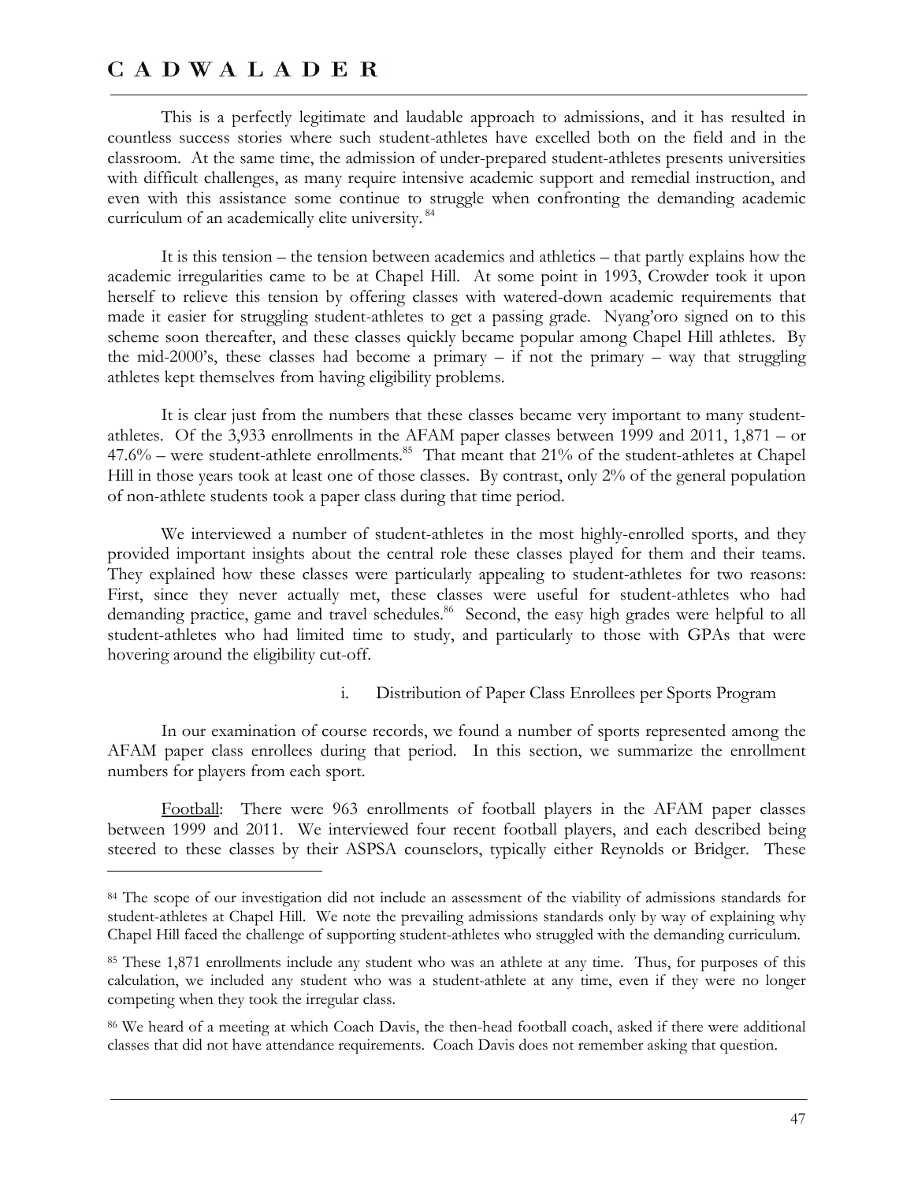This is a perfectly legitimate and laudable approach to admissions, and it has resulted in countless success stories where such student-athletes have excelled both on the field and in the classroom. At the same time, the admission of under-prepared student-athletes presents universities with difficult challenges, as many require intensive academic support and remedial instruction, and even with this assistance some continue to struggle when confronting the demanding academic curriculum of an academically elite university.[84]

It is this tension – the tension between academics and athletics – that partly explains how the academic irregularities came to be at Chapel Hill. At some point in 1993, Crowder took it upon herself to relieve this tension by offering classes with watered-down academic requirements that made it easier for struggling student-athletes to get a passing grade. Nyang'oro signed on to this scheme soon thereafter, and these classes quickly became popular among Chapel Hill athletes. By the mid-2000's, these classes had become a primary – if not the primary – way that struggling athletes kept themselves from having eligibility problems.

It is clear just from the numbers that these classes became very important to many student-athletes. Of the 3,933 enrollments in the AFAM paper classes between 1999 and 2011, 1,871 – or 47.6% – were student-athlete enrollments.[85] That meant that 21% of the student-athletes at Chapel Hill in those years took at least one of those classes. By contrast, only 2% of the general population of non-athlete students took a paper class during that time period.

We interviewed a number of student-athletes in the most highly-enrolled sports, and they provided important insights about the central role these classes played for them and their teams. They explained how these classes were particularly appealing to student-athletes for two reasons: First, since they never actually met, these classes were useful for student-athletes who had demanding practice, game and travel schedules.[86] Second, the easy high grades were helpful to all student-athletes who had limited time to study, and particularly to those with GPAs that were hovering around the eligibility cut-off.

i. Distribution of Paper Class Enrollees per Sports Program

In our examination of course records, we found a number of sports represented among the AFAM paper class enrollees during that period. In this section, we summarize the enrollment numbers for players from each sport.

Football: There were 963 enrollments of football players in the AFAM paper classes between 1999 and 2011. We interviewed four recent football players, and each described being steered to these classes by their ASPSA counselors, typically either Reynolds or Bridger. These

---

[84] The scope of our investigation did not include an assessment of the viability of admissions standards for student-athletes at Chapel Hill. We note the prevailing admissions standards only by way of explaining why Chapel Hill faced the challenge of supporting student-athletes who struggled with the demanding curriculum.

[85] These 1,871 enrollments include any student who was an athlete at any time. Thus, for purposes of this calculation, we included any student who was a student-athlete at any time, even if they were no longer competing when they took the irregular class.

[86] We heard of a meeting at which Coach Davis, the then-head football coach, asked if there were additional classes that did not have attendance requirements. Coach Davis does not remember asking that question.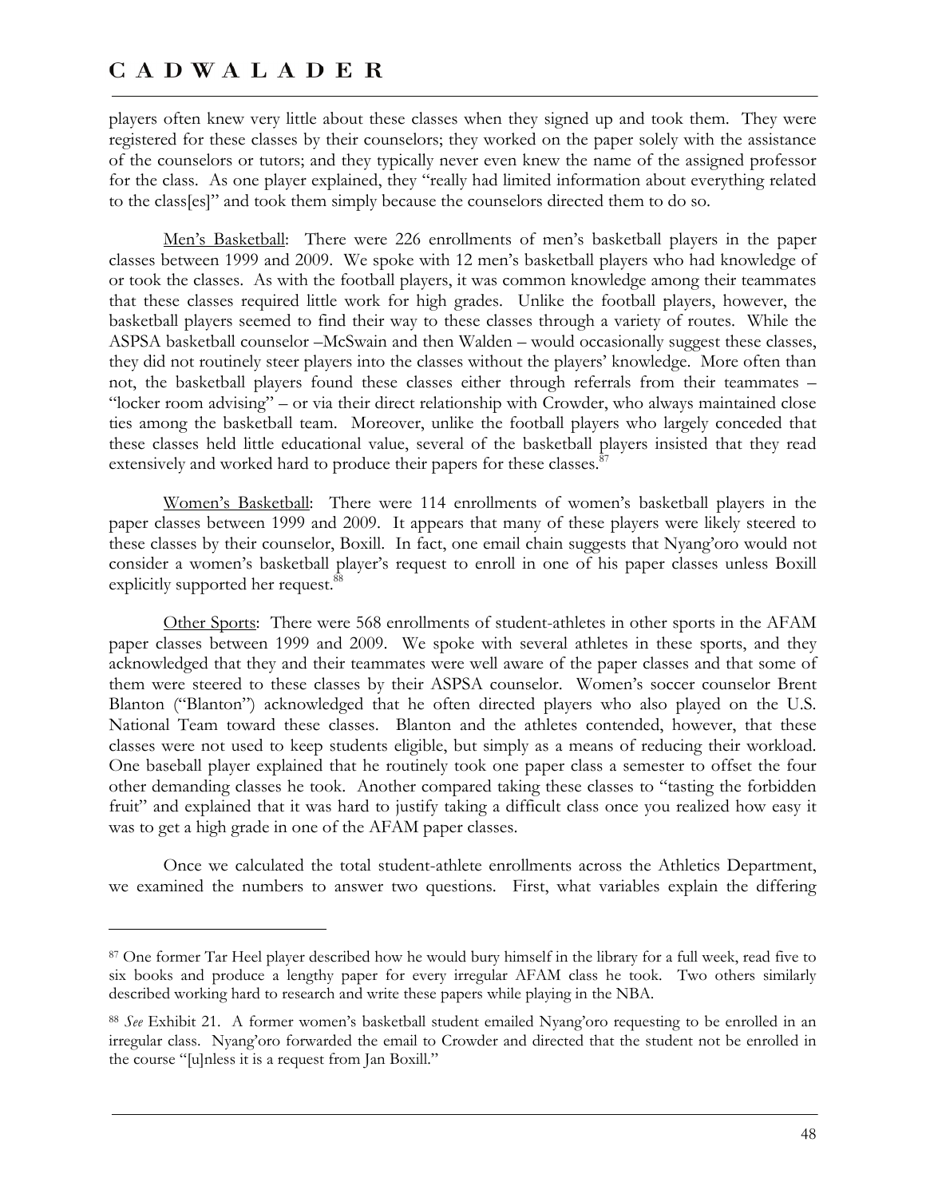players often knew very little about these classes when they signed up and took them. They were registered for these classes by their counselors; they worked on the paper solely with the assistance of the counselors or tutors; and they typically never even knew the name of the assigned professor for the class. As one player explained, they "really had limited information about everything related to the class[es]" and took them simply because the counselors directed them to do so.

<u>Men's Basketball</u>: There were 226 enrollments of men's basketball players in the paper classes between 1999 and 2009. We spoke with 12 men's basketball players who had knowledge of or took the classes. As with the football players, it was common knowledge among their teammates that these classes required little work for high grades. Unlike the football players, however, the basketball players seemed to find their way to these classes through a variety of routes. While the ASPSA basketball counselor –McSwain and then Walden – would occasionally suggest these classes, they did not routinely steer players into the classes without the players' knowledge. More often than not, the basketball players found these classes either through referrals from their teammates – "locker room advising" – or via their direct relationship with Crowder, who always maintained close ties among the basketball team. Moreover, unlike the football players who largely conceded that these classes held little educational value, several of the basketball players insisted that they read extensively and worked hard to produce their papers for these classes.[87]

<u>Women's Basketball</u>: There were 114 enrollments of women's basketball players in the paper classes between 1999 and 2009. It appears that many of these players were likely steered to these classes by their counselor, Boxill. In fact, one email chain suggests that Nyang'oro would not consider a women's basketball player's request to enroll in one of his paper classes unless Boxill explicitly supported her request.[88]

<u>Other Sports</u>: There were 568 enrollments of student-athletes in other sports in the AFAM paper classes between 1999 and 2009. We spoke with several athletes in these sports, and they acknowledged that they and their teammates were well aware of the paper classes and that some of them were steered to these classes by their ASPSA counselor. Women's soccer counselor Brent Blanton ("Blanton") acknowledged that he often directed players who also played on the U.S. National Team toward these classes. Blanton and the athletes contended, however, that these classes were not used to keep students eligible, but simply as a means of reducing their workload. One baseball player explained that he routinely took one paper class a semester to offset the four other demanding classes he took. Another compared taking these classes to "tasting the forbidden fruit" and explained that it was hard to justify taking a difficult class once you realized how easy it was to get a high grade in one of the AFAM paper classes.

Once we calculated the total student-athlete enrollments across the Athletics Department, we examined the numbers to answer two questions. First, what variables explain the differing

---

[87] One former Tar Heel player described how he would bury himself in the library for a full week, read five to six books and produce a lengthy paper for every irregular AFAM class he took. Two others similarly described working hard to research and write these papers while playing in the NBA.

[88] *See* Exhibit 21. A former women's basketball student emailed Nyang'oro requesting to be enrolled in an irregular class. Nyang'oro forwarded the email to Crowder and directed that the student not be enrolled in the course "[u]nless it is a request from Jan Boxill."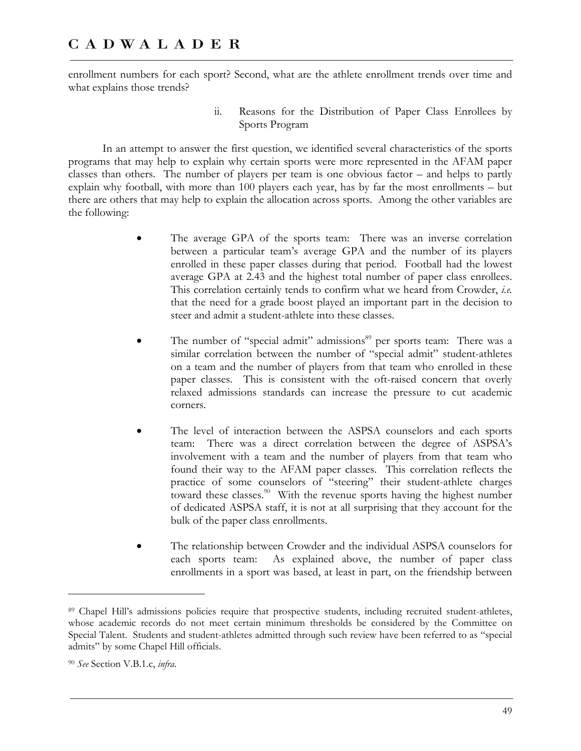enrollment numbers for each sport? Second, what are the athlete enrollment trends over time and what explains those trends?

#### ii. Reasons for the Distribution of Paper Class Enrollees by Sports Program

In an attempt to answer the first question, we identified several characteristics of the sports programs that may help to explain why certain sports were more represented in the AFAM paper classes than others. The number of players per team is one obvious factor – and helps to partly explain why football, with more than 100 players each year, has by far the most enrollments – but there are others that may help to explain the allocation across sports. Among the other variables are the following:

- The average GPA of the sports team: There was an inverse correlation between a particular team's average GPA and the number of its players enrolled in these paper classes during that period. Football had the lowest average GPA at 2.43 and the highest total number of paper class enrollees. This correlation certainly tends to confirm what we heard from Crowder, *i.e.* that the need for a grade boost played an important part in the decision to steer and admit a student-athlete into these classes.

- The number of "special admit" admissions[89] per sports team: There was a similar correlation between the number of "special admit" student-athletes on a team and the number of players from that team who enrolled in these paper classes. This is consistent with the oft-raised concern that overly relaxed admissions standards can increase the pressure to cut academic corners.

- The level of interaction between the ASPSA counselors and each sports team: There was a direct correlation between the degree of ASPSA's involvement with a team and the number of players from that team who found their way to the AFAM paper classes. This correlation reflects the practice of some counselors of "steering" their student-athlete charges toward these classes.[90] With the revenue sports having the highest number of dedicated ASPSA staff, it is not at all surprising that they account for the bulk of the paper class enrollments.

- The relationship between Crowder and the individual ASPSA counselors for each sports team: As explained above, the number of paper class enrollments in a sport was based, at least in part, on the friendship between

---

[89] Chapel Hill's admissions policies require that prospective students, including recruited student-athletes, whose academic records do not meet certain minimum thresholds be considered by the Committee on Special Talent. Students and student-athletes admitted through such review have been referred to as "special admits" by some Chapel Hill officials.

[90] *See* Section V.B.1.c, *infra*.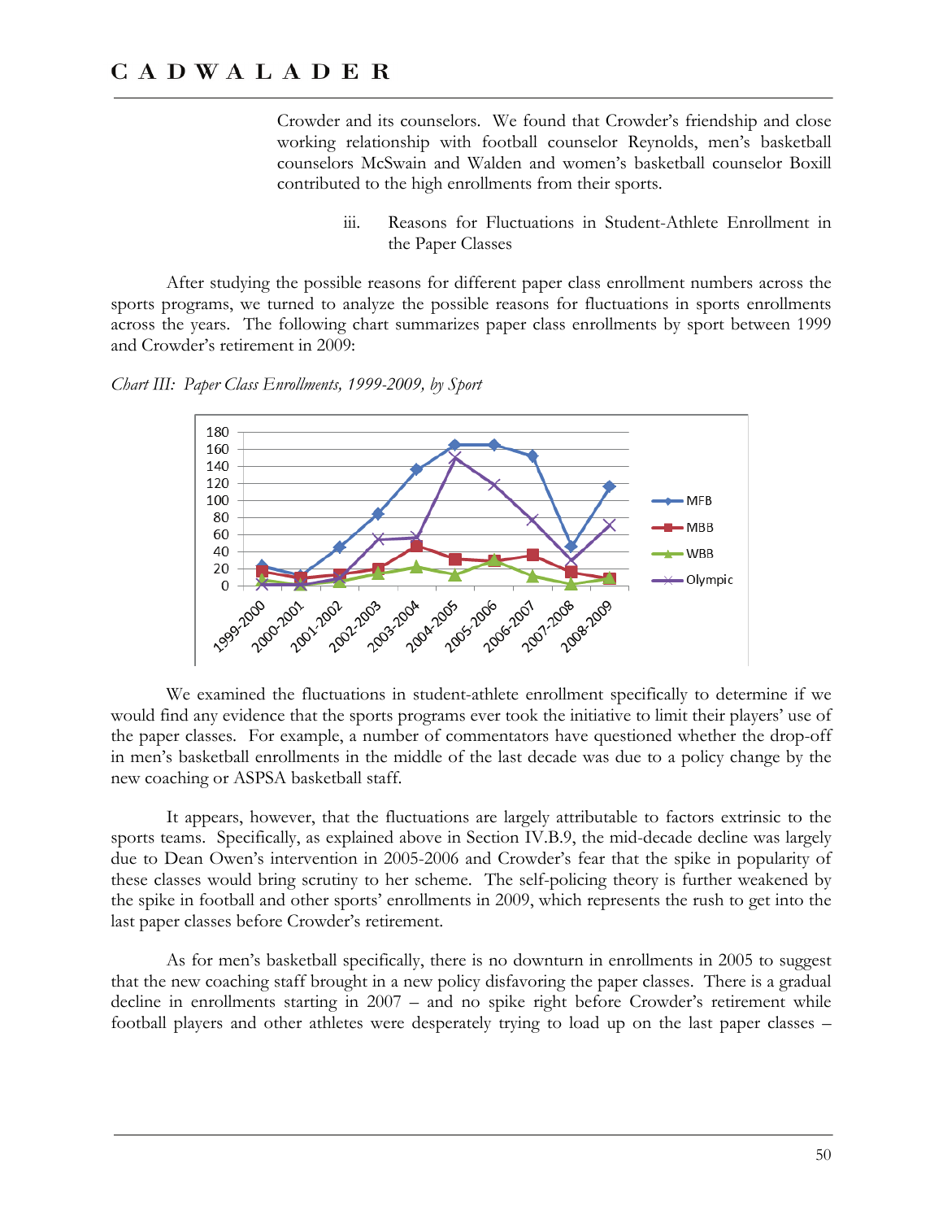Crowder and its counselors. We found that Crowder's friendship and close working relationship with football counselor Reynolds, men's basketball counselors McSwain and Walden and women's basketball counselor Boxill contributed to the high enrollments from their sports.

iii. Reasons for Fluctuations in Student-Athlete Enrollment in the Paper Classes

After studying the possible reasons for different paper class enrollment numbers across the sports programs, we turned to analyze the possible reasons for fluctuations in sports enrollments across the years. The following chart summarizes paper class enrollments by sport between 1999 and Crowder's retirement in 2009:

*Chart III: Paper Class Enrollments, 1999-2009, by Sport*

We examined the fluctuations in student-athlete enrollment specifically to determine if we would find any evidence that the sports programs ever took the initiative to limit their players' use of the paper classes. For example, a number of commentators have questioned whether the drop-off in men's basketball enrollments in the middle of the last decade was due to a policy change by the new coaching or ASPSA basketball staff.

It appears, however, that the fluctuations are largely attributable to factors extrinsic to the sports teams. Specifically, as explained above in Section IV.B.9, the mid-decade decline was largely due to Dean Owen's intervention in 2005-2006 and Crowder's fear that the spike in popularity of these classes would bring scrutiny to her scheme. The self-policing theory is further weakened by the spike in football and other sports' enrollments in 2009, which represents the rush to get into the last paper classes before Crowder's retirement.

As for men's basketball specifically, there is no downturn in enrollments in 2005 to suggest that the new coaching staff brought in a new policy disfavoring the paper classes. There is a gradual decline in enrollments starting in 2007 – and no spike right before Crowder's retirement while football players and other athletes were desperately trying to load up on the last paper classes –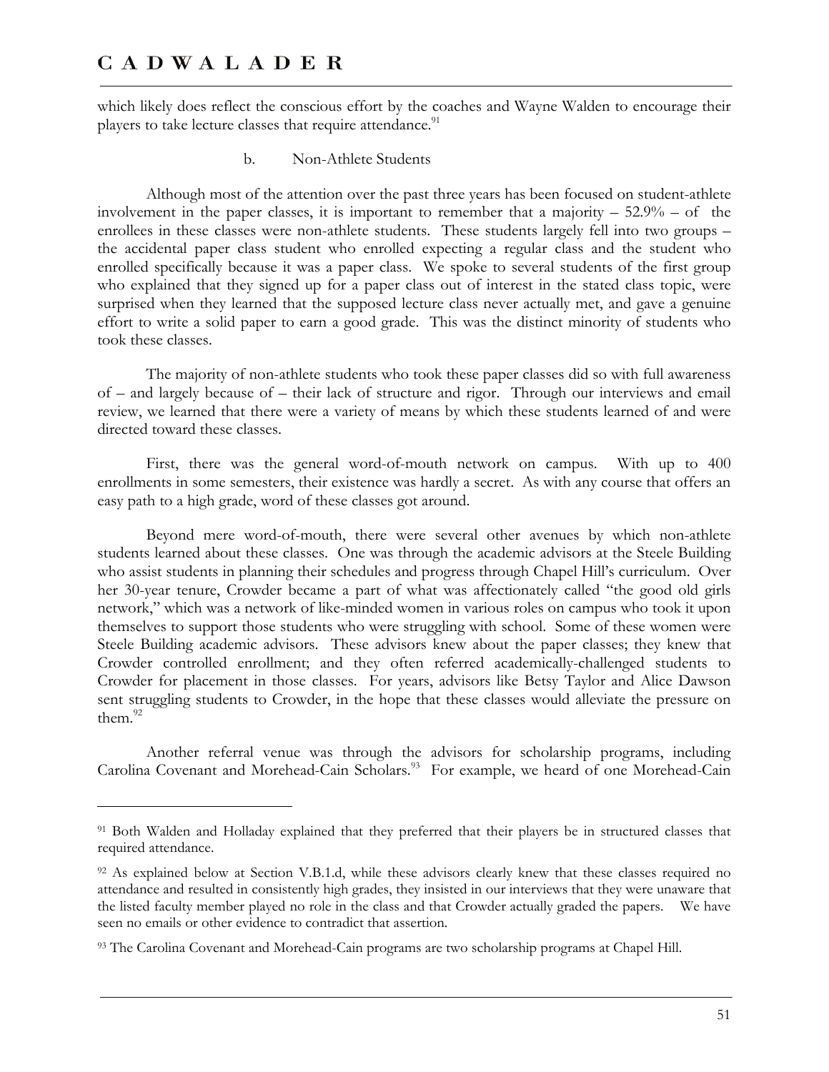which likely does reflect the conscious effort by the coaches and Wayne Walden to encourage their players to take lecture classes that require attendance.[91]

b. Non-Athlete Students

Although most of the attention over the past three years has been focused on student-athlete involvement in the paper classes, it is important to remember that a majority – 52.9% – of the enrollees in these classes were non-athlete students. These students largely fell into two groups – the accidental paper class student who enrolled expecting a regular class and the student who enrolled specifically because it was a paper class. We spoke to several students of the first group who explained that they signed up for a paper class out of interest in the stated class topic, were surprised when they learned that the supposed lecture class never actually met, and gave a genuine effort to write a solid paper to earn a good grade. This was the distinct minority of students who took these classes.

The majority of non-athlete students who took these paper classes did so with full awareness of – and largely because of – their lack of structure and rigor. Through our interviews and email review, we learned that there were a variety of means by which these students learned of and were directed toward these classes.

First, there was the general word-of-mouth network on campus. With up to 400 enrollments in some semesters, their existence was hardly a secret. As with any course that offers an easy path to a high grade, word of these classes got around.

Beyond mere word-of-mouth, there were several other avenues by which non-athlete students learned about these classes. One was through the academic advisors at the Steele Building who assist students in planning their schedules and progress through Chapel Hill's curriculum. Over her 30-year tenure, Crowder became a part of what was affectionately called "the good old girls network," which was a network of like-minded women in various roles on campus who took it upon themselves to support those students who were struggling with school. Some of these women were Steele Building academic advisors. These advisors knew about the paper classes; they knew that Crowder controlled enrollment; and they often referred academically-challenged students to Crowder for placement in those classes. For years, advisors like Betsy Taylor and Alice Dawson sent struggling students to Crowder, in the hope that these classes would alleviate the pressure on them.[92]

Another referral venue was through the advisors for scholarship programs, including Carolina Covenant and Morehead-Cain Scholars.[93] For example, we heard of one Morehead-Cain

---

[91] Both Walden and Holladay explained that they preferred that their players be in structured classes that required attendance.

[92] As explained below at Section V.B.1.d, while these advisors clearly knew that these classes required no attendance and resulted in consistently high grades, they insisted in our interviews that they were unaware that the listed faculty member played no role in the class and that Crowder actually graded the papers. We have seen no emails or other evidence to contradict that assertion.

[93] The Carolina Covenant and Morehead-Cain programs are two scholarship programs at Chapel Hill.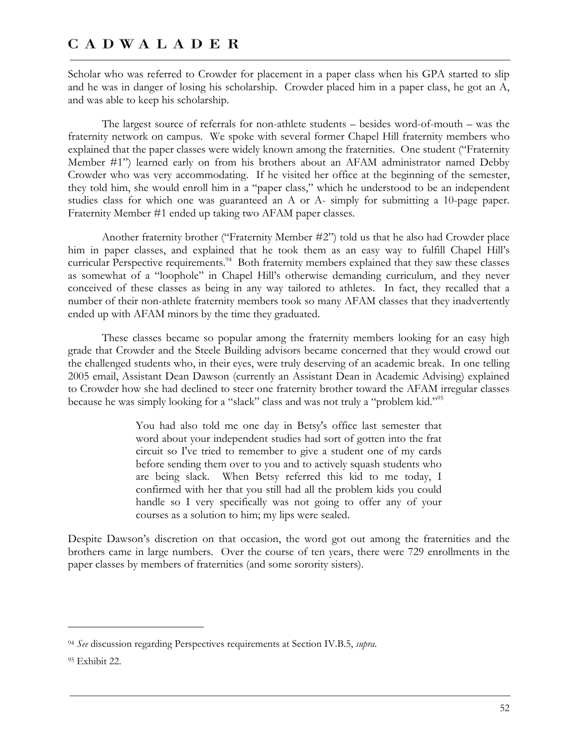Scholar who was referred to Crowder for placement in a paper class when his GPA started to slip and he was in danger of losing his scholarship. Crowder placed him in a paper class, he got an A, and was able to keep his scholarship.

The largest source of referrals for non-athlete students – besides word-of-mouth – was the fraternity network on campus. We spoke with several former Chapel Hill fraternity members who explained that the paper classes were widely known among the fraternities. One student ("Fraternity Member #1") learned early on from his brothers about an AFAM administrator named Debby Crowder who was very accommodating. If he visited her office at the beginning of the semester, they told him, she would enroll him in a "paper class," which he understood to be an independent studies class for which one was guaranteed an A or A- simply for submitting a 10-page paper. Fraternity Member #1 ended up taking two AFAM paper classes.

Another fraternity brother ("Fraternity Member #2") told us that he also had Crowder place him in paper classes, and explained that he took them as an easy way to fulfill Chapel Hill's curricular Perspective requirements.[94] Both fraternity members explained that they saw these classes as somewhat of a "loophole" in Chapel Hill's otherwise demanding curriculum, and they never conceived of these classes as being in any way tailored to athletes. In fact, they recalled that a number of their non-athlete fraternity members took so many AFAM classes that they inadvertently ended up with AFAM minors by the time they graduated.

These classes became so popular among the fraternity members looking for an easy high grade that Crowder and the Steele Building advisors became concerned that they would crowd out the challenged students who, in their eyes, were truly deserving of an academic break. In one telling 2005 email, Assistant Dean Dawson (currently an Assistant Dean in Academic Advising) explained to Crowder how she had declined to steer one fraternity brother toward the AFAM irregular classes because he was simply looking for a "slack" class and was not truly a "problem kid."[95]

> You had also told me one day in Betsy's office last semester that word about your independent studies had sort of gotten into the frat circuit so I've tried to remember to give a student one of my cards before sending them over to you and to actively squash students who are being slack. When Betsy referred this kid to me today, I confirmed with her that you still had all the problem kids you could handle so I very specifically was not going to offer any of your courses as a solution to him; my lips were sealed.

Despite Dawson's discretion on that occasion, the word got out among the fraternities and the brothers came in large numbers. Over the course of ten years, there were 729 enrollments in the paper classes by members of fraternities (and some sorority sisters).

---

[94] *See* discussion regarding Perspectives requirements at Section IV.B.5, *supra*.

[95] Exhibit 22.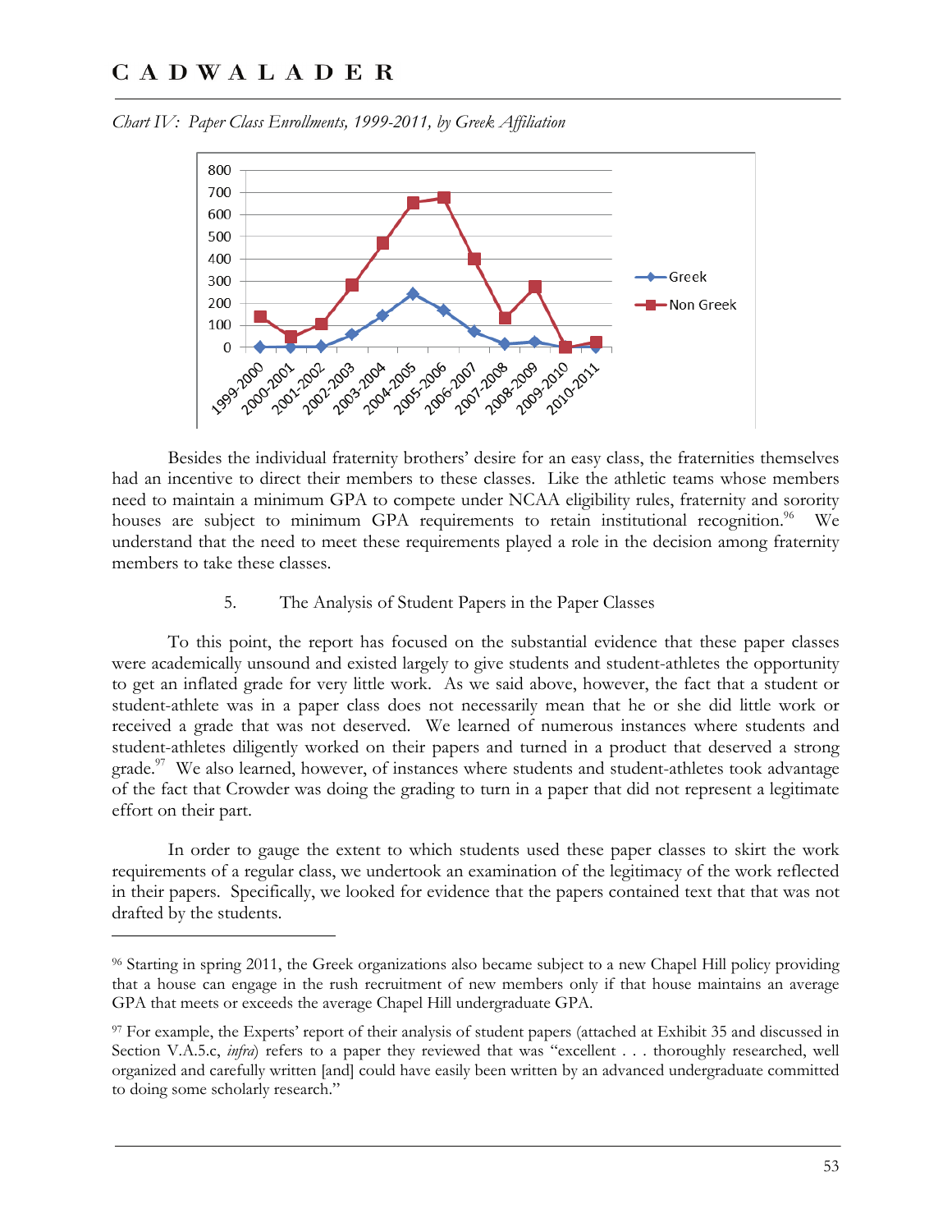*Chart IV: Paper Class Enrollments, 1999-2011, by Greek Affiliation*

Besides the individual fraternity brothers' desire for an easy class, the fraternities themselves had an incentive to direct their members to these classes. Like the athletic teams whose members need to maintain a minimum GPA to compete under NCAA eligibility rules, fraternity and sorority houses are subject to minimum GPA requirements to retain institutional recognition.[96] We understand that the need to meet these requirements played a role in the decision among fraternity members to take these classes.

5. The Analysis of Student Papers in the Paper Classes

To this point, the report has focused on the substantial evidence that these paper classes were academically unsound and existed largely to give students and student-athletes the opportunity to get an inflated grade for very little work. As we said above, however, the fact that a student or student-athlete was in a paper class does not necessarily mean that he or she did little work or received a grade that was not deserved. We learned of numerous instances where students and student-athletes diligently worked on their papers and turned in a product that deserved a strong grade.[97] We also learned, however, of instances where students and student-athletes took advantage of the fact that Crowder was doing the grading to turn in a paper that did not represent a legitimate effort on their part.

In order to gauge the extent to which students used these paper classes to skirt the work requirements of a regular class, we undertook an examination of the legitimacy of the work reflected in their papers. Specifically, we looked for evidence that the papers contained text that that was not drafted by the students.

---

[96] Starting in spring 2011, the Greek organizations also became subject to a new Chapel Hill policy providing that a house can engage in the rush recruitment of new members only if that house maintains an average GPA that meets or exceeds the average Chapel Hill undergraduate GPA.

[97] For example, the Experts' report of their analysis of student papers (attached at Exhibit 35 and discussed in Section V.A.5.c, *infra*) refers to a paper they reviewed that was "excellent . . . thoroughly researched, well organized and carefully written [and] could have easily been written by an advanced undergraduate committed to doing some scholarly research."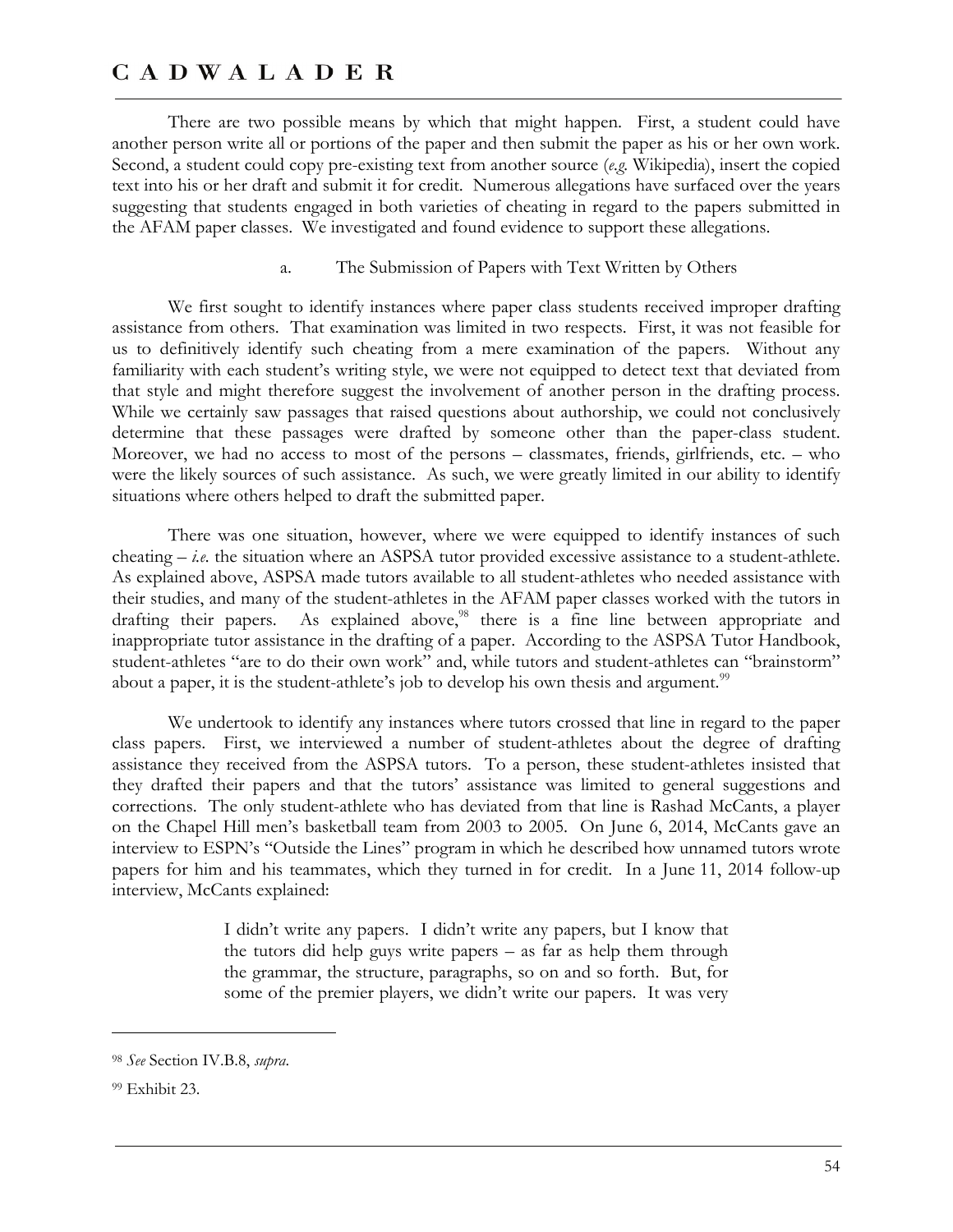There are two possible means by which that might happen. First, a student could have another person write all or portions of the paper and then submit the paper as his or her own work. Second, a student could copy pre-existing text from another source (*e.g.* Wikipedia), insert the copied text into his or her draft and submit it for credit. Numerous allegations have surfaced over the years suggesting that students engaged in both varieties of cheating in regard to the papers submitted in the AFAM paper classes. We investigated and found evidence to support these allegations.

a. The Submission of Papers with Text Written by Others

We first sought to identify instances where paper class students received improper drafting assistance from others. That examination was limited in two respects. First, it was not feasible for us to definitively identify such cheating from a mere examination of the papers. Without any familiarity with each student's writing style, we were not equipped to detect text that deviated from that style and might therefore suggest the involvement of another person in the drafting process. While we certainly saw passages that raised questions about authorship, we could not conclusively determine that these passages were drafted by someone other than the paper-class student. Moreover, we had no access to most of the persons – classmates, friends, girlfriends, etc. – who were the likely sources of such assistance. As such, we were greatly limited in our ability to identify situations where others helped to draft the submitted paper.

There was one situation, however, where we were equipped to identify instances of such cheating – *i.e.* the situation where an ASPSA tutor provided excessive assistance to a student-athlete. As explained above, ASPSA made tutors available to all student-athletes who needed assistance with their studies, and many of the student-athletes in the AFAM paper classes worked with the tutors in drafting their papers. As explained above,[98] there is a fine line between appropriate and inappropriate tutor assistance in the drafting of a paper. According to the ASPSA Tutor Handbook, student-athletes "are to do their own work" and, while tutors and student-athletes can "brainstorm" about a paper, it is the student-athlete's job to develop his own thesis and argument.[99]

We undertook to identify any instances where tutors crossed that line in regard to the paper class papers. First, we interviewed a number of student-athletes about the degree of drafting assistance they received from the ASPSA tutors. To a person, these student-athletes insisted that they drafted their papers and that the tutors' assistance was limited to general suggestions and corrections. The only student-athlete who has deviated from that line is Rashad McCants, a player on the Chapel Hill men's basketball team from 2003 to 2005. On June 6, 2014, McCants gave an interview to ESPN's "Outside the Lines" program in which he described how unnamed tutors wrote papers for him and his teammates, which they turned in for credit. In a June 11, 2014 follow-up interview, McCants explained:

> I didn't write any papers. I didn't write any papers, but I know that the tutors did help guys write papers – as far as help them through the grammar, the structure, paragraphs, so on and so forth. But, for some of the premier players, we didn't write our papers. It was very

---

[98] *See* Section IV.B.8, *supra*.

[99] Exhibit 23.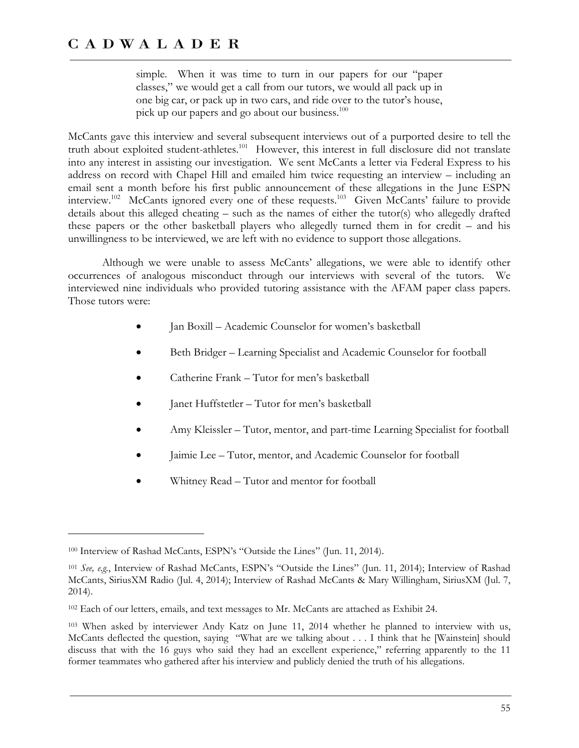> simple. When it was time to turn in our papers for our "paper classes," we would get a call from our tutors, we would all pack up in one big car, or pack up in two cars, and ride over to the tutor's house, pick up our papers and go about our business.[100]

McCants gave this interview and several subsequent interviews out of a purported desire to tell the truth about exploited student-athletes.[101] However, this interest in full disclosure did not translate into any interest in assisting our investigation. We sent McCants a letter via Federal Express to his address on record with Chapel Hill and emailed him twice requesting an interview – including an email sent a month before his first public announcement of these allegations in the June ESPN interview.[102] McCants ignored every one of these requests.[103] Given McCants' failure to provide details about this alleged cheating – such as the names of either the tutor(s) who allegedly drafted these papers or the other basketball players who allegedly turned them in for credit – and his unwillingness to be interviewed, we are left with no evidence to support those allegations.

Although we were unable to assess McCants' allegations, we were able to identify other occurrences of analogous misconduct through our interviews with several of the tutors. We interviewed nine individuals who provided tutoring assistance with the AFAM paper class papers. Those tutors were:

- Jan Boxill – Academic Counselor for women's basketball
- Beth Bridger – Learning Specialist and Academic Counselor for football
- Catherine Frank – Tutor for men's basketball
- Janet Huffstetler – Tutor for men's basketball
- Amy Kleissler – Tutor, mentor, and part-time Learning Specialist for football
- Jaimie Lee – Tutor, mentor, and Academic Counselor for football
- Whitney Read – Tutor and mentor for football

---

[100] Interview of Rashad McCants, ESPN's "Outside the Lines" (Jun. 11, 2014).

[101] *See, e.g.*, Interview of Rashad McCants, ESPN's "Outside the Lines" (Jun. 11, 2014); Interview of Rashad McCants, SiriusXM Radio (Jul. 4, 2014); Interview of Rashad McCants & Mary Willingham, SiriusXM (Jul. 7, 2014).

[102] Each of our letters, emails, and text messages to Mr. McCants are attached as Exhibit 24.

[103] When asked by interviewer Andy Katz on June 11, 2014 whether he planned to interview with us, McCants deflected the question, saying "What are we talking about . . . I think that he [Wainstein] should discuss that with the 16 guys who said they had an excellent experience," referring apparently to the 11 former teammates who gathered after his interview and publicly denied the truth of his allegations.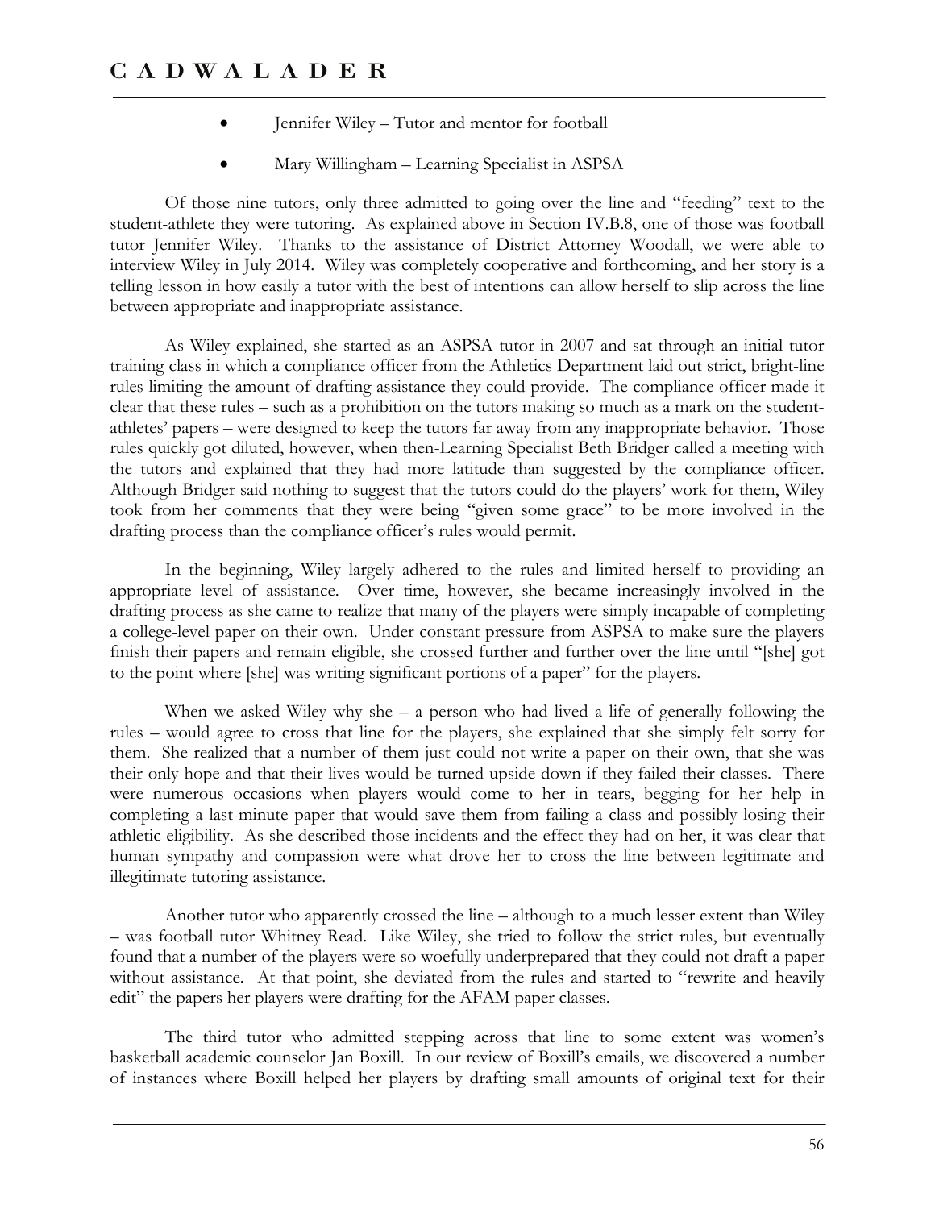- Jennifer Wiley – Tutor and mentor for football
- Mary Willingham – Learning Specialist in ASPSA

Of those nine tutors, only three admitted to going over the line and "feeding" text to the student-athlete they were tutoring. As explained above in Section IV.B.8, one of those was football tutor Jennifer Wiley. Thanks to the assistance of District Attorney Woodall, we were able to interview Wiley in July 2014. Wiley was completely cooperative and forthcoming, and her story is a telling lesson in how easily a tutor with the best of intentions can allow herself to slip across the line between appropriate and inappropriate assistance.

As Wiley explained, she started as an ASPSA tutor in 2007 and sat through an initial tutor training class in which a compliance officer from the Athletics Department laid out strict, bright-line rules limiting the amount of drafting assistance they could provide. The compliance officer made it clear that these rules – such as a prohibition on the tutors making so much as a mark on the student-athletes' papers – were designed to keep the tutors far away from any inappropriate behavior. Those rules quickly got diluted, however, when then-Learning Specialist Beth Bridger called a meeting with the tutors and explained that they had more latitude than suggested by the compliance officer. Although Bridger said nothing to suggest that the tutors could do the players' work for them, Wiley took from her comments that they were being "given some grace" to be more involved in the drafting process than the compliance officer's rules would permit.

In the beginning, Wiley largely adhered to the rules and limited herself to providing an appropriate level of assistance. Over time, however, she became increasingly involved in the drafting process as she came to realize that many of the players were simply incapable of completing a college-level paper on their own. Under constant pressure from ASPSA to make sure the players finish their papers and remain eligible, she crossed further and further over the line until "[she] got to the point where [she] was writing significant portions of a paper" for the players.

When we asked Wiley why she – a person who had lived a life of generally following the rules – would agree to cross that line for the players, she explained that she simply felt sorry for them. She realized that a number of them just could not write a paper on their own, that she was their only hope and that their lives would be turned upside down if they failed their classes. There were numerous occasions when players would come to her in tears, begging for her help in completing a last-minute paper that would save them from failing a class and possibly losing their athletic eligibility. As she described those incidents and the effect they had on her, it was clear that human sympathy and compassion were what drove her to cross the line between legitimate and illegitimate tutoring assistance.

Another tutor who apparently crossed the line – although to a much lesser extent than Wiley – was football tutor Whitney Read. Like Wiley, she tried to follow the strict rules, but eventually found that a number of the players were so woefully underprepared that they could not draft a paper without assistance. At that point, she deviated from the rules and started to "rewrite and heavily edit" the papers her players were drafting for the AFAM paper classes.

The third tutor who admitted stepping across that line to some extent was women's basketball academic counselor Jan Boxill. In our review of Boxill's emails, we discovered a number of instances where Boxill helped her players by drafting small amounts of original text for their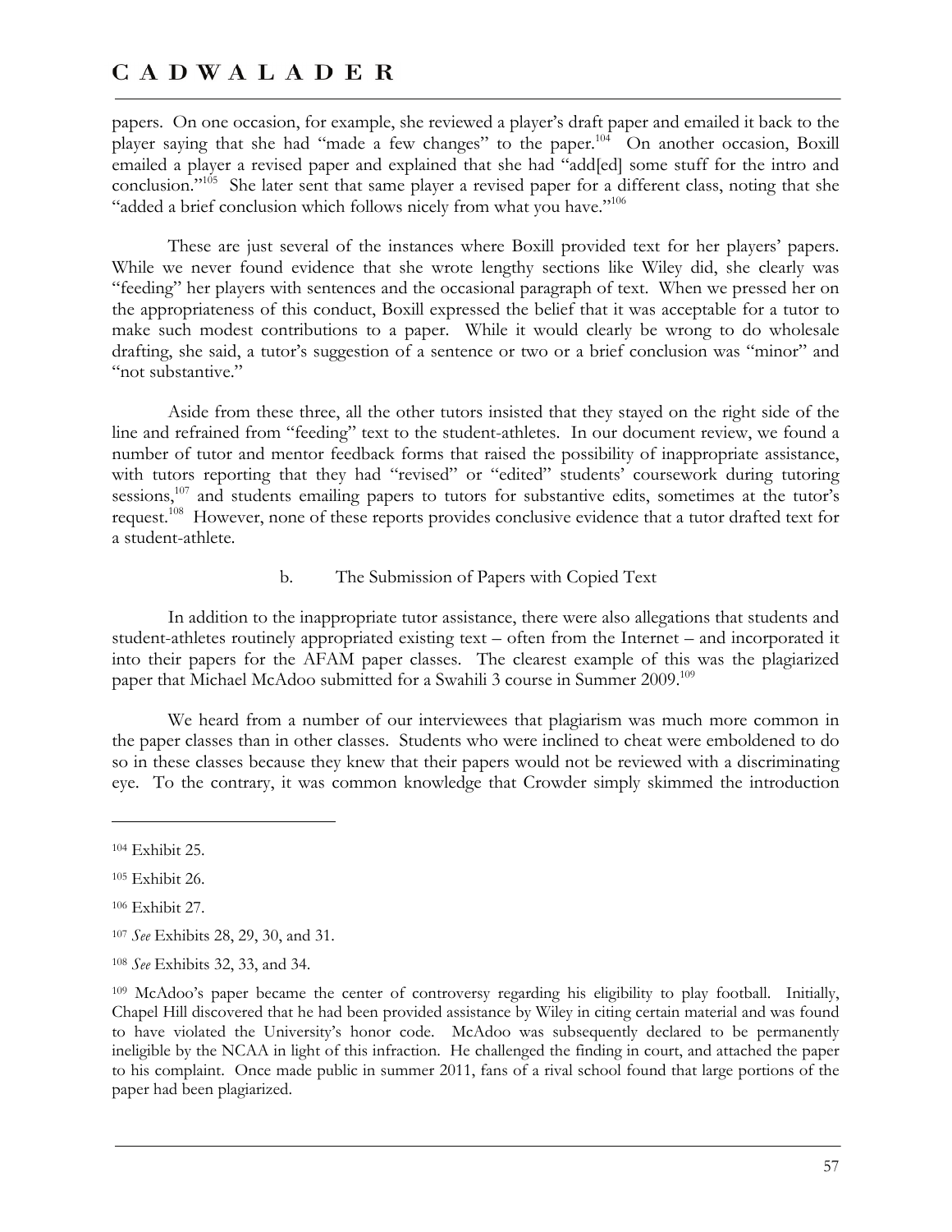papers. On one occasion, for example, she reviewed a player's draft paper and emailed it back to the player saying that she had "made a few changes" to the paper.[104] On another occasion, Boxill emailed a player a revised paper and explained that she had "add[ed] some stuff for the intro and conclusion."[105] She later sent that same player a revised paper for a different class, noting that she "added a brief conclusion which follows nicely from what you have."[106]

These are just several of the instances where Boxill provided text for her players' papers. While we never found evidence that she wrote lengthy sections like Wiley did, she clearly was "feeding" her players with sentences and the occasional paragraph of text. When we pressed her on the appropriateness of this conduct, Boxill expressed the belief that it was acceptable for a tutor to make such modest contributions to a paper. While it would clearly be wrong to do wholesale drafting, she said, a tutor's suggestion of a sentence or two or a brief conclusion was "minor" and "not substantive."

Aside from these three, all the other tutors insisted that they stayed on the right side of the line and refrained from "feeding" text to the student-athletes. In our document review, we found a number of tutor and mentor feedback forms that raised the possibility of inappropriate assistance, with tutors reporting that they had "revised" or "edited" students' coursework during tutoring sessions,[107] and students emailing papers to tutors for substantive edits, sometimes at the tutor's request.[108] However, none of these reports provides conclusive evidence that a tutor drafted text for a student-athlete.

b. The Submission of Papers with Copied Text

In addition to the inappropriate tutor assistance, there were also allegations that students and student-athletes routinely appropriated existing text – often from the Internet – and incorporated it into their papers for the AFAM paper classes. The clearest example of this was the plagiarized paper that Michael McAdoo submitted for a Swahili 3 course in Summer 2009.[109]

We heard from a number of our interviewees that plagiarism was much more common in the paper classes than in other classes. Students who were inclined to cheat were emboldened to do so in these classes because they knew that their papers would not be reviewed with a discriminating eye. To the contrary, it was common knowledge that Crowder simply skimmed the introduction

---

[104] Exhibit 25.

[105] Exhibit 26.

[106] Exhibit 27.

[107] *See* Exhibits 28, 29, 30, and 31.

[108] *See* Exhibits 32, 33, and 34.

[109] McAdoo's paper became the center of controversy regarding his eligibility to play football. Initially, Chapel Hill discovered that he had been provided assistance by Wiley in citing certain material and was found to have violated the University's honor code. McAdoo was subsequently declared to be permanently ineligible by the NCAA in light of this infraction. He challenged the finding in court, and attached the paper to his complaint. Once made public in summer 2011, fans of a rival school found that large portions of the paper had been plagiarized.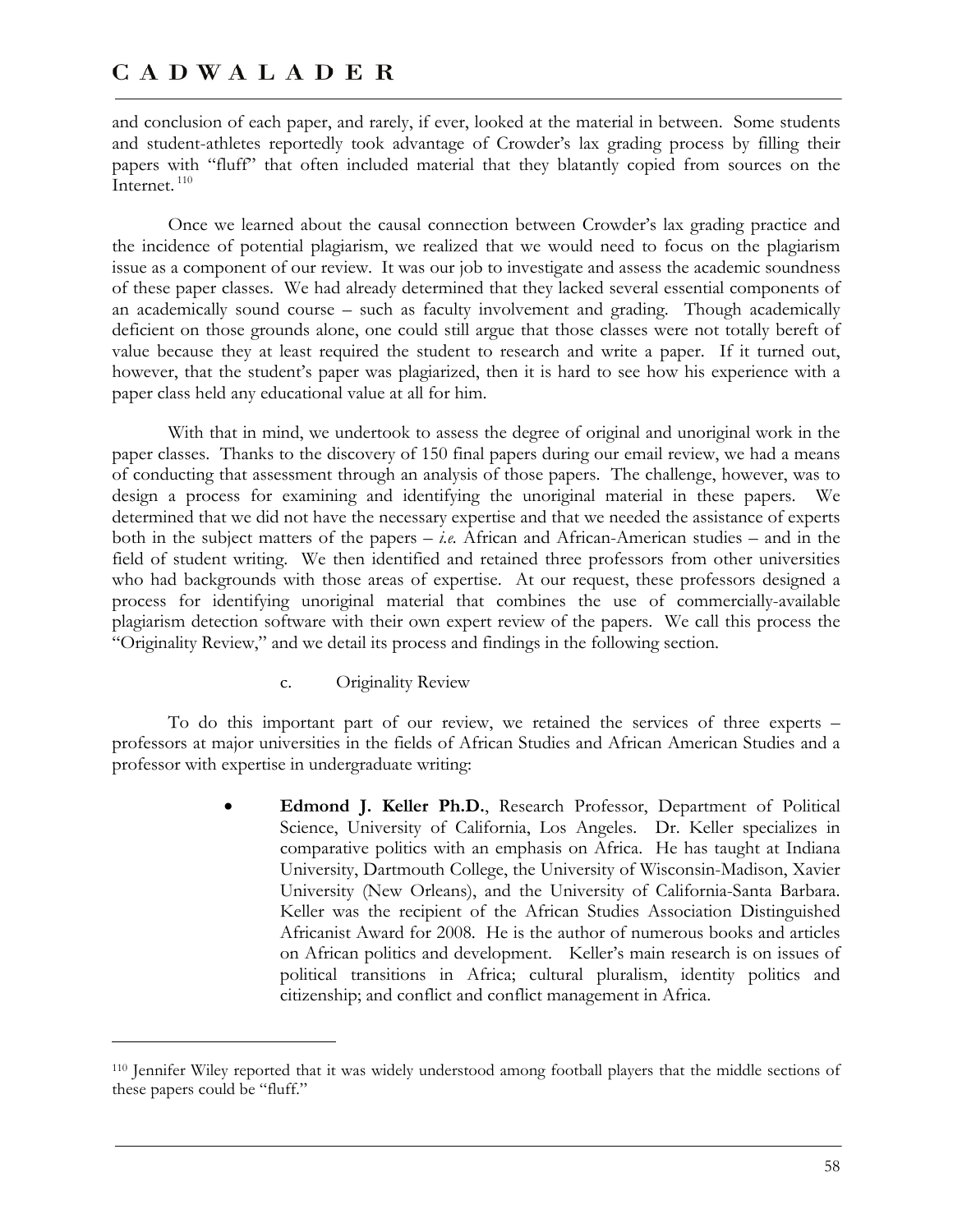and conclusion of each paper, and rarely, if ever, looked at the material in between. Some students and student-athletes reportedly took advantage of Crowder's lax grading process by filling their papers with "fluff" that often included material that they blatantly copied from sources on the Internet.[110]

Once we learned about the causal connection between Crowder's lax grading practice and the incidence of potential plagiarism, we realized that we would need to focus on the plagiarism issue as a component of our review. It was our job to investigate and assess the academic soundness of these paper classes. We had already determined that they lacked several essential components of an academically sound course – such as faculty involvement and grading. Though academically deficient on those grounds alone, one could still argue that those classes were not totally bereft of value because they at least required the student to research and write a paper. If it turned out, however, that the student's paper was plagiarized, then it is hard to see how his experience with a paper class held any educational value at all for him.

With that in mind, we undertook to assess the degree of original and unoriginal work in the paper classes. Thanks to the discovery of 150 final papers during our email review, we had a means of conducting that assessment through an analysis of those papers. The challenge, however, was to design a process for examining and identifying the unoriginal material in these papers. We determined that we did not have the necessary expertise and that we needed the assistance of experts both in the subject matters of the papers – *i.e.* African and African-American studies – and in the field of student writing. We then identified and retained three professors from other universities who had backgrounds with those areas of expertise. At our request, these professors designed a process for identifying unoriginal material that combines the use of commercially-available plagiarism detection software with their own expert review of the papers. We call this process the "Originality Review," and we detail its process and findings in the following section.

c. Originality Review

To do this important part of our review, we retained the services of three experts – professors at major universities in the fields of African Studies and African American Studies and a professor with expertise in undergraduate writing:

- **Edmond J. Keller Ph.D.**, Research Professor, Department of Political Science, University of California, Los Angeles. Dr. Keller specializes in comparative politics with an emphasis on Africa. He has taught at Indiana University, Dartmouth College, the University of Wisconsin-Madison, Xavier University (New Orleans), and the University of California-Santa Barbara. Keller was the recipient of the African Studies Association Distinguished Africanist Award for 2008. He is the author of numerous books and articles on African politics and development. Keller's main research is on issues of political transitions in Africa; cultural pluralism, identity politics and citizenship; and conflict and conflict management in Africa.

---

[110] Jennifer Wiley reported that it was widely understood among football players that the middle sections of these papers could be "fluff."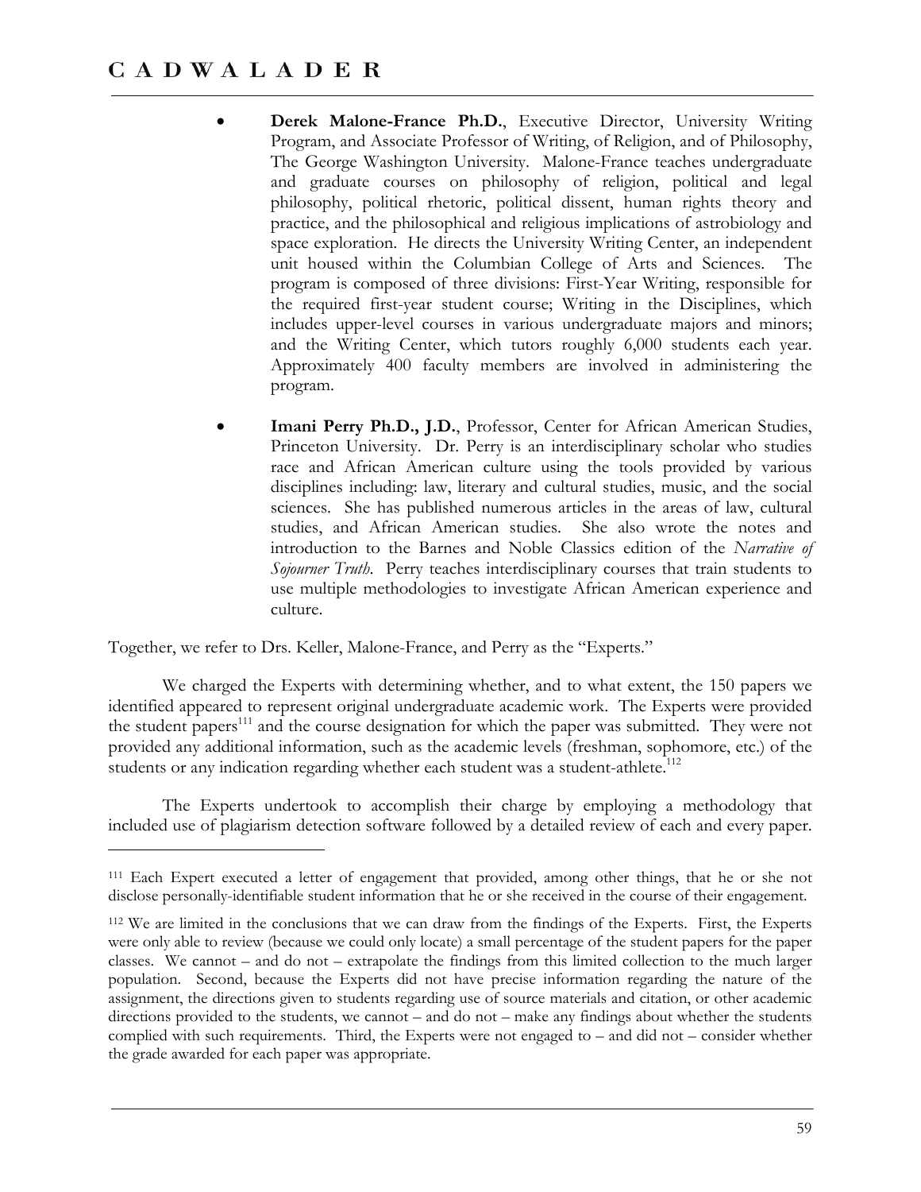- **Derek Malone-France Ph.D.**, Executive Director, University Writing Program, and Associate Professor of Writing, of Religion, and of Philosophy, The George Washington University. Malone-France teaches undergraduate and graduate courses on philosophy of religion, political and legal philosophy, political rhetoric, political dissent, human rights theory and practice, and the philosophical and religious implications of astrobiology and space exploration. He directs the University Writing Center, an independent unit housed within the Columbian College of Arts and Sciences. The program is composed of three divisions: First-Year Writing, responsible for the required first-year student course; Writing in the Disciplines, which includes upper-level courses in various undergraduate majors and minors; and the Writing Center, which tutors roughly 6,000 students each year. Approximately 400 faculty members are involved in administering the program.

- **Imani Perry Ph.D., J.D.**, Professor, Center for African American Studies, Princeton University. Dr. Perry is an interdisciplinary scholar who studies race and African American culture using the tools provided by various disciplines including: law, literary and cultural studies, music, and the social sciences. She has published numerous articles in the areas of law, cultural studies, and African American studies. She also wrote the notes and introduction to the Barnes and Noble Classics edition of the *Narrative of Sojourner Truth*. Perry teaches interdisciplinary courses that train students to use multiple methodologies to investigate African American experience and culture.

Together, we refer to Drs. Keller, Malone-France, and Perry as the "Experts."

We charged the Experts with determining whether, and to what extent, the 150 papers we identified appeared to represent original undergraduate academic work. The Experts were provided the student papers[111] and the course designation for which the paper was submitted. They were not provided any additional information, such as the academic levels (freshman, sophomore, etc.) of the students or any indication regarding whether each student was a student-athlete.[112]

The Experts undertook to accomplish their charge by employing a methodology that included use of plagiarism detection software followed by a detailed review of each and every paper.

---

[111] Each Expert executed a letter of engagement that provided, among other things, that he or she not disclose personally-identifiable student information that he or she received in the course of their engagement.

[112] We are limited in the conclusions that we can draw from the findings of the Experts. First, the Experts were only able to review (because we could only locate) a small percentage of the student papers for the paper classes. We cannot – and do not – extrapolate the findings from this limited collection to the much larger population. Second, because the Experts did not have precise information regarding the nature of the assignment, the directions given to students regarding use of source materials and citation, or other academic directions provided to the students, we cannot – and do not – make any findings about whether the students complied with such requirements. Third, the Experts were not engaged to – and did not – consider whether the grade awarded for each paper was appropriate.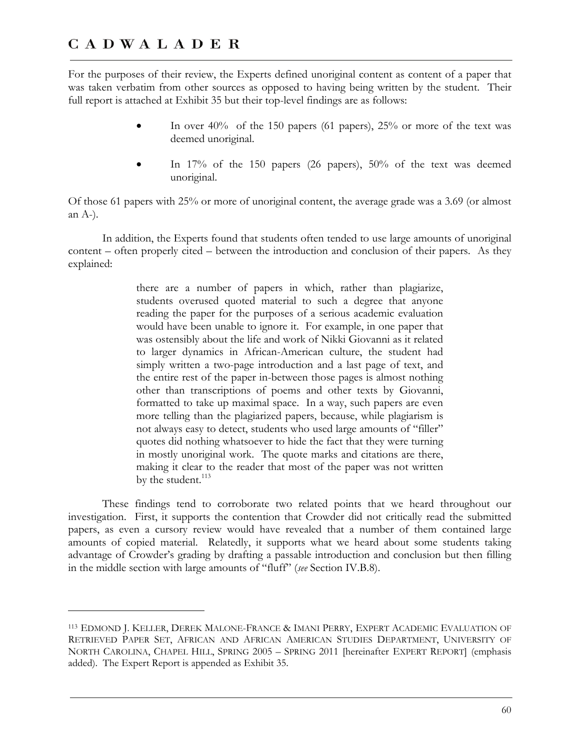For the purposes of their review, the Experts defined unoriginal content as content of a paper that was taken verbatim from other sources as opposed to having being written by the student. Their full report is attached at Exhibit 35 but their top-level findings are as follows:

- In over 40% of the 150 papers (61 papers), 25% or more of the text was deemed unoriginal.
- In 17% of the 150 papers (26 papers), 50% of the text was deemed unoriginal.

Of those 61 papers with 25% or more of unoriginal content, the average grade was a 3.69 (or almost an A-).

In addition, the Experts found that students often tended to use large amounts of unoriginal content – often properly cited – between the introduction and conclusion of their papers. As they explained:

> there are a number of papers in which, rather than plagiarize, students overused quoted material to such a degree that anyone reading the paper for the purposes of a serious academic evaluation would have been unable to ignore it. For example, in one paper that was ostensibly about the life and work of Nikki Giovanni as it related to larger dynamics in African-American culture, the student had simply written a two-page introduction and a last page of text, and the entire rest of the paper in-between those pages is almost nothing other than transcriptions of poems and other texts by Giovanni, formatted to take up maximal space. In a way, such papers are even more telling than the plagiarized papers, because, while plagiarism is not always easy to detect, students who used large amounts of "filler" quotes did nothing whatsoever to hide the fact that they were turning in mostly unoriginal work. The quote marks and citations are there, making it clear to the reader that most of the paper was not written by the student.[113]

These findings tend to corroborate two related points that we heard throughout our investigation. First, it supports the contention that Crowder did not critically read the submitted papers, as even a cursory review would have revealed that a number of them contained large amounts of copied material. Relatedly, it supports what we heard about some students taking advantage of Crowder's grading by drafting a passable introduction and conclusion but then filling in the middle section with large amounts of "fluff" (*see* Section IV.B.8).

---

[113] EDMOND J. KELLER, DEREK MALONE-FRANCE & IMANI PERRY, EXPERT ACADEMIC EVALUATION OF RETRIEVED PAPER SET, AFRICAN AND AFRICAN AMERICAN STUDIES DEPARTMENT, UNIVERSITY OF NORTH CAROLINA, CHAPEL HILL, SPRING 2005 – SPRING 2011 [hereinafter EXPERT REPORT] (emphasis added). The Expert Report is appended as Exhibit 35.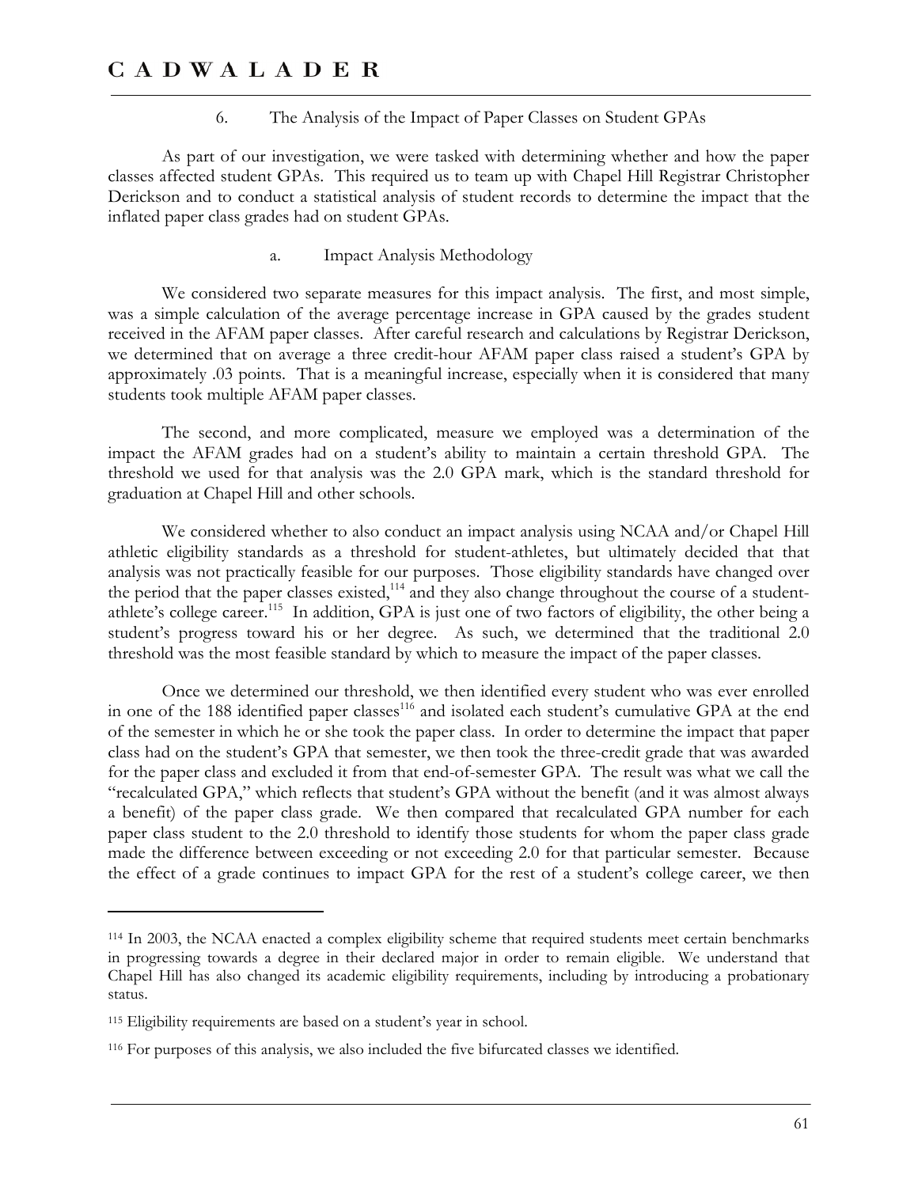#### 6. The Analysis of the Impact of Paper Classes on Student GPAs

As part of our investigation, we were tasked with determining whether and how the paper classes affected student GPAs. This required us to team up with Chapel Hill Registrar Christopher Derickson and to conduct a statistical analysis of student records to determine the impact that the inflated paper class grades had on student GPAs.

##### a. Impact Analysis Methodology

We considered two separate measures for this impact analysis. The first, and most simple, was a simple calculation of the average percentage increase in GPA caused by the grades student received in the AFAM paper classes. After careful research and calculations by Registrar Derickson, we determined that on average a three credit-hour AFAM paper class raised a student's GPA by approximately .03 points. That is a meaningful increase, especially when it is considered that many students took multiple AFAM paper classes.

The second, and more complicated, measure we employed was a determination of the impact the AFAM grades had on a student's ability to maintain a certain threshold GPA. The threshold we used for that analysis was the 2.0 GPA mark, which is the standard threshold for graduation at Chapel Hill and other schools.

We considered whether to also conduct an impact analysis using NCAA and/or Chapel Hill athletic eligibility standards as a threshold for student-athletes, but ultimately decided that that analysis was not practically feasible for our purposes. Those eligibility standards have changed over the period that the paper classes existed,[114] and they also change throughout the course of a student-athlete's college career.[115] In addition, GPA is just one of two factors of eligibility, the other being a student's progress toward his or her degree. As such, we determined that the traditional 2.0 threshold was the most feasible standard by which to measure the impact of the paper classes.

Once we determined our threshold, we then identified every student who was ever enrolled in one of the 188 identified paper classes[116] and isolated each student's cumulative GPA at the end of the semester in which he or she took the paper class. In order to determine the impact that paper class had on the student's GPA that semester, we then took the three-credit grade that was awarded for the paper class and excluded it from that end-of-semester GPA. The result was what we call the "recalculated GPA," which reflects that student's GPA without the benefit (and it was almost always a benefit) of the paper class grade. We then compared that recalculated GPA number for each paper class student to the 2.0 threshold to identify those students for whom the paper class grade made the difference between exceeding or not exceeding 2.0 for that particular semester. Because the effect of a grade continues to impact GPA for the rest of a student's college career, we then

---

[114] In 2003, the NCAA enacted a complex eligibility scheme that required students meet certain benchmarks in progressing towards a degree in their declared major in order to remain eligible. We understand that Chapel Hill has also changed its academic eligibility requirements, including by introducing a probationary status.

[115] Eligibility requirements are based on a student's year in school.

[116] For purposes of this analysis, we also included the five bifurcated classes we identified.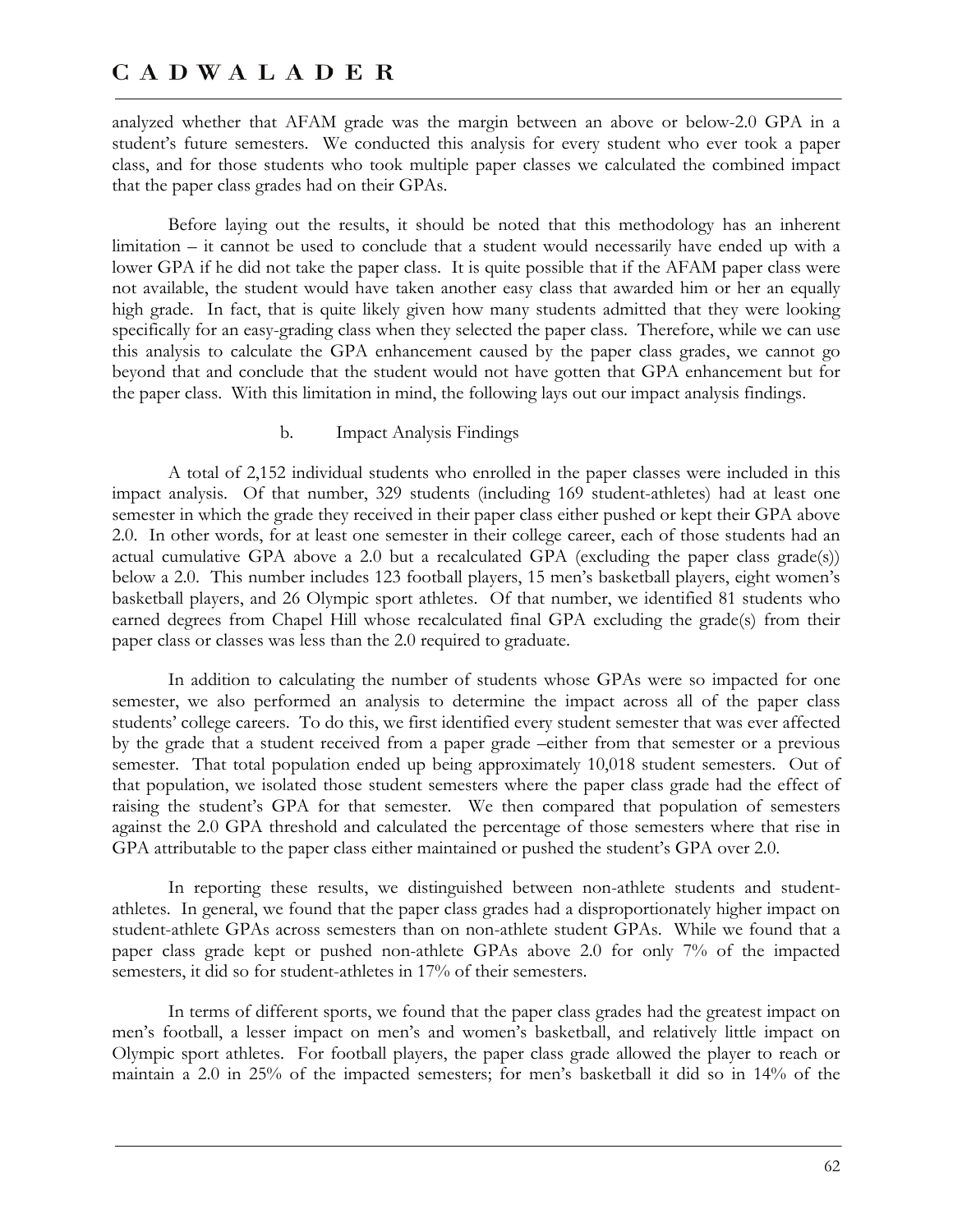analyzed whether that AFAM grade was the margin between an above or below-2.0 GPA in a student's future semesters. We conducted this analysis for every student who ever took a paper class, and for those students who took multiple paper classes we calculated the combined impact that the paper class grades had on their GPAs.

Before laying out the results, it should be noted that this methodology has an inherent limitation – it cannot be used to conclude that a student would necessarily have ended up with a lower GPA if he did not take the paper class. It is quite possible that if the AFAM paper class were not available, the student would have taken another easy class that awarded him or her an equally high grade. In fact, that is quite likely given how many students admitted that they were looking specifically for an easy-grading class when they selected the paper class. Therefore, while we can use this analysis to calculate the GPA enhancement caused by the paper class grades, we cannot go beyond that and conclude that the student would not have gotten that GPA enhancement but for the paper class. With this limitation in mind, the following lays out our impact analysis findings.

b. Impact Analysis Findings

A total of 2,152 individual students who enrolled in the paper classes were included in this impact analysis. Of that number, 329 students (including 169 student-athletes) had at least one semester in which the grade they received in their paper class either pushed or kept their GPA above 2.0. In other words, for at least one semester in their college career, each of those students had an actual cumulative GPA above a 2.0 but a recalculated GPA (excluding the paper class grade(s)) below a 2.0. This number includes 123 football players, 15 men's basketball players, eight women's basketball players, and 26 Olympic sport athletes. Of that number, we identified 81 students who earned degrees from Chapel Hill whose recalculated final GPA excluding the grade(s) from their paper class or classes was less than the 2.0 required to graduate.

In addition to calculating the number of students whose GPAs were so impacted for one semester, we also performed an analysis to determine the impact across all of the paper class students' college careers. To do this, we first identified every student semester that was ever affected by the grade that a student received from a paper grade –either from that semester or a previous semester. That total population ended up being approximately 10,018 student semesters. Out of that population, we isolated those student semesters where the paper class grade had the effect of raising the student's GPA for that semester. We then compared that population of semesters against the 2.0 GPA threshold and calculated the percentage of those semesters where that rise in GPA attributable to the paper class either maintained or pushed the student's GPA over 2.0.

In reporting these results, we distinguished between non-athlete students and student-athletes. In general, we found that the paper class grades had a disproportionately higher impact on student-athlete GPAs across semesters than on non-athlete student GPAs. While we found that a paper class grade kept or pushed non-athlete GPAs above 2.0 for only 7% of the impacted semesters, it did so for student-athletes in 17% of their semesters.

In terms of different sports, we found that the paper class grades had the greatest impact on men's football, a lesser impact on men's and women's basketball, and relatively little impact on Olympic sport athletes. For football players, the paper class grade allowed the player to reach or maintain a 2.0 in 25% of the impacted semesters; for men's basketball it did so in 14% of the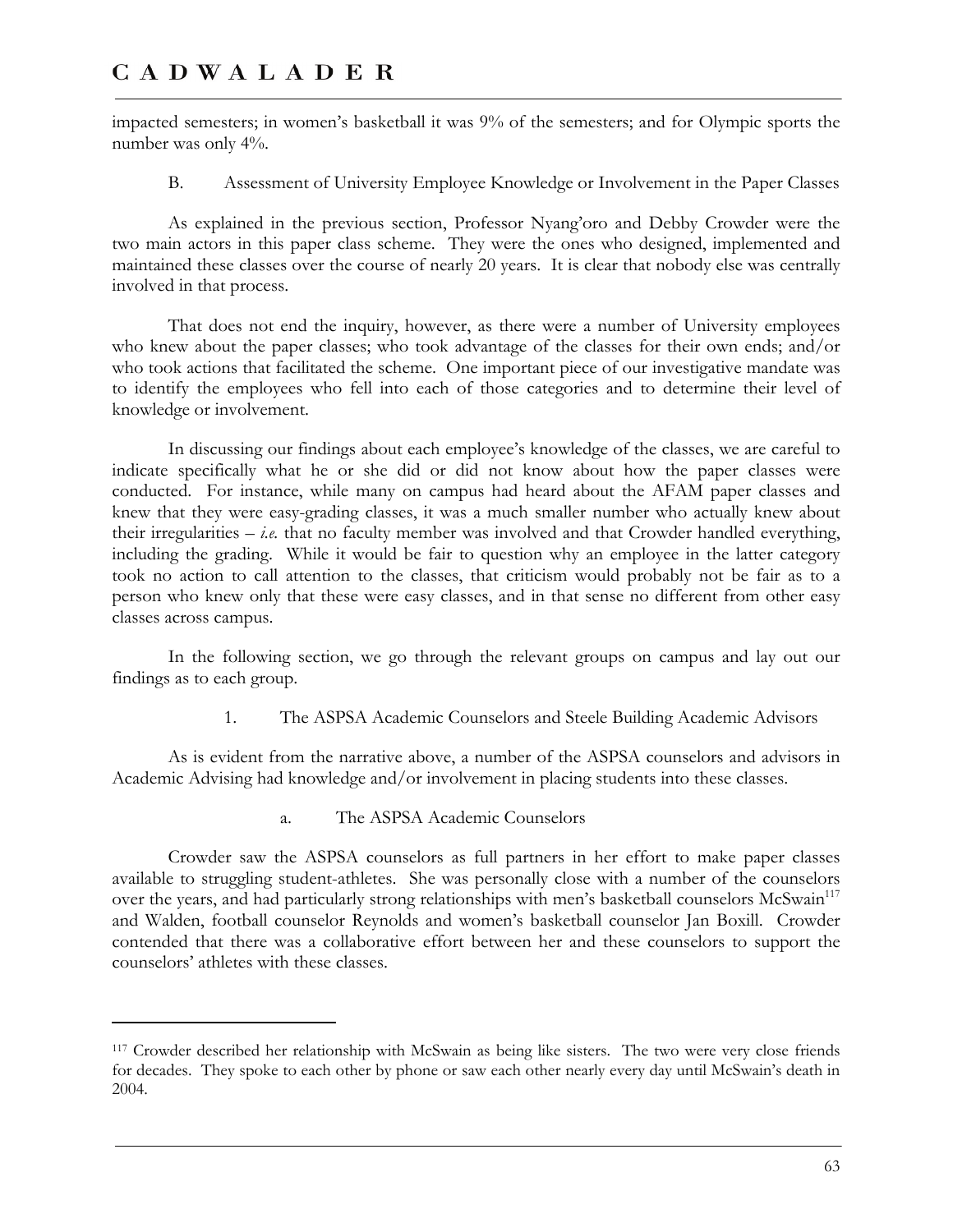impacted semesters; in women's basketball it was 9% of the semesters; and for Olympic sports the number was only 4%.

### B. Assessment of University Employee Knowledge or Involvement in the Paper Classes

As explained in the previous section, Professor Nyang'oro and Debby Crowder were the two main actors in this paper class scheme. They were the ones who designed, implemented and maintained these classes over the course of nearly 20 years. It is clear that nobody else was centrally involved in that process.

That does not end the inquiry, however, as there were a number of University employees who knew about the paper classes; who took advantage of the classes for their own ends; and/or who took actions that facilitated the scheme. One important piece of our investigative mandate was to identify the employees who fell into each of those categories and to determine their level of knowledge or involvement.

In discussing our findings about each employee's knowledge of the classes, we are careful to indicate specifically what he or she did or did not know about how the paper classes were conducted. For instance, while many on campus had heard about the AFAM paper classes and knew that they were easy-grading classes, it was a much smaller number who actually knew about their irregularities – *i.e.* that no faculty member was involved and that Crowder handled everything, including the grading. While it would be fair to question why an employee in the latter category took no action to call attention to the classes, that criticism would probably not be fair as to a person who knew only that these were easy classes, and in that sense no different from other easy classes across campus.

In the following section, we go through the relevant groups on campus and lay out our findings as to each group.

#### 1. The ASPSA Academic Counselors and Steele Building Academic Advisors

As is evident from the narrative above, a number of the ASPSA counselors and advisors in Academic Advising had knowledge and/or involvement in placing students into these classes.

##### a. The ASPSA Academic Counselors

Crowder saw the ASPSA counselors as full partners in her effort to make paper classes available to struggling student-athletes. She was personally close with a number of the counselors over the years, and had particularly strong relationships with men's basketball counselors McSwain[117] and Walden, football counselor Reynolds and women's basketball counselor Jan Boxill. Crowder contended that there was a collaborative effort between her and these counselors to support the counselors' athletes with these classes.

---

[117] Crowder described her relationship with McSwain as being like sisters. The two were very close friends for decades. They spoke to each other by phone or saw each other nearly every day until McSwain's death in 2004.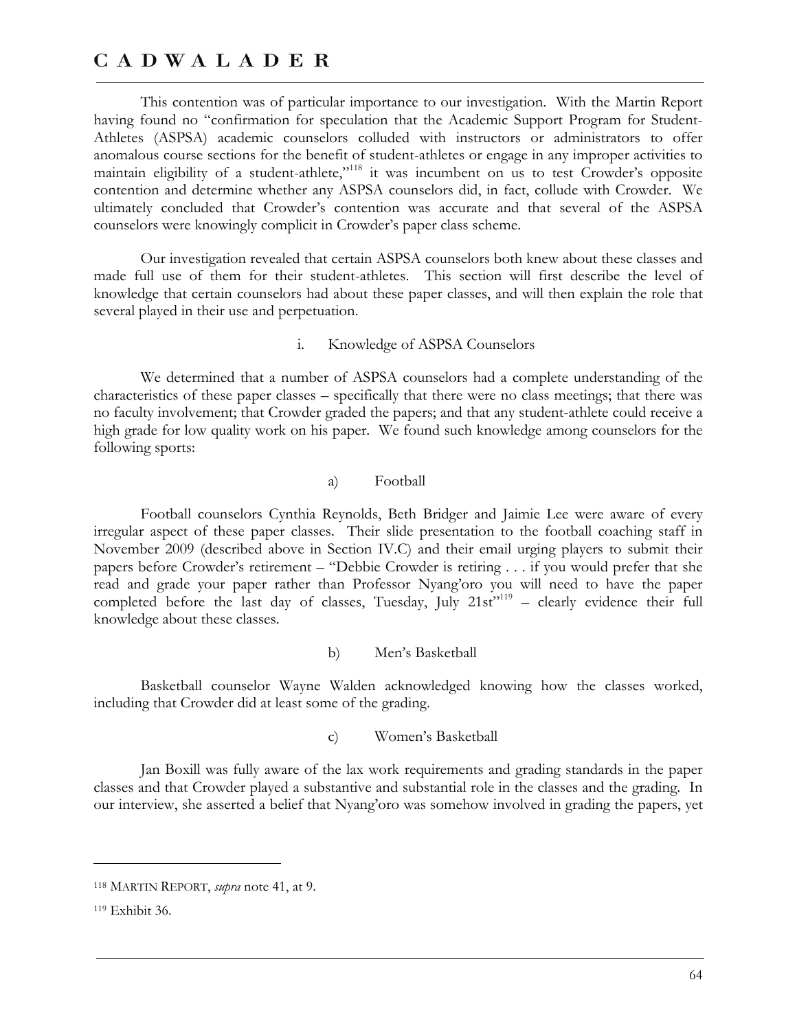This contention was of particular importance to our investigation. With the Martin Report having found no "confirmation for speculation that the Academic Support Program for Student-Athletes (ASPSA) academic counselors colluded with instructors or administrators to offer anomalous course sections for the benefit of student-athletes or engage in any improper activities to maintain eligibility of a student-athlete,"[118] it was incumbent on us to test Crowder's opposite contention and determine whether any ASPSA counselors did, in fact, collude with Crowder. We ultimately concluded that Crowder's contention was accurate and that several of the ASPSA counselors were knowingly complicit in Crowder's paper class scheme.

Our investigation revealed that certain ASPSA counselors both knew about these classes and made full use of them for their student-athletes. This section will first describe the level of knowledge that certain counselors had about these paper classes, and will then explain the role that several played in their use and perpetuation.

#### i. Knowledge of ASPSA Counselors

We determined that a number of ASPSA counselors had a complete understanding of the characteristics of these paper classes – specifically that there were no class meetings; that there was no faculty involvement; that Crowder graded the papers; and that any student-athlete could receive a high grade for low quality work on his paper. We found such knowledge among counselors for the following sports:

##### a) Football

Football counselors Cynthia Reynolds, Beth Bridger and Jaimie Lee were aware of every irregular aspect of these paper classes. Their slide presentation to the football coaching staff in November 2009 (described above in Section IV.C) and their email urging players to submit their papers before Crowder's retirement – "Debbie Crowder is retiring . . . if you would prefer that she read and grade your paper rather than Professor Nyang'oro you will need to have the paper completed before the last day of classes, Tuesday, July 21st"[119] – clearly evidence their full knowledge about these classes.

##### b) Men's Basketball

Basketball counselor Wayne Walden acknowledged knowing how the classes worked, including that Crowder did at least some of the grading.

##### c) Women's Basketball

Jan Boxill was fully aware of the lax work requirements and grading standards in the paper classes and that Crowder played a substantive and substantial role in the classes and the grading. In our interview, she asserted a belief that Nyang'oro was somehow involved in grading the papers, yet

---

[118] MARTIN REPORT, *supra* note 41, at 9.

[119] Exhibit 36.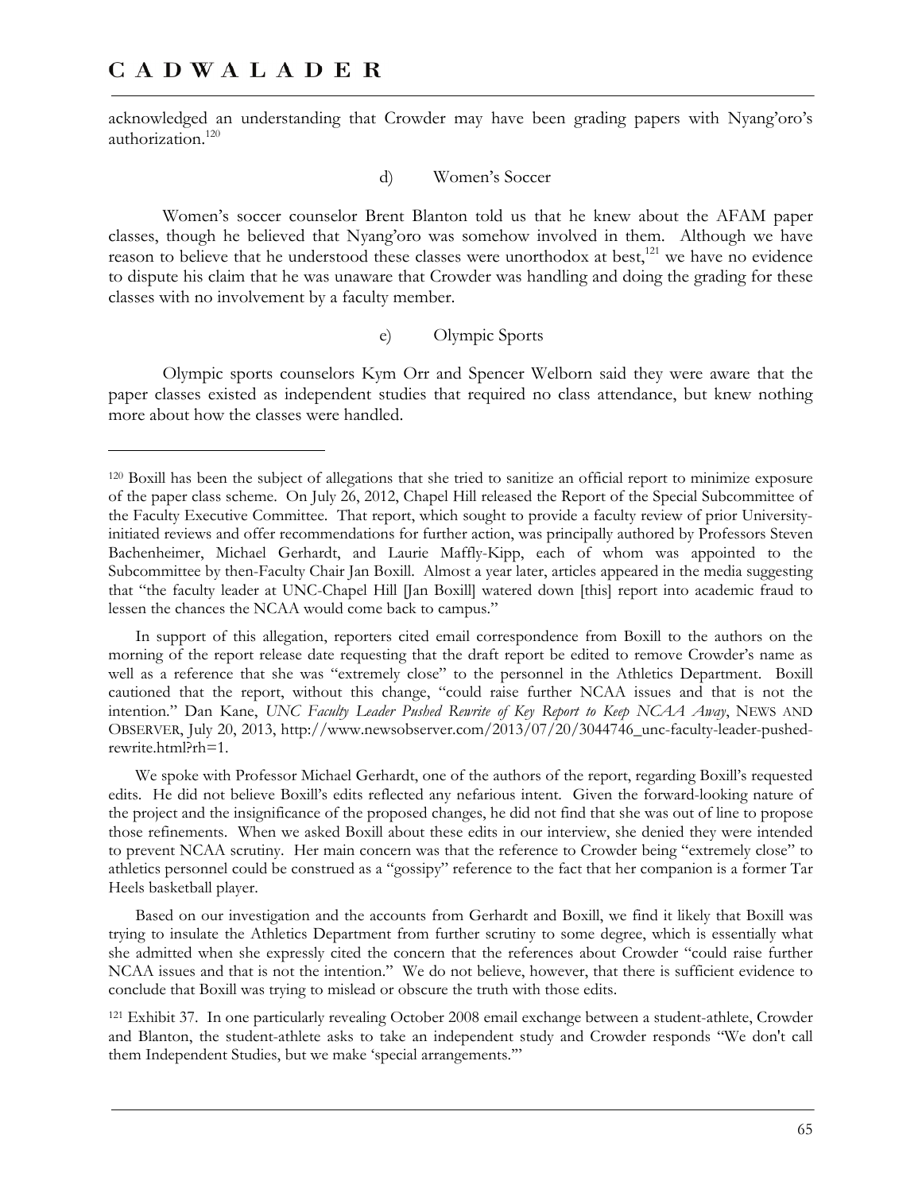acknowledged an understanding that Crowder may have been grading papers with Nyang'oro's authorization.[120]

d) Women's Soccer

Women's soccer counselor Brent Blanton told us that he knew about the AFAM paper classes, though he believed that Nyang'oro was somehow involved in them. Although we have reason to believe that he understood these classes were unorthodox at best,[121] we have no evidence to dispute his claim that he was unaware that Crowder was handling and doing the grading for these classes with no involvement by a faculty member.

e) Olympic Sports

Olympic sports counselors Kym Orr and Spencer Welborn said they were aware that the paper classes existed as independent studies that required no class attendance, but knew nothing more about how the classes were handled.

---

[120] Boxill has been the subject of allegations that she tried to sanitize an official report to minimize exposure of the paper class scheme. On July 26, 2012, Chapel Hill released the Report of the Special Subcommittee of the Faculty Executive Committee. That report, which sought to provide a faculty review of prior University-initiated reviews and offer recommendations for further action, was principally authored by Professors Steven Bachenheimer, Michael Gerhardt, and Laurie Maffly-Kipp, each of whom was appointed to the Subcommittee by then-Faculty Chair Jan Boxill. Almost a year later, articles appeared in the media suggesting that "the faculty leader at UNC-Chapel Hill [Jan Boxill] watered down [this] report into academic fraud to lessen the chances the NCAA would come back to campus."

In support of this allegation, reporters cited email correspondence from Boxill to the authors on the morning of the report release date requesting that the draft report be edited to remove Crowder's name as well as a reference that she was "extremely close" to the personnel in the Athletics Department. Boxill cautioned that the report, without this change, "could raise further NCAA issues and that is not the intention." Dan Kane, *UNC Faculty Leader Pushed Rewrite of Key Report to Keep NCAA Away*, NEWS AND OBSERVER, July 20, 2013, http://www.newsobserver.com/2013/07/20/3044746_unc-faculty-leader-pushed-rewrite.html?rh=1.

We spoke with Professor Michael Gerhardt, one of the authors of the report, regarding Boxill's requested edits. He did not believe Boxill's edits reflected any nefarious intent. Given the forward-looking nature of the project and the insignificance of the proposed changes, he did not find that she was out of line to propose those refinements. When we asked Boxill about these edits in our interview, she denied they were intended to prevent NCAA scrutiny. Her main concern was that the reference to Crowder being "extremely close" to athletics personnel could be construed as a "gossipy" reference to the fact that her companion is a former Tar Heels basketball player.

Based on our investigation and the accounts from Gerhardt and Boxill, we find it likely that Boxill was trying to insulate the Athletics Department from further scrutiny to some degree, which is essentially what she admitted when she expressly cited the concern that the references about Crowder "could raise further NCAA issues and that is not the intention." We do not believe, however, that there is sufficient evidence to conclude that Boxill was trying to mislead or obscure the truth with those edits.

[121] Exhibit 37. In one particularly revealing October 2008 email exchange between a student-athlete, Crowder and Blanton, the student-athlete asks to take an independent study and Crowder responds "We don't call them Independent Studies, but we make 'special arrangements.'"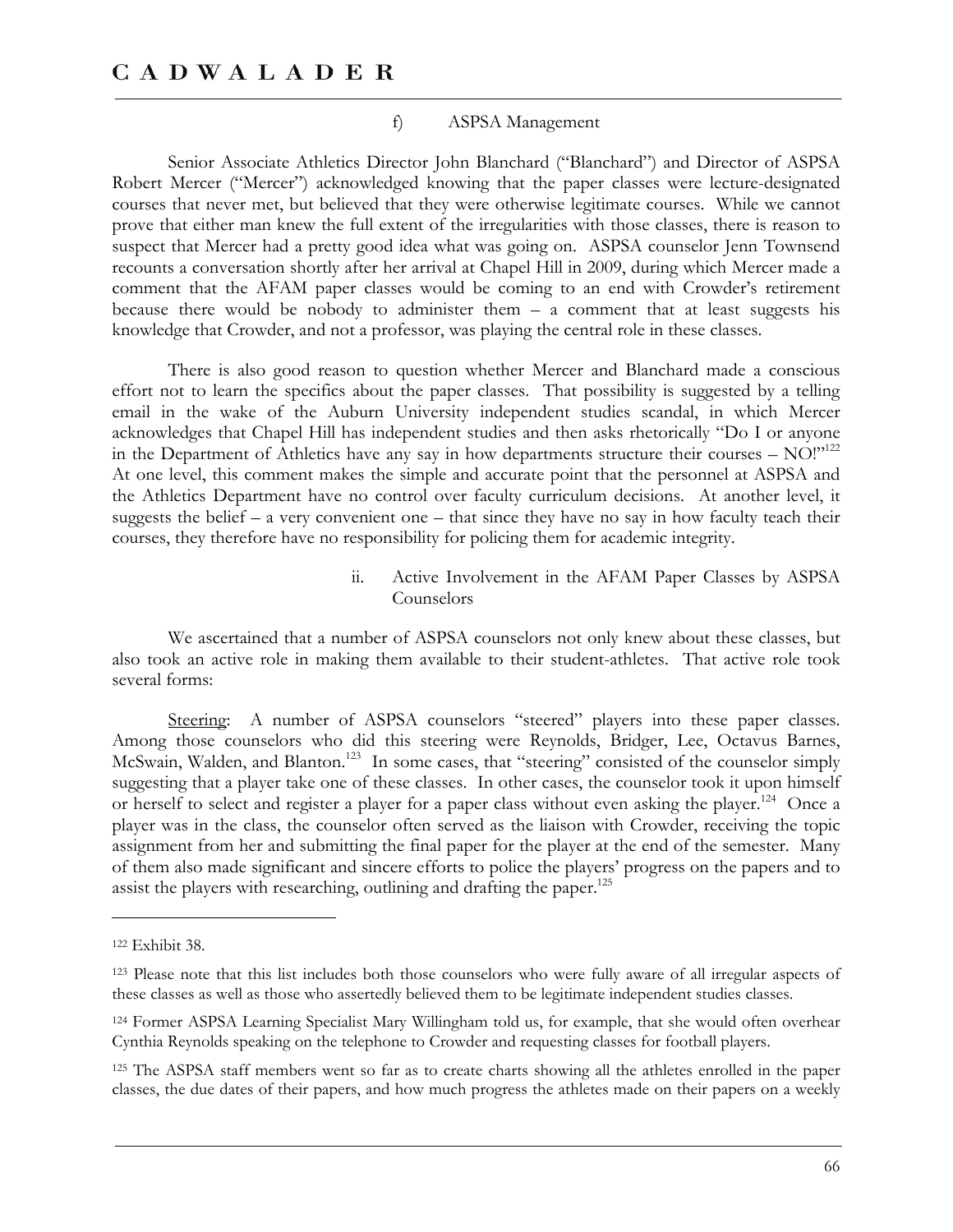#### f) ASPSA Management

Senior Associate Athletics Director John Blanchard ("Blanchard") and Director of ASPSA Robert Mercer ("Mercer") acknowledged knowing that the paper classes were lecture-designated courses that never met, but believed that they were otherwise legitimate courses. While we cannot prove that either man knew the full extent of the irregularities with those classes, there is reason to suspect that Mercer had a pretty good idea what was going on. ASPSA counselor Jenn Townsend recounts a conversation shortly after her arrival at Chapel Hill in 2009, during which Mercer made a comment that the AFAM paper classes would be coming to an end with Crowder's retirement because there would be nobody to administer them – a comment that at least suggests his knowledge that Crowder, and not a professor, was playing the central role in these classes.

There is also good reason to question whether Mercer and Blanchard made a conscious effort not to learn the specifics about the paper classes. That possibility is suggested by a telling email in the wake of the Auburn University independent studies scandal, in which Mercer acknowledges that Chapel Hill has independent studies and then asks rhetorically "Do I or anyone in the Department of Athletics have any say in how departments structure their courses – NO!"[122] At one level, this comment makes the simple and accurate point that the personnel at ASPSA and the Athletics Department have no control over faculty curriculum decisions. At another level, it suggests the belief – a very convenient one – that since they have no say in how faculty teach their courses, they therefore have no responsibility for policing them for academic integrity.

### ii. Active Involvement in the AFAM Paper Classes by ASPSA Counselors

We ascertained that a number of ASPSA counselors not only knew about these classes, but also took an active role in making them available to their student-athletes. That active role took several forms:

<u>Steering</u>: A number of ASPSA counselors "steered" players into these paper classes. Among those counselors who did this steering were Reynolds, Bridger, Lee, Octavus Barnes, McSwain, Walden, and Blanton.[123] In some cases, that "steering" consisted of the counselor simply suggesting that a player take one of these classes. In other cases, the counselor took it upon himself or herself to select and register a player for a paper class without even asking the player.[124] Once a player was in the class, the counselor often served as the liaison with Crowder, receiving the topic assignment from her and submitting the final paper for the player at the end of the semester. Many of them also made significant and sincere efforts to police the players' progress on the papers and to assist the players with researching, outlining and drafting the paper.[125]

---

[122] Exhibit 38.

[123] Please note that this list includes both those counselors who were fully aware of all irregular aspects of these classes as well as those who assertedly believed them to be legitimate independent studies classes.

[124] Former ASPSA Learning Specialist Mary Willingham told us, for example, that she would often overhear Cynthia Reynolds speaking on the telephone to Crowder and requesting classes for football players.

[125] The ASPSA staff members went so far as to create charts showing all the athletes enrolled in the paper classes, the due dates of their papers, and how much progress the athletes made on their papers on a weekly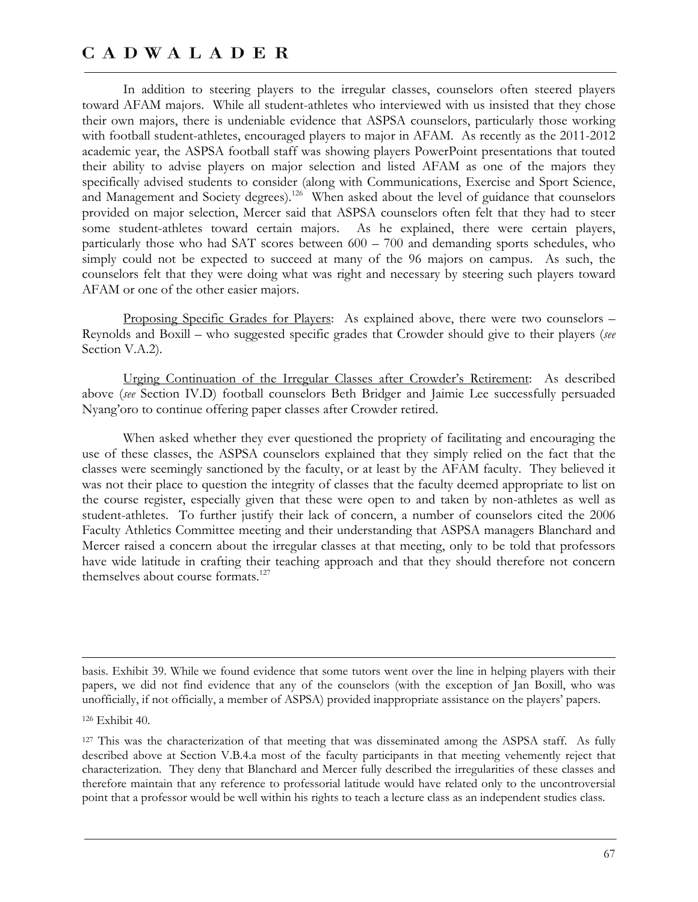In addition to steering players to the irregular classes, counselors often steered players toward AFAM majors. While all student-athletes who interviewed with us insisted that they chose their own majors, there is undeniable evidence that ASPSA counselors, particularly those working with football student-athletes, encouraged players to major in AFAM. As recently as the 2011-2012 academic year, the ASPSA football staff was showing players PowerPoint presentations that touted their ability to advise players on major selection and listed AFAM as one of the majors they specifically advised students to consider (along with Communications, Exercise and Sport Science, and Management and Society degrees).[126] When asked about the level of guidance that counselors provided on major selection, Mercer said that ASPSA counselors often felt that they had to steer some student-athletes toward certain majors. As he explained, there were certain players, particularly those who had SAT scores between 600 – 700 and demanding sports schedules, who simply could not be expected to succeed at many of the 96 majors on campus. As such, the counselors felt that they were doing what was right and necessary by steering such players toward AFAM or one of the other easier majors.

<u>Proposing Specific Grades for Players</u>: As explained above, there were two counselors – Reynolds and Boxill – who suggested specific grades that Crowder should give to their players (*see* Section V.A.2).

<u>Urging Continuation of the Irregular Classes after Crowder's Retirement</u>: As described above (*see* Section IV.D) football counselors Beth Bridger and Jaimie Lee successfully persuaded Nyang'oro to continue offering paper classes after Crowder retired.

When asked whether they ever questioned the propriety of facilitating and encouraging the use of these classes, the ASPSA counselors explained that they simply relied on the fact that the classes were seemingly sanctioned by the faculty, or at least by the AFAM faculty. They believed it was not their place to question the integrity of classes that the faculty deemed appropriate to list on the course register, especially given that these were open to and taken by non-athletes as well as student-athletes. To further justify their lack of concern, a number of counselors cited the 2006 Faculty Athletics Committee meeting and their understanding that ASPSA managers Blanchard and Mercer raised a concern about the irregular classes at that meeting, only to be told that professors have wide latitude in crafting their teaching approach and that they should therefore not concern themselves about course formats.[127]

---

basis. Exhibit 39. While we found evidence that some tutors went over the line in helping players with their papers, we did not find evidence that any of the counselors (with the exception of Jan Boxill, who was unofficially, if not officially, a member of ASPSA) provided inappropriate assistance on the players' papers.

[126] Exhibit 40.

[127] This was the characterization of that meeting that was disseminated among the ASPSA staff. As fully described above at Section V.B.4.a most of the faculty participants in that meeting vehemently reject that characterization. They deny that Blanchard and Mercer fully described the irregularities of these classes and therefore maintain that any reference to professorial latitude would have related only to the uncontroversial point that a professor would be well within his rights to teach a lecture class as an independent studies class.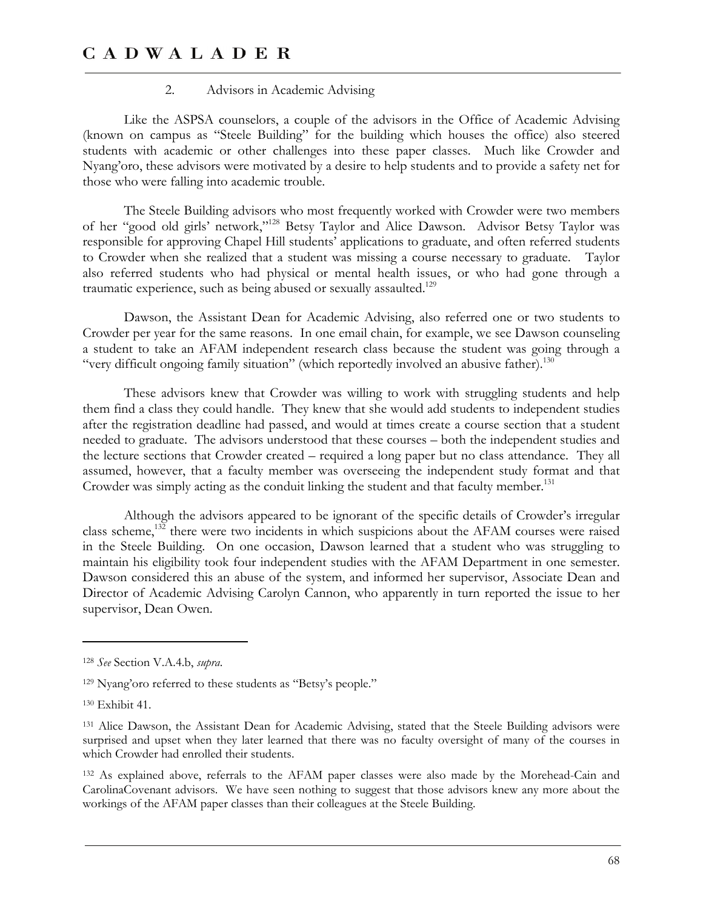### 2. Advisors in Academic Advising

Like the ASPSA counselors, a couple of the advisors in the Office of Academic Advising (known on campus as "Steele Building" for the building which houses the office) also steered students with academic or other challenges into these paper classes. Much like Crowder and Nyang'oro, these advisors were motivated by a desire to help students and to provide a safety net for those who were falling into academic trouble.

The Steele Building advisors who most frequently worked with Crowder were two members of her "good old girls' network,"[128] Betsy Taylor and Alice Dawson. Advisor Betsy Taylor was responsible for approving Chapel Hill students' applications to graduate, and often referred students to Crowder when she realized that a student was missing a course necessary to graduate. Taylor also referred students who had physical or mental health issues, or who had gone through a traumatic experience, such as being abused or sexually assaulted.[129]

Dawson, the Assistant Dean for Academic Advising, also referred one or two students to Crowder per year for the same reasons. In one email chain, for example, we see Dawson counseling a student to take an AFAM independent research class because the student was going through a "very difficult ongoing family situation" (which reportedly involved an abusive father).[130]

These advisors knew that Crowder was willing to work with struggling students and help them find a class they could handle. They knew that she would add students to independent studies after the registration deadline had passed, and would at times create a course section that a student needed to graduate. The advisors understood that these courses – both the independent studies and the lecture sections that Crowder created – required a long paper but no class attendance. They all assumed, however, that a faculty member was overseeing the independent study format and that Crowder was simply acting as the conduit linking the student and that faculty member.[131]

Although the advisors appeared to be ignorant of the specific details of Crowder's irregular class scheme,[132] there were two incidents in which suspicions about the AFAM courses were raised in the Steele Building. On one occasion, Dawson learned that a student who was struggling to maintain his eligibility took four independent studies with the AFAM Department in one semester. Dawson considered this an abuse of the system, and informed her supervisor, Associate Dean and Director of Academic Advising Carolyn Cannon, who apparently in turn reported the issue to her supervisor, Dean Owen.

---

[128] *See* Section V.A.4.b, *supra*.

[129] Nyang'oro referred to these students as "Betsy's people."

[130] Exhibit 41.

[131] Alice Dawson, the Assistant Dean for Academic Advising, stated that the Steele Building advisors were surprised and upset when they later learned that there was no faculty oversight of many of the courses in which Crowder had enrolled their students.

[132] As explained above, referrals to the AFAM paper classes were also made by the Morehead-Cain and CarolinaCovenant advisors. We have seen nothing to suggest that those advisors knew any more about the workings of the AFAM paper classes than their colleagues at the Steele Building.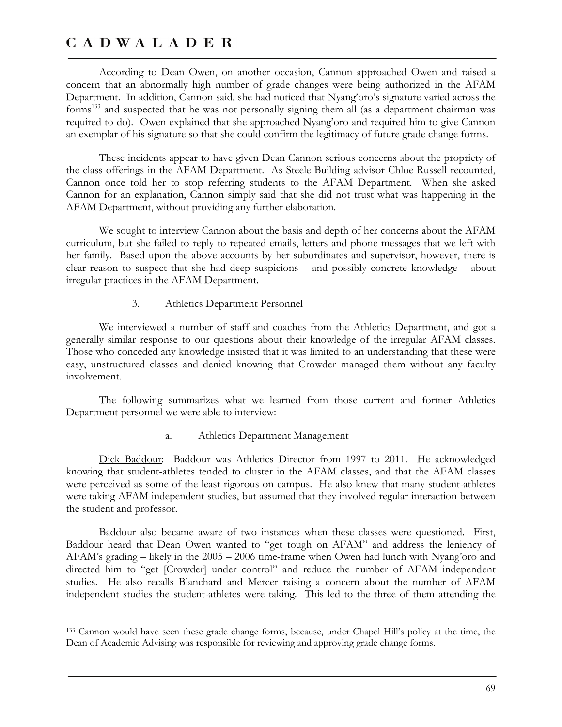According to Dean Owen, on another occasion, Cannon approached Owen and raised a concern that an abnormally high number of grade changes were being authorized in the AFAM Department. In addition, Cannon said, she had noticed that Nyang'oro's signature varied across the forms[133] and suspected that he was not personally signing them all (as a department chairman was required to do). Owen explained that she approached Nyang'oro and required him to give Cannon an exemplar of his signature so that she could confirm the legitimacy of future grade change forms.

These incidents appear to have given Dean Cannon serious concerns about the propriety of the class offerings in the AFAM Department. As Steele Building advisor Chloe Russell recounted, Cannon once told her to stop referring students to the AFAM Department. When she asked Cannon for an explanation, Cannon simply said that she did not trust what was happening in the AFAM Department, without providing any further elaboration.

We sought to interview Cannon about the basis and depth of her concerns about the AFAM curriculum, but she failed to reply to repeated emails, letters and phone messages that we left with her family. Based upon the above accounts by her subordinates and supervisor, however, there is clear reason to suspect that she had deep suspicions – and possibly concrete knowledge – about irregular practices in the AFAM Department.

### 3. Athletics Department Personnel

We interviewed a number of staff and coaches from the Athletics Department, and got a generally similar response to our questions about their knowledge of the irregular AFAM classes. Those who conceded any knowledge insisted that it was limited to an understanding that these were easy, unstructured classes and denied knowing that Crowder managed them without any faculty involvement.

The following summarizes what we learned from those current and former Athletics Department personnel we were able to interview:

#### a. Athletics Department Management

<u>Dick Baddour</u>: Baddour was Athletics Director from 1997 to 2011. He acknowledged knowing that student-athletes tended to cluster in the AFAM classes, and that the AFAM classes were perceived as some of the least rigorous on campus. He also knew that many student-athletes were taking AFAM independent studies, but assumed that they involved regular interaction between the student and professor.

Baddour also became aware of two instances when these classes were questioned. First, Baddour heard that Dean Owen wanted to "get tough on AFAM" and address the leniency of AFAM's grading – likely in the 2005 – 2006 time-frame when Owen had lunch with Nyang'oro and directed him to "get [Crowder] under control" and reduce the number of AFAM independent studies. He also recalls Blanchard and Mercer raising a concern about the number of AFAM independent studies the student-athletes were taking. This led to the three of them attending the

---

[133] Cannon would have seen these grade change forms, because, under Chapel Hill's policy at the time, the Dean of Academic Advising was responsible for reviewing and approving grade change forms.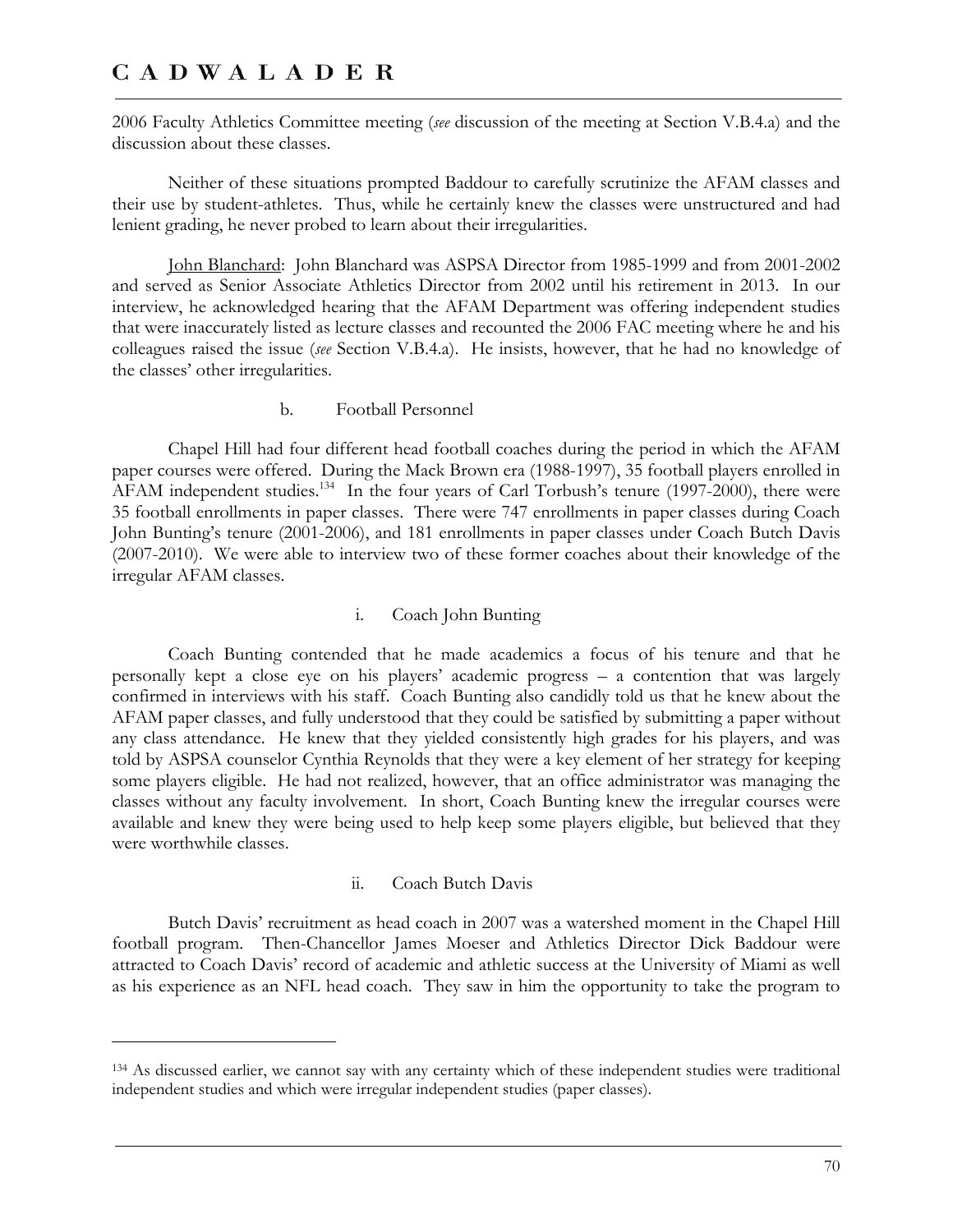2006 Faculty Athletics Committee meeting (*see* discussion of the meeting at Section V.B.4.a) and the discussion about these classes.

Neither of these situations prompted Baddour to carefully scrutinize the AFAM classes and their use by student-athletes. Thus, while he certainly knew the classes were unstructured and had lenient grading, he never probed to learn about their irregularities.

John Blanchard: John Blanchard was ASPSA Director from 1985-1999 and from 2001-2002 and served as Senior Associate Athletics Director from 2002 until his retirement in 2013. In our interview, he acknowledged hearing that the AFAM Department was offering independent studies that were inaccurately listed as lecture classes and recounted the 2006 FAC meeting where he and his colleagues raised the issue (*see* Section V.B.4.a). He insists, however, that he had no knowledge of the classes' other irregularities.

#### b. Football Personnel

Chapel Hill had four different head football coaches during the period in which the AFAM paper courses were offered. During the Mack Brown era (1988-1997), 35 football players enrolled in AFAM independent studies.[134] In the four years of Carl Torbush's tenure (1997-2000), there were 35 football enrollments in paper classes. There were 747 enrollments in paper classes during Coach John Bunting's tenure (2001-2006), and 181 enrollments in paper classes under Coach Butch Davis (2007-2010). We were able to interview two of these former coaches about their knowledge of the irregular AFAM classes.

##### i. Coach John Bunting

Coach Bunting contended that he made academics a focus of his tenure and that he personally kept a close eye on his players' academic progress – a contention that was largely confirmed in interviews with his staff. Coach Bunting also candidly told us that he knew about the AFAM paper classes, and fully understood that they could be satisfied by submitting a paper without any class attendance. He knew that they yielded consistently high grades for his players, and was told by ASPSA counselor Cynthia Reynolds that they were a key element of her strategy for keeping some players eligible. He had not realized, however, that an office administrator was managing the classes without any faculty involvement. In short, Coach Bunting knew the irregular courses were available and knew they were being used to help keep some players eligible, but believed that they were worthwhile classes.

##### ii. Coach Butch Davis

Butch Davis' recruitment as head coach in 2007 was a watershed moment in the Chapel Hill football program. Then-Chancellor James Moeser and Athletics Director Dick Baddour were attracted to Coach Davis' record of academic and athletic success at the University of Miami as well as his experience as an NFL head coach. They saw in him the opportunity to take the program to

---

[134] As discussed earlier, we cannot say with any certainty which of these independent studies were traditional independent studies and which were irregular independent studies (paper classes).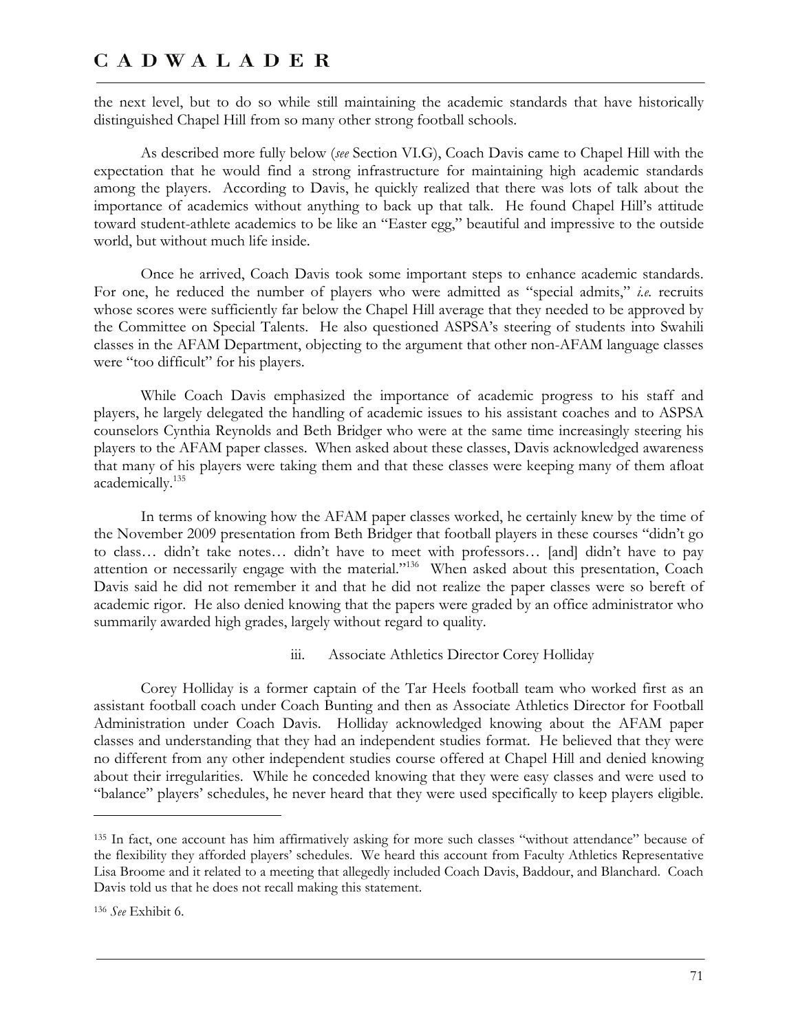the next level, but to do so while still maintaining the academic standards that have historically distinguished Chapel Hill from so many other strong football schools.

As described more fully below (*see* Section VI.G), Coach Davis came to Chapel Hill with the expectation that he would find a strong infrastructure for maintaining high academic standards among the players. According to Davis, he quickly realized that there was lots of talk about the importance of academics without anything to back up that talk. He found Chapel Hill's attitude toward student-athlete academics to be like an "Easter egg," beautiful and impressive to the outside world, but without much life inside.

Once he arrived, Coach Davis took some important steps to enhance academic standards. For one, he reduced the number of players who were admitted as "special admits," *i.e.* recruits whose scores were sufficiently far below the Chapel Hill average that they needed to be approved by the Committee on Special Talents. He also questioned ASPSA's steering of students into Swahili classes in the AFAM Department, objecting to the argument that other non-AFAM language classes were "too difficult" for his players.

While Coach Davis emphasized the importance of academic progress to his staff and players, he largely delegated the handling of academic issues to his assistant coaches and to ASPSA counselors Cynthia Reynolds and Beth Bridger who were at the same time increasingly steering his players to the AFAM paper classes. When asked about these classes, Davis acknowledged awareness that many of his players were taking them and that these classes were keeping many of them afloat academically.[135]

In terms of knowing how the AFAM paper classes worked, he certainly knew by the time of the November 2009 presentation from Beth Bridger that football players in these courses "didn't go to class… didn't take notes… didn't have to meet with professors… [and] didn't have to pay attention or necessarily engage with the material."[136] When asked about this presentation, Coach Davis said he did not remember it and that he did not realize the paper classes were so bereft of academic rigor. He also denied knowing that the papers were graded by an office administrator who summarily awarded high grades, largely without regard to quality.

#### iii. Associate Athletics Director Corey Holliday

Corey Holliday is a former captain of the Tar Heels football team who worked first as an assistant football coach under Coach Bunting and then as Associate Athletics Director for Football Administration under Coach Davis. Holliday acknowledged knowing about the AFAM paper classes and understanding that they had an independent studies format. He believed that they were no different from any other independent studies course offered at Chapel Hill and denied knowing about their irregularities. While he conceded knowing that they were easy classes and were used to "balance" players' schedules, he never heard that they were used specifically to keep players eligible.

---

[135] In fact, one account has him affirmatively asking for more such classes "without attendance" because of the flexibility they afforded players' schedules. We heard this account from Faculty Athletics Representative Lisa Broome and it related to a meeting that allegedly included Coach Davis, Baddour, and Blanchard. Coach Davis told us that he does not recall making this statement.

[136] *See* Exhibit 6.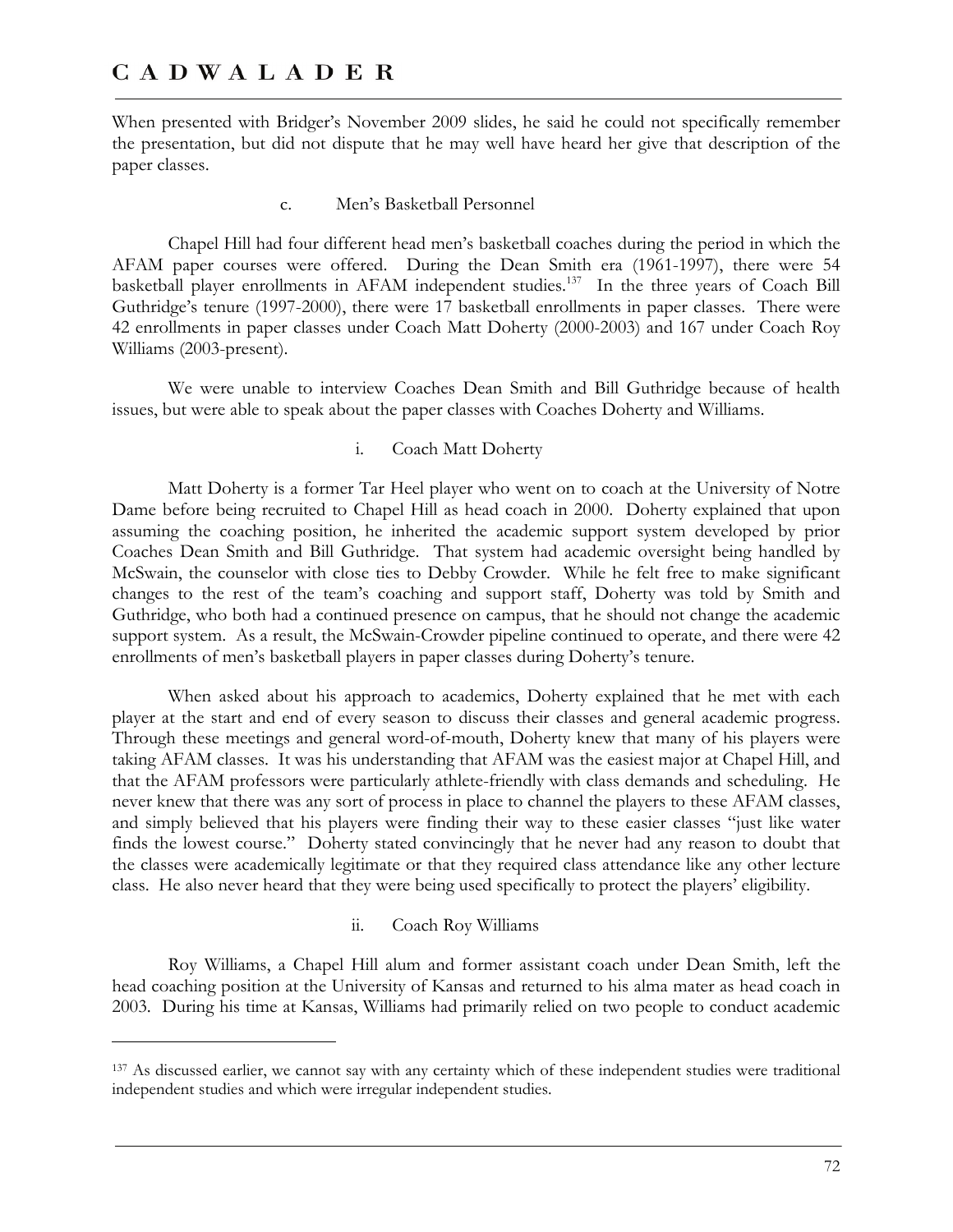When presented with Bridger's November 2009 slides, he said he could not specifically remember the presentation, but did not dispute that he may well have heard her give that description of the paper classes.

c. Men's Basketball Personnel

Chapel Hill had four different head men's basketball coaches during the period in which the AFAM paper courses were offered. During the Dean Smith era (1961-1997), there were 54 basketball player enrollments in AFAM independent studies.[137] In the three years of Coach Bill Guthridge's tenure (1997-2000), there were 17 basketball enrollments in paper classes. There were 42 enrollments in paper classes under Coach Matt Doherty (2000-2003) and 167 under Coach Roy Williams (2003-present).

We were unable to interview Coaches Dean Smith and Bill Guthridge because of health issues, but were able to speak about the paper classes with Coaches Doherty and Williams.

i. Coach Matt Doherty

Matt Doherty is a former Tar Heel player who went on to coach at the University of Notre Dame before being recruited to Chapel Hill as head coach in 2000. Doherty explained that upon assuming the coaching position, he inherited the academic support system developed by prior Coaches Dean Smith and Bill Guthridge. That system had academic oversight being handled by McSwain, the counselor with close ties to Debby Crowder. While he felt free to make significant changes to the rest of the team's coaching and support staff, Doherty was told by Smith and Guthridge, who both had a continued presence on campus, that he should not change the academic support system. As a result, the McSwain-Crowder pipeline continued to operate, and there were 42 enrollments of men's basketball players in paper classes during Doherty's tenure.

When asked about his approach to academics, Doherty explained that he met with each player at the start and end of every season to discuss their classes and general academic progress. Through these meetings and general word-of-mouth, Doherty knew that many of his players were taking AFAM classes. It was his understanding that AFAM was the easiest major at Chapel Hill, and that the AFAM professors were particularly athlete-friendly with class demands and scheduling. He never knew that there was any sort of process in place to channel the players to these AFAM classes, and simply believed that his players were finding their way to these easier classes "just like water finds the lowest course." Doherty stated convincingly that he never had any reason to doubt that the classes were academically legitimate or that they required class attendance like any other lecture class. He also never heard that they were being used specifically to protect the players' eligibility.

ii. Coach Roy Williams

Roy Williams, a Chapel Hill alum and former assistant coach under Dean Smith, left the head coaching position at the University of Kansas and returned to his alma mater as head coach in 2003. During his time at Kansas, Williams had primarily relied on two people to conduct academic

---

[137] As discussed earlier, we cannot say with any certainty which of these independent studies were traditional independent studies and which were irregular independent studies.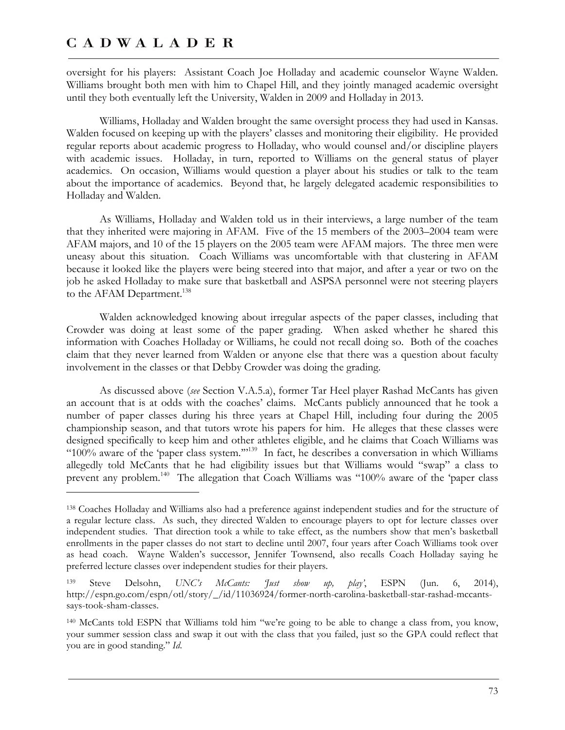oversight for his players: Assistant Coach Joe Holladay and academic counselor Wayne Walden. Williams brought both men with him to Chapel Hill, and they jointly managed academic oversight until they both eventually left the University, Walden in 2009 and Holladay in 2013.

Williams, Holladay and Walden brought the same oversight process they had used in Kansas. Walden focused on keeping up with the players' classes and monitoring their eligibility. He provided regular reports about academic progress to Holladay, who would counsel and/or discipline players with academic issues. Holladay, in turn, reported to Williams on the general status of player academics. On occasion, Williams would question a player about his studies or talk to the team about the importance of academics. Beyond that, he largely delegated academic responsibilities to Holladay and Walden.

As Williams, Holladay and Walden told us in their interviews, a large number of the team that they inherited were majoring in AFAM. Five of the 15 members of the 2003–2004 team were AFAM majors, and 10 of the 15 players on the 2005 team were AFAM majors. The three men were uneasy about this situation. Coach Williams was uncomfortable with that clustering in AFAM because it looked like the players were being steered into that major, and after a year or two on the job he asked Holladay to make sure that basketball and ASPSA personnel were not steering players to the AFAM Department.[138]

Walden acknowledged knowing about irregular aspects of the paper classes, including that Crowder was doing at least some of the paper grading. When asked whether he shared this information with Coaches Holladay or Williams, he could not recall doing so. Both of the coaches claim that they never learned from Walden or anyone else that there was a question about faculty involvement in the classes or that Debby Crowder was doing the grading.

As discussed above (*see* Section V.A.5.a), former Tar Heel player Rashad McCants has given an account that is at odds with the coaches' claims. McCants publicly announced that he took a number of paper classes during his three years at Chapel Hill, including four during the 2005 championship season, and that tutors wrote his papers for him. He alleges that these classes were designed specifically to keep him and other athletes eligible, and he claims that Coach Williams was "100% aware of the 'paper class system.'"[139] In fact, he describes a conversation in which Williams allegedly told McCants that he had eligibility issues but that Williams would "swap" a class to prevent any problem.[140] The allegation that Coach Williams was "100% aware of the 'paper class

---

[138] Coaches Holladay and Williams also had a preference against independent studies and for the structure of a regular lecture class. As such, they directed Walden to encourage players to opt for lecture classes over independent studies. That direction took a while to take effect, as the numbers show that men's basketball enrollments in the paper classes do not start to decline until 2007, four years after Coach Williams took over as head coach. Wayne Walden's successor, Jennifer Townsend, also recalls Coach Holladay saying he preferred lecture classes over independent studies for their players.

[139] Steve Delsohn, *UNC's McCants: 'Just show up, play'*, ESPN (Jun. 6, 2014), http://espn.go.com/espn/otl/story/_/id/11036924/former-north-carolina-basketball-star-rashad-mccants-says-took-sham-classes.

[140] McCants told ESPN that Williams told him "we're going to be able to change a class from, you know, your summer session class and swap it out with the class that you failed, just so the GPA could reflect that you are in good standing." *Id.*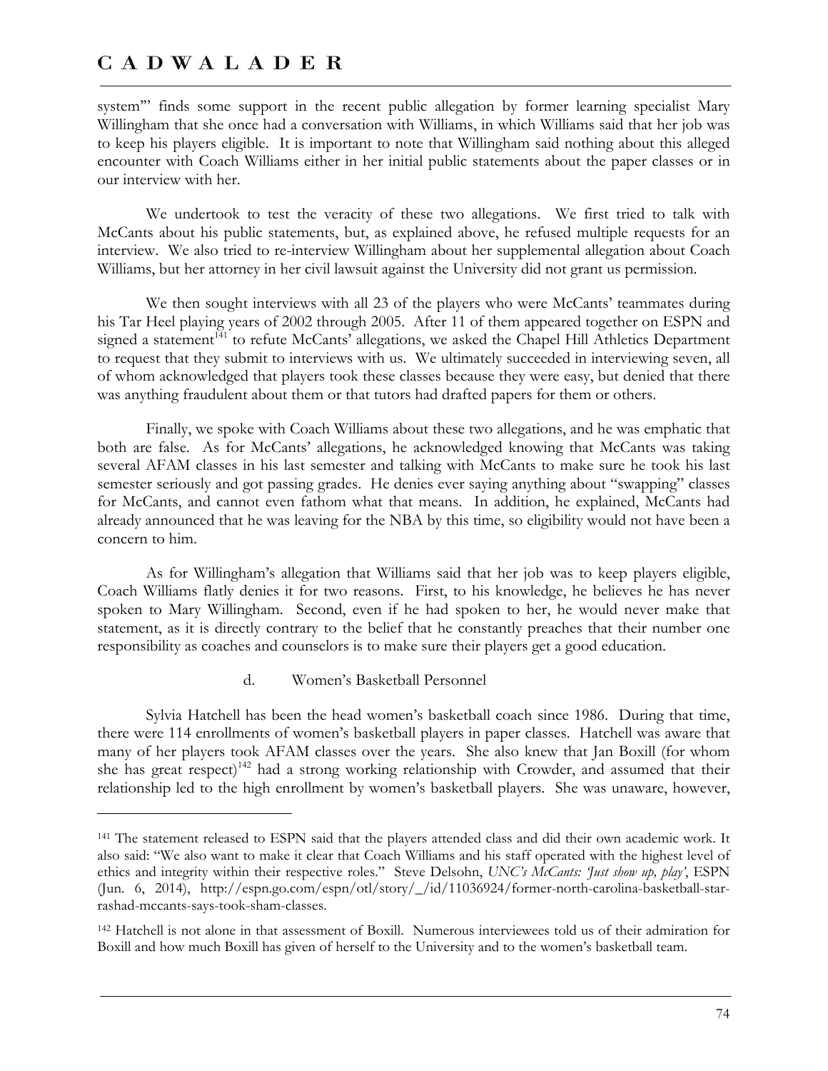system'" finds some support in the recent public allegation by former learning specialist Mary Willingham that she once had a conversation with Williams, in which Williams said that her job was to keep his players eligible. It is important to note that Willingham said nothing about this alleged encounter with Coach Williams either in her initial public statements about the paper classes or in our interview with her.

We undertook to test the veracity of these two allegations. We first tried to talk with McCants about his public statements, but, as explained above, he refused multiple requests for an interview. We also tried to re-interview Willingham about her supplemental allegation about Coach Williams, but her attorney in her civil lawsuit against the University did not grant us permission.

We then sought interviews with all 23 of the players who were McCants' teammates during his Tar Heel playing years of 2002 through 2005. After 11 of them appeared together on ESPN and signed a statement[141] to refute McCants' allegations, we asked the Chapel Hill Athletics Department to request that they submit to interviews with us. We ultimately succeeded in interviewing seven, all of whom acknowledged that players took these classes because they were easy, but denied that there was anything fraudulent about them or that tutors had drafted papers for them or others.

Finally, we spoke with Coach Williams about these two allegations, and he was emphatic that both are false. As for McCants' allegations, he acknowledged knowing that McCants was taking several AFAM classes in his last semester and talking with McCants to make sure he took his last semester seriously and got passing grades. He denies ever saying anything about "swapping" classes for McCants, and cannot even fathom what that means. In addition, he explained, McCants had already announced that he was leaving for the NBA by this time, so eligibility would not have been a concern to him.

As for Willingham's allegation that Williams said that her job was to keep players eligible, Coach Williams flatly denies it for two reasons. First, to his knowledge, he believes he has never spoken to Mary Willingham. Second, even if he had spoken to her, he would never make that statement, as it is directly contrary to the belief that he constantly preaches that their number one responsibility as coaches and counselors is to make sure their players get a good education.

d. Women's Basketball Personnel

Sylvia Hatchell has been the head women's basketball coach since 1986. During that time, there were 114 enrollments of women's basketball players in paper classes. Hatchell was aware that many of her players took AFAM classes over the years. She also knew that Jan Boxill (for whom she has great respect)[142] had a strong working relationship with Crowder, and assumed that their relationship led to the high enrollment by women's basketball players. She was unaware, however,

---

[141] The statement released to ESPN said that the players attended class and did their own academic work. It also said: "We also want to make it clear that Coach Williams and his staff operated with the highest level of ethics and integrity within their respective roles." Steve Delsohn, *UNC's McCants: 'Just show up, play'*, ESPN (Jun. 6, 2014), http://espn.go.com/espn/otl/story/_/id/11036924/former-north-carolina-basketball-star-rashad-mccants-says-took-sham-classes.

[142] Hatchell is not alone in that assessment of Boxill. Numerous interviewees told us of their admiration for Boxill and how much Boxill has given of herself to the University and to the women's basketball team.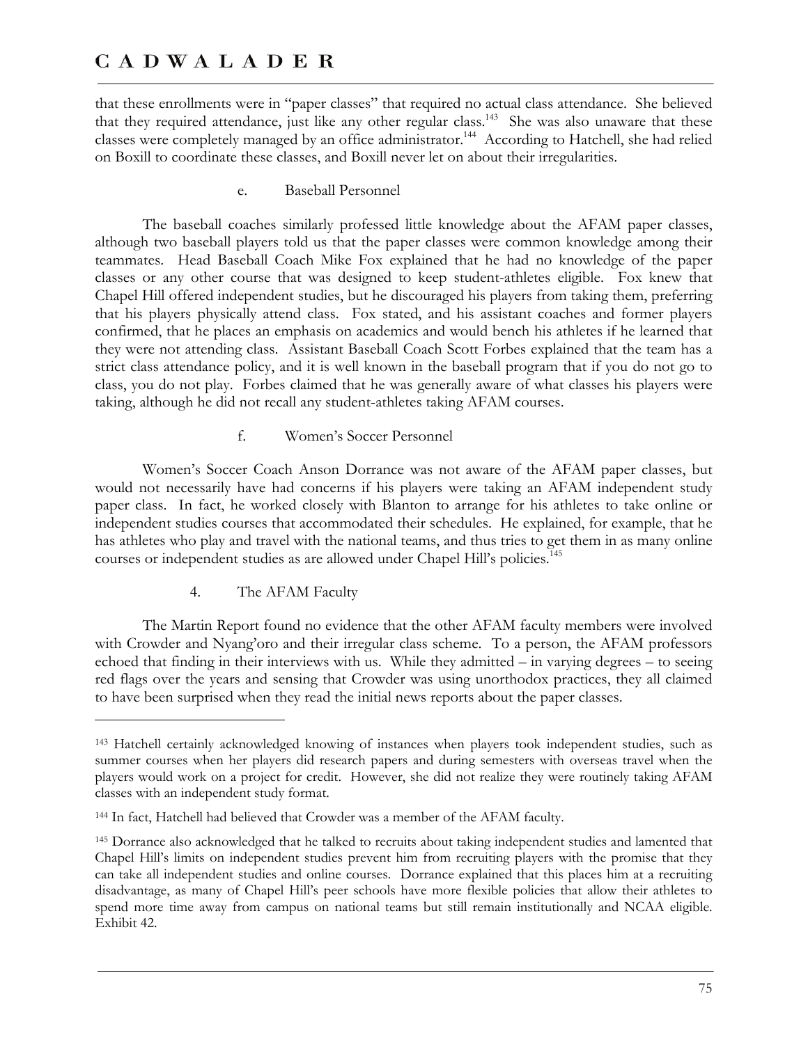that these enrollments were in "paper classes" that required no actual class attendance. She believed that they required attendance, just like any other regular class.[143] She was also unaware that these classes were completely managed by an office administrator.[144] According to Hatchell, she had relied on Boxill to coordinate these classes, and Boxill never let on about their irregularities.

e. Baseball Personnel

The baseball coaches similarly professed little knowledge about the AFAM paper classes, although two baseball players told us that the paper classes were common knowledge among their teammates. Head Baseball Coach Mike Fox explained that he had no knowledge of the paper classes or any other course that was designed to keep student-athletes eligible. Fox knew that Chapel Hill offered independent studies, but he discouraged his players from taking them, preferring that his players physically attend class. Fox stated, and his assistant coaches and former players confirmed, that he places an emphasis on academics and would bench his athletes if he learned that they were not attending class. Assistant Baseball Coach Scott Forbes explained that the team has a strict class attendance policy, and it is well known in the baseball program that if you do not go to class, you do not play. Forbes claimed that he was generally aware of what classes his players were taking, although he did not recall any student-athletes taking AFAM courses.

f. Women's Soccer Personnel

Women's Soccer Coach Anson Dorrance was not aware of the AFAM paper classes, but would not necessarily have had concerns if his players were taking an AFAM independent study paper class. In fact, he worked closely with Blanton to arrange for his athletes to take online or independent studies courses that accommodated their schedules. He explained, for example, that he has athletes who play and travel with the national teams, and thus tries to get them in as many online courses or independent studies as are allowed under Chapel Hill's policies.[145]

4. The AFAM Faculty

The Martin Report found no evidence that the other AFAM faculty members were involved with Crowder and Nyang'oro and their irregular class scheme. To a person, the AFAM professors echoed that finding in their interviews with us. While they admitted – in varying degrees – to seeing red flags over the years and sensing that Crowder was using unorthodox practices, they all claimed to have been surprised when they read the initial news reports about the paper classes.

---

[143] Hatchell certainly acknowledged knowing of instances when players took independent studies, such as summer courses when her players did research papers and during semesters with overseas travel when the players would work on a project for credit. However, she did not realize they were routinely taking AFAM classes with an independent study format.

[144] In fact, Hatchell had believed that Crowder was a member of the AFAM faculty.

[145] Dorrance also acknowledged that he talked to recruits about taking independent studies and lamented that Chapel Hill's limits on independent studies prevent him from recruiting players with the promise that they can take all independent studies and online courses. Dorrance explained that this places him at a recruiting disadvantage, as many of Chapel Hill's peer schools have more flexible policies that allow their athletes to spend more time away from campus on national teams but still remain institutionally and NCAA eligible. Exhibit 42.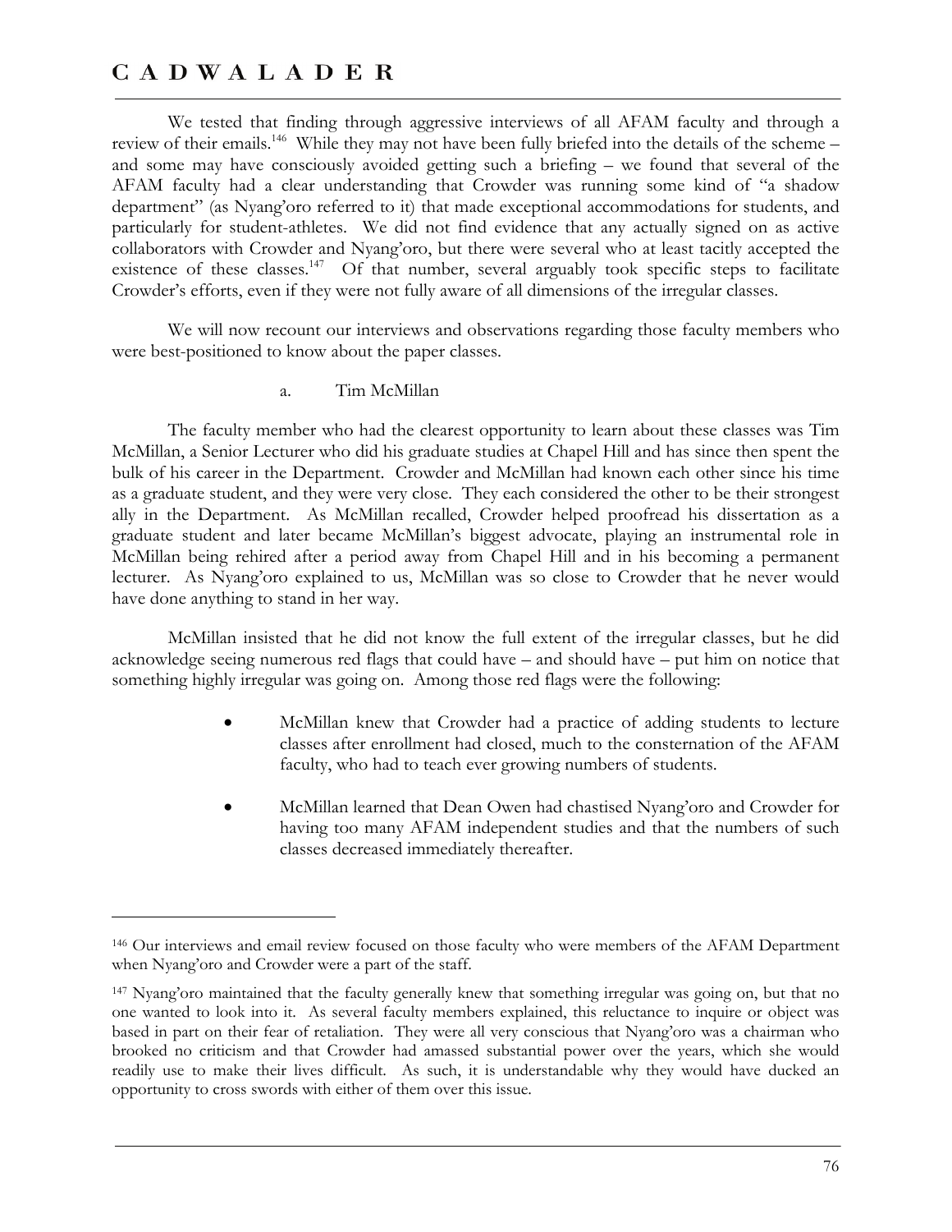We tested that finding through aggressive interviews of all AFAM faculty and through a review of their emails.[146] While they may not have been fully briefed into the details of the scheme – and some may have consciously avoided getting such a briefing – we found that several of the AFAM faculty had a clear understanding that Crowder was running some kind of "a shadow department" (as Nyang'oro referred to it) that made exceptional accommodations for students, and particularly for student-athletes. We did not find evidence that any actually signed on as active collaborators with Crowder and Nyang'oro, but there were several who at least tacitly accepted the existence of these classes.[147] Of that number, several arguably took specific steps to facilitate Crowder's efforts, even if they were not fully aware of all dimensions of the irregular classes.

We will now recount our interviews and observations regarding those faculty members who were best-positioned to know about the paper classes.

a. Tim McMillan

The faculty member who had the clearest opportunity to learn about these classes was Tim McMillan, a Senior Lecturer who did his graduate studies at Chapel Hill and has since then spent the bulk of his career in the Department. Crowder and McMillan had known each other since his time as a graduate student, and they were very close. They each considered the other to be their strongest ally in the Department. As McMillan recalled, Crowder helped proofread his dissertation as a graduate student and later became McMillan's biggest advocate, playing an instrumental role in McMillan being rehired after a period away from Chapel Hill and in his becoming a permanent lecturer. As Nyang'oro explained to us, McMillan was so close to Crowder that he never would have done anything to stand in her way.

McMillan insisted that he did not know the full extent of the irregular classes, but he did acknowledge seeing numerous red flags that could have – and should have – put him on notice that something highly irregular was going on. Among those red flags were the following:

- McMillan knew that Crowder had a practice of adding students to lecture classes after enrollment had closed, much to the consternation of the AFAM faculty, who had to teach ever growing numbers of students.
- McMillan learned that Dean Owen had chastised Nyang'oro and Crowder for having too many AFAM independent studies and that the numbers of such classes decreased immediately thereafter.

---

[146] Our interviews and email review focused on those faculty who were members of the AFAM Department when Nyang'oro and Crowder were a part of the staff.

[147] Nyang'oro maintained that the faculty generally knew that something irregular was going on, but that no one wanted to look into it. As several faculty members explained, this reluctance to inquire or object was based in part on their fear of retaliation. They were all very conscious that Nyang'oro was a chairman who brooked no criticism and that Crowder had amassed substantial power over the years, which she would readily use to make their lives difficult. As such, it is understandable why they would have ducked an opportunity to cross swords with either of them over this issue.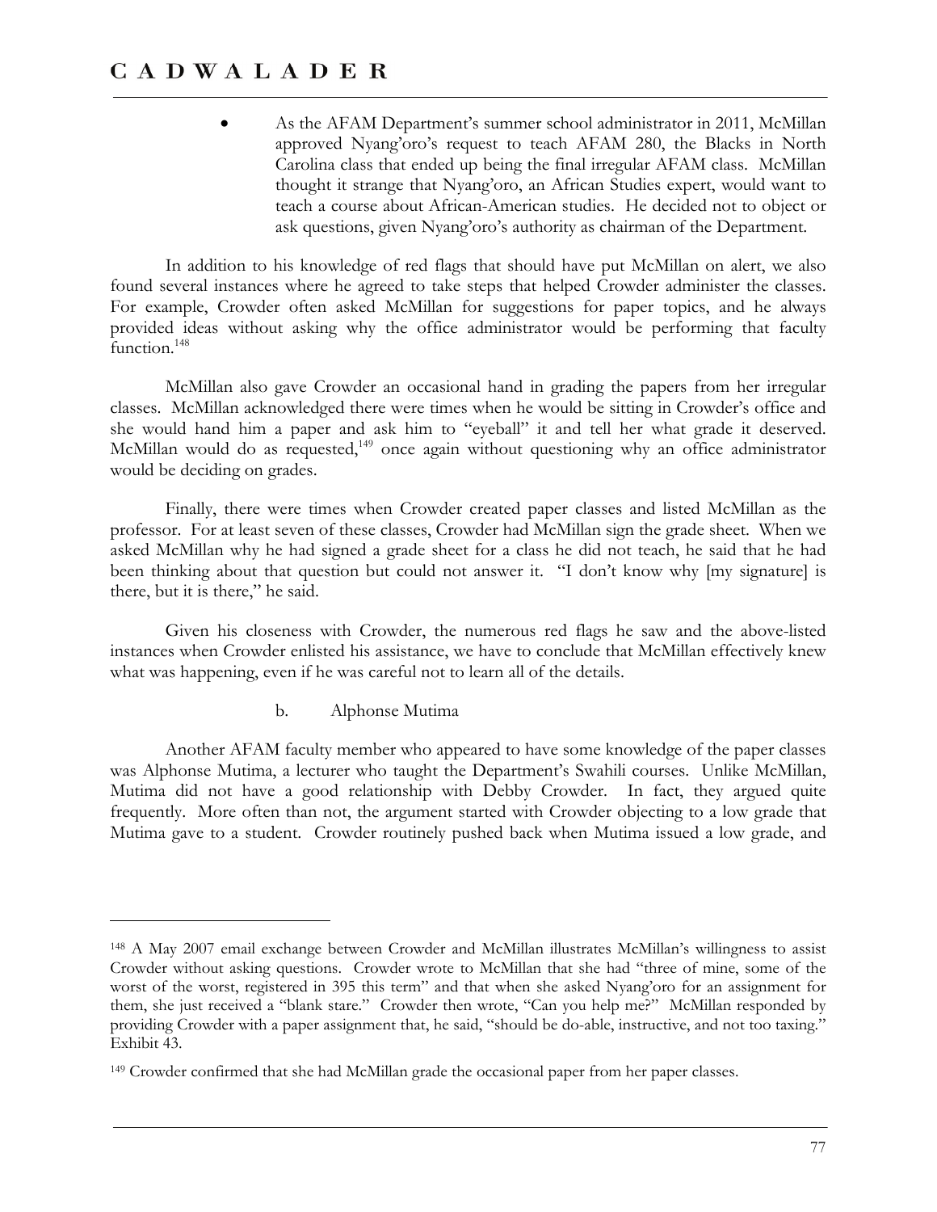- As the AFAM Department's summer school administrator in 2011, McMillan approved Nyang'oro's request to teach AFAM 280, the Blacks in North Carolina class that ended up being the final irregular AFAM class. McMillan thought it strange that Nyang'oro, an African Studies expert, would want to teach a course about African-American studies. He decided not to object or ask questions, given Nyang'oro's authority as chairman of the Department.

In addition to his knowledge of red flags that should have put McMillan on alert, we also found several instances where he agreed to take steps that helped Crowder administer the classes. For example, Crowder often asked McMillan for suggestions for paper topics, and he always provided ideas without asking why the office administrator would be performing that faculty function.[148]

McMillan also gave Crowder an occasional hand in grading the papers from her irregular classes. McMillan acknowledged there were times when he would be sitting in Crowder's office and she would hand him a paper and ask him to "eyeball" it and tell her what grade it deserved. McMillan would do as requested,[149] once again without questioning why an office administrator would be deciding on grades.

Finally, there were times when Crowder created paper classes and listed McMillan as the professor. For at least seven of these classes, Crowder had McMillan sign the grade sheet. When we asked McMillan why he had signed a grade sheet for a class he did not teach, he said that he had been thinking about that question but could not answer it. "I don't know why [my signature] is there, but it is there," he said.

Given his closeness with Crowder, the numerous red flags he saw and the above-listed instances when Crowder enlisted his assistance, we have to conclude that McMillan effectively knew what was happening, even if he was careful not to learn all of the details.

#### b. Alphonse Mutima

Another AFAM faculty member who appeared to have some knowledge of the paper classes was Alphonse Mutima, a lecturer who taught the Department's Swahili courses. Unlike McMillan, Mutima did not have a good relationship with Debby Crowder. In fact, they argued quite frequently. More often than not, the argument started with Crowder objecting to a low grade that Mutima gave to a student. Crowder routinely pushed back when Mutima issued a low grade, and

---

[148] A May 2007 email exchange between Crowder and McMillan illustrates McMillan's willingness to assist Crowder without asking questions. Crowder wrote to McMillan that she had "three of mine, some of the worst of the worst, registered in 395 this term" and that when she asked Nyang'oro for an assignment for them, she just received a "blank stare." Crowder then wrote, "Can you help me?" McMillan responded by providing Crowder with a paper assignment that, he said, "should be do-able, instructive, and not too taxing." Exhibit 43.

[149] Crowder confirmed that she had McMillan grade the occasional paper from her paper classes.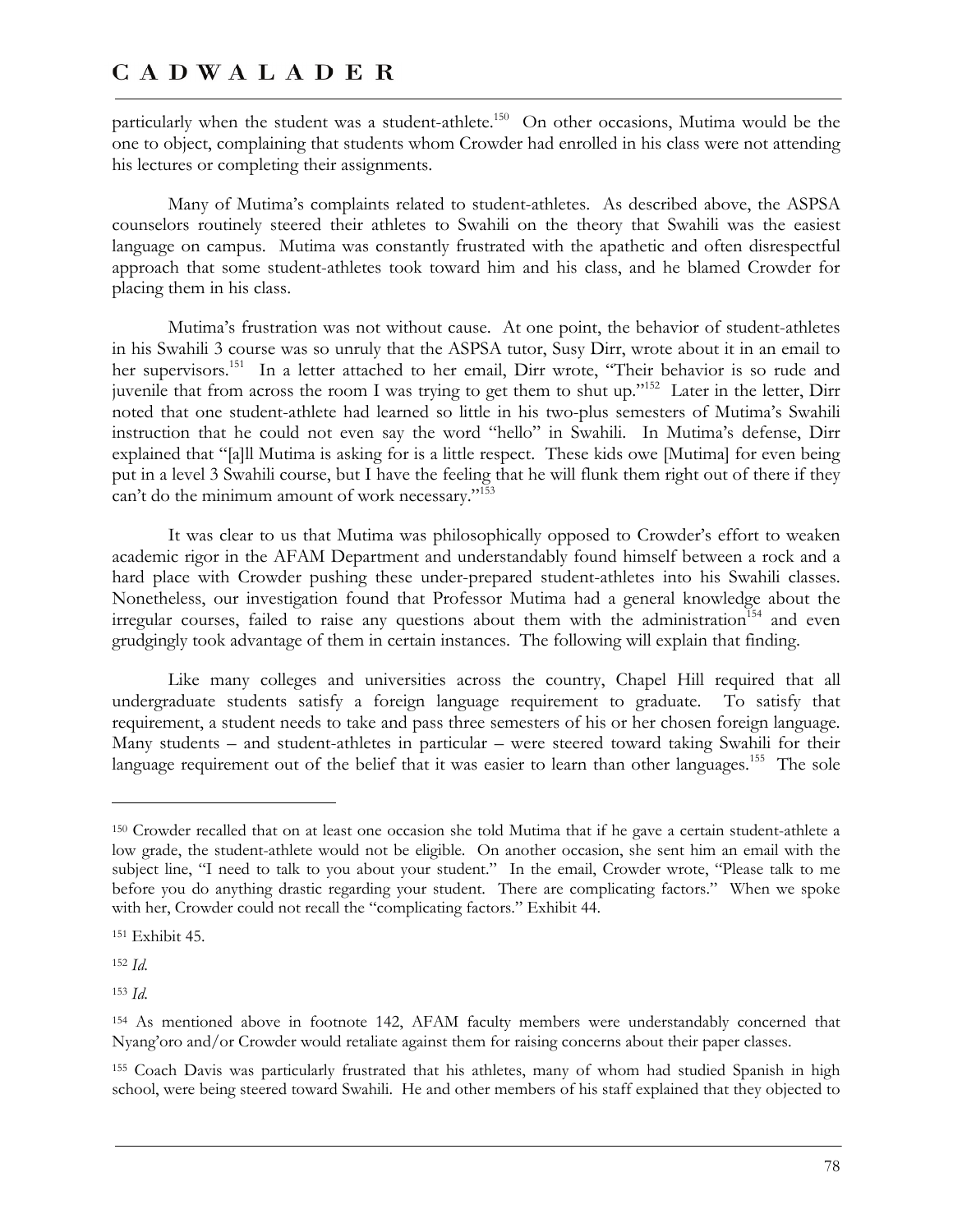particularly when the student was a student-athlete.[150] On other occasions, Mutima would be the one to object, complaining that students whom Crowder had enrolled in his class were not attending his lectures or completing their assignments.

Many of Mutima's complaints related to student-athletes. As described above, the ASPSA counselors routinely steered their athletes to Swahili on the theory that Swahili was the easiest language on campus. Mutima was constantly frustrated with the apathetic and often disrespectful approach that some student-athletes took toward him and his class, and he blamed Crowder for placing them in his class.

Mutima's frustration was not without cause. At one point, the behavior of student-athletes in his Swahili 3 course was so unruly that the ASPSA tutor, Susy Dirr, wrote about it in an email to her supervisors.[151] In a letter attached to her email, Dirr wrote, "Their behavior is so rude and juvenile that from across the room I was trying to get them to shut up."[152] Later in the letter, Dirr noted that one student-athlete had learned so little in his two-plus semesters of Mutima's Swahili instruction that he could not even say the word "hello" in Swahili. In Mutima's defense, Dirr explained that "[a]ll Mutima is asking for is a little respect. These kids owe [Mutima] for even being put in a level 3 Swahili course, but I have the feeling that he will flunk them right out of there if they can't do the minimum amount of work necessary."[153]

It was clear to us that Mutima was philosophically opposed to Crowder's effort to weaken academic rigor in the AFAM Department and understandably found himself between a rock and a hard place with Crowder pushing these under-prepared student-athletes into his Swahili classes. Nonetheless, our investigation found that Professor Mutima had a general knowledge about the irregular courses, failed to raise any questions about them with the administration[154] and even grudgingly took advantage of them in certain instances. The following will explain that finding.

Like many colleges and universities across the country, Chapel Hill required that all undergraduate students satisfy a foreign language requirement to graduate. To satisfy that requirement, a student needs to take and pass three semesters of his or her chosen foreign language. Many students – and student-athletes in particular – were steered toward taking Swahili for their language requirement out of the belief that it was easier to learn than other languages.[155] The sole

---

[150] Crowder recalled that on at least one occasion she told Mutima that if he gave a certain student-athlete a low grade, the student-athlete would not be eligible. On another occasion, she sent him an email with the subject line, "I need to talk to you about your student." In the email, Crowder wrote, "Please talk to me before you do anything drastic regarding your student. There are complicating factors." When we spoke with her, Crowder could not recall the "complicating factors." Exhibit 44.

[151] Exhibit 45.

[152] *Id.*

[153] *Id.*

[154] As mentioned above in footnote 142, AFAM faculty members were understandably concerned that Nyang'oro and/or Crowder would retaliate against them for raising concerns about their paper classes.

[155] Coach Davis was particularly frustrated that his athletes, many of whom had studied Spanish in high school, were being steered toward Swahili. He and other members of his staff explained that they objected to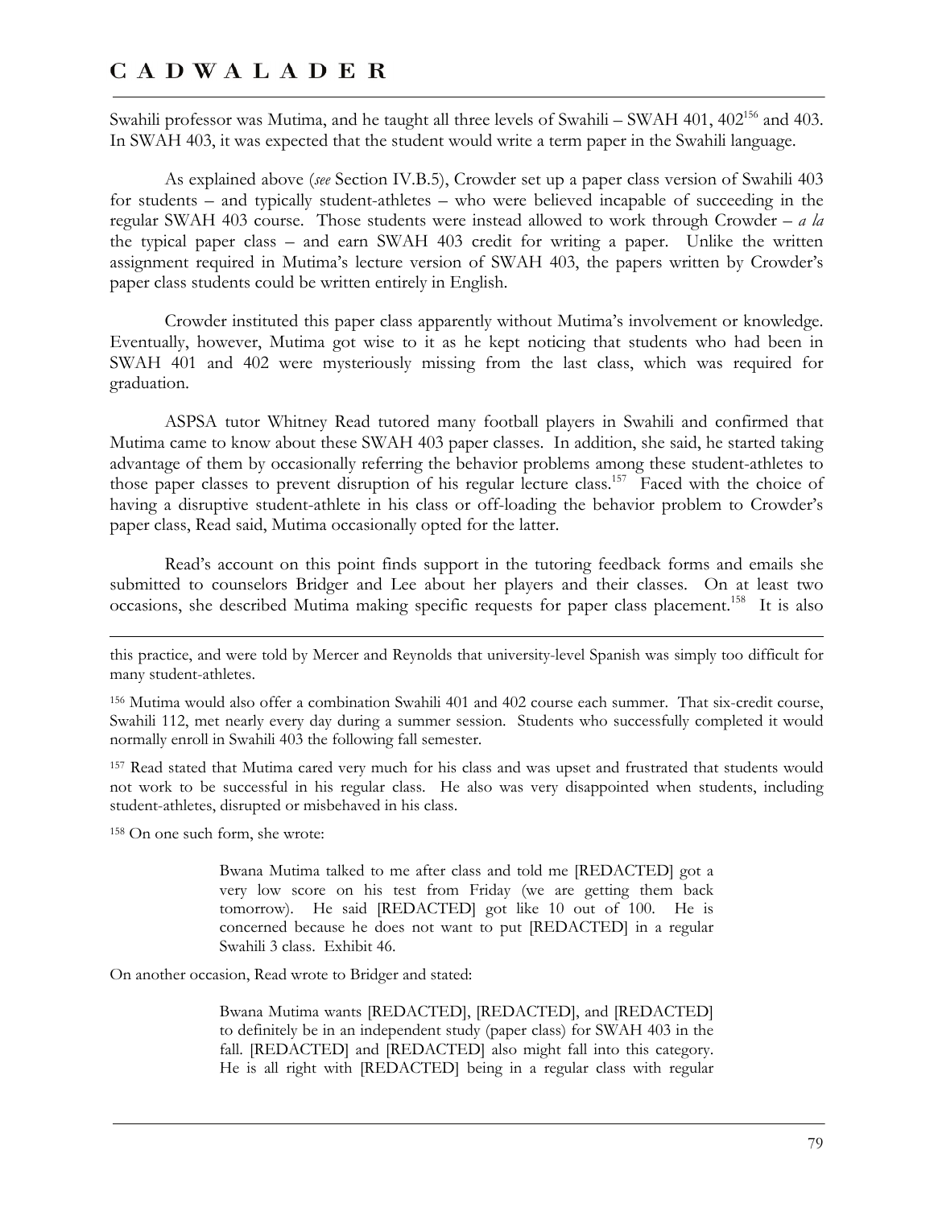Swahili professor was Mutima, and he taught all three levels of Swahili – SWAH 401, 402[156] and 403. In SWAH 403, it was expected that the student would write a term paper in the Swahili language.

As explained above (*see* Section IV.B.5), Crowder set up a paper class version of Swahili 403 for students – and typically student-athletes – who were believed incapable of succeeding in the regular SWAH 403 course. Those students were instead allowed to work through Crowder – *a la* the typical paper class – and earn SWAH 403 credit for writing a paper. Unlike the written assignment required in Mutima's lecture version of SWAH 403, the papers written by Crowder's paper class students could be written entirely in English.

Crowder instituted this paper class apparently without Mutima's involvement or knowledge. Eventually, however, Mutima got wise to it as he kept noticing that students who had been in SWAH 401 and 402 were mysteriously missing from the last class, which was required for graduation.

ASPSA tutor Whitney Read tutored many football players in Swahili and confirmed that Mutima came to know about these SWAH 403 paper classes. In addition, she said, he started taking advantage of them by occasionally referring the behavior problems among these student-athletes to those paper classes to prevent disruption of his regular lecture class.[157] Faced with the choice of having a disruptive student-athlete in his class or off-loading the behavior problem to Crowder's paper class, Read said, Mutima occasionally opted for the latter.

Read's account on this point finds support in the tutoring feedback forms and emails she submitted to counselors Bridger and Lee about her players and their classes. On at least two occasions, she described Mutima making specific requests for paper class placement.[158] It is also

---

this practice, and were told by Mercer and Reynolds that university-level Spanish was simply too difficult for many student-athletes.

[156] Mutima would also offer a combination Swahili 401 and 402 course each summer. That six-credit course, Swahili 112, met nearly every day during a summer session. Students who successfully completed it would normally enroll in Swahili 403 the following fall semester.

[157] Read stated that Mutima cared very much for his class and was upset and frustrated that students would not work to be successful in his regular class. He also was very disappointed when students, including student-athletes, disrupted or misbehaved in his class.

[158] On one such form, she wrote:

> Bwana Mutima talked to me after class and told me [REDACTED] got a very low score on his test from Friday (we are getting them back tomorrow). He said [REDACTED] got like 10 out of 100. He is concerned because he does not want to put [REDACTED] in a regular Swahili 3 class. Exhibit 46.

On another occasion, Read wrote to Bridger and stated:

> Bwana Mutima wants [REDACTED], [REDACTED], and [REDACTED] to definitely be in an independent study (paper class) for SWAH 403 in the fall. [REDACTED] and [REDACTED] also might fall into this category. He is all right with [REDACTED] being in a regular class with regular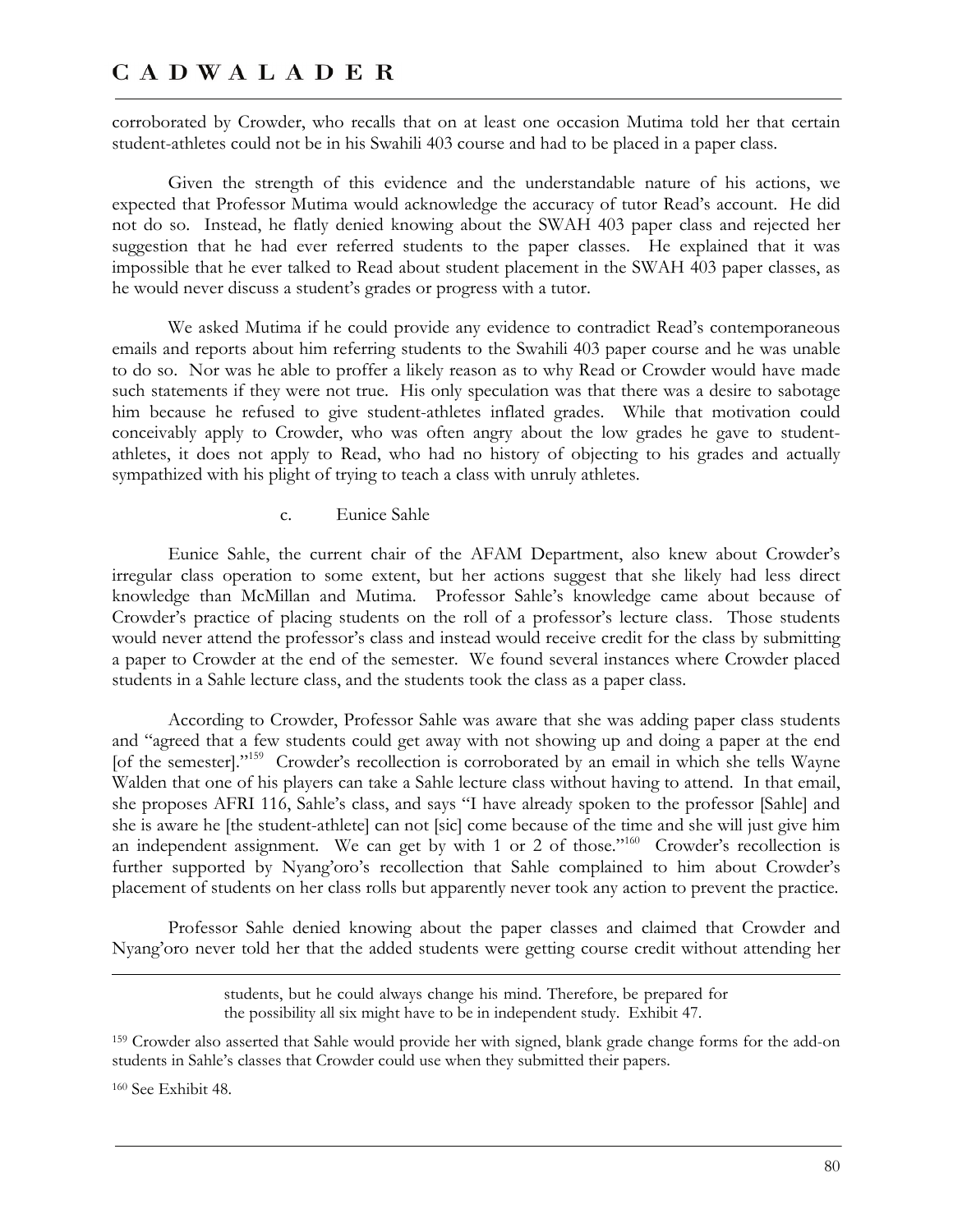corroborated by Crowder, who recalls that on at least one occasion Mutima told her that certain student-athletes could not be in his Swahili 403 course and had to be placed in a paper class.

Given the strength of this evidence and the understandable nature of his actions, we expected that Professor Mutima would acknowledge the accuracy of tutor Read's account. He did not do so. Instead, he flatly denied knowing about the SWAH 403 paper class and rejected her suggestion that he had ever referred students to the paper classes. He explained that it was impossible that he ever talked to Read about student placement in the SWAH 403 paper classes, as he would never discuss a student's grades or progress with a tutor.

We asked Mutima if he could provide any evidence to contradict Read's contemporaneous emails and reports about him referring students to the Swahili 403 paper course and he was unable to do so. Nor was he able to proffer a likely reason as to why Read or Crowder would have made such statements if they were not true. His only speculation was that there was a desire to sabotage him because he refused to give student-athletes inflated grades. While that motivation could conceivably apply to Crowder, who was often angry about the low grades he gave to student-athletes, it does not apply to Read, who had no history of objecting to his grades and actually sympathized with his plight of trying to teach a class with unruly athletes.

#### c. Eunice Sahle

Eunice Sahle, the current chair of the AFAM Department, also knew about Crowder's irregular class operation to some extent, but her actions suggest that she likely had less direct knowledge than McMillan and Mutima. Professor Sahle's knowledge came about because of Crowder's practice of placing students on the roll of a professor's lecture class. Those students would never attend the professor's class and instead would receive credit for the class by submitting a paper to Crowder at the end of the semester. We found several instances where Crowder placed students in a Sahle lecture class, and the students took the class as a paper class.

According to Crowder, Professor Sahle was aware that she was adding paper class students and "agreed that a few students could get away with not showing up and doing a paper at the end [of the semester]."[159] Crowder's recollection is corroborated by an email in which she tells Wayne Walden that one of his players can take a Sahle lecture class without having to attend. In that email, she proposes AFRI 116, Sahle's class, and says "I have already spoken to the professor [Sahle] and she is aware he [the student-athlete] can not [sic] come because of the time and she will just give him an independent assignment. We can get by with 1 or 2 of those."[160] Crowder's recollection is further supported by Nyang'oro's recollection that Sahle complained to him about Crowder's placement of students on her class rolls but apparently never took any action to prevent the practice.

Professor Sahle denied knowing about the paper classes and claimed that Crowder and Nyang'oro never told her that the added students were getting course credit without attending her

---

> students, but he could always change his mind. Therefore, be prepared for the possibility all six might have to be in independent study. Exhibit 47.

[159] Crowder also asserted that Sahle would provide her with signed, blank grade change forms for the add-on students in Sahle's classes that Crowder could use when they submitted their papers.

[160] See Exhibit 48.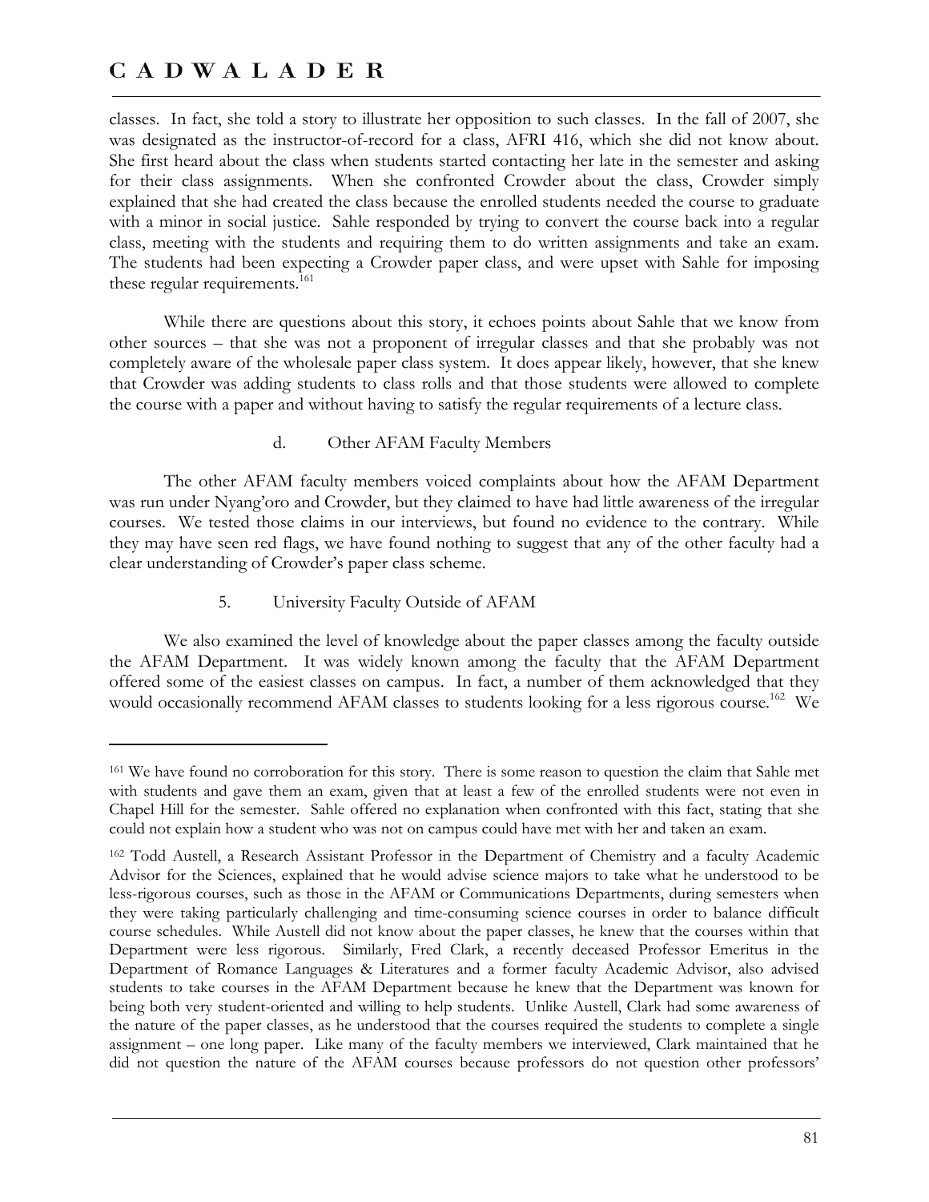classes. In fact, she told a story to illustrate her opposition to such classes. In the fall of 2007, she was designated as the instructor-of-record for a class, AFRI 416, which she did not know about. She first heard about the class when students started contacting her late in the semester and asking for their class assignments. When she confronted Crowder about the class, Crowder simply explained that she had created the class because the enrolled students needed the course to graduate with a minor in social justice. Sahle responded by trying to convert the course back into a regular class, meeting with the students and requiring them to do written assignments and take an exam. The students had been expecting a Crowder paper class, and were upset with Sahle for imposing these regular requirements.[161]

While there are questions about this story, it echoes points about Sahle that we know from other sources – that she was not a proponent of irregular classes and that she probably was not completely aware of the wholesale paper class system. It does appear likely, however, that she knew that Crowder was adding students to class rolls and that those students were allowed to complete the course with a paper and without having to satisfy the regular requirements of a lecture class.

#### d. Other AFAM Faculty Members

The other AFAM faculty members voiced complaints about how the AFAM Department was run under Nyang'oro and Crowder, but they claimed to have had little awareness of the irregular courses. We tested those claims in our interviews, but found no evidence to the contrary. While they may have seen red flags, we have found nothing to suggest that any of the other faculty had a clear understanding of Crowder's paper class scheme.

### 5. University Faculty Outside of AFAM

We also examined the level of knowledge about the paper classes among the faculty outside the AFAM Department. It was widely known among the faculty that the AFAM Department offered some of the easiest classes on campus. In fact, a number of them acknowledged that they would occasionally recommend AFAM classes to students looking for a less rigorous course.[162] We

---

[161] We have found no corroboration for this story. There is some reason to question the claim that Sahle met with students and gave them an exam, given that at least a few of the enrolled students were not even in Chapel Hill for the semester. Sahle offered no explanation when confronted with this fact, stating that she could not explain how a student who was not on campus could have met with her and taken an exam.

[162] Todd Austell, a Research Assistant Professor in the Department of Chemistry and a faculty Academic Advisor for the Sciences, explained that he would advise science majors to take what he understood to be less-rigorous courses, such as those in the AFAM or Communications Departments, during semesters when they were taking particularly challenging and time-consuming science courses in order to balance difficult course schedules. While Austell did not know about the paper classes, he knew that the courses within that Department were less rigorous. Similarly, Fred Clark, a recently deceased Professor Emeritus in the Department of Romance Languages & Literatures and a former faculty Academic Advisor, also advised students to take courses in the AFAM Department because he knew that the Department was known for being both very student-oriented and willing to help students. Unlike Austell, Clark had some awareness of the nature of the paper classes, as he understood that the courses required the students to complete a single assignment – one long paper. Like many of the faculty members we interviewed, Clark maintained that he did not question the nature of the AFAM courses because professors do not question other professors'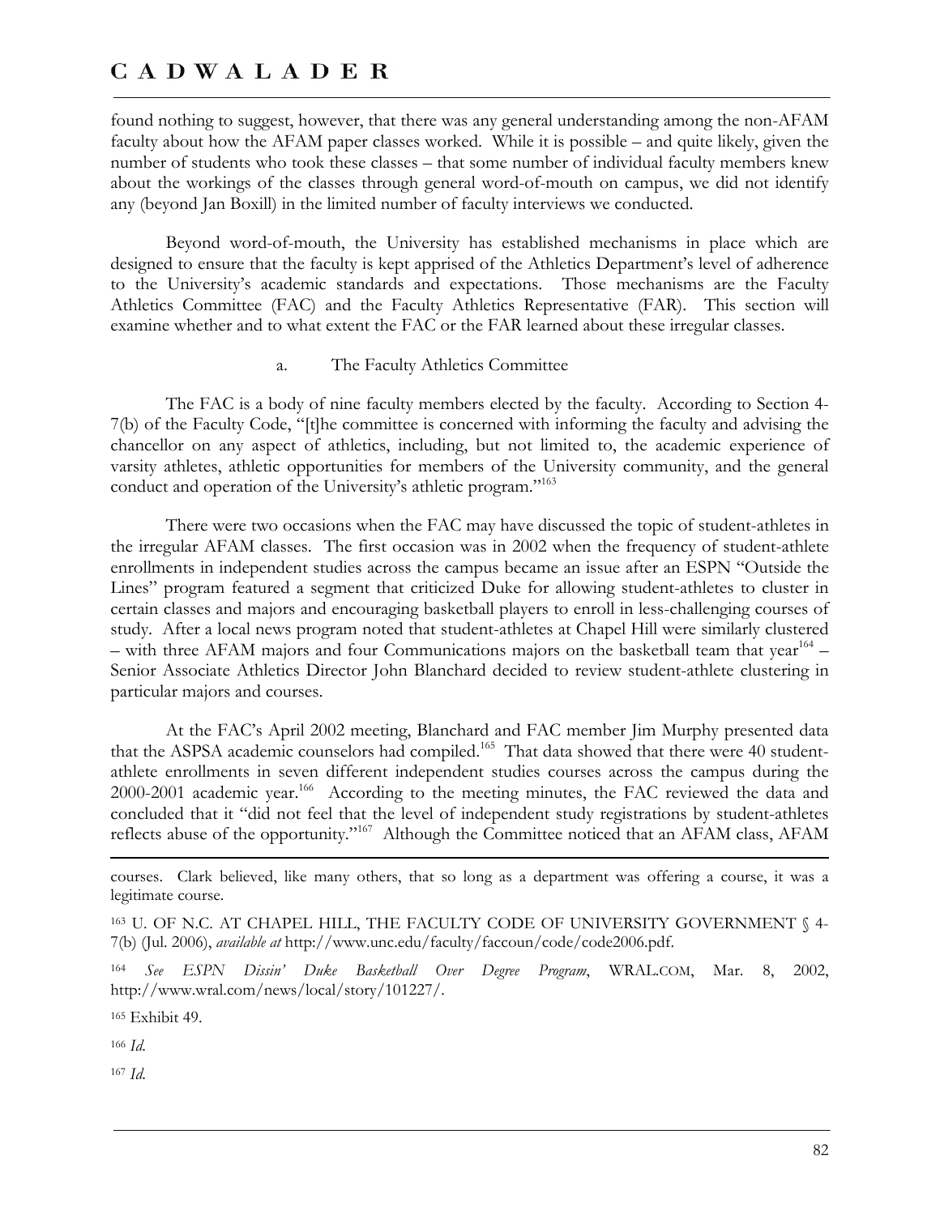found nothing to suggest, however, that there was any general understanding among the non-AFAM faculty about how the AFAM paper classes worked. While it is possible – and quite likely, given the number of students who took these classes – that some number of individual faculty members knew about the workings of the classes through general word-of-mouth on campus, we did not identify any (beyond Jan Boxill) in the limited number of faculty interviews we conducted.

Beyond word-of-mouth, the University has established mechanisms in place which are designed to ensure that the faculty is kept apprised of the Athletics Department's level of adherence to the University's academic standards and expectations. Those mechanisms are the Faculty Athletics Committee (FAC) and the Faculty Athletics Representative (FAR). This section will examine whether and to what extent the FAC or the FAR learned about these irregular classes.

a. The Faculty Athletics Committee

The FAC is a body of nine faculty members elected by the faculty. According to Section 4-7(b) of the Faculty Code, "[t]he committee is concerned with informing the faculty and advising the chancellor on any aspect of athletics, including, but not limited to, the academic experience of varsity athletes, athletic opportunities for members of the University community, and the general conduct and operation of the University's athletic program."[163]

There were two occasions when the FAC may have discussed the topic of student-athletes in the irregular AFAM classes. The first occasion was in 2002 when the frequency of student-athlete enrollments in independent studies across the campus became an issue after an ESPN "Outside the Lines" program featured a segment that criticized Duke for allowing student-athletes to cluster in certain classes and majors and encouraging basketball players to enroll in less-challenging courses of study. After a local news program noted that student-athletes at Chapel Hill were similarly clustered – with three AFAM majors and four Communications majors on the basketball team that year[164] – Senior Associate Athletics Director John Blanchard decided to review student-athlete clustering in particular majors and courses.

At the FAC's April 2002 meeting, Blanchard and FAC member Jim Murphy presented data that the ASPSA academic counselors had compiled.[165] That data showed that there were 40 student-athlete enrollments in seven different independent studies courses across the campus during the 2000-2001 academic year.[166] According to the meeting minutes, the FAC reviewed the data and concluded that it "did not feel that the level of independent study registrations by student-athletes reflects abuse of the opportunity."[167] Although the Committee noticed that an AFAM class, AFAM

---

courses. Clark believed, like many others, that so long as a department was offering a course, it was a legitimate course.

[163] U. OF N.C. AT CHAPEL HILL, THE FACULTY CODE OF UNIVERSITY GOVERNMENT § 4-7(b) (Jul. 2006), *available at* http://www.unc.edu/faculty/faccoun/code/code2006.pdf.

[164] *See ESPN Dissin' Duke Basketball Over Degree Program*, WRAL.COM, Mar. 8, 2002, http://www.wral.com/news/local/story/101227/.

[165] Exhibit 49.

[166] *Id.*

[167] *Id.*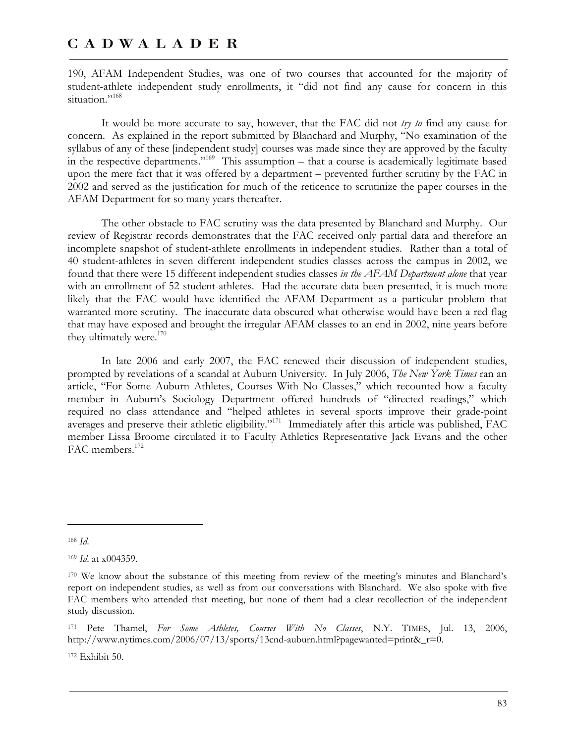190, AFAM Independent Studies, was one of two courses that accounted for the majority of student-athlete independent study enrollments, it "did not find any cause for concern in this situation."[168]

It would be more accurate to say, however, that the FAC did not *try to* find any cause for concern. As explained in the report submitted by Blanchard and Murphy, "No examination of the syllabus of any of these [independent study] courses was made since they are approved by the faculty in the respective departments."[169] This assumption – that a course is academically legitimate based upon the mere fact that it was offered by a department – prevented further scrutiny by the FAC in 2002 and served as the justification for much of the reticence to scrutinize the paper courses in the AFAM Department for so many years thereafter.

The other obstacle to FAC scrutiny was the data presented by Blanchard and Murphy. Our review of Registrar records demonstrates that the FAC received only partial data and therefore an incomplete snapshot of student-athlete enrollments in independent studies. Rather than a total of 40 student-athletes in seven different independent studies classes across the campus in 2002, we found that there were 15 different independent studies classes *in the AFAM Department alone* that year with an enrollment of 52 student-athletes. Had the accurate data been presented, it is much more likely that the FAC would have identified the AFAM Department as a particular problem that warranted more scrutiny. The inaccurate data obscured what otherwise would have been a red flag that may have exposed and brought the irregular AFAM classes to an end in 2002, nine years before they ultimately were.[170]

In late 2006 and early 2007, the FAC renewed their discussion of independent studies, prompted by revelations of a scandal at Auburn University. In July 2006, *The New York Times* ran an article, "For Some Auburn Athletes, Courses With No Classes," which recounted how a faculty member in Auburn's Sociology Department offered hundreds of "directed readings," which required no class attendance and "helped athletes in several sports improve their grade-point averages and preserve their athletic eligibility."[171] Immediately after this article was published, FAC member Lissa Broome circulated it to Faculty Athletics Representative Jack Evans and the other FAC members.[172]

---

[168] *Id.*

[169] *Id.* at x004359.

[170] We know about the substance of this meeting from review of the meeting's minutes and Blanchard's report on independent studies, as well as from our conversations with Blanchard. We also spoke with five FAC members who attended that meeting, but none of them had a clear recollection of the independent study discussion.

[171] Pete Thamel, *For Some Athletes, Courses With No Classes*, N.Y. TIMES, Jul. 13, 2006, http://www.nytimes.com/2006/07/13/sports/13cnd-auburn.html?pagewanted=print&_r=0.

[172] Exhibit 50.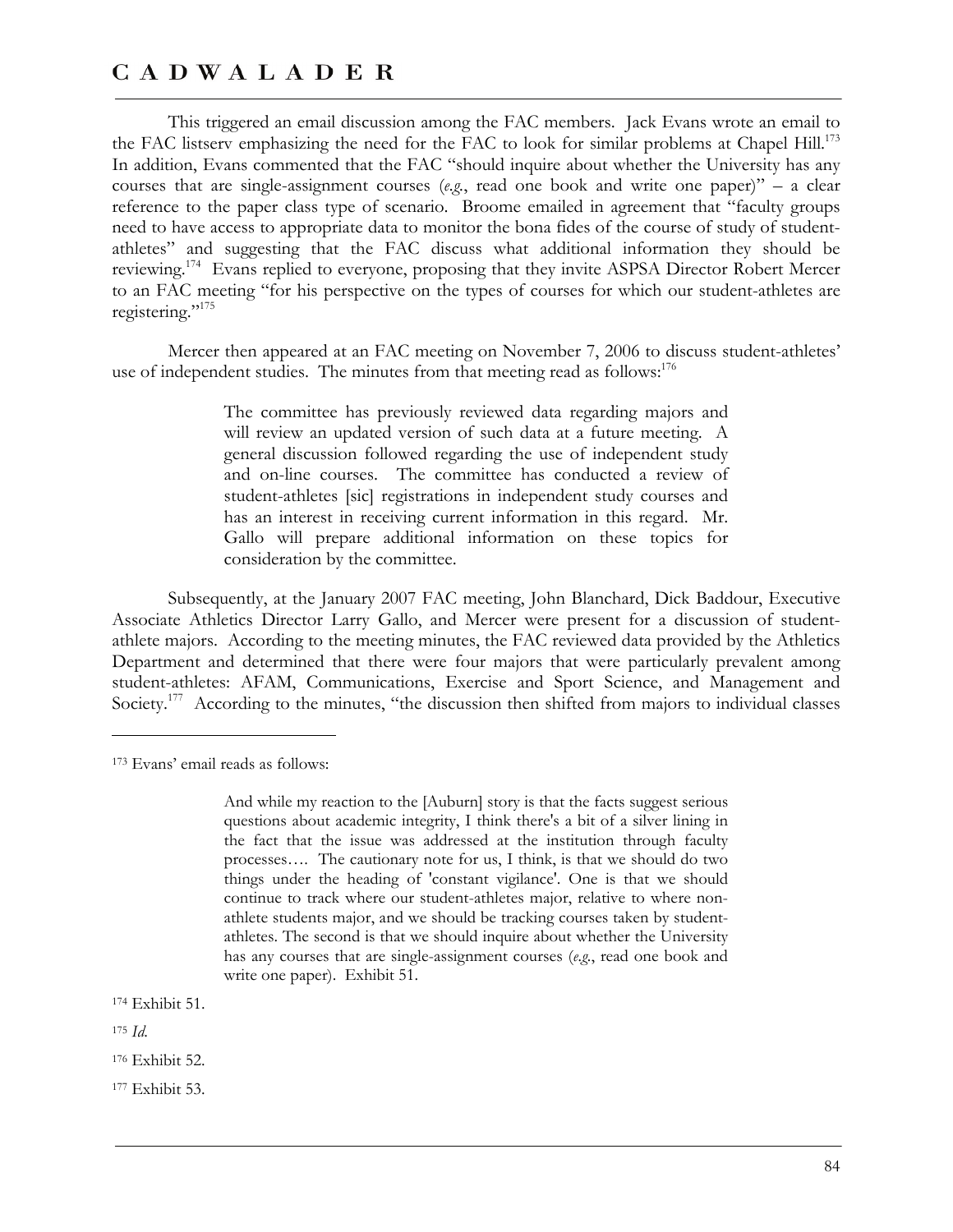This triggered an email discussion among the FAC members. Jack Evans wrote an email to the FAC listserv emphasizing the need for the FAC to look for similar problems at Chapel Hill.[173] In addition, Evans commented that the FAC "should inquire about whether the University has any courses that are single-assignment courses (*e.g.*, read one book and write one paper)" – a clear reference to the paper class type of scenario. Broome emailed in agreement that "faculty groups need to have access to appropriate data to monitor the bona fides of the course of study of student-athletes" and suggesting that the FAC discuss what additional information they should be reviewing.[174] Evans replied to everyone, proposing that they invite ASPSA Director Robert Mercer to an FAC meeting "for his perspective on the types of courses for which our student-athletes are registering."[175]

Mercer then appeared at an FAC meeting on November 7, 2006 to discuss student-athletes' use of independent studies. The minutes from that meeting read as follows:[176]

> The committee has previously reviewed data regarding majors and will review an updated version of such data at a future meeting. A general discussion followed regarding the use of independent study and on-line courses. The committee has conducted a review of student-athletes [sic] registrations in independent study courses and has an interest in receiving current information in this regard. Mr. Gallo will prepare additional information on these topics for consideration by the committee.

Subsequently, at the January 2007 FAC meeting, John Blanchard, Dick Baddour, Executive Associate Athletics Director Larry Gallo, and Mercer were present for a discussion of student-athlete majors. According to the meeting minutes, the FAC reviewed data provided by the Athletics Department and determined that there were four majors that were particularly prevalent among student-athletes: AFAM, Communications, Exercise and Sport Science, and Management and Society.[177] According to the minutes, "the discussion then shifted from majors to individual classes

---

[173] Evans' email reads as follows:

> And while my reaction to the [Auburn] story is that the facts suggest serious questions about academic integrity, I think there's a bit of a silver lining in the fact that the issue was addressed at the institution through faculty processes…. The cautionary note for us, I think, is that we should do two things under the heading of 'constant vigilance'. One is that we should continue to track where our student-athletes major, relative to where non-athlete students major, and we should be tracking courses taken by student-athletes. The second is that we should inquire about whether the University has any courses that are single-assignment courses (*e.g.*, read one book and write one paper). Exhibit 51.

[174] Exhibit 51.

[175] *Id.*

[176] Exhibit 52.

[177] Exhibit 53.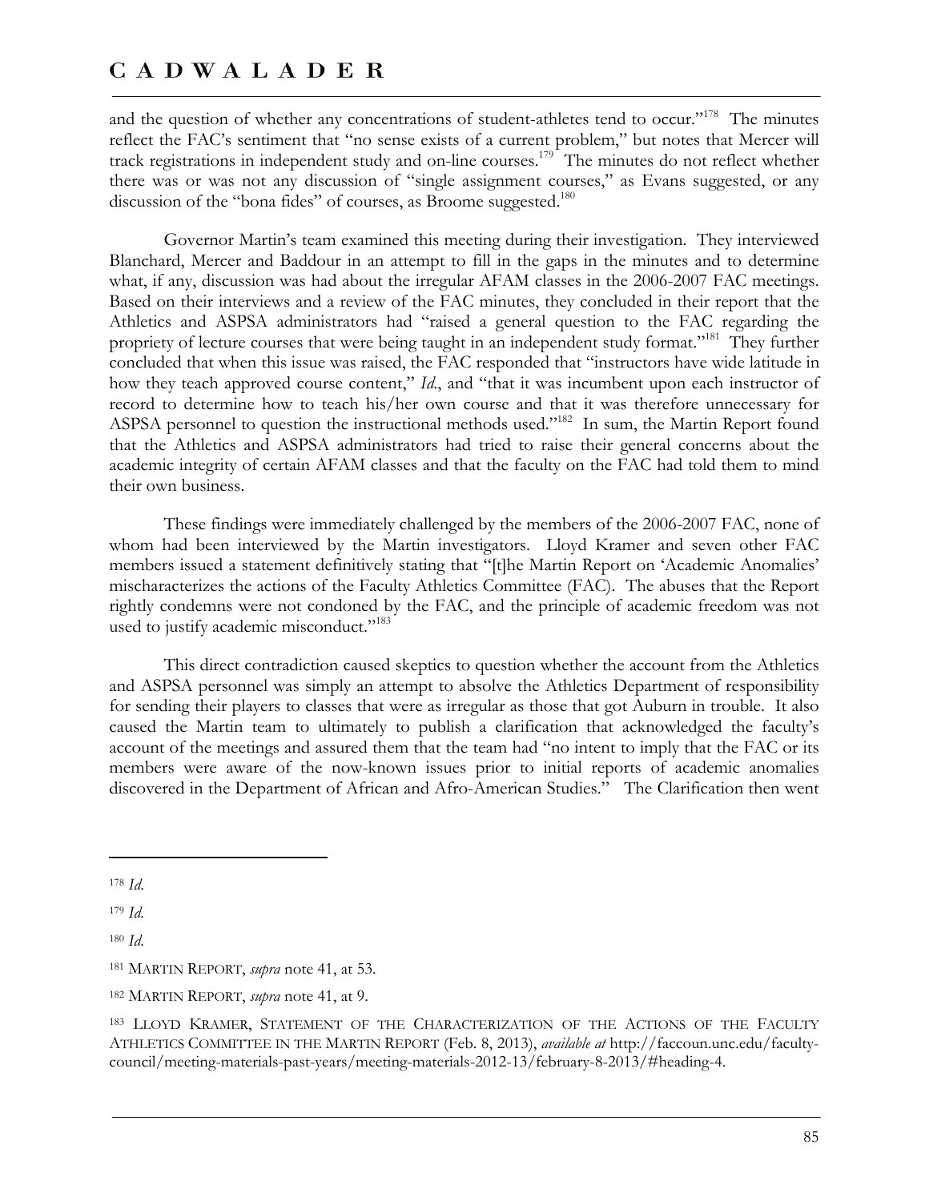and the question of whether any concentrations of student-athletes tend to occur."[178] The minutes reflect the FAC's sentiment that "no sense exists of a current problem," but notes that Mercer will track registrations in independent study and on-line courses.[179] The minutes do not reflect whether there was or was not any discussion of "single assignment courses," as Evans suggested, or any discussion of the "bona fides" of courses, as Broome suggested.[180]

Governor Martin's team examined this meeting during their investigation. They interviewed Blanchard, Mercer and Baddour in an attempt to fill in the gaps in the minutes and to determine what, if any, discussion was had about the irregular AFAM classes in the 2006-2007 FAC meetings. Based on their interviews and a review of the FAC minutes, they concluded in their report that the Athletics and ASPSA administrators had "raised a general question to the FAC regarding the propriety of lecture courses that were being taught in an independent study format."[181] They further concluded that when this issue was raised, the FAC responded that "instructors have wide latitude in how they teach approved course content," *Id.*, and "that it was incumbent upon each instructor of record to determine how to teach his/her own course and that it was therefore unnecessary for ASPSA personnel to question the instructional methods used."[182] In sum, the Martin Report found that the Athletics and ASPSA administrators had tried to raise their general concerns about the academic integrity of certain AFAM classes and that the faculty on the FAC had told them to mind their own business.

These findings were immediately challenged by the members of the 2006-2007 FAC, none of whom had been interviewed by the Martin investigators. Lloyd Kramer and seven other FAC members issued a statement definitively stating that "[t]he Martin Report on 'Academic Anomalies' mischaracterizes the actions of the Faculty Athletics Committee (FAC). The abuses that the Report rightly condemns were not condoned by the FAC, and the principle of academic freedom was not used to justify academic misconduct."[183]

This direct contradiction caused skeptics to question whether the account from the Athletics and ASPSA personnel was simply an attempt to absolve the Athletics Department of responsibility for sending their players to classes that were as irregular as those that got Auburn in trouble. It also caused the Martin team to ultimately to publish a clarification that acknowledged the faculty's account of the meetings and assured them that the team had "no intent to imply that the FAC or its members were aware of the now-known issues prior to initial reports of academic anomalies discovered in the Department of African and Afro-American Studies." The Clarification then went

---

[178] *Id.*

[179] *Id.*

[180] *Id.*

[181] MARTIN REPORT, *supra* note 41, at 53.

[182] MARTIN REPORT, *supra* note 41, at 9.

[183] LLOYD KRAMER, STATEMENT OF THE CHARACTERIZATION OF THE ACTIONS OF THE FACULTY ATHLETICS COMMITTEE IN THE MARTIN REPORT (Feb. 8, 2013), *available at* http://faccoun.unc.edu/faculty-council/meeting-materials-past-years/meeting-materials-2012-13/february-8-2013/#heading-4.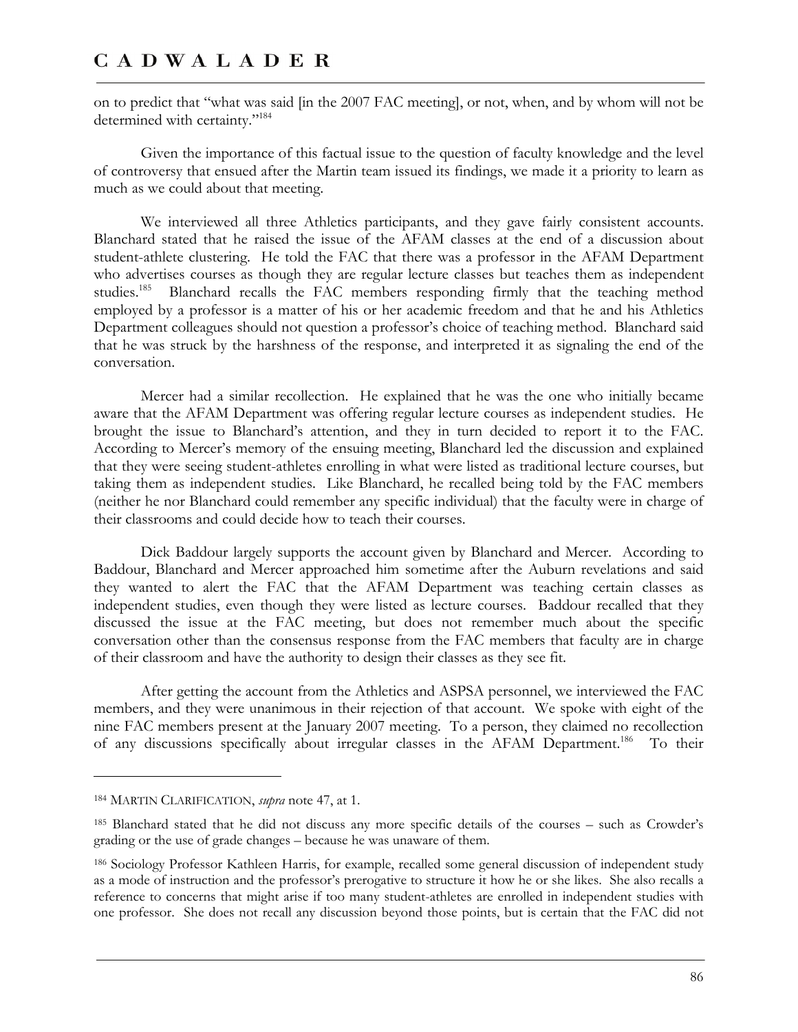on to predict that "what was said [in the 2007 FAC meeting], or not, when, and by whom will not be determined with certainty."[184]

Given the importance of this factual issue to the question of faculty knowledge and the level of controversy that ensued after the Martin team issued its findings, we made it a priority to learn as much as we could about that meeting.

We interviewed all three Athletics participants, and they gave fairly consistent accounts. Blanchard stated that he raised the issue of the AFAM classes at the end of a discussion about student-athlete clustering. He told the FAC that there was a professor in the AFAM Department who advertises courses as though they are regular lecture classes but teaches them as independent studies.[185] Blanchard recalls the FAC members responding firmly that the teaching method employed by a professor is a matter of his or her academic freedom and that he and his Athletics Department colleagues should not question a professor's choice of teaching method. Blanchard said that he was struck by the harshness of the response, and interpreted it as signaling the end of the conversation.

Mercer had a similar recollection. He explained that he was the one who initially became aware that the AFAM Department was offering regular lecture courses as independent studies. He brought the issue to Blanchard's attention, and they in turn decided to report it to the FAC. According to Mercer's memory of the ensuing meeting, Blanchard led the discussion and explained that they were seeing student-athletes enrolling in what were listed as traditional lecture courses, but taking them as independent studies. Like Blanchard, he recalled being told by the FAC members (neither he nor Blanchard could remember any specific individual) that the faculty were in charge of their classrooms and could decide how to teach their courses.

Dick Baddour largely supports the account given by Blanchard and Mercer. According to Baddour, Blanchard and Mercer approached him sometime after the Auburn revelations and said they wanted to alert the FAC that the AFAM Department was teaching certain classes as independent studies, even though they were listed as lecture courses. Baddour recalled that they discussed the issue at the FAC meeting, but does not remember much about the specific conversation other than the consensus response from the FAC members that faculty are in charge of their classroom and have the authority to design their classes as they see fit.

After getting the account from the Athletics and ASPSA personnel, we interviewed the FAC members, and they were unanimous in their rejection of that account. We spoke with eight of the nine FAC members present at the January 2007 meeting. To a person, they claimed no recollection of any discussions specifically about irregular classes in the AFAM Department.[186] To their

---

[184] MARTIN CLARIFICATION, *supra* note 47, at 1.

[185] Blanchard stated that he did not discuss any more specific details of the courses – such as Crowder's grading or the use of grade changes – because he was unaware of them.

[186] Sociology Professor Kathleen Harris, for example, recalled some general discussion of independent study as a mode of instruction and the professor's prerogative to structure it how he or she likes. She also recalls a reference to concerns that might arise if too many student-athletes are enrolled in independent studies with one professor. She does not recall any discussion beyond those points, but is certain that the FAC did not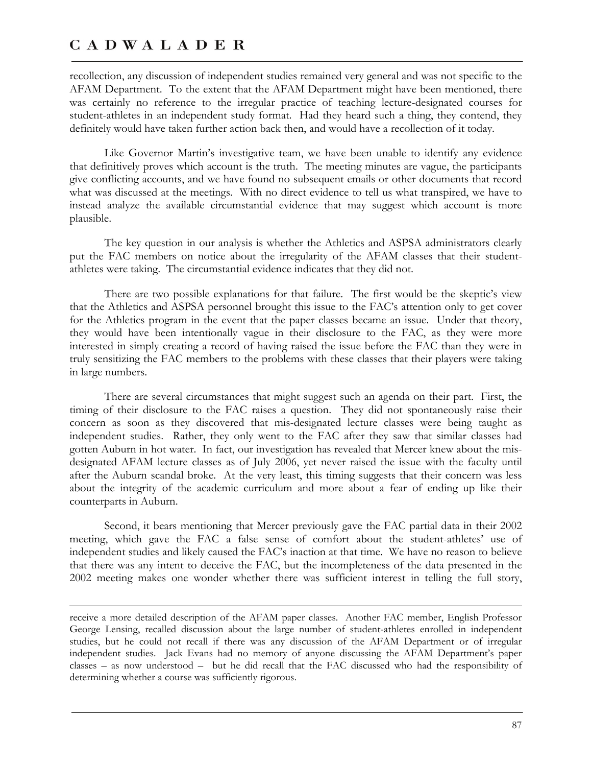recollection, any discussion of independent studies remained very general and was not specific to the AFAM Department. To the extent that the AFAM Department might have been mentioned, there was certainly no reference to the irregular practice of teaching lecture-designated courses for student-athletes in an independent study format. Had they heard such a thing, they contend, they definitely would have taken further action back then, and would have a recollection of it today.

Like Governor Martin's investigative team, we have been unable to identify any evidence that definitively proves which account is the truth. The meeting minutes are vague, the participants give conflicting accounts, and we have found no subsequent emails or other documents that record what was discussed at the meetings. With no direct evidence to tell us what transpired, we have to instead analyze the available circumstantial evidence that may suggest which account is more plausible.

The key question in our analysis is whether the Athletics and ASPSA administrators clearly put the FAC members on notice about the irregularity of the AFAM classes that their student-athletes were taking. The circumstantial evidence indicates that they did not.

There are two possible explanations for that failure. The first would be the skeptic's view that the Athletics and ASPSA personnel brought this issue to the FAC's attention only to get cover for the Athletics program in the event that the paper classes became an issue. Under that theory, they would have been intentionally vague in their disclosure to the FAC, as they were more interested in simply creating a record of having raised the issue before the FAC than they were in truly sensitizing the FAC members to the problems with these classes that their players were taking in large numbers.

There are several circumstances that might suggest such an agenda on their part. First, the timing of their disclosure to the FAC raises a question. They did not spontaneously raise their concern as soon as they discovered that mis-designated lecture classes were being taught as independent studies. Rather, they only went to the FAC after they saw that similar classes had gotten Auburn in hot water. In fact, our investigation has revealed that Mercer knew about the mis-designated AFAM lecture classes as of July 2006, yet never raised the issue with the faculty until after the Auburn scandal broke. At the very least, this timing suggests that their concern was less about the integrity of the academic curriculum and more about a fear of ending up like their counterparts in Auburn.

Second, it bears mentioning that Mercer previously gave the FAC partial data in their 2002 meeting, which gave the FAC a false sense of comfort about the student-athletes' use of independent studies and likely caused the FAC's inaction at that time. We have no reason to believe that there was any intent to deceive the FAC, but the incompleteness of the data presented in the 2002 meeting makes one wonder whether there was sufficient interest in telling the full story,

---

receive a more detailed description of the AFAM paper classes. Another FAC member, English Professor George Lensing, recalled discussion about the large number of student-athletes enrolled in independent studies, but he could not recall if there was any discussion of the AFAM Department or of irregular independent studies. Jack Evans had no memory of anyone discussing the AFAM Department's paper classes – as now understood – but he did recall that the FAC discussed who had the responsibility of determining whether a course was sufficiently rigorous.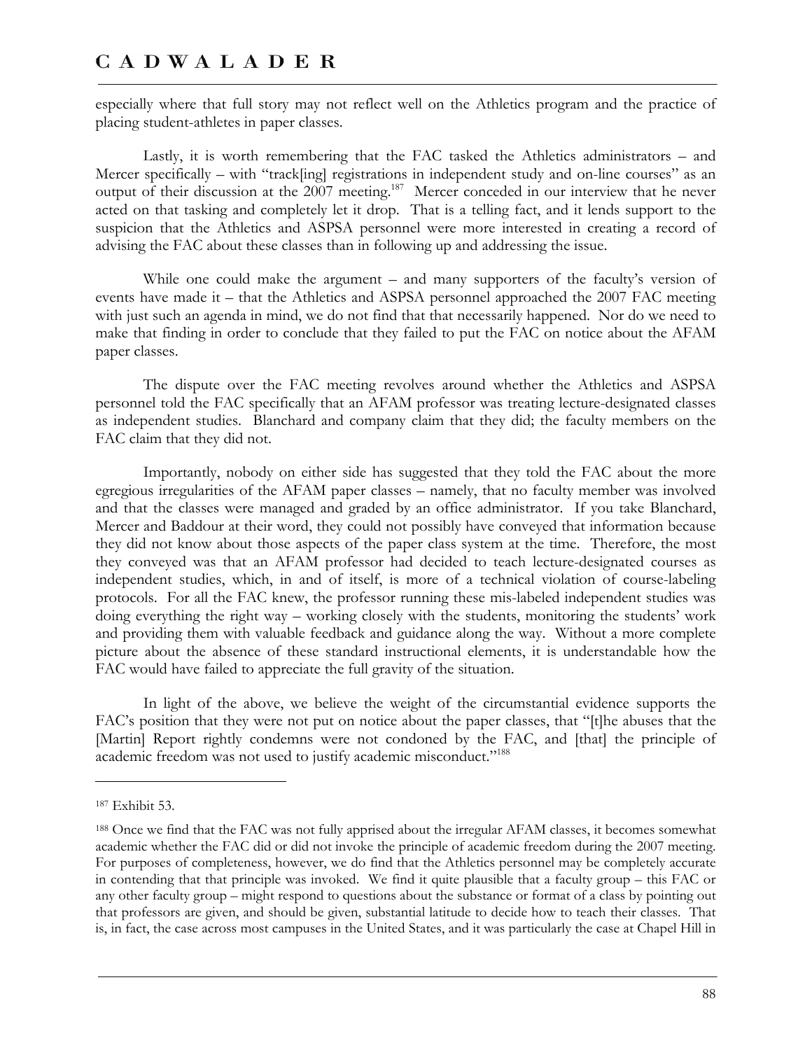especially where that full story may not reflect well on the Athletics program and the practice of placing student-athletes in paper classes.

Lastly, it is worth remembering that the FAC tasked the Athletics administrators – and Mercer specifically – with "track[ing] registrations in independent study and on-line courses" as an output of their discussion at the 2007 meeting.[187] Mercer conceded in our interview that he never acted on that tasking and completely let it drop. That is a telling fact, and it lends support to the suspicion that the Athletics and ASPSA personnel were more interested in creating a record of advising the FAC about these classes than in following up and addressing the issue.

While one could make the argument – and many supporters of the faculty's version of events have made it – that the Athletics and ASPSA personnel approached the 2007 FAC meeting with just such an agenda in mind, we do not find that that necessarily happened. Nor do we need to make that finding in order to conclude that they failed to put the FAC on notice about the AFAM paper classes.

The dispute over the FAC meeting revolves around whether the Athletics and ASPSA personnel told the FAC specifically that an AFAM professor was treating lecture-designated classes as independent studies. Blanchard and company claim that they did; the faculty members on the FAC claim that they did not.

Importantly, nobody on either side has suggested that they told the FAC about the more egregious irregularities of the AFAM paper classes – namely, that no faculty member was involved and that the classes were managed and graded by an office administrator. If you take Blanchard, Mercer and Baddour at their word, they could not possibly have conveyed that information because they did not know about those aspects of the paper class system at the time. Therefore, the most they conveyed was that an AFAM professor had decided to teach lecture-designated courses as independent studies, which, in and of itself, is more of a technical violation of course-labeling protocols. For all the FAC knew, the professor running these mis-labeled independent studies was doing everything the right way – working closely with the students, monitoring the students' work and providing them with valuable feedback and guidance along the way. Without a more complete picture about the absence of these standard instructional elements, it is understandable how the FAC would have failed to appreciate the full gravity of the situation.

In light of the above, we believe the weight of the circumstantial evidence supports the FAC's position that they were not put on notice about the paper classes, that "[t]he abuses that the [Martin] Report rightly condemns were not condoned by the FAC, and [that] the principle of academic freedom was not used to justify academic misconduct."[188]

---

[187] Exhibit 53.

[188] Once we find that the FAC was not fully apprised about the irregular AFAM classes, it becomes somewhat academic whether the FAC did or did not invoke the principle of academic freedom during the 2007 meeting. For purposes of completeness, however, we do find that the Athletics personnel may be completely accurate in contending that that principle was invoked. We find it quite plausible that a faculty group – this FAC or any other faculty group – might respond to questions about the substance or format of a class by pointing out that professors are given, and should be given, substantial latitude to decide how to teach their classes. That is, in fact, the case across most campuses in the United States, and it was particularly the case at Chapel Hill in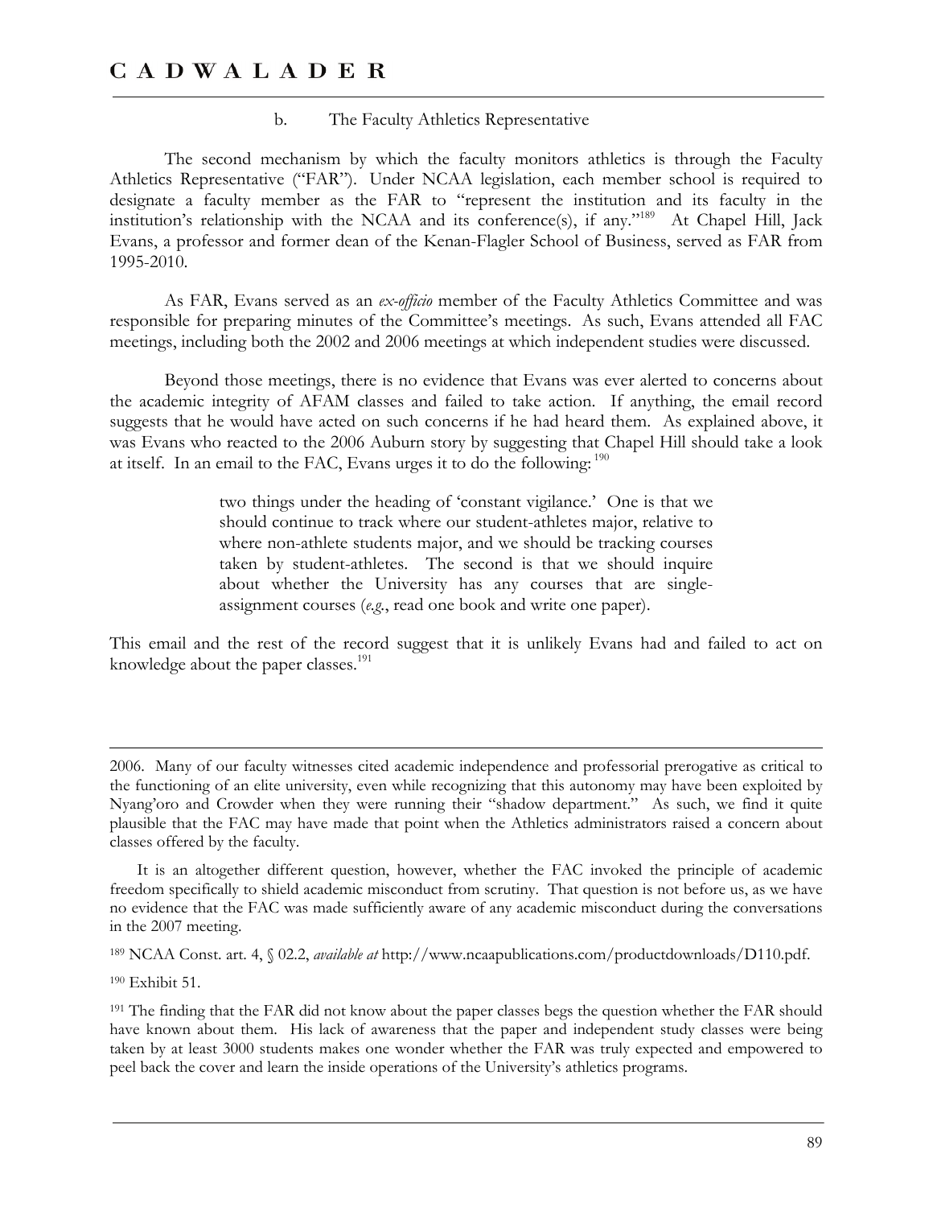### b. The Faculty Athletics Representative

The second mechanism by which the faculty monitors athletics is through the Faculty Athletics Representative ("FAR"). Under NCAA legislation, each member school is required to designate a faculty member as the FAR to "represent the institution and its faculty in the institution's relationship with the NCAA and its conference(s), if any."[189] At Chapel Hill, Jack Evans, a professor and former dean of the Kenan-Flagler School of Business, served as FAR from 1995-2010.

As FAR, Evans served as an *ex-officio* member of the Faculty Athletics Committee and was responsible for preparing minutes of the Committee's meetings. As such, Evans attended all FAC meetings, including both the 2002 and 2006 meetings at which independent studies were discussed.

Beyond those meetings, there is no evidence that Evans was ever alerted to concerns about the academic integrity of AFAM classes and failed to take action. If anything, the email record suggests that he would have acted on such concerns if he had heard them. As explained above, it was Evans who reacted to the 2006 Auburn story by suggesting that Chapel Hill should take a look at itself. In an email to the FAC, Evans urges it to do the following:[190]

> two things under the heading of 'constant vigilance.' One is that we should continue to track where our student-athletes major, relative to where non-athlete students major, and we should be tracking courses taken by student-athletes. The second is that we should inquire about whether the University has any courses that are single-assignment courses (*e.g.*, read one book and write one paper).

This email and the rest of the record suggest that it is unlikely Evans had and failed to act on knowledge about the paper classes.[191]

---

2006. Many of our faculty witnesses cited academic independence and professorial prerogative as critical to the functioning of an elite university, even while recognizing that this autonomy may have been exploited by Nyang'oro and Crowder when they were running their "shadow department." As such, we find it quite plausible that the FAC may have made that point when the Athletics administrators raised a concern about classes offered by the faculty.

It is an altogether different question, however, whether the FAC invoked the principle of academic freedom specifically to shield academic misconduct from scrutiny. That question is not before us, as we have no evidence that the FAC was made sufficiently aware of any academic misconduct during the conversations in the 2007 meeting.

[189] NCAA Const. art. 4, § 02.2, *available at* http://www.ncaapublications.com/productdownloads/D110.pdf.

[190] Exhibit 51.

[191] The finding that the FAR did not know about the paper classes begs the question whether the FAR should have known about them. His lack of awareness that the paper and independent study classes were being taken by at least 3000 students makes one wonder whether the FAR was truly expected and empowered to peel back the cover and learn the inside operations of the University's athletics programs.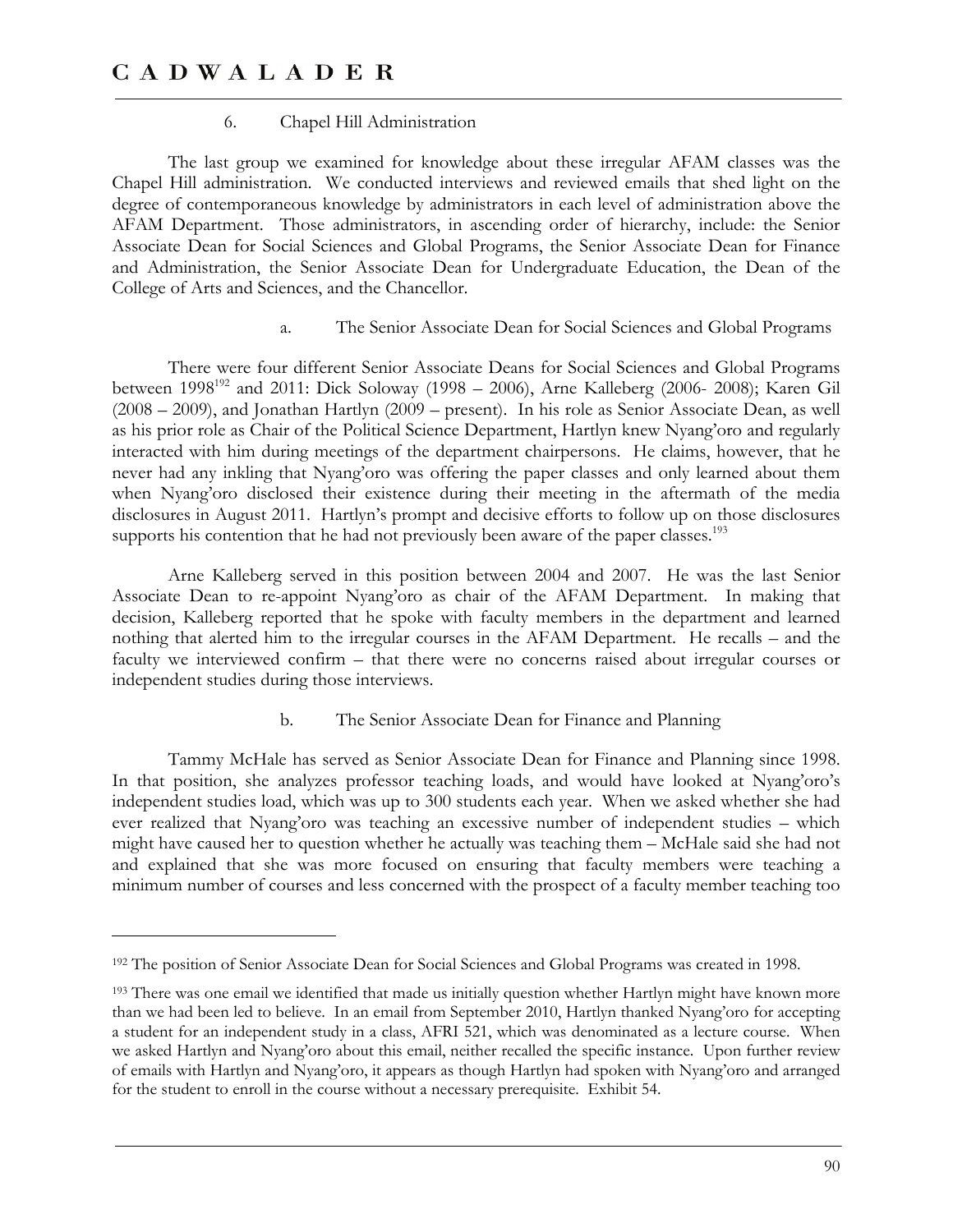6. Chapel Hill Administration

The last group we examined for knowledge about these irregular AFAM classes was the Chapel Hill administration. We conducted interviews and reviewed emails that shed light on the degree of contemporaneous knowledge by administrators in each level of administration above the AFAM Department. Those administrators, in ascending order of hierarchy, include: the Senior Associate Dean for Social Sciences and Global Programs, the Senior Associate Dean for Finance and Administration, the Senior Associate Dean for Undergraduate Education, the Dean of the College of Arts and Sciences, and the Chancellor.

a. The Senior Associate Dean for Social Sciences and Global Programs

There were four different Senior Associate Deans for Social Sciences and Global Programs between 1998[192] and 2011: Dick Soloway (1998 – 2006), Arne Kalleberg (2006- 2008); Karen Gil (2008 – 2009), and Jonathan Hartlyn (2009 – present). In his role as Senior Associate Dean, as well as his prior role as Chair of the Political Science Department, Hartlyn knew Nyang'oro and regularly interacted with him during meetings of the department chairpersons. He claims, however, that he never had any inkling that Nyang'oro was offering the paper classes and only learned about them when Nyang'oro disclosed their existence during their meeting in the aftermath of the media disclosures in August 2011. Hartlyn's prompt and decisive efforts to follow up on those disclosures supports his contention that he had not previously been aware of the paper classes.[193]

Arne Kalleberg served in this position between 2004 and 2007. He was the last Senior Associate Dean to re-appoint Nyang'oro as chair of the AFAM Department. In making that decision, Kalleberg reported that he spoke with faculty members in the department and learned nothing that alerted him to the irregular courses in the AFAM Department. He recalls – and the faculty we interviewed confirm – that there were no concerns raised about irregular courses or independent studies during those interviews.

b. The Senior Associate Dean for Finance and Planning

Tammy McHale has served as Senior Associate Dean for Finance and Planning since 1998. In that position, she analyzes professor teaching loads, and would have looked at Nyang'oro's independent studies load, which was up to 300 students each year. When we asked whether she had ever realized that Nyang'oro was teaching an excessive number of independent studies – which might have caused her to question whether he actually was teaching them – McHale said she had not and explained that she was more focused on ensuring that faculty members were teaching a minimum number of courses and less concerned with the prospect of a faculty member teaching too

---

[192] The position of Senior Associate Dean for Social Sciences and Global Programs was created in 1998.

[193] There was one email we identified that made us initially question whether Hartlyn might have known more than we had been led to believe. In an email from September 2010, Hartlyn thanked Nyang'oro for accepting a student for an independent study in a class, AFRI 521, which was denominated as a lecture course. When we asked Hartlyn and Nyang'oro about this email, neither recalled the specific instance. Upon further review of emails with Hartlyn and Nyang'oro, it appears as though Hartlyn had spoken with Nyang'oro and arranged for the student to enroll in the course without a necessary prerequisite. Exhibit 54.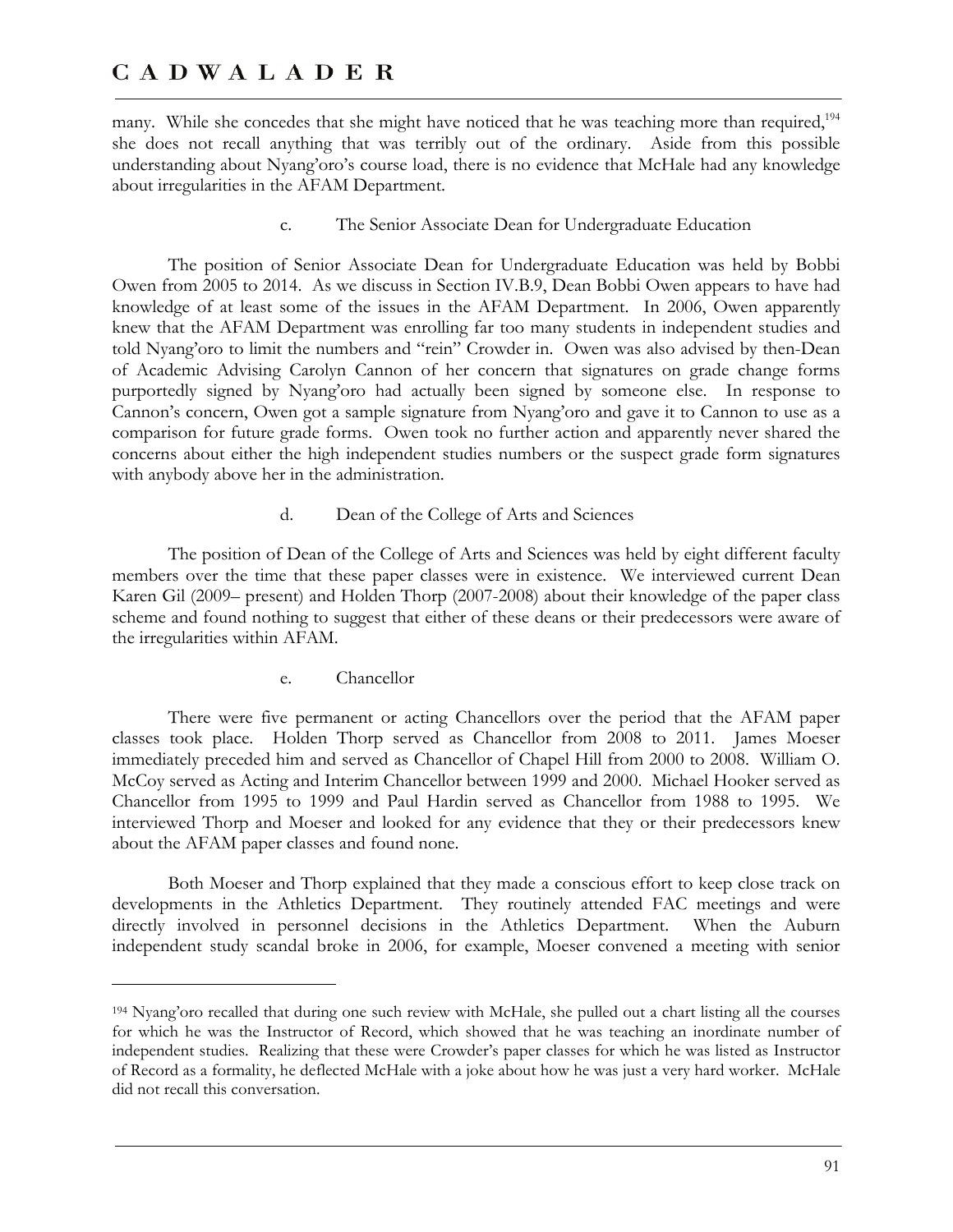many. While she concedes that she might have noticed that he was teaching more than required,[194] she does not recall anything that was terribly out of the ordinary. Aside from this possible understanding about Nyang'oro's course load, there is no evidence that McHale had any knowledge about irregularities in the AFAM Department.

c. The Senior Associate Dean for Undergraduate Education

The position of Senior Associate Dean for Undergraduate Education was held by Bobbi Owen from 2005 to 2014. As we discuss in Section IV.B.9, Dean Bobbi Owen appears to have had knowledge of at least some of the issues in the AFAM Department. In 2006, Owen apparently knew that the AFAM Department was enrolling far too many students in independent studies and told Nyang'oro to limit the numbers and "rein" Crowder in. Owen was also advised by then-Dean of Academic Advising Carolyn Cannon of her concern that signatures on grade change forms purportedly signed by Nyang'oro had actually been signed by someone else. In response to Cannon's concern, Owen got a sample signature from Nyang'oro and gave it to Cannon to use as a comparison for future grade forms. Owen took no further action and apparently never shared the concerns about either the high independent studies numbers or the suspect grade form signatures with anybody above her in the administration.

d. Dean of the College of Arts and Sciences

The position of Dean of the College of Arts and Sciences was held by eight different faculty members over the time that these paper classes were in existence. We interviewed current Dean Karen Gil (2009– present) and Holden Thorp (2007-2008) about their knowledge of the paper class scheme and found nothing to suggest that either of these deans or their predecessors were aware of the irregularities within AFAM.

e. Chancellor

There were five permanent or acting Chancellors over the period that the AFAM paper classes took place. Holden Thorp served as Chancellor from 2008 to 2011. James Moeser immediately preceded him and served as Chancellor of Chapel Hill from 2000 to 2008. William O. McCoy served as Acting and Interim Chancellor between 1999 and 2000. Michael Hooker served as Chancellor from 1995 to 1999 and Paul Hardin served as Chancellor from 1988 to 1995. We interviewed Thorp and Moeser and looked for any evidence that they or their predecessors knew about the AFAM paper classes and found none.

Both Moeser and Thorp explained that they made a conscious effort to keep close track on developments in the Athletics Department. They routinely attended FAC meetings and were directly involved in personnel decisions in the Athletics Department. When the Auburn independent study scandal broke in 2006, for example, Moeser convened a meeting with senior

---

[194] Nyang'oro recalled that during one such review with McHale, she pulled out a chart listing all the courses for which he was the Instructor of Record, which showed that he was teaching an inordinate number of independent studies. Realizing that these were Crowder's paper classes for which he was listed as Instructor of Record as a formality, he deflected McHale with a joke about how he was just a very hard worker. McHale did not recall this conversation.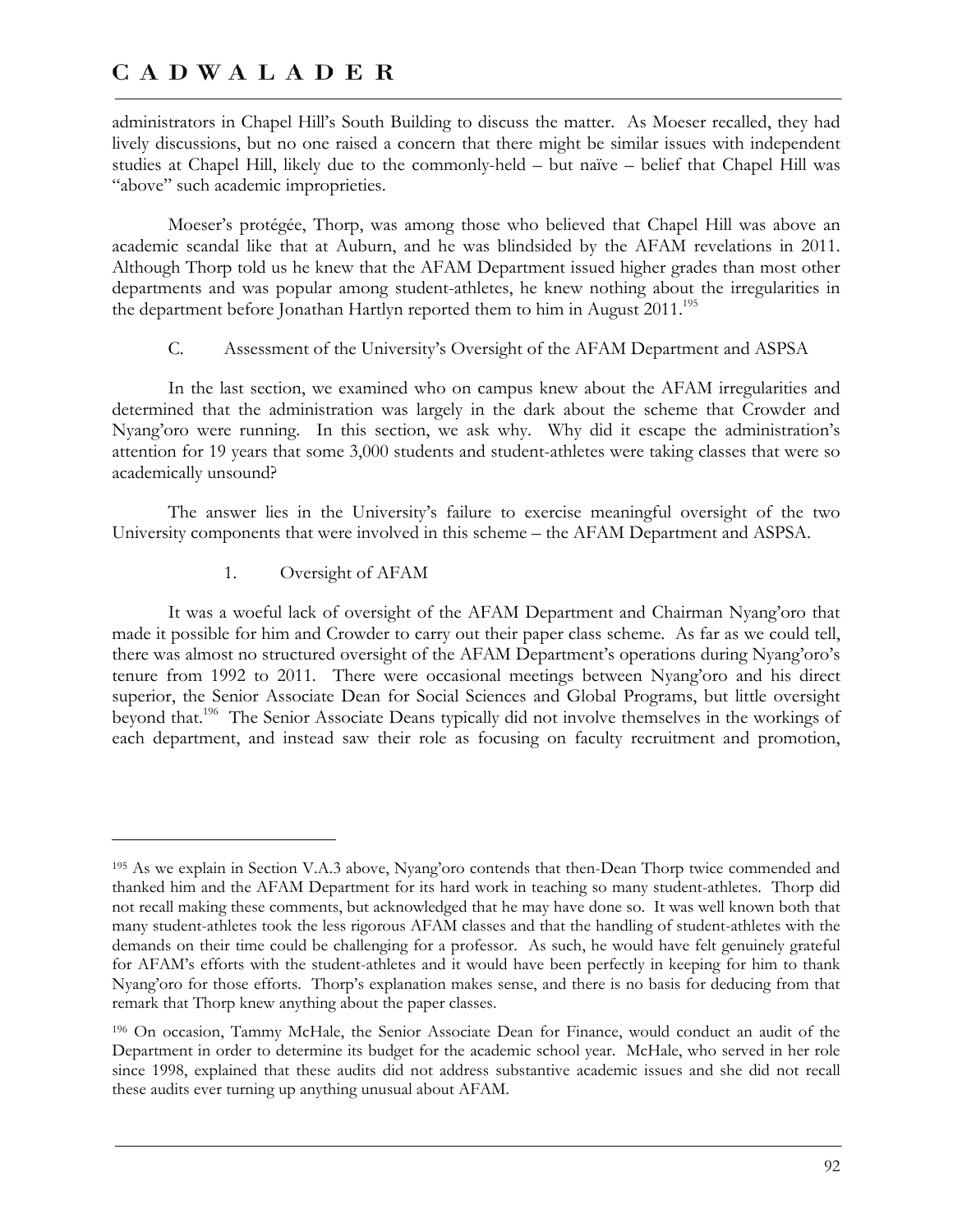administrators in Chapel Hill's South Building to discuss the matter. As Moeser recalled, they had lively discussions, but no one raised a concern that there might be similar issues with independent studies at Chapel Hill, likely due to the commonly-held – but naïve – belief that Chapel Hill was "above" such academic improprieties.

Moeser's protégée, Thorp, was among those who believed that Chapel Hill was above an academic scandal like that at Auburn, and he was blindsided by the AFAM revelations in 2011. Although Thorp told us he knew that the AFAM Department issued higher grades than most other departments and was popular among student-athletes, he knew nothing about the irregularities in the department before Jonathan Hartlyn reported them to him in August 2011.[195]

### C. Assessment of the University's Oversight of the AFAM Department and ASPSA

In the last section, we examined who on campus knew about the AFAM irregularities and determined that the administration was largely in the dark about the scheme that Crowder and Nyang'oro were running. In this section, we ask why. Why did it escape the administration's attention for 19 years that some 3,000 students and student-athletes were taking classes that were so academically unsound?

The answer lies in the University's failure to exercise meaningful oversight of the two University components that were involved in this scheme – the AFAM Department and ASPSA.

#### 1. Oversight of AFAM

It was a woeful lack of oversight of the AFAM Department and Chairman Nyang'oro that made it possible for him and Crowder to carry out their paper class scheme. As far as we could tell, there was almost no structured oversight of the AFAM Department's operations during Nyang'oro's tenure from 1992 to 2011. There were occasional meetings between Nyang'oro and his direct superior, the Senior Associate Dean for Social Sciences and Global Programs, but little oversight beyond that.[196] The Senior Associate Deans typically did not involve themselves in the workings of each department, and instead saw their role as focusing on faculty recruitment and promotion,

---

[195] As we explain in Section V.A.3 above, Nyang'oro contends that then-Dean Thorp twice commended and thanked him and the AFAM Department for its hard work in teaching so many student-athletes. Thorp did not recall making these comments, but acknowledged that he may have done so. It was well known both that many student-athletes took the less rigorous AFAM classes and that the handling of student-athletes with the demands on their time could be challenging for a professor. As such, he would have felt genuinely grateful for AFAM's efforts with the student-athletes and it would have been perfectly in keeping for him to thank Nyang'oro for those efforts. Thorp's explanation makes sense, and there is no basis for deducing from that remark that Thorp knew anything about the paper classes.

[196] On occasion, Tammy McHale, the Senior Associate Dean for Finance, would conduct an audit of the Department in order to determine its budget for the academic school year. McHale, who served in her role since 1998, explained that these audits did not address substantive academic issues and she did not recall these audits ever turning up anything unusual about AFAM.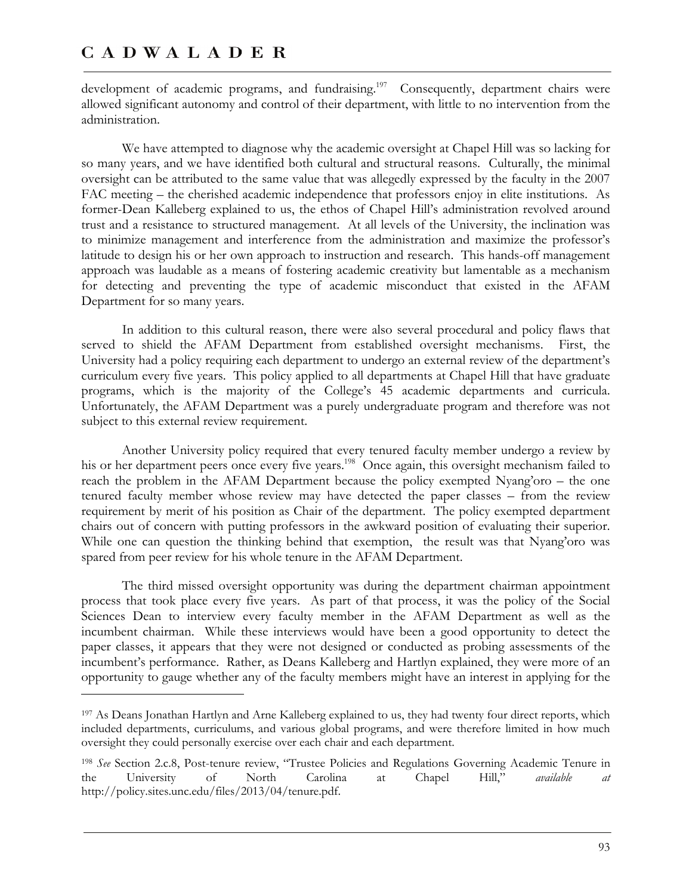development of academic programs, and fundraising.[197] Consequently, department chairs were allowed significant autonomy and control of their department, with little to no intervention from the administration.

We have attempted to diagnose why the academic oversight at Chapel Hill was so lacking for so many years, and we have identified both cultural and structural reasons. Culturally, the minimal oversight can be attributed to the same value that was allegedly expressed by the faculty in the 2007 FAC meeting – the cherished academic independence that professors enjoy in elite institutions. As former-Dean Kalleberg explained to us, the ethos of Chapel Hill's administration revolved around trust and a resistance to structured management. At all levels of the University, the inclination was to minimize management and interference from the administration and maximize the professor's latitude to design his or her own approach to instruction and research. This hands-off management approach was laudable as a means of fostering academic creativity but lamentable as a mechanism for detecting and preventing the type of academic misconduct that existed in the AFAM Department for so many years.

In addition to this cultural reason, there were also several procedural and policy flaws that served to shield the AFAM Department from established oversight mechanisms. First, the University had a policy requiring each department to undergo an external review of the department's curriculum every five years. This policy applied to all departments at Chapel Hill that have graduate programs, which is the majority of the College's 45 academic departments and curricula. Unfortunately, the AFAM Department was a purely undergraduate program and therefore was not subject to this external review requirement.

Another University policy required that every tenured faculty member undergo a review by his or her department peers once every five years.[198] Once again, this oversight mechanism failed to reach the problem in the AFAM Department because the policy exempted Nyang'oro – the one tenured faculty member whose review may have detected the paper classes – from the review requirement by merit of his position as Chair of the department. The policy exempted department chairs out of concern with putting professors in the awkward position of evaluating their superior. While one can question the thinking behind that exemption, the result was that Nyang'oro was spared from peer review for his whole tenure in the AFAM Department.

The third missed oversight opportunity was during the department chairman appointment process that took place every five years. As part of that process, it was the policy of the Social Sciences Dean to interview every faculty member in the AFAM Department as well as the incumbent chairman. While these interviews would have been a good opportunity to detect the paper classes, it appears that they were not designed or conducted as probing assessments of the incumbent's performance. Rather, as Deans Kalleberg and Hartlyn explained, they were more of an opportunity to gauge whether any of the faculty members might have an interest in applying for the

---

[197] As Deans Jonathan Hartlyn and Arne Kalleberg explained to us, they had twenty four direct reports, which included departments, curriculums, and various global programs, and were therefore limited in how much oversight they could personally exercise over each chair and each department.

[198] *See* Section 2.c.8, Post-tenure review, "Trustee Policies and Regulations Governing Academic Tenure in the University of North Carolina at Chapel Hill," *available at* http://policy.sites.unc.edu/files/2013/04/tenure.pdf.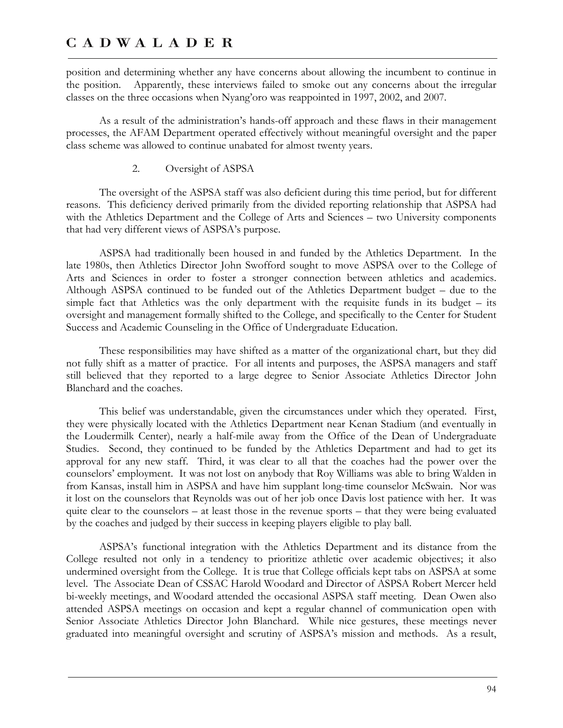position and determining whether any have concerns about allowing the incumbent to continue in the position. Apparently, these interviews failed to smoke out any concerns about the irregular classes on the three occasions when Nyang'oro was reappointed in 1997, 2002, and 2007.

As a result of the administration's hands-off approach and these flaws in their management processes, the AFAM Department operated effectively without meaningful oversight and the paper class scheme was allowed to continue unabated for almost twenty years.

### 2. Oversight of ASPSA

The oversight of the ASPSA staff was also deficient during this time period, but for different reasons. This deficiency derived primarily from the divided reporting relationship that ASPSA had with the Athletics Department and the College of Arts and Sciences – two University components that had very different views of ASPSA's purpose.

ASPSA had traditionally been housed in and funded by the Athletics Department. In the late 1980s, then Athletics Director John Swofford sought to move ASPSA over to the College of Arts and Sciences in order to foster a stronger connection between athletics and academics. Although ASPSA continued to be funded out of the Athletics Department budget – due to the simple fact that Athletics was the only department with the requisite funds in its budget – its oversight and management formally shifted to the College, and specifically to the Center for Student Success and Academic Counseling in the Office of Undergraduate Education.

These responsibilities may have shifted as a matter of the organizational chart, but they did not fully shift as a matter of practice. For all intents and purposes, the ASPSA managers and staff still believed that they reported to a large degree to Senior Associate Athletics Director John Blanchard and the coaches.

This belief was understandable, given the circumstances under which they operated. First, they were physically located with the Athletics Department near Kenan Stadium (and eventually in the Loudermilk Center), nearly a half-mile away from the Office of the Dean of Undergraduate Studies. Second, they continued to be funded by the Athletics Department and had to get its approval for any new staff. Third, it was clear to all that the coaches had the power over the counselors' employment. It was not lost on anybody that Roy Williams was able to bring Walden in from Kansas, install him in ASPSA and have him supplant long-time counselor McSwain. Nor was it lost on the counselors that Reynolds was out of her job once Davis lost patience with her. It was quite clear to the counselors – at least those in the revenue sports – that they were being evaluated by the coaches and judged by their success in keeping players eligible to play ball.

ASPSA's functional integration with the Athletics Department and its distance from the College resulted not only in a tendency to prioritize athletic over academic objectives; it also undermined oversight from the College. It is true that College officials kept tabs on ASPSA at some level. The Associate Dean of CSSAC Harold Woodard and Director of ASPSA Robert Mercer held bi-weekly meetings, and Woodard attended the occasional ASPSA staff meeting. Dean Owen also attended ASPSA meetings on occasion and kept a regular channel of communication open with Senior Associate Athletics Director John Blanchard. While nice gestures, these meetings never graduated into meaningful oversight and scrutiny of ASPSA's mission and methods. As a result,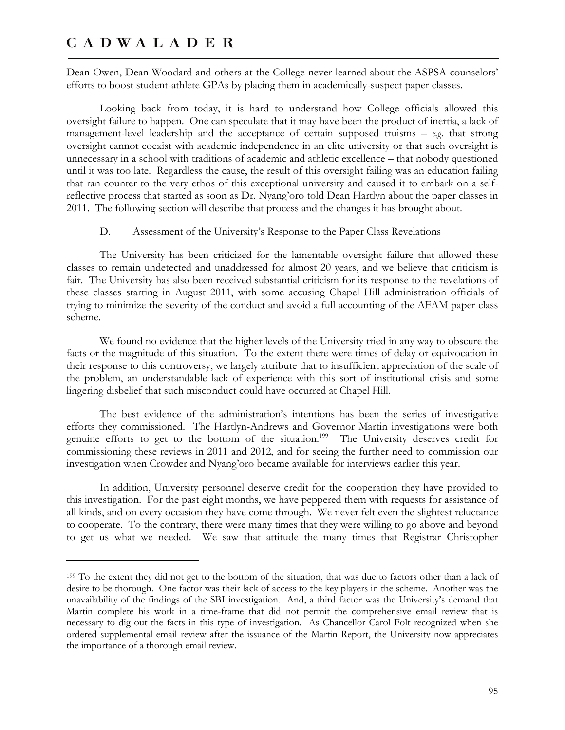Dean Owen, Dean Woodard and others at the College never learned about the ASPSA counselors' efforts to boost student-athlete GPAs by placing them in academically-suspect paper classes.

Looking back from today, it is hard to understand how College officials allowed this oversight failure to happen. One can speculate that it may have been the product of inertia, a lack of management-level leadership and the acceptance of certain supposed truisms – *e.g.* that strong oversight cannot coexist with academic independence in an elite university or that such oversight is unnecessary in a school with traditions of academic and athletic excellence – that nobody questioned until it was too late. Regardless the cause, the result of this oversight failing was an education failing that ran counter to the very ethos of this exceptional university and caused it to embark on a self-reflective process that started as soon as Dr. Nyang'oro told Dean Hartlyn about the paper classes in 2011. The following section will describe that process and the changes it has brought about.

### D. Assessment of the University's Response to the Paper Class Revelations

The University has been criticized for the lamentable oversight failure that allowed these classes to remain undetected and unaddressed for almost 20 years, and we believe that criticism is fair. The University has also been received substantial criticism for its response to the revelations of these classes starting in August 2011, with some accusing Chapel Hill administration officials of trying to minimize the severity of the conduct and avoid a full accounting of the AFAM paper class scheme.

We found no evidence that the higher levels of the University tried in any way to obscure the facts or the magnitude of this situation. To the extent there were times of delay or equivocation in their response to this controversy, we largely attribute that to insufficient appreciation of the scale of the problem, an understandable lack of experience with this sort of institutional crisis and some lingering disbelief that such misconduct could have occurred at Chapel Hill.

The best evidence of the administration's intentions has been the series of investigative efforts they commissioned. The Hartlyn-Andrews and Governor Martin investigations were both genuine efforts to get to the bottom of the situation.[199] The University deserves credit for commissioning these reviews in 2011 and 2012, and for seeing the further need to commission our investigation when Crowder and Nyang'oro became available for interviews earlier this year.

In addition, University personnel deserve credit for the cooperation they have provided to this investigation. For the past eight months, we have peppered them with requests for assistance of all kinds, and on every occasion they have come through. We never felt even the slightest reluctance to cooperate. To the contrary, there were many times that they were willing to go above and beyond to get us what we needed. We saw that attitude the many times that Registrar Christopher

---

[199] To the extent they did not get to the bottom of the situation, that was due to factors other than a lack of desire to be thorough. One factor was their lack of access to the key players in the scheme. Another was the unavailability of the findings of the SBI investigation. And, a third factor was the University's demand that Martin complete his work in a time-frame that did not permit the comprehensive email review that is necessary to dig out the facts in this type of investigation. As Chancellor Carol Folt recognized when she ordered supplemental email review after the issuance of the Martin Report, the University now appreciates the importance of a thorough email review.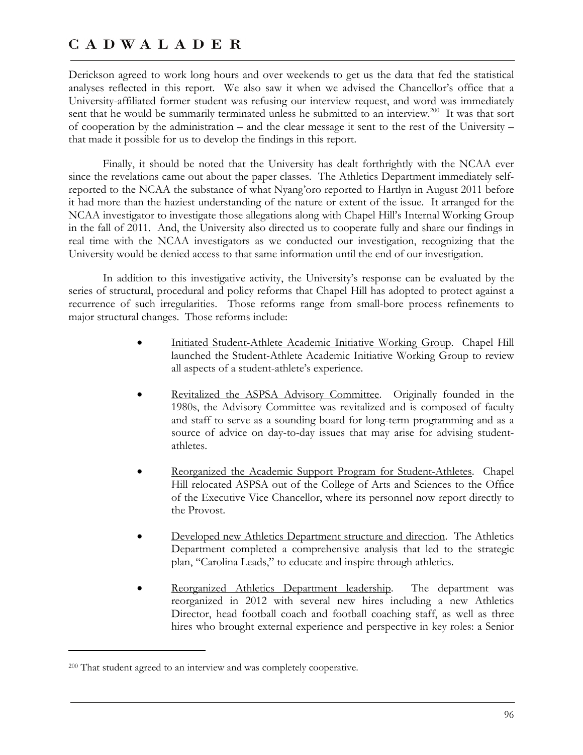Derickson agreed to work long hours and over weekends to get us the data that fed the statistical analyses reflected in this report. We also saw it when we advised the Chancellor's office that a University-affiliated former student was refusing our interview request, and word was immediately sent that he would be summarily terminated unless he submitted to an interview.[200] It was that sort of cooperation by the administration – and the clear message it sent to the rest of the University – that made it possible for us to develop the findings in this report.

Finally, it should be noted that the University has dealt forthrightly with the NCAA ever since the revelations came out about the paper classes. The Athletics Department immediately self-reported to the NCAA the substance of what Nyang'oro reported to Hartlyn in August 2011 before it had more than the haziest understanding of the nature or extent of the issue. It arranged for the NCAA investigator to investigate those allegations along with Chapel Hill's Internal Working Group in the fall of 2011. And, the University also directed us to cooperate fully and share our findings in real time with the NCAA investigators as we conducted our investigation, recognizing that the University would be denied access to that same information until the end of our investigation.

In addition to this investigative activity, the University's response can be evaluated by the series of structural, procedural and policy reforms that Chapel Hill has adopted to protect against a recurrence of such irregularities. Those reforms range from small-bore process refinements to major structural changes. Those reforms include:

- <u>Initiated Student-Athlete Academic Initiative Working Group</u>. Chapel Hill launched the Student-Athlete Academic Initiative Working Group to review all aspects of a student-athlete's experience.

- <u>Revitalized the ASPSA Advisory Committee</u>. Originally founded in the 1980s, the Advisory Committee was revitalized and is composed of faculty and staff to serve as a sounding board for long-term programming and as a source of advice on day-to-day issues that may arise for advising student-athletes.

- <u>Reorganized the Academic Support Program for Student-Athletes</u>. Chapel Hill relocated ASPSA out of the College of Arts and Sciences to the Office of the Executive Vice Chancellor, where its personnel now report directly to the Provost.

- <u>Developed new Athletics Department structure and direction</u>. The Athletics Department completed a comprehensive analysis that led to the strategic plan, "Carolina Leads," to educate and inspire through athletics.

- <u>Reorganized Athletics Department leadership</u>. The department was reorganized in 2012 with several new hires including a new Athletics Director, head football coach and football coaching staff, as well as three hires who brought external experience and perspective in key roles: a Senior

---

[200] That student agreed to an interview and was completely cooperative.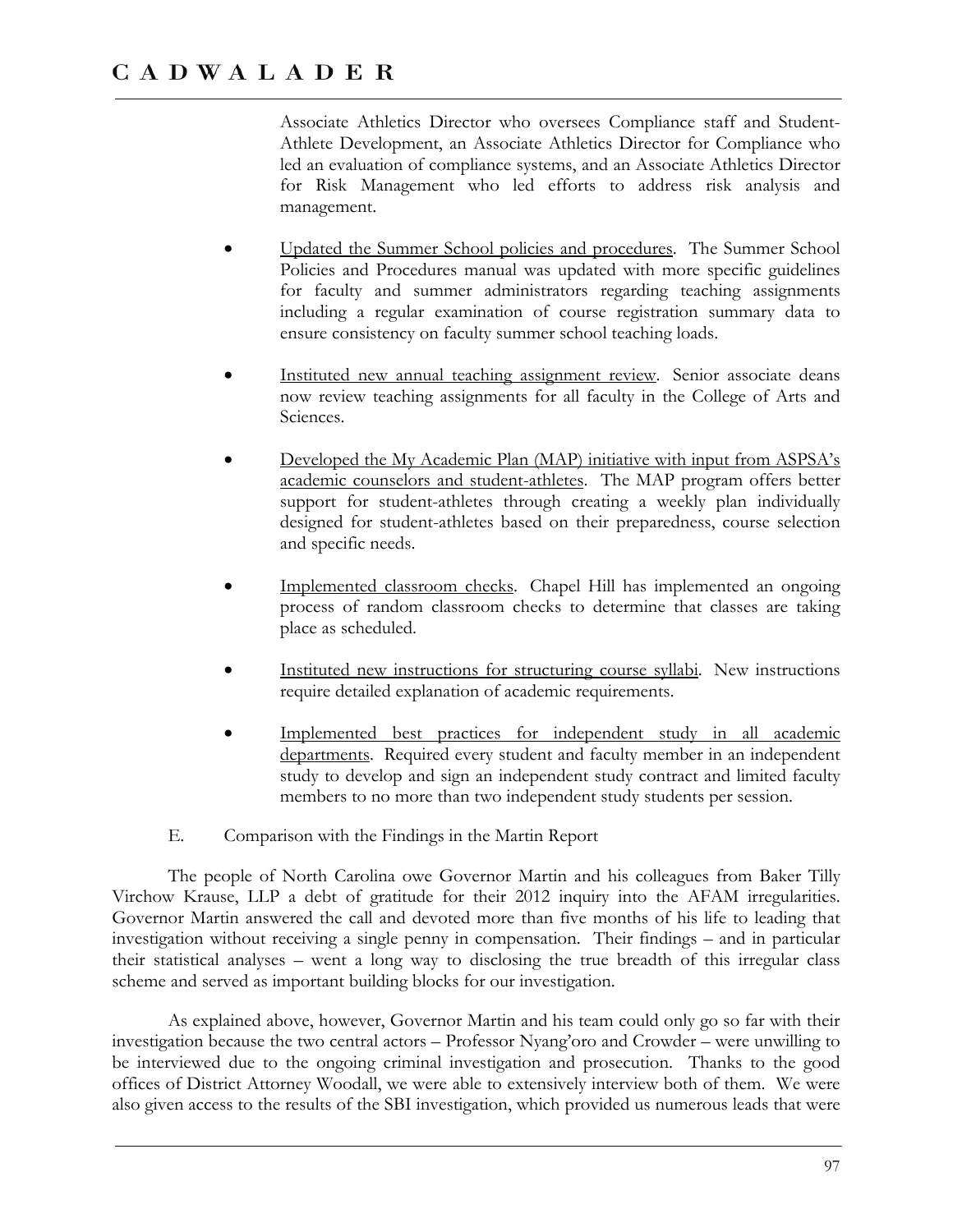Associate Athletics Director who oversees Compliance staff and Student-Athlete Development, an Associate Athletics Director for Compliance who led an evaluation of compliance systems, and an Associate Athletics Director for Risk Management who led efforts to address risk analysis and management.

- Updated the Summer School policies and procedures. The Summer School Policies and Procedures manual was updated with more specific guidelines for faculty and summer administrators regarding teaching assignments including a regular examination of course registration summary data to ensure consistency on faculty summer school teaching loads.

- Instituted new annual teaching assignment review. Senior associate deans now review teaching assignments for all faculty in the College of Arts and Sciences.

- Developed the My Academic Plan (MAP) initiative with input from ASPSA's academic counselors and student-athletes. The MAP program offers better support for student-athletes through creating a weekly plan individually designed for student-athletes based on their preparedness, course selection and specific needs.

- Implemented classroom checks. Chapel Hill has implemented an ongoing process of random classroom checks to determine that classes are taking place as scheduled.

- Instituted new instructions for structuring course syllabi. New instructions require detailed explanation of academic requirements.

- Implemented best practices for independent study in all academic departments. Required every student and faculty member in an independent study to develop and sign an independent study contract and limited faculty members to no more than two independent study students per session.

## E. Comparison with the Findings in the Martin Report

The people of North Carolina owe Governor Martin and his colleagues from Baker Tilly Virchow Krause, LLP a debt of gratitude for their 2012 inquiry into the AFAM irregularities. Governor Martin answered the call and devoted more than five months of his life to leading that investigation without receiving a single penny in compensation. Their findings – and in particular their statistical analyses – went a long way to disclosing the true breadth of this irregular class scheme and served as important building blocks for our investigation.

As explained above, however, Governor Martin and his team could only go so far with their investigation because the two central actors – Professor Nyang'oro and Crowder – were unwilling to be interviewed due to the ongoing criminal investigation and prosecution. Thanks to the good offices of District Attorney Woodall, we were able to extensively interview both of them. We were also given access to the results of the SBI investigation, which provided us numerous leads that were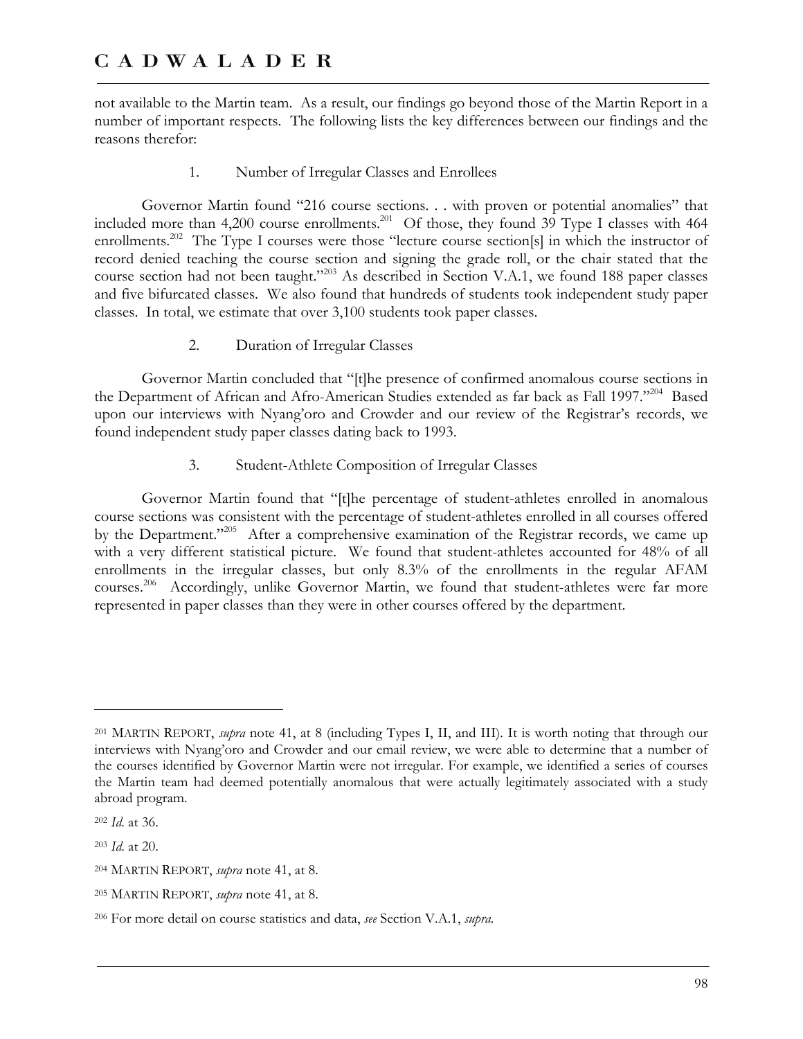not available to the Martin team. As a result, our findings go beyond those of the Martin Report in a number of important respects. The following lists the key differences between our findings and the reasons therefor:

1. Number of Irregular Classes and Enrollees

Governor Martin found "216 course sections. . . with proven or potential anomalies" that included more than 4,200 course enrollments.[201] Of those, they found 39 Type I classes with 464 enrollments.[202] The Type I courses were those "lecture course section[s] in which the instructor of record denied teaching the course section and signing the grade roll, or the chair stated that the course section had not been taught."[203] As described in Section V.A.1, we found 188 paper classes and five bifurcated classes. We also found that hundreds of students took independent study paper classes. In total, we estimate that over 3,100 students took paper classes.

2. Duration of Irregular Classes

Governor Martin concluded that "[t]he presence of confirmed anomalous course sections in the Department of African and Afro-American Studies extended as far back as Fall 1997."[204] Based upon our interviews with Nyang'oro and Crowder and our review of the Registrar's records, we found independent study paper classes dating back to 1993.

3. Student-Athlete Composition of Irregular Classes

Governor Martin found that "[t]he percentage of student-athletes enrolled in anomalous course sections was consistent with the percentage of student-athletes enrolled in all courses offered by the Department."[205] After a comprehensive examination of the Registrar records, we came up with a very different statistical picture. We found that student-athletes accounted for 48% of all enrollments in the irregular classes, but only 8.3% of the enrollments in the regular AFAM courses.[206] Accordingly, unlike Governor Martin, we found that student-athletes were far more represented in paper classes than they were in other courses offered by the department.

---

[201] MARTIN REPORT, *supra* note 41, at 8 (including Types I, II, and III). It is worth noting that through our interviews with Nyang'oro and Crowder and our email review, we were able to determine that a number of the courses identified by Governor Martin were not irregular. For example, we identified a series of courses the Martin team had deemed potentially anomalous that were actually legitimately associated with a study abroad program.

[202] *Id.* at 36.

[203] *Id.* at 20.

[204] MARTIN REPORT, *supra* note 41, at 8.

[205] MARTIN REPORT, *supra* note 41, at 8.

[206] For more detail on course statistics and data, *see* Section V.A.1, *supra.*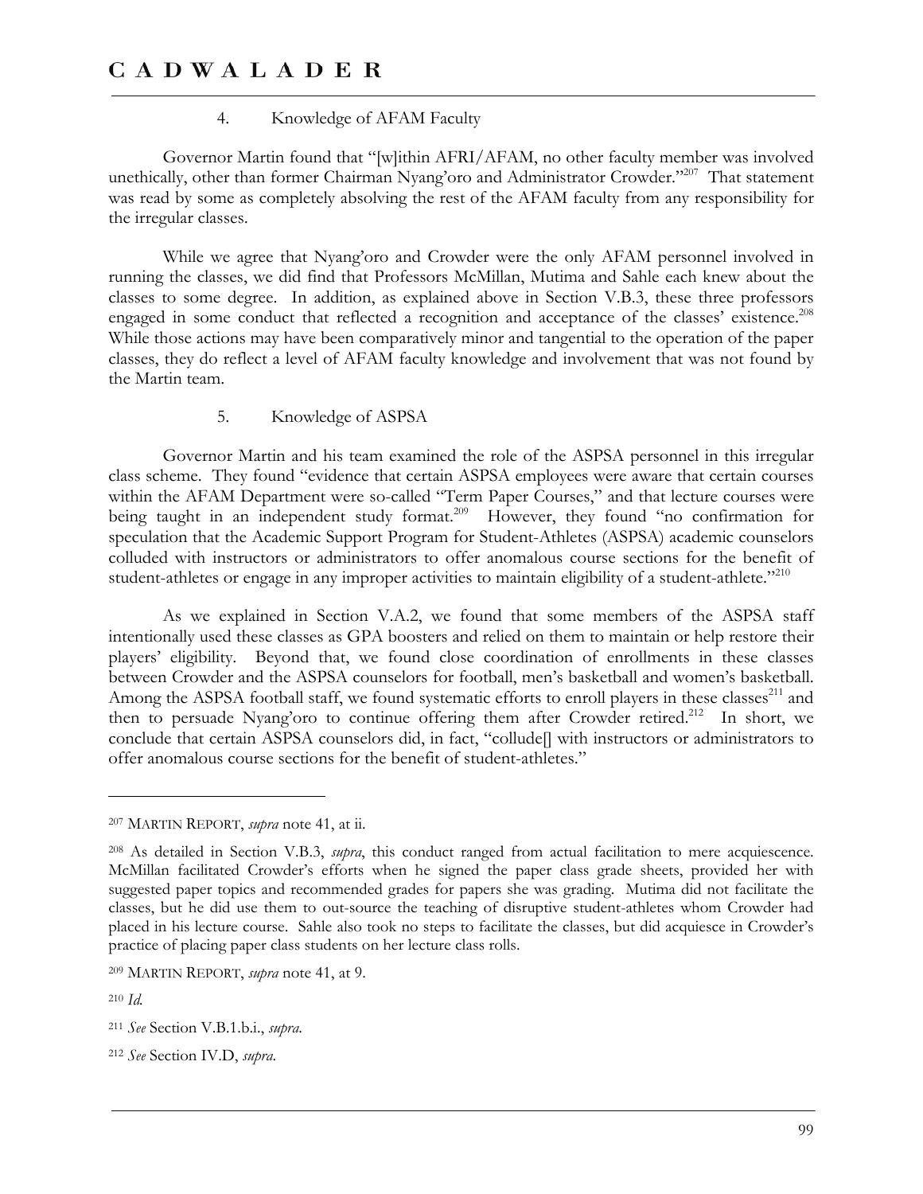#### 4. Knowledge of AFAM Faculty

Governor Martin found that "[w]ithin AFRI/AFAM, no other faculty member was involved unethically, other than former Chairman Nyang'oro and Administrator Crowder."[207] That statement was read by some as completely absolving the rest of the AFAM faculty from any responsibility for the irregular classes.

While we agree that Nyang'oro and Crowder were the only AFAM personnel involved in running the classes, we did find that Professors McMillan, Mutima and Sahle each knew about the classes to some degree. In addition, as explained above in Section V.B.3, these three professors engaged in some conduct that reflected a recognition and acceptance of the classes' existence.[208] While those actions may have been comparatively minor and tangential to the operation of the paper classes, they do reflect a level of AFAM faculty knowledge and involvement that was not found by the Martin team.

#### 5. Knowledge of ASPSA

Governor Martin and his team examined the role of the ASPSA personnel in this irregular class scheme. They found "evidence that certain ASPSA employees were aware that certain courses within the AFAM Department were so-called "Term Paper Courses," and that lecture courses were being taught in an independent study format.[209] However, they found "no confirmation for speculation that the Academic Support Program for Student-Athletes (ASPSA) academic counselors colluded with instructors or administrators to offer anomalous course sections for the benefit of student-athletes or engage in any improper activities to maintain eligibility of a student-athlete."[210]

As we explained in Section V.A.2, we found that some members of the ASPSA staff intentionally used these classes as GPA boosters and relied on them to maintain or help restore their players' eligibility. Beyond that, we found close coordination of enrollments in these classes between Crowder and the ASPSA counselors for football, men's basketball and women's basketball. Among the ASPSA football staff, we found systematic efforts to enroll players in these classes[211] and then to persuade Nyang'oro to continue offering them after Crowder retired.[212] In short, we conclude that certain ASPSA counselors did, in fact, "collude[] with instructors or administrators to offer anomalous course sections for the benefit of student-athletes."

---

[207] MARTIN REPORT, *supra* note 41, at ii.

[208] As detailed in Section V.B.3, *supra*, this conduct ranged from actual facilitation to mere acquiescence. McMillan facilitated Crowder's efforts when he signed the paper class grade sheets, provided her with suggested paper topics and recommended grades for papers she was grading. Mutima did not facilitate the classes, but he did use them to out-source the teaching of disruptive student-athletes whom Crowder had placed in his lecture course. Sahle also took no steps to facilitate the classes, but did acquiesce in Crowder's practice of placing paper class students on her lecture class rolls.

[209] MARTIN REPORT, *supra* note 41, at 9.

[210] *Id.*

[211] *See* Section V.B.1.b.i., *supra*.

[212] *See* Section IV.D, *supra*.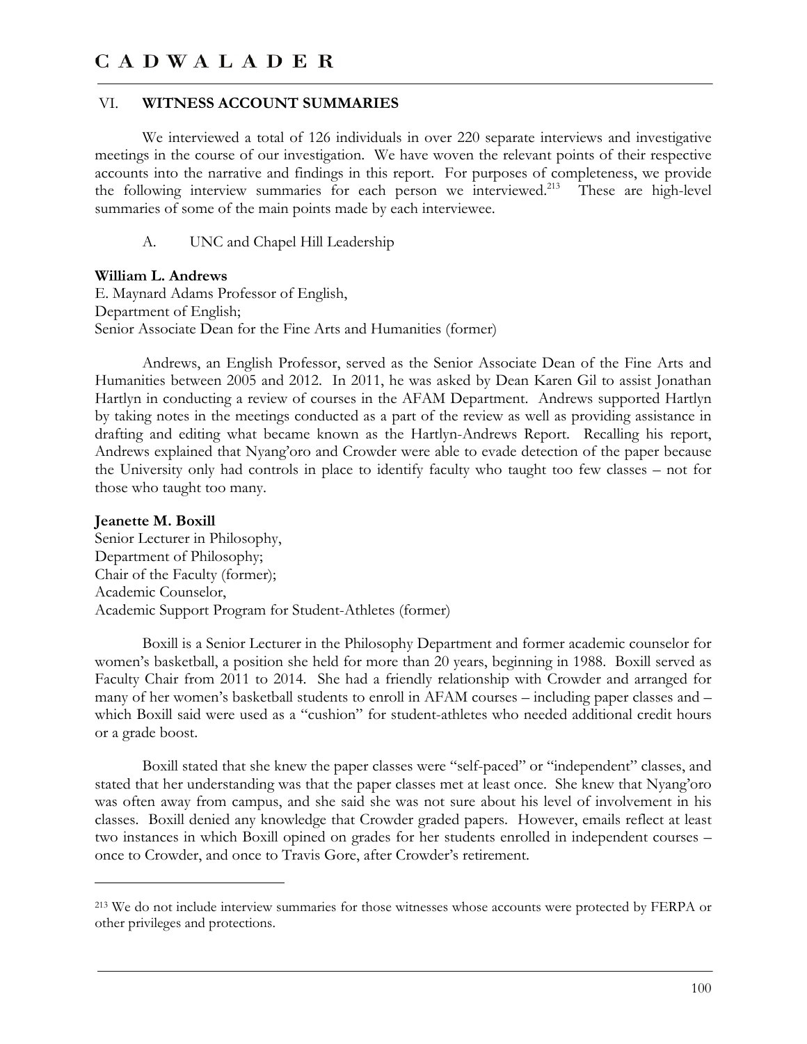## VI. WITNESS ACCOUNT SUMMARIES

We interviewed a total of 126 individuals in over 220 separate interviews and investigative meetings in the course of our investigation. We have woven the relevant points of their respective accounts into the narrative and findings in this report. For purposes of completeness, we provide the following interview summaries for each person we interviewed.[213] These are high-level summaries of some of the main points made by each interviewee.

### A. UNC and Chapel Hill Leadership

**William L. Andrews**
E. Maynard Adams Professor of English,
Department of English;
Senior Associate Dean for the Fine Arts and Humanities (former)

Andrews, an English Professor, served as the Senior Associate Dean of the Fine Arts and Humanities between 2005 and 2012. In 2011, he was asked by Dean Karen Gil to assist Jonathan Hartlyn in conducting a review of courses in the AFAM Department. Andrews supported Hartlyn by taking notes in the meetings conducted as a part of the review as well as providing assistance in drafting and editing what became known as the Hartlyn-Andrews Report. Recalling his report, Andrews explained that Nyang'oro and Crowder were able to evade detection of the paper because the University only had controls in place to identify faculty who taught too few classes – not for those who taught too many.

**Jeanette M. Boxill**
Senior Lecturer in Philosophy,
Department of Philosophy;
Chair of the Faculty (former);
Academic Counselor,
Academic Support Program for Student-Athletes (former)

Boxill is a Senior Lecturer in the Philosophy Department and former academic counselor for women's basketball, a position she held for more than 20 years, beginning in 1988. Boxill served as Faculty Chair from 2011 to 2014. She had a friendly relationship with Crowder and arranged for many of her women's basketball students to enroll in AFAM courses – including paper classes and – which Boxill said were used as a "cushion" for student-athletes who needed additional credit hours or a grade boost.

Boxill stated that she knew the paper classes were "self-paced" or "independent" classes, and stated that her understanding was that the paper classes met at least once. She knew that Nyang'oro was often away from campus, and she said she was not sure about his level of involvement in his classes. Boxill denied any knowledge that Crowder graded papers. However, emails reflect at least two instances in which Boxill opined on grades for her students enrolled in independent courses – once to Crowder, and once to Travis Gore, after Crowder's retirement.

---

[213] We do not include interview summaries for those witnesses whose accounts were protected by FERPA or other privileges and protections.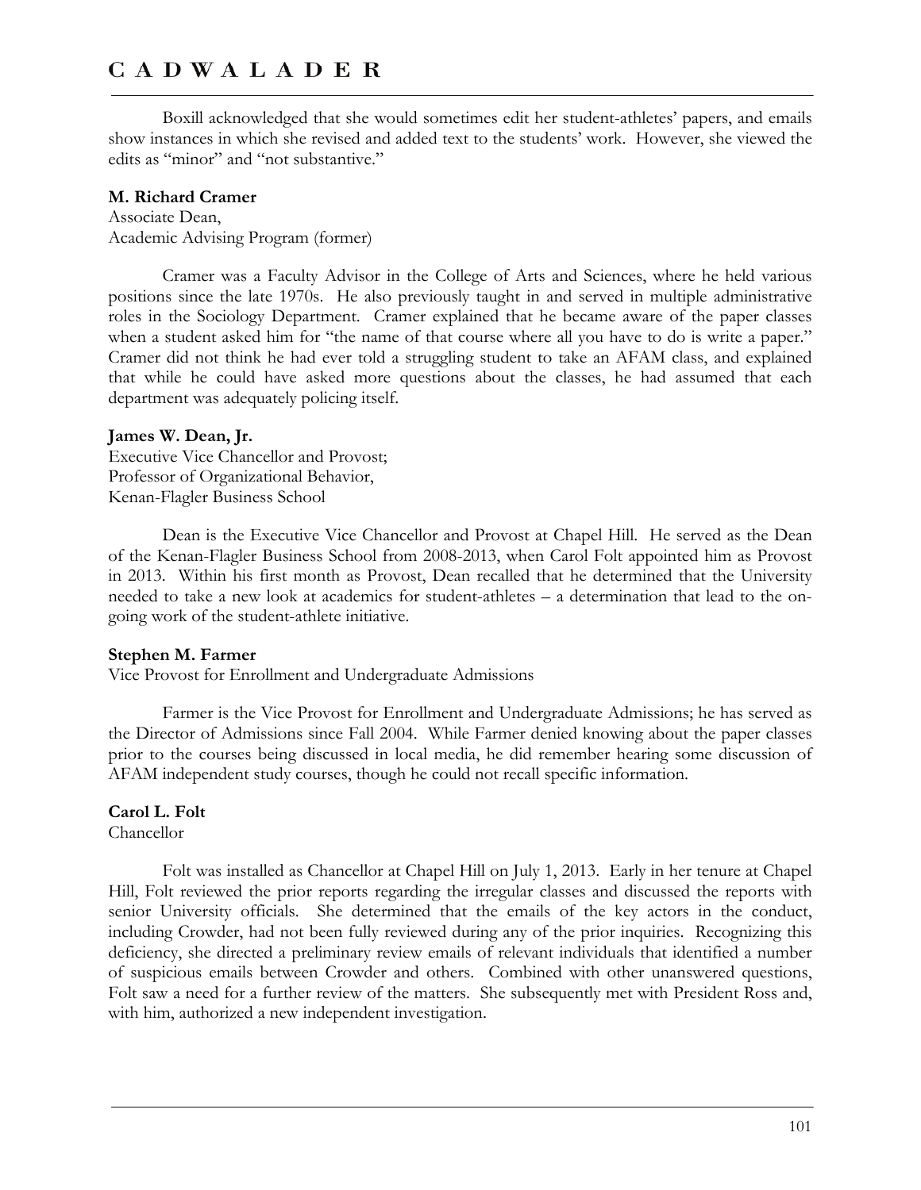Boxill acknowledged that she would sometimes edit her student-athletes' papers, and emails show instances in which she revised and added text to the students' work. However, she viewed the edits as "minor" and "not substantive."

**M. Richard Cramer**
Associate Dean,
Academic Advising Program (former)

Cramer was a Faculty Advisor in the College of Arts and Sciences, where he held various positions since the late 1970s. He also previously taught in and served in multiple administrative roles in the Sociology Department. Cramer explained that he became aware of the paper classes when a student asked him for "the name of that course where all you have to do is write a paper." Cramer did not think he had ever told a struggling student to take an AFAM class, and explained that while he could have asked more questions about the classes, he had assumed that each department was adequately policing itself.

**James W. Dean, Jr.**
Executive Vice Chancellor and Provost;
Professor of Organizational Behavior,
Kenan-Flagler Business School

Dean is the Executive Vice Chancellor and Provost at Chapel Hill. He served as the Dean of the Kenan-Flagler Business School from 2008-2013, when Carol Folt appointed him as Provost in 2013. Within his first month as Provost, Dean recalled that he determined that the University needed to take a new look at academics for student-athletes – a determination that lead to the on-going work of the student-athlete initiative.

**Stephen M. Farmer**
Vice Provost for Enrollment and Undergraduate Admissions

Farmer is the Vice Provost for Enrollment and Undergraduate Admissions; he has served as the Director of Admissions since Fall 2004. While Farmer denied knowing about the paper classes prior to the courses being discussed in local media, he did remember hearing some discussion of AFAM independent study courses, though he could not recall specific information.

**Carol L. Folt**
Chancellor

Folt was installed as Chancellor at Chapel Hill on July 1, 2013. Early in her tenure at Chapel Hill, Folt reviewed the prior reports regarding the irregular classes and discussed the reports with senior University officials. She determined that the emails of the key actors in the conduct, including Crowder, had not been fully reviewed during any of the prior inquiries. Recognizing this deficiency, she directed a preliminary review emails of relevant individuals that identified a number of suspicious emails between Crowder and others. Combined with other unanswered questions, Folt saw a need for a further review of the matters. She subsequently met with President Ross and, with him, authorized a new independent investigation.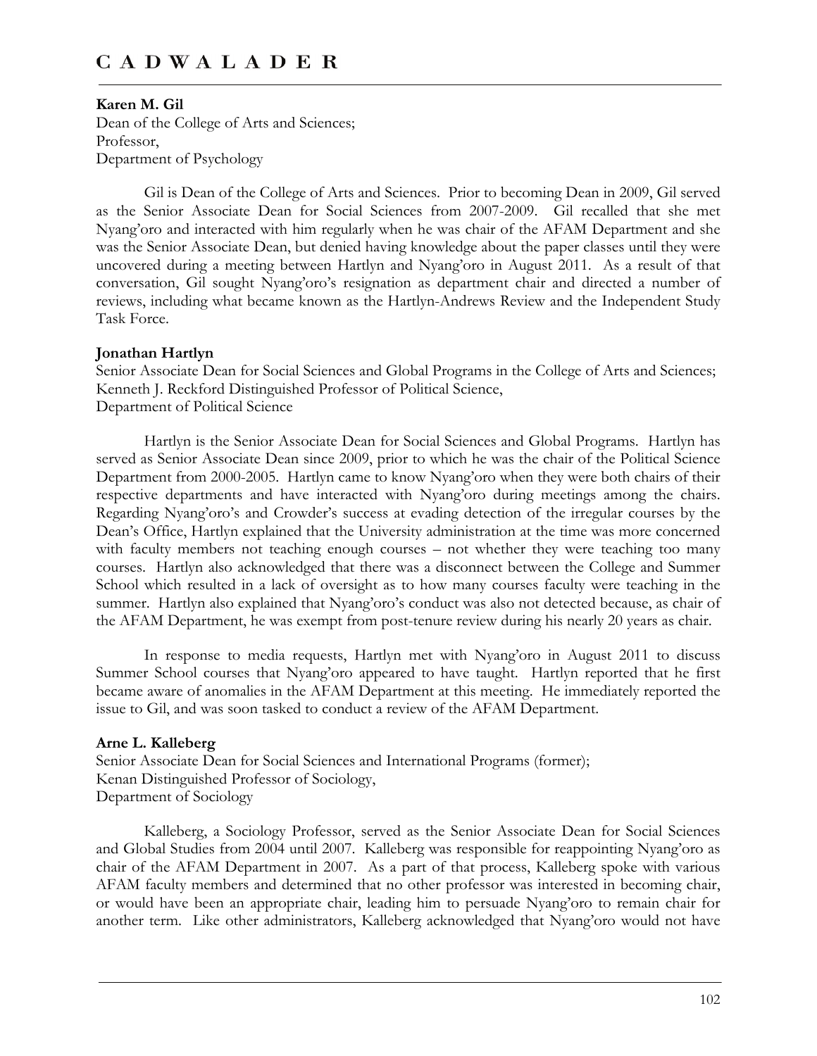**Karen M. Gil**
Dean of the College of Arts and Sciences;
Professor,
Department of Psychology

Gil is Dean of the College of Arts and Sciences. Prior to becoming Dean in 2009, Gil served as the Senior Associate Dean for Social Sciences from 2007-2009. Gil recalled that she met Nyang'oro and interacted with him regularly when he was chair of the AFAM Department and she was the Senior Associate Dean, but denied having knowledge about the paper classes until they were uncovered during a meeting between Hartlyn and Nyang'oro in August 2011. As a result of that conversation, Gil sought Nyang'oro's resignation as department chair and directed a number of reviews, including what became known as the Hartlyn-Andrews Review and the Independent Study Task Force.

**Jonathan Hartlyn**
Senior Associate Dean for Social Sciences and Global Programs in the College of Arts and Sciences;
Kenneth J. Reckford Distinguished Professor of Political Science,
Department of Political Science

Hartlyn is the Senior Associate Dean for Social Sciences and Global Programs. Hartlyn has served as Senior Associate Dean since 2009, prior to which he was the chair of the Political Science Department from 2000-2005. Hartlyn came to know Nyang'oro when they were both chairs of their respective departments and have interacted with Nyang'oro during meetings among the chairs. Regarding Nyang'oro's and Crowder's success at evading detection of the irregular courses by the Dean's Office, Hartlyn explained that the University administration at the time was more concerned with faculty members not teaching enough courses – not whether they were teaching too many courses. Hartlyn also acknowledged that there was a disconnect between the College and Summer School which resulted in a lack of oversight as to how many courses faculty were teaching in the summer. Hartlyn also explained that Nyang'oro's conduct was also not detected because, as chair of the AFAM Department, he was exempt from post-tenure review during his nearly 20 years as chair.

In response to media requests, Hartlyn met with Nyang'oro in August 2011 to discuss Summer School courses that Nyang'oro appeared to have taught. Hartlyn reported that he first became aware of anomalies in the AFAM Department at this meeting. He immediately reported the issue to Gil, and was soon tasked to conduct a review of the AFAM Department.

**Arne L. Kalleberg**
Senior Associate Dean for Social Sciences and International Programs (former);
Kenan Distinguished Professor of Sociology,
Department of Sociology

Kalleberg, a Sociology Professor, served as the Senior Associate Dean for Social Sciences and Global Studies from 2004 until 2007. Kalleberg was responsible for reappointing Nyang'oro as chair of the AFAM Department in 2007. As a part of that process, Kalleberg spoke with various AFAM faculty members and determined that no other professor was interested in becoming chair, or would have been an appropriate chair, leading him to persuade Nyang'oro to remain chair for another term. Like other administrators, Kalleberg acknowledged that Nyang'oro would not have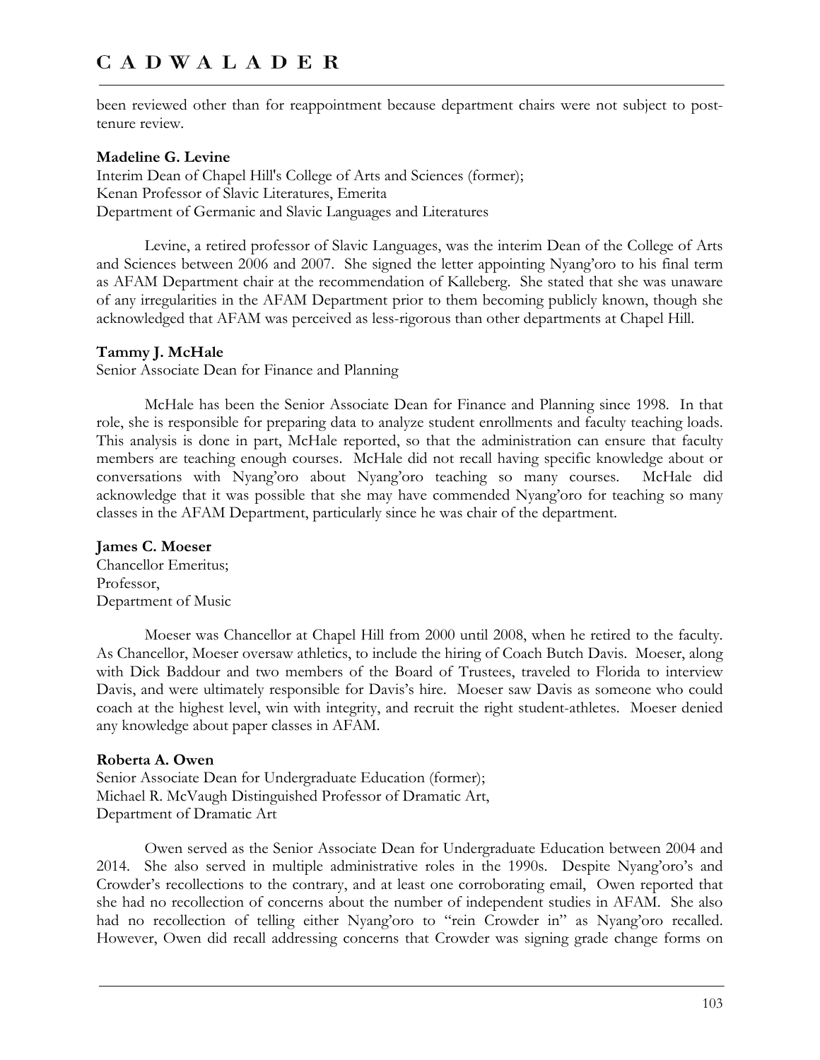been reviewed other than for reappointment because department chairs were not subject to post-tenure review.

**Madeline G. Levine**
Interim Dean of Chapel Hill's College of Arts and Sciences (former);
Kenan Professor of Slavic Literatures, Emerita
Department of Germanic and Slavic Languages and Literatures

Levine, a retired professor of Slavic Languages, was the interim Dean of the College of Arts and Sciences between 2006 and 2007. She signed the letter appointing Nyang'oro to his final term as AFAM Department chair at the recommendation of Kalleberg. She stated that she was unaware of any irregularities in the AFAM Department prior to them becoming publicly known, though she acknowledged that AFAM was perceived as less-rigorous than other departments at Chapel Hill.

**Tammy J. McHale**
Senior Associate Dean for Finance and Planning

McHale has been the Senior Associate Dean for Finance and Planning since 1998. In that role, she is responsible for preparing data to analyze student enrollments and faculty teaching loads. This analysis is done in part, McHale reported, so that the administration can ensure that faculty members are teaching enough courses. McHale did not recall having specific knowledge about or conversations with Nyang'oro about Nyang'oro teaching so many courses. McHale did acknowledge that it was possible that she may have commended Nyang'oro for teaching so many classes in the AFAM Department, particularly since he was chair of the department.

**James C. Moeser**
Chancellor Emeritus;
Professor,
Department of Music

Moeser was Chancellor at Chapel Hill from 2000 until 2008, when he retired to the faculty. As Chancellor, Moeser oversaw athletics, to include the hiring of Coach Butch Davis. Moeser, along with Dick Baddour and two members of the Board of Trustees, traveled to Florida to interview Davis, and were ultimately responsible for Davis's hire. Moeser saw Davis as someone who could coach at the highest level, win with integrity, and recruit the right student-athletes. Moeser denied any knowledge about paper classes in AFAM.

**Roberta A. Owen**
Senior Associate Dean for Undergraduate Education (former);
Michael R. McVaugh Distinguished Professor of Dramatic Art,
Department of Dramatic Art

Owen served as the Senior Associate Dean for Undergraduate Education between 2004 and 2014. She also served in multiple administrative roles in the 1990s. Despite Nyang'oro's and Crowder's recollections to the contrary, and at least one corroborating email, Owen reported that she had no recollection of concerns about the number of independent studies in AFAM. She also had no recollection of telling either Nyang'oro to "rein Crowder in" as Nyang'oro recalled. However, Owen did recall addressing concerns that Crowder was signing grade change forms on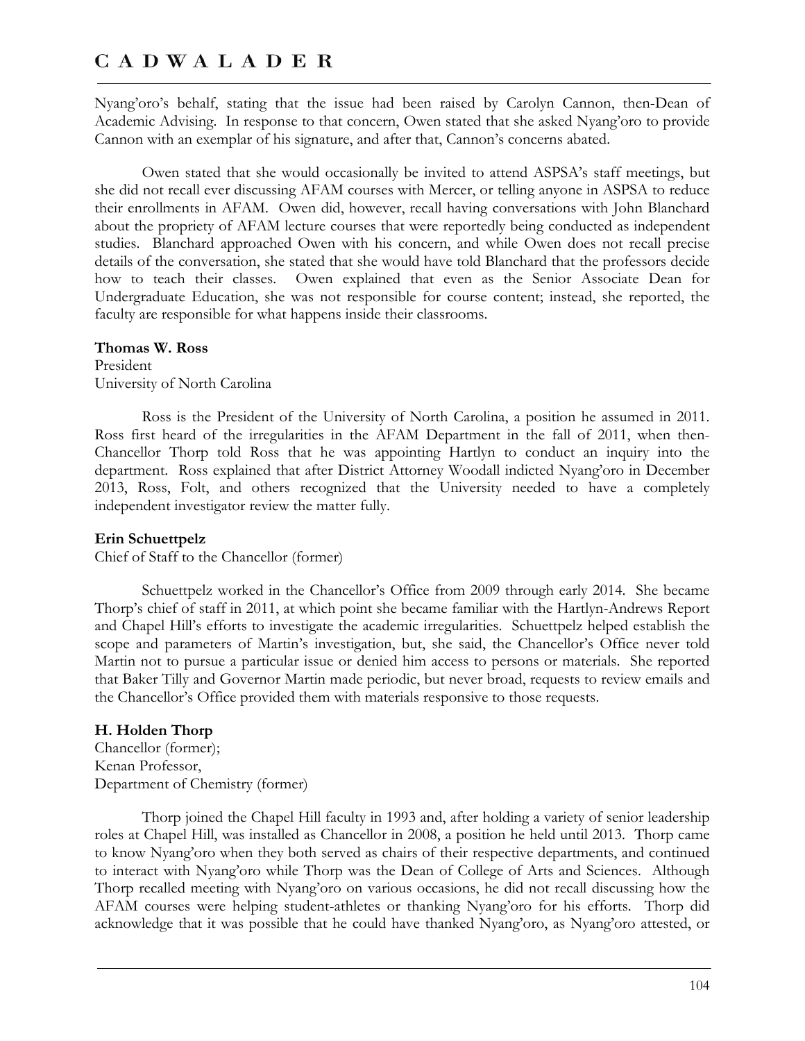Nyang'oro's behalf, stating that the issue had been raised by Carolyn Cannon, then-Dean of Academic Advising. In response to that concern, Owen stated that she asked Nyang'oro to provide Cannon with an exemplar of his signature, and after that, Cannon's concerns abated.

Owen stated that she would occasionally be invited to attend ASPSA's staff meetings, but she did not recall ever discussing AFAM courses with Mercer, or telling anyone in ASPSA to reduce their enrollments in AFAM. Owen did, however, recall having conversations with John Blanchard about the propriety of AFAM lecture courses that were reportedly being conducted as independent studies. Blanchard approached Owen with his concern, and while Owen does not recall precise details of the conversation, she stated that she would have told Blanchard that the professors decide how to teach their classes. Owen explained that even as the Senior Associate Dean for Undergraduate Education, she was not responsible for course content; instead, she reported, the faculty are responsible for what happens inside their classrooms.

**Thomas W. Ross**
President
University of North Carolina

Ross is the President of the University of North Carolina, a position he assumed in 2011. Ross first heard of the irregularities in the AFAM Department in the fall of 2011, when then-Chancellor Thorp told Ross that he was appointing Hartlyn to conduct an inquiry into the department. Ross explained that after District Attorney Woodall indicted Nyang'oro in December 2013, Ross, Folt, and others recognized that the University needed to have a completely independent investigator review the matter fully.

**Erin Schuettpelz**
Chief of Staff to the Chancellor (former)

Schuettpelz worked in the Chancellor's Office from 2009 through early 2014. She became Thorp's chief of staff in 2011, at which point she became familiar with the Hartlyn-Andrews Report and Chapel Hill's efforts to investigate the academic irregularities. Schuettpelz helped establish the scope and parameters of Martin's investigation, but, she said, the Chancellor's Office never told Martin not to pursue a particular issue or denied him access to persons or materials. She reported that Baker Tilly and Governor Martin made periodic, but never broad, requests to review emails and the Chancellor's Office provided them with materials responsive to those requests.

**H. Holden Thorp**
Chancellor (former);
Kenan Professor,
Department of Chemistry (former)

Thorp joined the Chapel Hill faculty in 1993 and, after holding a variety of senior leadership roles at Chapel Hill, was installed as Chancellor in 2008, a position he held until 2013. Thorp came to know Nyang'oro when they both served as chairs of their respective departments, and continued to interact with Nyang'oro while Thorp was the Dean of College of Arts and Sciences. Although Thorp recalled meeting with Nyang'oro on various occasions, he did not recall discussing how the AFAM courses were helping student-athletes or thanking Nyang'oro for his efforts. Thorp did acknowledge that it was possible that he could have thanked Nyang'oro, as Nyang'oro attested, or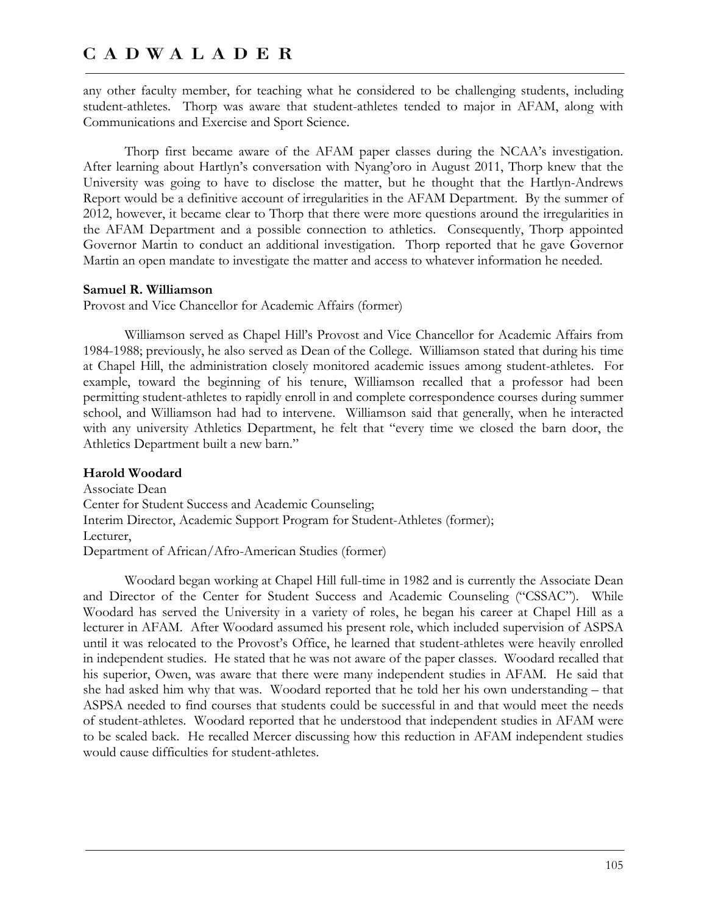any other faculty member, for teaching what he considered to be challenging students, including student-athletes. Thorp was aware that student-athletes tended to major in AFAM, along with Communications and Exercise and Sport Science.

Thorp first became aware of the AFAM paper classes during the NCAA's investigation. After learning about Hartlyn's conversation with Nyang'oro in August 2011, Thorp knew that the University was going to have to disclose the matter, but he thought that the Hartlyn-Andrews Report would be a definitive account of irregularities in the AFAM Department. By the summer of 2012, however, it became clear to Thorp that there were more questions around the irregularities in the AFAM Department and a possible connection to athletics. Consequently, Thorp appointed Governor Martin to conduct an additional investigation. Thorp reported that he gave Governor Martin an open mandate to investigate the matter and access to whatever information he needed.

**Samuel R. Williamson**
Provost and Vice Chancellor for Academic Affairs (former)

Williamson served as Chapel Hill's Provost and Vice Chancellor for Academic Affairs from 1984-1988; previously, he also served as Dean of the College. Williamson stated that during his time at Chapel Hill, the administration closely monitored academic issues among student-athletes. For example, toward the beginning of his tenure, Williamson recalled that a professor had been permitting student-athletes to rapidly enroll in and complete correspondence courses during summer school, and Williamson had had to intervene. Williamson said that generally, when he interacted with any university Athletics Department, he felt that "every time we closed the barn door, the Athletics Department built a new barn."

**Harold Woodard**
Associate Dean
Center for Student Success and Academic Counseling;
Interim Director, Academic Support Program for Student-Athletes (former);
Lecturer,
Department of African/Afro-American Studies (former)

Woodard began working at Chapel Hill full-time in 1982 and is currently the Associate Dean and Director of the Center for Student Success and Academic Counseling ("CSSAC"). While Woodard has served the University in a variety of roles, he began his career at Chapel Hill as a lecturer in AFAM. After Woodard assumed his present role, which included supervision of ASPSA until it was relocated to the Provost's Office, he learned that student-athletes were heavily enrolled in independent studies. He stated that he was not aware of the paper classes. Woodard recalled that his superior, Owen, was aware that there were many independent studies in AFAM. He said that she had asked him why that was. Woodard reported that he told her his own understanding – that ASPSA needed to find courses that students could be successful in and that would meet the needs of student-athletes. Woodard reported that he understood that independent studies in AFAM were to be scaled back. He recalled Mercer discussing how this reduction in AFAM independent studies would cause difficulties for student-athletes.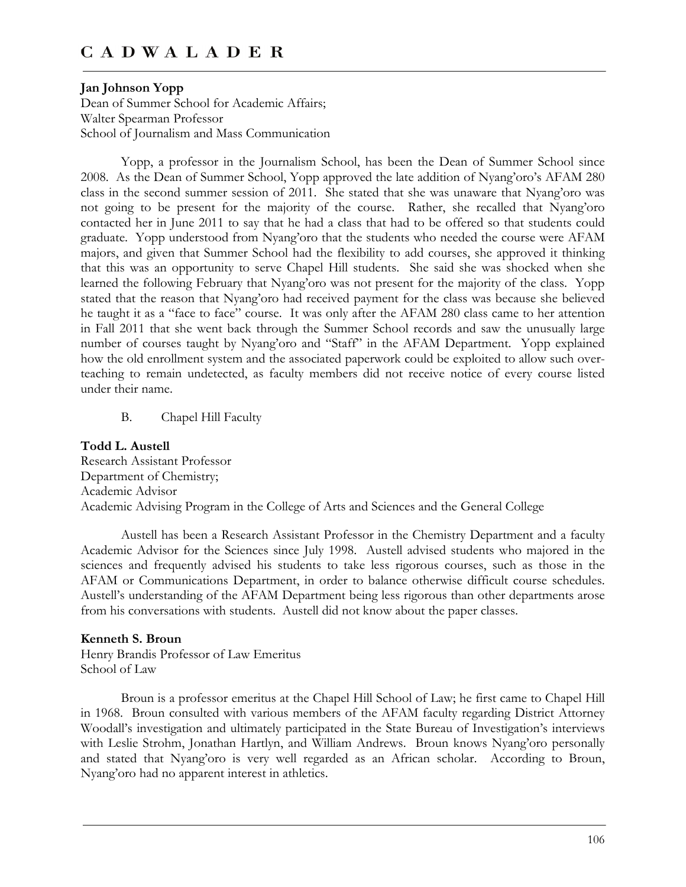**Jan Johnson Yopp**
Dean of Summer School for Academic Affairs;
Walter Spearman Professor
School of Journalism and Mass Communication

Yopp, a professor in the Journalism School, has been the Dean of Summer School since 2008. As the Dean of Summer School, Yopp approved the late addition of Nyang'oro's AFAM 280 class in the second summer session of 2011. She stated that she was unaware that Nyang'oro was not going to be present for the majority of the course. Rather, she recalled that Nyang'oro contacted her in June 2011 to say that he had a class that had to be offered so that students could graduate. Yopp understood from Nyang'oro that the students who needed the course were AFAM majors, and given that Summer School had the flexibility to add courses, she approved it thinking that this was an opportunity to serve Chapel Hill students. She said she was shocked when she learned the following February that Nyang'oro was not present for the majority of the class. Yopp stated that the reason that Nyang'oro had received payment for the class was because she believed he taught it as a "face to face" course. It was only after the AFAM 280 class came to her attention in Fall 2011 that she went back through the Summer School records and saw the unusually large number of courses taught by Nyang'oro and "Staff" in the AFAM Department. Yopp explained how the old enrollment system and the associated paperwork could be exploited to allow such over-teaching to remain undetected, as faculty members did not receive notice of every course listed under their name.

B. Chapel Hill Faculty

**Todd L. Austell**
Research Assistant Professor
Department of Chemistry;
Academic Advisor
Academic Advising Program in the College of Arts and Sciences and the General College

Austell has been a Research Assistant Professor in the Chemistry Department and a faculty Academic Advisor for the Sciences since July 1998. Austell advised students who majored in the sciences and frequently advised his students to take less rigorous courses, such as those in the AFAM or Communications Department, in order to balance otherwise difficult course schedules. Austell's understanding of the AFAM Department being less rigorous than other departments arose from his conversations with students. Austell did not know about the paper classes.

**Kenneth S. Broun**
Henry Brandis Professor of Law Emeritus
School of Law

Broun is a professor emeritus at the Chapel Hill School of Law; he first came to Chapel Hill in 1968. Broun consulted with various members of the AFAM faculty regarding District Attorney Woodall's investigation and ultimately participated in the State Bureau of Investigation's interviews with Leslie Strohm, Jonathan Hartlyn, and William Andrews. Broun knows Nyang'oro personally and stated that Nyang'oro is very well regarded as an African scholar. According to Broun, Nyang'oro had no apparent interest in athletics.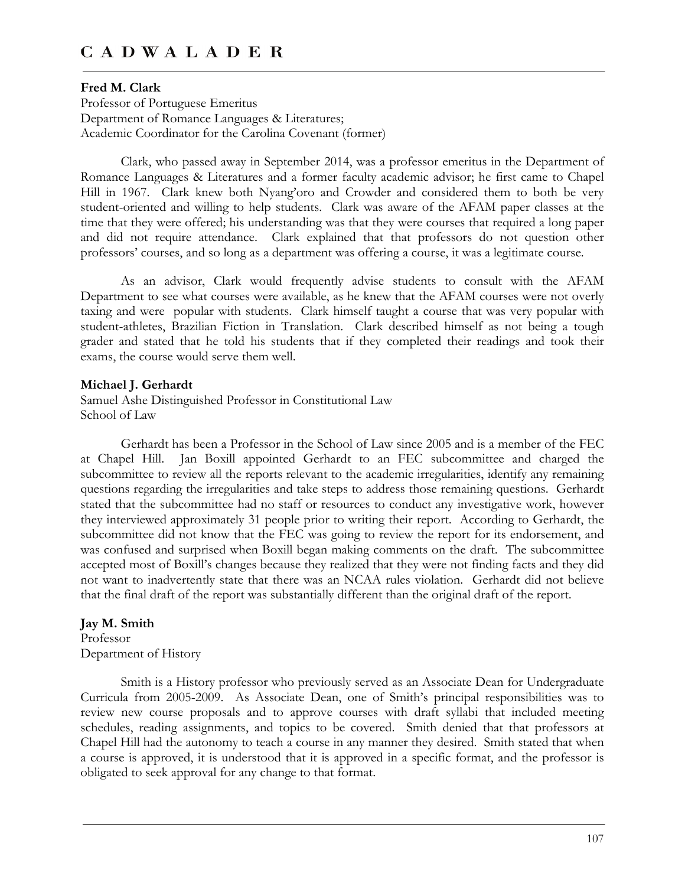**Fred M. Clark**
Professor of Portuguese Emeritus
Department of Romance Languages & Literatures;
Academic Coordinator for the Carolina Covenant (former)

Clark, who passed away in September 2014, was a professor emeritus in the Department of Romance Languages & Literatures and a former faculty academic advisor; he first came to Chapel Hill in 1967. Clark knew both Nyang'oro and Crowder and considered them to both be very student-oriented and willing to help students. Clark was aware of the AFAM paper classes at the time that they were offered; his understanding was that they were courses that required a long paper and did not require attendance. Clark explained that that professors do not question other professors' courses, and so long as a department was offering a course, it was a legitimate course.

As an advisor, Clark would frequently advise students to consult with the AFAM Department to see what courses were available, as he knew that the AFAM courses were not overly taxing and were popular with students. Clark himself taught a course that was very popular with student-athletes, Brazilian Fiction in Translation. Clark described himself as not being a tough grader and stated that he told his students that if they completed their readings and took their exams, the course would serve them well.

**Michael J. Gerhardt**
Samuel Ashe Distinguished Professor in Constitutional Law
School of Law

Gerhardt has been a Professor in the School of Law since 2005 and is a member of the FEC at Chapel Hill. Jan Boxill appointed Gerhardt to an FEC subcommittee and charged the subcommittee to review all the reports relevant to the academic irregularities, identify any remaining questions regarding the irregularities and take steps to address those remaining questions. Gerhardt stated that the subcommittee had no staff or resources to conduct any investigative work, however they interviewed approximately 31 people prior to writing their report. According to Gerhardt, the subcommittee did not know that the FEC was going to review the report for its endorsement, and was confused and surprised when Boxill began making comments on the draft. The subcommittee accepted most of Boxill's changes because they realized that they were not finding facts and they did not want to inadvertently state that there was an NCAA rules violation. Gerhardt did not believe that the final draft of the report was substantially different than the original draft of the report.

**Jay M. Smith**
Professor
Department of History

Smith is a History professor who previously served as an Associate Dean for Undergraduate Curricula from 2005-2009. As Associate Dean, one of Smith's principal responsibilities was to review new course proposals and to approve courses with draft syllabi that included meeting schedules, reading assignments, and topics to be covered. Smith denied that that professors at Chapel Hill had the autonomy to teach a course in any manner they desired. Smith stated that when a course is approved, it is understood that it is approved in a specific format, and the professor is obligated to seek approval for any change to that format.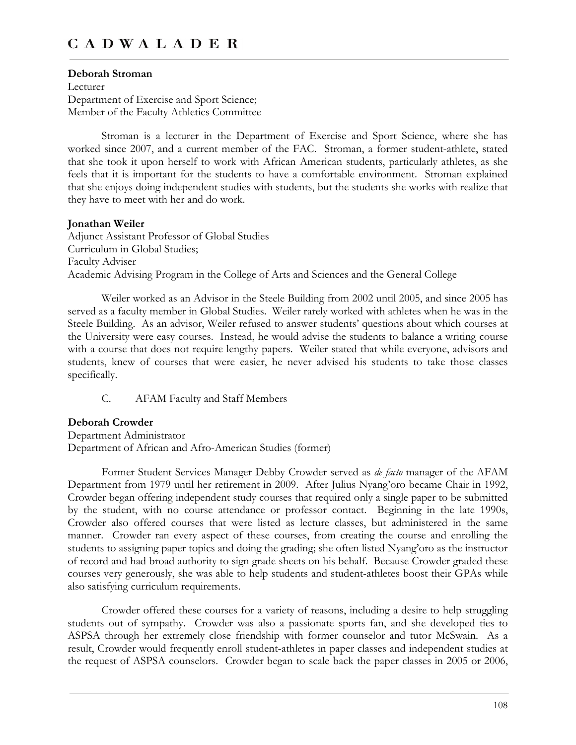**Deborah Stroman**
Lecturer
Department of Exercise and Sport Science;
Member of the Faculty Athletics Committee

Stroman is a lecturer in the Department of Exercise and Sport Science, where she has worked since 2007, and a current member of the FAC. Stroman, a former student-athlete, stated that she took it upon herself to work with African American students, particularly athletes, as she feels that it is important for the students to have a comfortable environment. Stroman explained that she enjoys doing independent studies with students, but the students she works with realize that they have to meet with her and do work.

**Jonathan Weiler**
Adjunct Assistant Professor of Global Studies
Curriculum in Global Studies;
Faculty Adviser
Academic Advising Program in the College of Arts and Sciences and the General College

Weiler worked as an Advisor in the Steele Building from 2002 until 2005, and since 2005 has served as a faculty member in Global Studies. Weiler rarely worked with athletes when he was in the Steele Building. As an advisor, Weiler refused to answer students' questions about which courses at the University were easy courses. Instead, he would advise the students to balance a writing course with a course that does not require lengthy papers. Weiler stated that while everyone, advisors and students, knew of courses that were easier, he never advised his students to take those classes specifically.

C. AFAM Faculty and Staff Members

**Deborah Crowder**
Department Administrator
Department of African and Afro-American Studies (former)

Former Student Services Manager Debby Crowder served as *de facto* manager of the AFAM Department from 1979 until her retirement in 2009. After Julius Nyang'oro became Chair in 1992, Crowder began offering independent study courses that required only a single paper to be submitted by the student, with no course attendance or professor contact. Beginning in the late 1990s, Crowder also offered courses that were listed as lecture classes, but administered in the same manner. Crowder ran every aspect of these courses, from creating the course and enrolling the students to assigning paper topics and doing the grading; she often listed Nyang'oro as the instructor of record and had broad authority to sign grade sheets on his behalf. Because Crowder graded these courses very generously, she was able to help students and student-athletes boost their GPAs while also satisfying curriculum requirements.

Crowder offered these courses for a variety of reasons, including a desire to help struggling students out of sympathy. Crowder was also a passionate sports fan, and she developed ties to ASPSA through her extremely close friendship with former counselor and tutor McSwain. As a result, Crowder would frequently enroll student-athletes in paper classes and independent studies at the request of ASPSA counselors. Crowder began to scale back the paper classes in 2005 or 2006,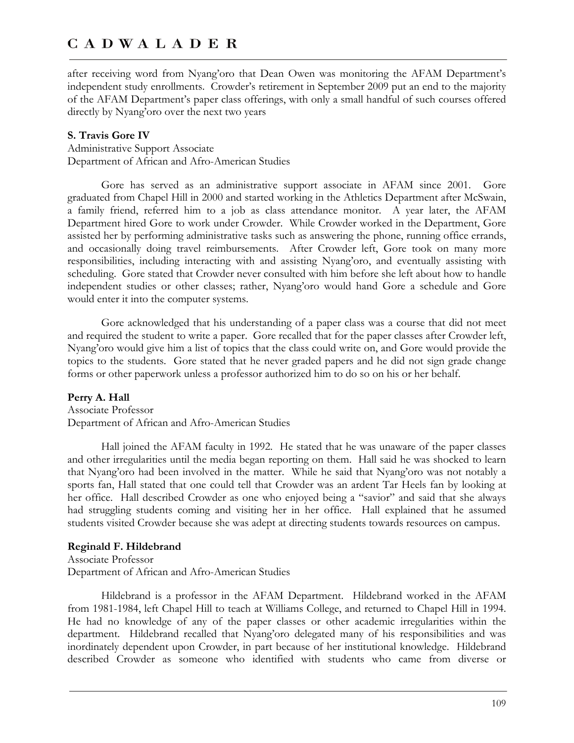after receiving word from Nyang'oro that Dean Owen was monitoring the AFAM Department's independent study enrollments. Crowder's retirement in September 2009 put an end to the majority of the AFAM Department's paper class offerings, with only a small handful of such courses offered directly by Nyang'oro over the next two years

**S. Travis Gore IV**
Administrative Support Associate
Department of African and Afro-American Studies

Gore has served as an administrative support associate in AFAM since 2001. Gore graduated from Chapel Hill in 2000 and started working in the Athletics Department after McSwain, a family friend, referred him to a job as class attendance monitor. A year later, the AFAM Department hired Gore to work under Crowder. While Crowder worked in the Department, Gore assisted her by performing administrative tasks such as answering the phone, running office errands, and occasionally doing travel reimbursements. After Crowder left, Gore took on many more responsibilities, including interacting with and assisting Nyang'oro, and eventually assisting with scheduling. Gore stated that Crowder never consulted with him before she left about how to handle independent studies or other classes; rather, Nyang'oro would hand Gore a schedule and Gore would enter it into the computer systems.

Gore acknowledged that his understanding of a paper class was a course that did not meet and required the student to write a paper. Gore recalled that for the paper classes after Crowder left, Nyang'oro would give him a list of topics that the class could write on, and Gore would provide the topics to the students. Gore stated that he never graded papers and he did not sign grade change forms or other paperwork unless a professor authorized him to do so on his or her behalf.

**Perry A. Hall**
Associate Professor
Department of African and Afro-American Studies

Hall joined the AFAM faculty in 1992. He stated that he was unaware of the paper classes and other irregularities until the media began reporting on them. Hall said he was shocked to learn that Nyang'oro had been involved in the matter. While he said that Nyang'oro was not notably a sports fan, Hall stated that one could tell that Crowder was an ardent Tar Heels fan by looking at her office. Hall described Crowder as one who enjoyed being a "savior" and said that she always had struggling students coming and visiting her in her office. Hall explained that he assumed students visited Crowder because she was adept at directing students towards resources on campus.

**Reginald F. Hildebrand**
Associate Professor
Department of African and Afro-American Studies

Hildebrand is a professor in the AFAM Department. Hildebrand worked in the AFAM from 1981-1984, left Chapel Hill to teach at Williams College, and returned to Chapel Hill in 1994. He had no knowledge of any of the paper classes or other academic irregularities within the department. Hildebrand recalled that Nyang'oro delegated many of his responsibilities and was inordinately dependent upon Crowder, in part because of her institutional knowledge. Hildebrand described Crowder as someone who identified with students who came from diverse or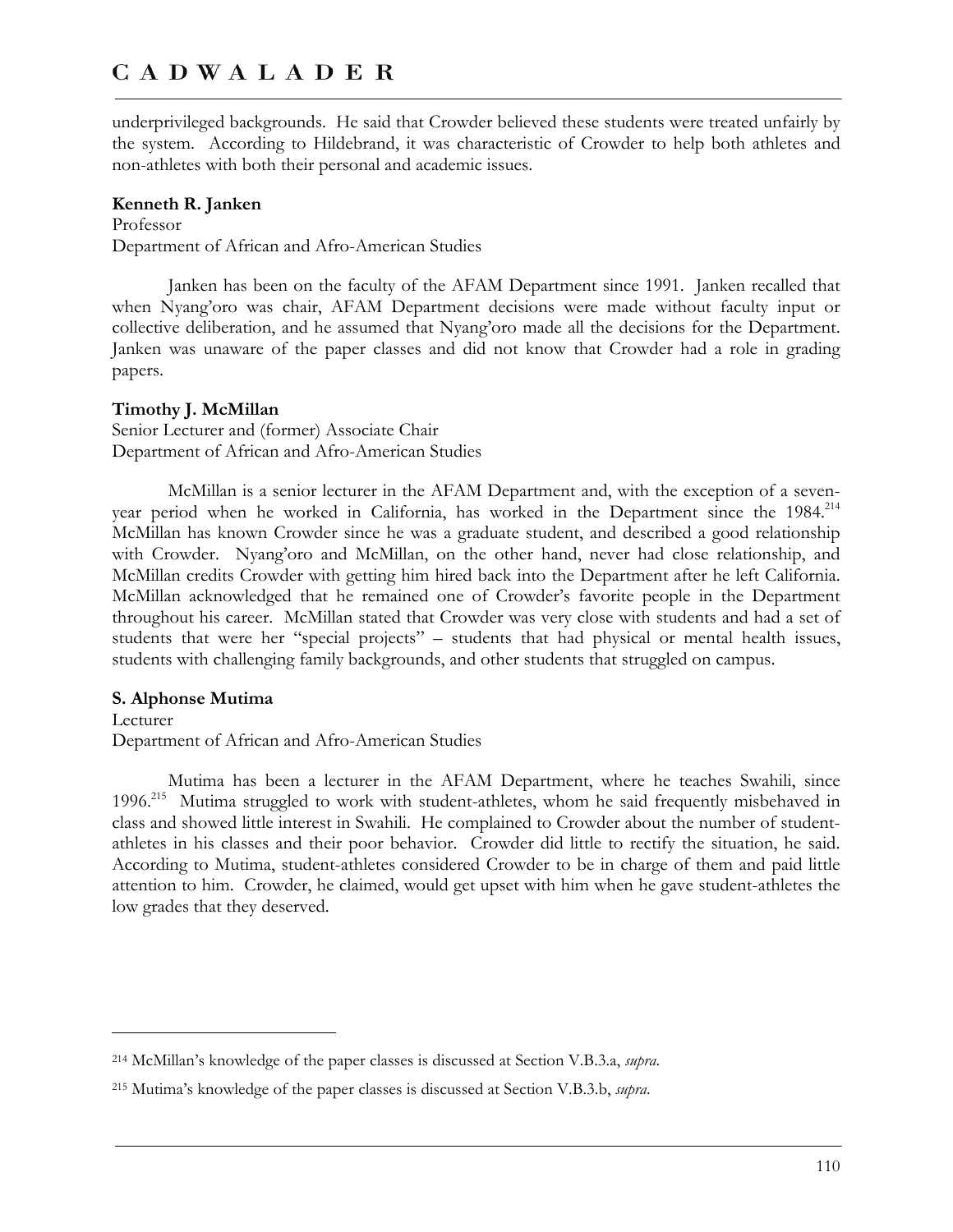underprivileged backgrounds. He said that Crowder believed these students were treated unfairly by the system. According to Hildebrand, it was characteristic of Crowder to help both athletes and non-athletes with both their personal and academic issues.

**Kenneth R. Janken**
Professor
Department of African and Afro-American Studies

Janken has been on the faculty of the AFAM Department since 1991. Janken recalled that when Nyang'oro was chair, AFAM Department decisions were made without faculty input or collective deliberation, and he assumed that Nyang'oro made all the decisions for the Department. Janken was unaware of the paper classes and did not know that Crowder had a role in grading papers.

**Timothy J. McMillan**
Senior Lecturer and (former) Associate Chair
Department of African and Afro-American Studies

McMillan is a senior lecturer in the AFAM Department and, with the exception of a seven-year period when he worked in California, has worked in the Department since the 1984.[214] McMillan has known Crowder since he was a graduate student, and described a good relationship with Crowder. Nyang'oro and McMillan, on the other hand, never had close relationship, and McMillan credits Crowder with getting him hired back into the Department after he left California. McMillan acknowledged that he remained one of Crowder's favorite people in the Department throughout his career. McMillan stated that Crowder was very close with students and had a set of students that were her "special projects" – students that had physical or mental health issues, students with challenging family backgrounds, and other students that struggled on campus.

**S. Alphonse Mutima**
Lecturer
Department of African and Afro-American Studies

Mutima has been a lecturer in the AFAM Department, where he teaches Swahili, since 1996.[215] Mutima struggled to work with student-athletes, whom he said frequently misbehaved in class and showed little interest in Swahili. He complained to Crowder about the number of student-athletes in his classes and their poor behavior. Crowder did little to rectify the situation, he said. According to Mutima, student-athletes considered Crowder to be in charge of them and paid little attention to him. Crowder, he claimed, would get upset with him when he gave student-athletes the low grades that they deserved.

---

[214] McMillan's knowledge of the paper classes is discussed at Section V.B.3.a, *supra*.

[215] Mutima's knowledge of the paper classes is discussed at Section V.B.3.b, *supra*.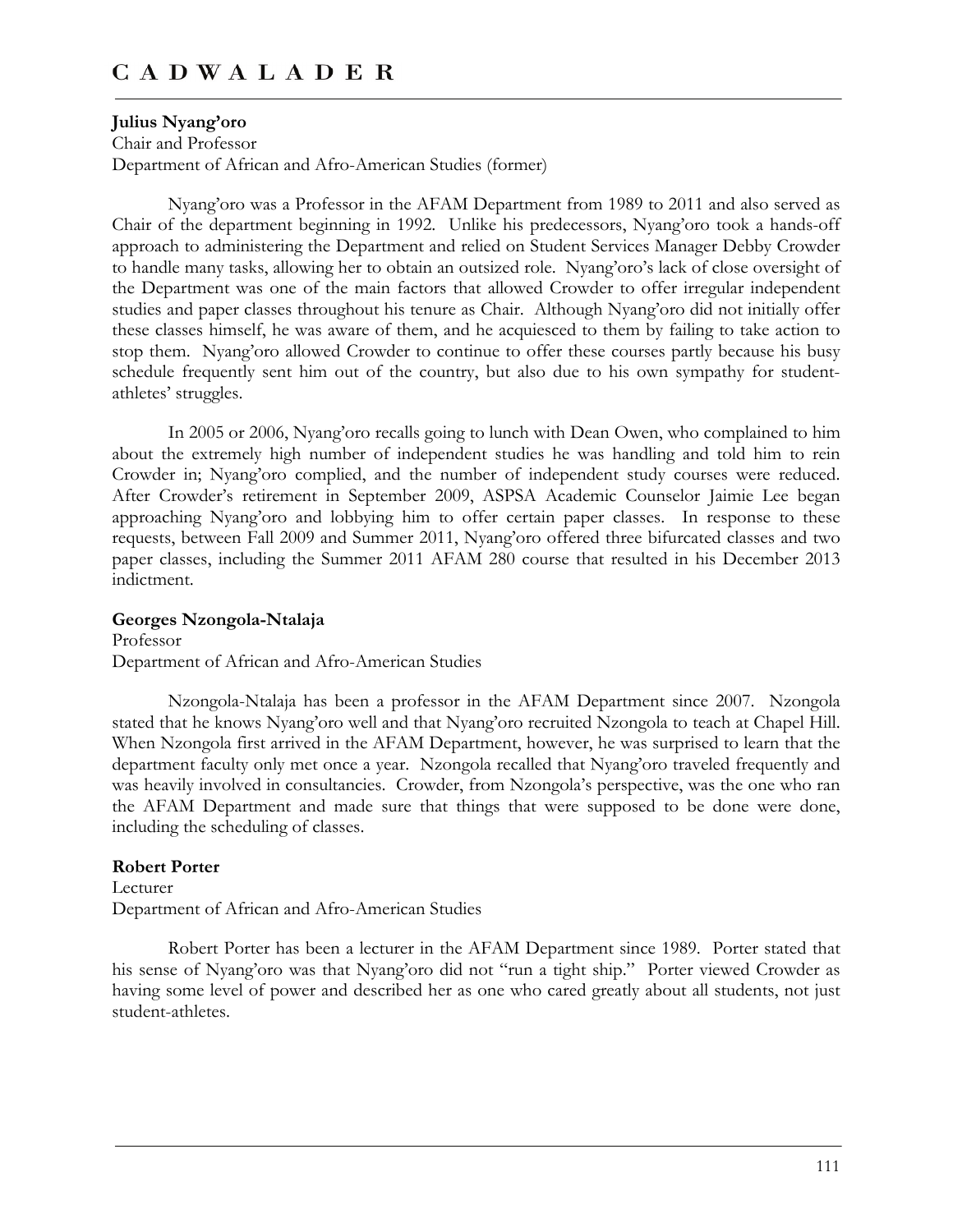**Julius Nyang'oro**
Chair and Professor
Department of African and Afro-American Studies (former)

Nyang'oro was a Professor in the AFAM Department from 1989 to 2011 and also served as Chair of the department beginning in 1992. Unlike his predecessors, Nyang'oro took a hands-off approach to administering the Department and relied on Student Services Manager Debby Crowder to handle many tasks, allowing her to obtain an outsized role. Nyang'oro's lack of close oversight of the Department was one of the main factors that allowed Crowder to offer irregular independent studies and paper classes throughout his tenure as Chair. Although Nyang'oro did not initially offer these classes himself, he was aware of them, and he acquiesced to them by failing to take action to stop them. Nyang'oro allowed Crowder to continue to offer these courses partly because his busy schedule frequently sent him out of the country, but also due to his own sympathy for student-athletes' struggles.

In 2005 or 2006, Nyang'oro recalls going to lunch with Dean Owen, who complained to him about the extremely high number of independent studies he was handling and told him to rein Crowder in; Nyang'oro complied, and the number of independent study courses were reduced. After Crowder's retirement in September 2009, ASPSA Academic Counselor Jaimie Lee began approaching Nyang'oro and lobbying him to offer certain paper classes. In response to these requests, between Fall 2009 and Summer 2011, Nyang'oro offered three bifurcated classes and two paper classes, including the Summer 2011 AFAM 280 course that resulted in his December 2013 indictment.

**Georges Nzongola-Ntalaja**
Professor
Department of African and Afro-American Studies

Nzongola-Ntalaja has been a professor in the AFAM Department since 2007. Nzongola stated that he knows Nyang'oro well and that Nyang'oro recruited Nzongola to teach at Chapel Hill. When Nzongola first arrived in the AFAM Department, however, he was surprised to learn that the department faculty only met once a year. Nzongola recalled that Nyang'oro traveled frequently and was heavily involved in consultancies. Crowder, from Nzongola's perspective, was the one who ran the AFAM Department and made sure that things that were supposed to be done were done, including the scheduling of classes.

**Robert Porter**
Lecturer
Department of African and Afro-American Studies

Robert Porter has been a lecturer in the AFAM Department since 1989. Porter stated that his sense of Nyang'oro was that Nyang'oro did not "run a tight ship." Porter viewed Crowder as having some level of power and described her as one who cared greatly about all students, not just student-athletes.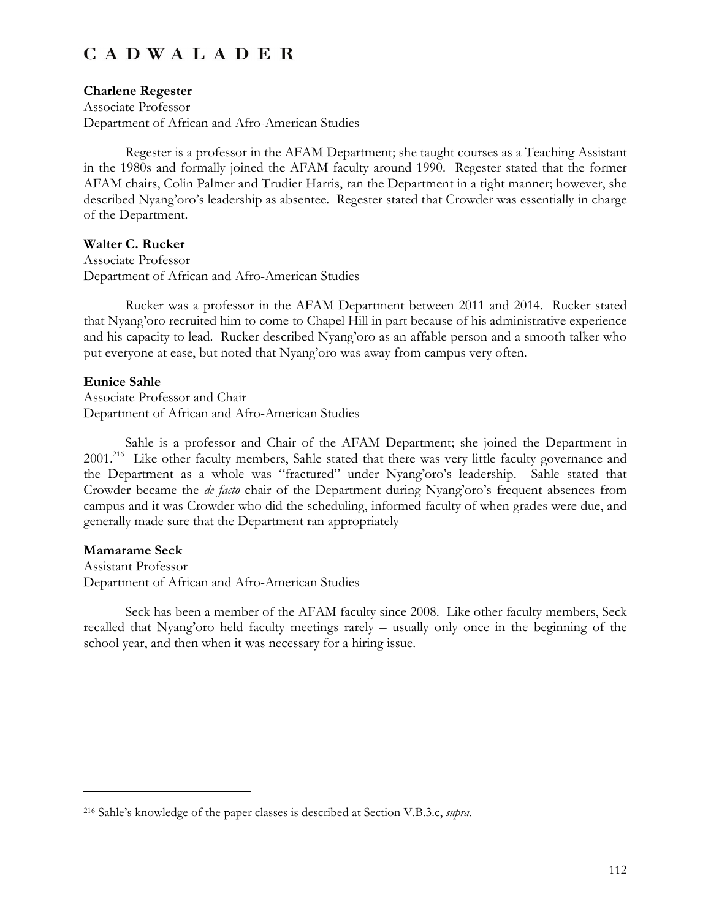**Charlene Regester**
Associate Professor
Department of African and Afro-American Studies

Regester is a professor in the AFAM Department; she taught courses as a Teaching Assistant in the 1980s and formally joined the AFAM faculty around 1990. Regester stated that the former AFAM chairs, Colin Palmer and Trudier Harris, ran the Department in a tight manner; however, she described Nyang'oro's leadership as absentee. Regester stated that Crowder was essentially in charge of the Department.

**Walter C. Rucker**
Associate Professor
Department of African and Afro-American Studies

Rucker was a professor in the AFAM Department between 2011 and 2014. Rucker stated that Nyang'oro recruited him to come to Chapel Hill in part because of his administrative experience and his capacity to lead. Rucker described Nyang'oro as an affable person and a smooth talker who put everyone at ease, but noted that Nyang'oro was away from campus very often.

**Eunice Sahle**
Associate Professor and Chair
Department of African and Afro-American Studies

Sahle is a professor and Chair of the AFAM Department; she joined the Department in 2001.[216] Like other faculty members, Sahle stated that there was very little faculty governance and the Department as a whole was "fractured" under Nyang'oro's leadership. Sahle stated that Crowder became the *de facto* chair of the Department during Nyang'oro's frequent absences from campus and it was Crowder who did the scheduling, informed faculty of when grades were due, and generally made sure that the Department ran appropriately

**Mamarame Seck**
Assistant Professor
Department of African and Afro-American Studies

Seck has been a member of the AFAM faculty since 2008. Like other faculty members, Seck recalled that Nyang'oro held faculty meetings rarely – usually only once in the beginning of the school year, and then when it was necessary for a hiring issue.

---

[216] Sahle's knowledge of the paper classes is described at Section V.B.3.c, *supra*.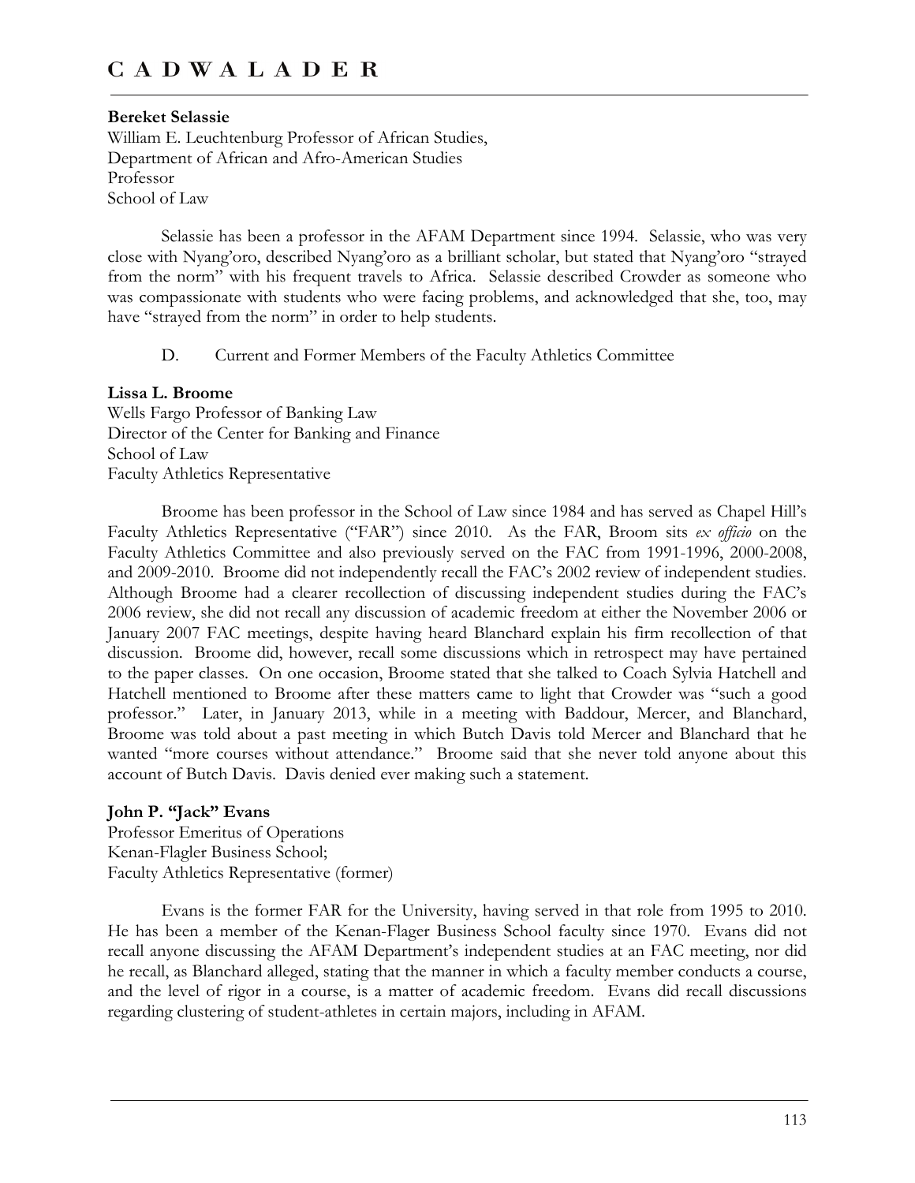**Bereket Selassie**
William E. Leuchtenburg Professor of African Studies,
Department of African and Afro-American Studies
Professor
School of Law

Selassie has been a professor in the AFAM Department since 1994. Selassie, who was very close with Nyang'oro, described Nyang'oro as a brilliant scholar, but stated that Nyang'oro "strayed from the norm" with his frequent travels to Africa. Selassie described Crowder as someone who was compassionate with students who were facing problems, and acknowledged that she, too, may have "strayed from the norm" in order to help students.

D. Current and Former Members of the Faculty Athletics Committee

**Lissa L. Broome**
Wells Fargo Professor of Banking Law
Director of the Center for Banking and Finance
School of Law
Faculty Athletics Representative

Broome has been professor in the School of Law since 1984 and has served as Chapel Hill's Faculty Athletics Representative ("FAR") since 2010. As the FAR, Broom sits *ex officio* on the Faculty Athletics Committee and also previously served on the FAC from 1991-1996, 2000-2008, and 2009-2010. Broome did not independently recall the FAC's 2002 review of independent studies. Although Broome had a clearer recollection of discussing independent studies during the FAC's 2006 review, she did not recall any discussion of academic freedom at either the November 2006 or January 2007 FAC meetings, despite having heard Blanchard explain his firm recollection of that discussion. Broome did, however, recall some discussions which in retrospect may have pertained to the paper classes. On one occasion, Broome stated that she talked to Coach Sylvia Hatchell and Hatchell mentioned to Broome after these matters came to light that Crowder was "such a good professor." Later, in January 2013, while in a meeting with Baddour, Mercer, and Blanchard, Broome was told about a past meeting in which Butch Davis told Mercer and Blanchard that he wanted "more courses without attendance." Broome said that she never told anyone about this account of Butch Davis. Davis denied ever making such a statement.

**John P. "Jack" Evans**
Professor Emeritus of Operations
Kenan-Flagler Business School;
Faculty Athletics Representative (former)

Evans is the former FAR for the University, having served in that role from 1995 to 2010. He has been a member of the Kenan-Flager Business School faculty since 1970. Evans did not recall anyone discussing the AFAM Department's independent studies at an FAC meeting, nor did he recall, as Blanchard alleged, stating that the manner in which a faculty member conducts a course, and the level of rigor in a course, is a matter of academic freedom. Evans did recall discussions regarding clustering of student-athletes in certain majors, including in AFAM.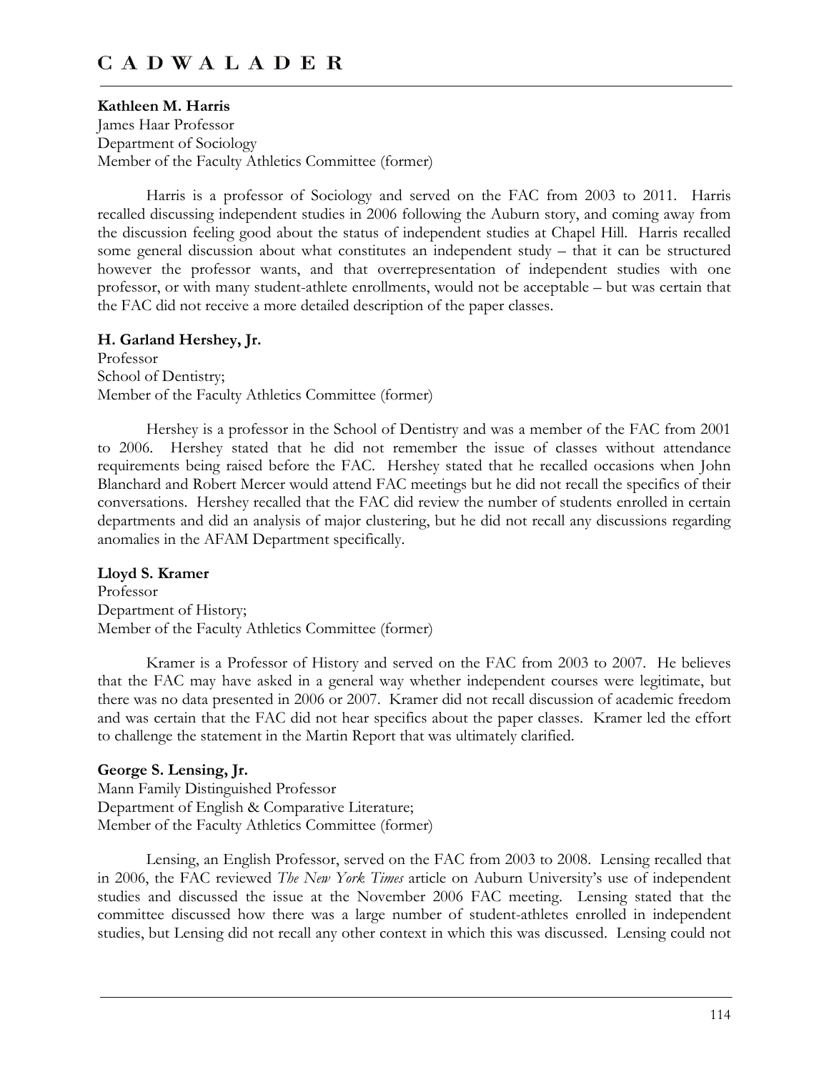**Kathleen M. Harris**
James Haar Professor
Department of Sociology
Member of the Faculty Athletics Committee (former)

Harris is a professor of Sociology and served on the FAC from 2003 to 2011. Harris recalled discussing independent studies in 2006 following the Auburn story, and coming away from the discussion feeling good about the status of independent studies at Chapel Hill. Harris recalled some general discussion about what constitutes an independent study – that it can be structured however the professor wants, and that overrepresentation of independent studies with one professor, or with many student-athlete enrollments, would not be acceptable – but was certain that the FAC did not receive a more detailed description of the paper classes.

**H. Garland Hershey, Jr.**
Professor
School of Dentistry;
Member of the Faculty Athletics Committee (former)

Hershey is a professor in the School of Dentistry and was a member of the FAC from 2001 to 2006. Hershey stated that he did not remember the issue of classes without attendance requirements being raised before the FAC. Hershey stated that he recalled occasions when John Blanchard and Robert Mercer would attend FAC meetings but he did not recall the specifics of their conversations. Hershey recalled that the FAC did review the number of students enrolled in certain departments and did an analysis of major clustering, but he did not recall any discussions regarding anomalies in the AFAM Department specifically.

**Lloyd S. Kramer**
Professor
Department of History;
Member of the Faculty Athletics Committee (former)

Kramer is a Professor of History and served on the FAC from 2003 to 2007. He believes that the FAC may have asked in a general way whether independent courses were legitimate, but there was no data presented in 2006 or 2007. Kramer did not recall discussion of academic freedom and was certain that the FAC did not hear specifics about the paper classes. Kramer led the effort to challenge the statement in the Martin Report that was ultimately clarified.

**George S. Lensing, Jr.**
Mann Family Distinguished Professor
Department of English & Comparative Literature;
Member of the Faculty Athletics Committee (former)

Lensing, an English Professor, served on the FAC from 2003 to 2008. Lensing recalled that in 2006, the FAC reviewed *The New York Times* article on Auburn University's use of independent studies and discussed the issue at the November 2006 FAC meeting. Lensing stated that the committee discussed how there was a large number of student-athletes enrolled in independent studies, but Lensing did not recall any other context in which this was discussed. Lensing could not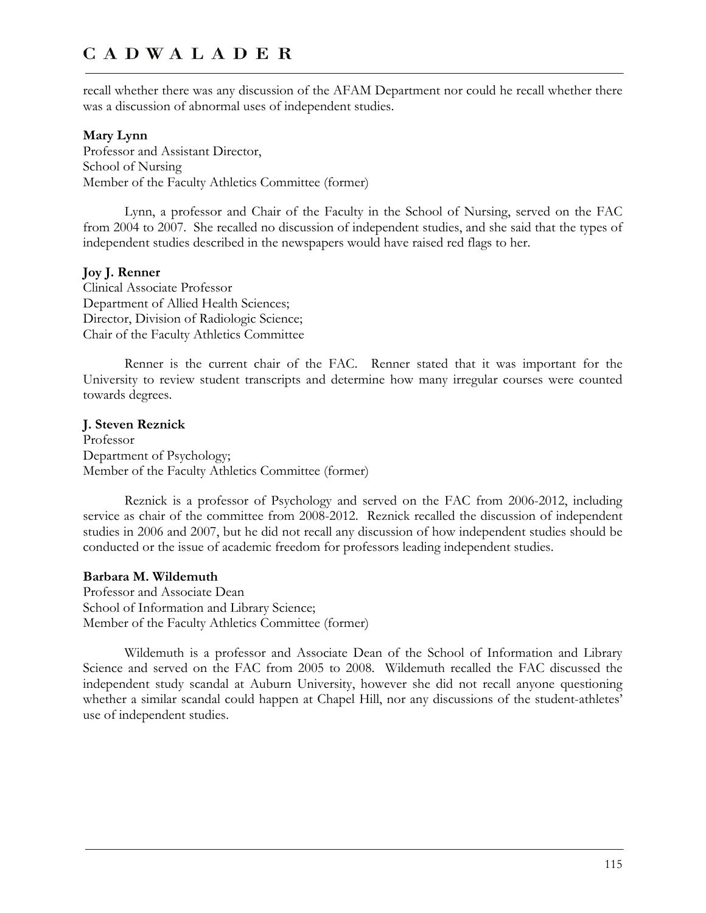recall whether there was any discussion of the AFAM Department nor could he recall whether there was a discussion of abnormal uses of independent studies.

**Mary Lynn**
Professor and Assistant Director,
School of Nursing
Member of the Faculty Athletics Committee (former)

Lynn, a professor and Chair of the Faculty in the School of Nursing, served on the FAC from 2004 to 2007. She recalled no discussion of independent studies, and she said that the types of independent studies described in the newspapers would have raised red flags to her.

**Joy J. Renner**
Clinical Associate Professor
Department of Allied Health Sciences;
Director, Division of Radiologic Science;
Chair of the Faculty Athletics Committee

Renner is the current chair of the FAC. Renner stated that it was important for the University to review student transcripts and determine how many irregular courses were counted towards degrees.

**J. Steven Reznick**
Professor
Department of Psychology;
Member of the Faculty Athletics Committee (former)

Reznick is a professor of Psychology and served on the FAC from 2006-2012, including service as chair of the committee from 2008-2012. Reznick recalled the discussion of independent studies in 2006 and 2007, but he did not recall any discussion of how independent studies should be conducted or the issue of academic freedom for professors leading independent studies.

**Barbara M. Wildemuth**
Professor and Associate Dean
School of Information and Library Science;
Member of the Faculty Athletics Committee (former)

Wildemuth is a professor and Associate Dean of the School of Information and Library Science and served on the FAC from 2005 to 2008. Wildemuth recalled the FAC discussed the independent study scandal at Auburn University, however she did not recall anyone questioning whether a similar scandal could happen at Chapel Hill, nor any discussions of the student-athletes' use of independent studies.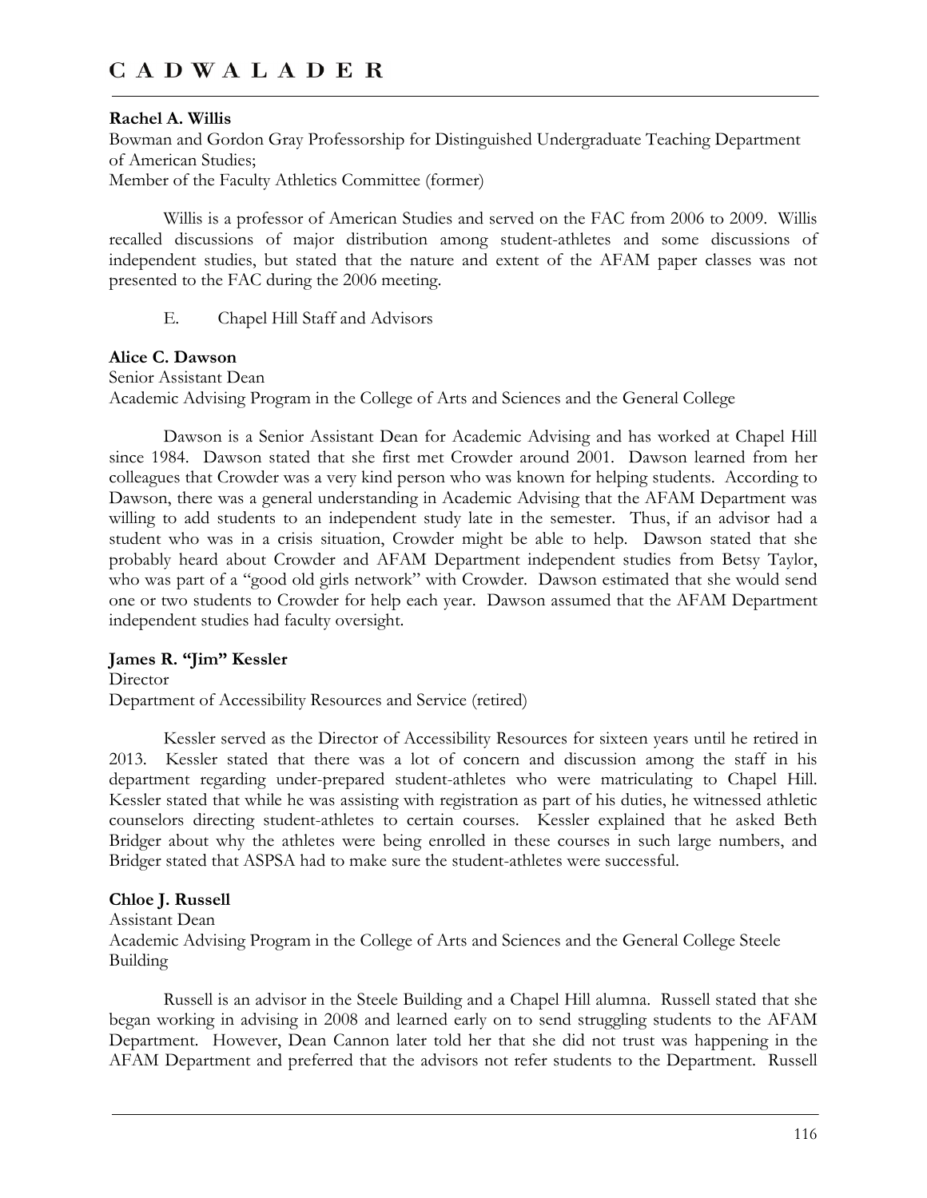**Rachel A. Willis**
Bowman and Gordon Gray Professorship for Distinguished Undergraduate Teaching Department of American Studies;
Member of the Faculty Athletics Committee (former)

Willis is a professor of American Studies and served on the FAC from 2006 to 2009. Willis recalled discussions of major distribution among student-athletes and some discussions of independent studies, but stated that the nature and extent of the AFAM paper classes was not presented to the FAC during the 2006 meeting.

E. Chapel Hill Staff and Advisors

**Alice C. Dawson**
Senior Assistant Dean
Academic Advising Program in the College of Arts and Sciences and the General College

Dawson is a Senior Assistant Dean for Academic Advising and has worked at Chapel Hill since 1984. Dawson stated that she first met Crowder around 2001. Dawson learned from her colleagues that Crowder was a very kind person who was known for helping students. According to Dawson, there was a general understanding in Academic Advising that the AFAM Department was willing to add students to an independent study late in the semester. Thus, if an advisor had a student who was in a crisis situation, Crowder might be able to help. Dawson stated that she probably heard about Crowder and AFAM Department independent studies from Betsy Taylor, who was part of a "good old girls network" with Crowder. Dawson estimated that she would send one or two students to Crowder for help each year. Dawson assumed that the AFAM Department independent studies had faculty oversight.

**James R. "Jim" Kessler**
Director
Department of Accessibility Resources and Service (retired)

Kessler served as the Director of Accessibility Resources for sixteen years until he retired in 2013. Kessler stated that there was a lot of concern and discussion among the staff in his department regarding under-prepared student-athletes who were matriculating to Chapel Hill. Kessler stated that while he was assisting with registration as part of his duties, he witnessed athletic counselors directing student-athletes to certain courses. Kessler explained that he asked Beth Bridger about why the athletes were being enrolled in these courses in such large numbers, and Bridger stated that ASPSA had to make sure the student-athletes were successful.

**Chloe J. Russell**
Assistant Dean
Academic Advising Program in the College of Arts and Sciences and the General College Steele Building

Russell is an advisor in the Steele Building and a Chapel Hill alumna. Russell stated that she began working in advising in 2008 and learned early on to send struggling students to the AFAM Department. However, Dean Cannon later told her that she did not trust was happening in the AFAM Department and preferred that the advisors not refer students to the Department. Russell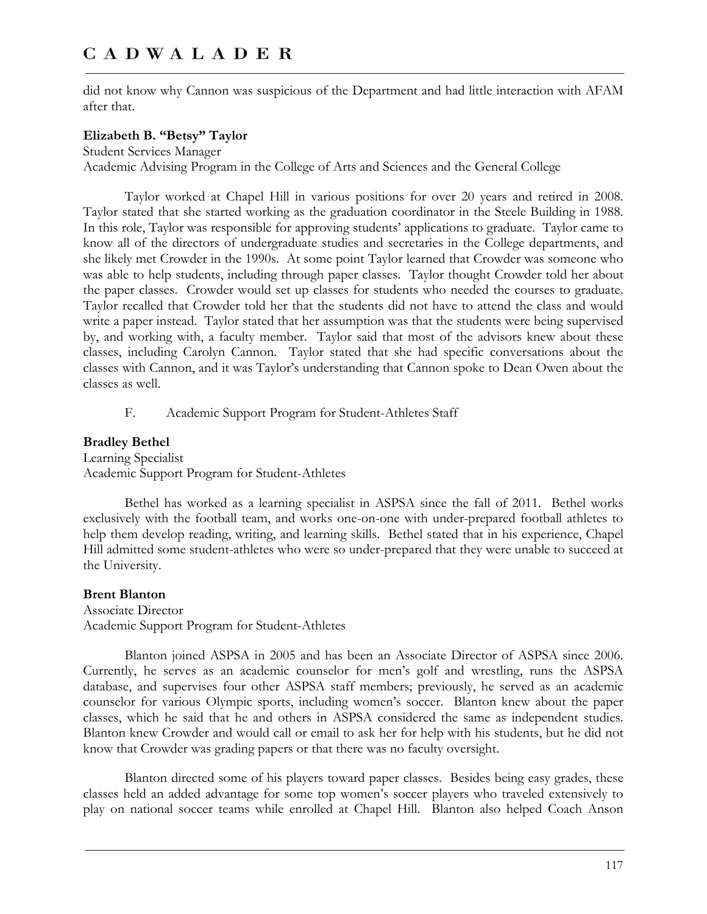did not know why Cannon was suspicious of the Department and had little interaction with AFAM after that.

**Elizabeth B. "Betsy" Taylor**
Student Services Manager
Academic Advising Program in the College of Arts and Sciences and the General College

Taylor worked at Chapel Hill in various positions for over 20 years and retired in 2008. Taylor stated that she started working as the graduation coordinator in the Steele Building in 1988. In this role, Taylor was responsible for approving students' applications to graduate. Taylor came to know all of the directors of undergraduate studies and secretaries in the College departments, and she likely met Crowder in the 1990s. At some point Taylor learned that Crowder was someone who was able to help students, including through paper classes. Taylor thought Crowder told her about the paper classes. Crowder would set up classes for students who needed the courses to graduate. Taylor recalled that Crowder told her that the students did not have to attend the class and would write a paper instead. Taylor stated that her assumption was that the students were being supervised by, and working with, a faculty member. Taylor said that most of the advisors knew about these classes, including Carolyn Cannon. Taylor stated that she had specific conversations about the classes with Cannon, and it was Taylor's understanding that Cannon spoke to Dean Owen about the classes as well.

F. Academic Support Program for Student-Athletes Staff

**Bradley Bethel**
Learning Specialist
Academic Support Program for Student-Athletes

Bethel has worked as a learning specialist in ASPSA since the fall of 2011. Bethel works exclusively with the football team, and works one-on-one with under-prepared football athletes to help them develop reading, writing, and learning skills. Bethel stated that in his experience, Chapel Hill admitted some student-athletes who were so under-prepared that they were unable to succeed at the University.

**Brent Blanton**
Associate Director
Academic Support Program for Student-Athletes

Blanton joined ASPSA in 2005 and has been an Associate Director of ASPSA since 2006. Currently, he serves as an academic counselor for men's golf and wrestling, runs the ASPSA database, and supervises four other ASPSA staff members; previously, he served as an academic counselor for various Olympic sports, including women's soccer. Blanton knew about the paper classes, which he said that he and others in ASPSA considered the same as independent studies. Blanton knew Crowder and would call or email to ask her for help with his students, but he did not know that Crowder was grading papers or that there was no faculty oversight.

Blanton directed some of his players toward paper classes. Besides being easy grades, these classes held an added advantage for some top women's soccer players who traveled extensively to play on national soccer teams while enrolled at Chapel Hill. Blanton also helped Coach Anson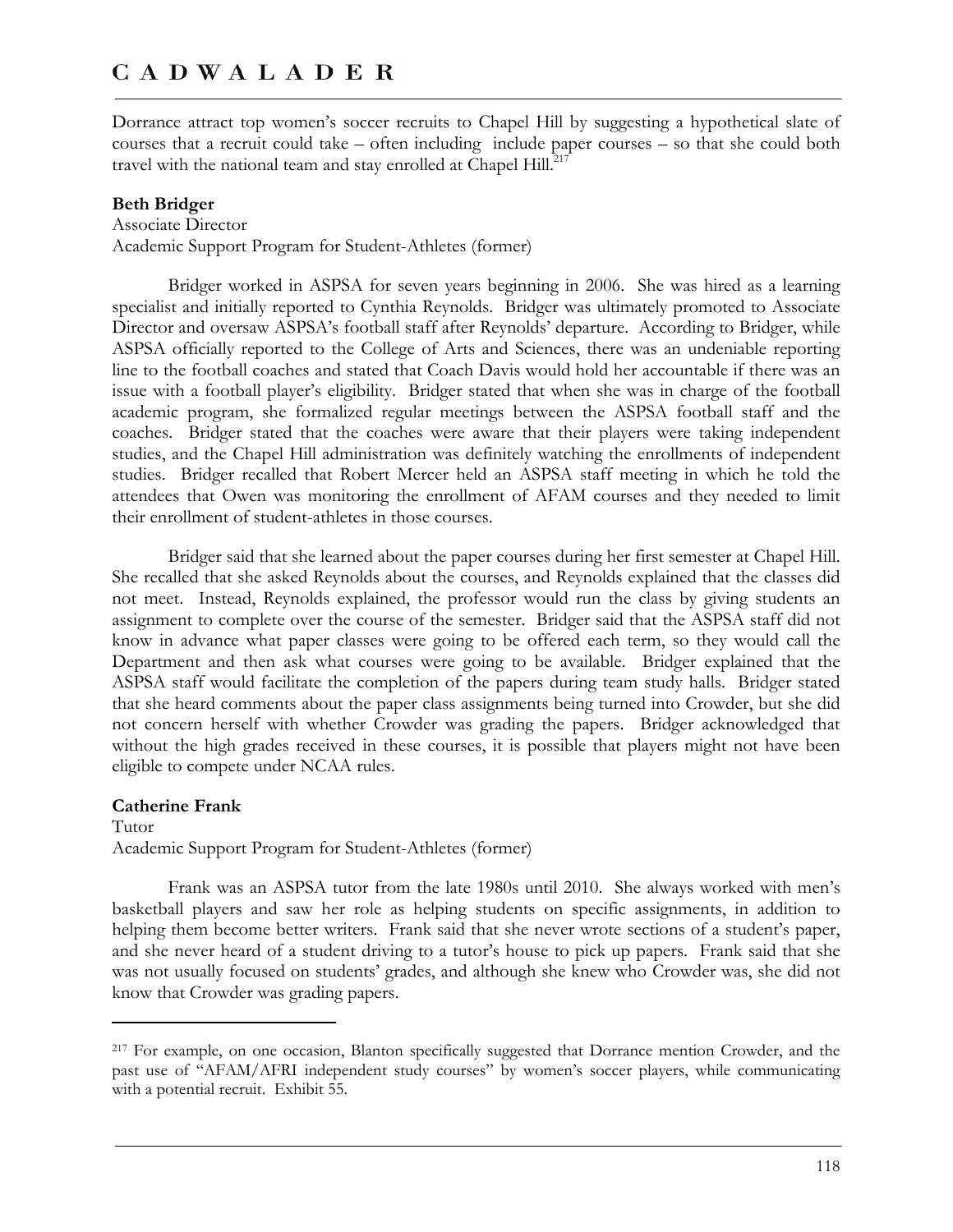Dorrance attract top women's soccer recruits to Chapel Hill by suggesting a hypothetical slate of courses that a recruit could take – often including include paper courses – so that she could both travel with the national team and stay enrolled at Chapel Hill.[217]

**Beth Bridger**
Associate Director
Academic Support Program for Student-Athletes (former)

Bridger worked in ASPSA for seven years beginning in 2006. She was hired as a learning specialist and initially reported to Cynthia Reynolds. Bridger was ultimately promoted to Associate Director and oversaw ASPSA's football staff after Reynolds' departure. According to Bridger, while ASPSA officially reported to the College of Arts and Sciences, there was an undeniable reporting line to the football coaches and stated that Coach Davis would hold her accountable if there was an issue with a football player's eligibility. Bridger stated that when she was in charge of the football academic program, she formalized regular meetings between the ASPSA football staff and the coaches. Bridger stated that the coaches were aware that their players were taking independent studies, and the Chapel Hill administration was definitely watching the enrollments of independent studies. Bridger recalled that Robert Mercer held an ASPSA staff meeting in which he told the attendees that Owen was monitoring the enrollment of AFAM courses and they needed to limit their enrollment of student-athletes in those courses.

Bridger said that she learned about the paper courses during her first semester at Chapel Hill. She recalled that she asked Reynolds about the courses, and Reynolds explained that the classes did not meet. Instead, Reynolds explained, the professor would run the class by giving students an assignment to complete over the course of the semester. Bridger said that the ASPSA staff did not know in advance what paper classes were going to be offered each term, so they would call the Department and then ask what courses were going to be available. Bridger explained that the ASPSA staff would facilitate the completion of the papers during team study halls. Bridger stated that she heard comments about the paper class assignments being turned into Crowder, but she did not concern herself with whether Crowder was grading the papers. Bridger acknowledged that without the high grades received in these courses, it is possible that players might not have been eligible to compete under NCAA rules.

**Catherine Frank**
Tutor
Academic Support Program for Student-Athletes (former)

Frank was an ASPSA tutor from the late 1980s until 2010. She always worked with men's basketball players and saw her role as helping students on specific assignments, in addition to helping them become better writers. Frank said that she never wrote sections of a student's paper, and she never heard of a student driving to a tutor's house to pick up papers. Frank said that she was not usually focused on students' grades, and although she knew who Crowder was, she did not know that Crowder was grading papers.

---

[217] For example, on one occasion, Blanton specifically suggested that Dorrance mention Crowder, and the past use of "AFAM/AFRI independent study courses" by women's soccer players, while communicating with a potential recruit. Exhibit 55.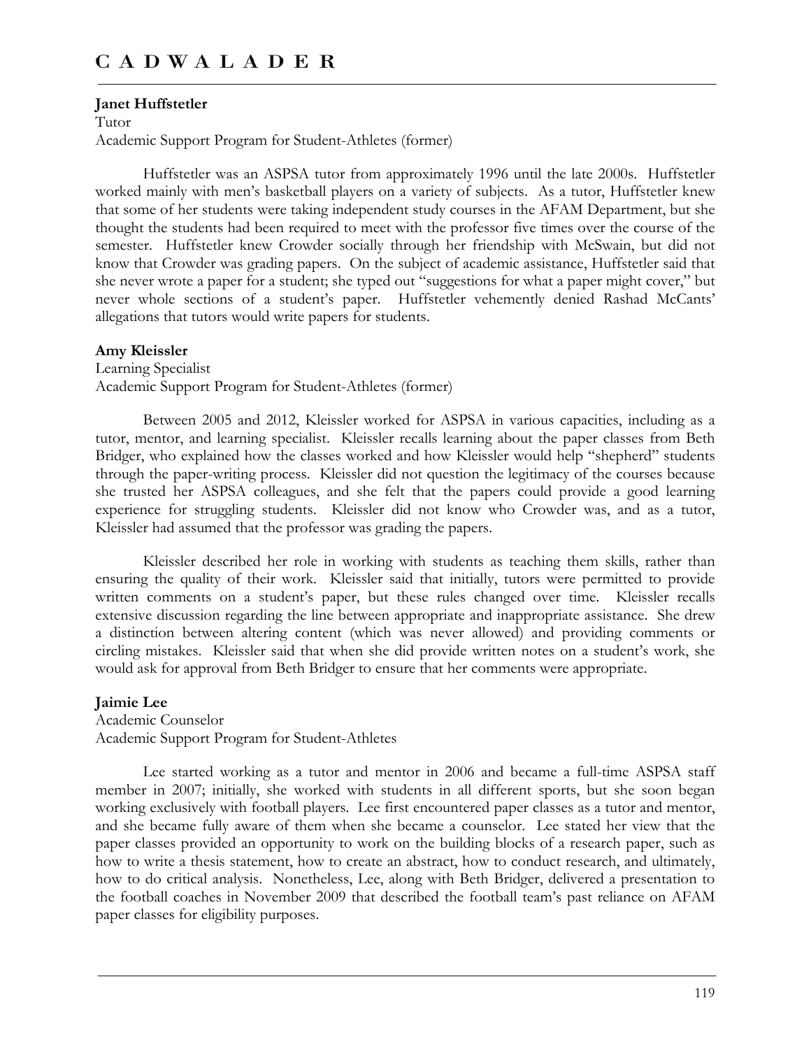**Janet Huffstetler**
Tutor
Academic Support Program for Student-Athletes (former)

Huffstetler was an ASPSA tutor from approximately 1996 until the late 2000s. Huffstetler worked mainly with men's basketball players on a variety of subjects. As a tutor, Huffstetler knew that some of her students were taking independent study courses in the AFAM Department, but she thought the students had been required to meet with the professor five times over the course of the semester. Huffstetler knew Crowder socially through her friendship with McSwain, but did not know that Crowder was grading papers. On the subject of academic assistance, Huffstetler said that she never wrote a paper for a student; she typed out "suggestions for what a paper might cover," but never whole sections of a student's paper. Huffstetler vehemently denied Rashad McCants' allegations that tutors would write papers for students.

**Amy Kleissler**
Learning Specialist
Academic Support Program for Student-Athletes (former)

Between 2005 and 2012, Kleissler worked for ASPSA in various capacities, including as a tutor, mentor, and learning specialist. Kleissler recalls learning about the paper classes from Beth Bridger, who explained how the classes worked and how Kleissler would help "shepherd" students through the paper-writing process. Kleissler did not question the legitimacy of the courses because she trusted her ASPSA colleagues, and she felt that the papers could provide a good learning experience for struggling students. Kleissler did not know who Crowder was, and as a tutor, Kleissler had assumed that the professor was grading the papers.

Kleissler described her role in working with students as teaching them skills, rather than ensuring the quality of their work. Kleissler said that initially, tutors were permitted to provide written comments on a student's paper, but these rules changed over time. Kleissler recalls extensive discussion regarding the line between appropriate and inappropriate assistance. She drew a distinction between altering content (which was never allowed) and providing comments or circling mistakes. Kleissler said that when she did provide written notes on a student's work, she would ask for approval from Beth Bridger to ensure that her comments were appropriate.

**Jaimie Lee**
Academic Counselor
Academic Support Program for Student-Athletes

Lee started working as a tutor and mentor in 2006 and became a full-time ASPSA staff member in 2007; initially, she worked with students in all different sports, but she soon began working exclusively with football players. Lee first encountered paper classes as a tutor and mentor, and she became fully aware of them when she became a counselor. Lee stated her view that the paper classes provided an opportunity to work on the building blocks of a research paper, such as how to write a thesis statement, how to create an abstract, how to conduct research, and ultimately, how to do critical analysis. Nonetheless, Lee, along with Beth Bridger, delivered a presentation to the football coaches in November 2009 that described the football team's past reliance on AFAM paper classes for eligibility purposes.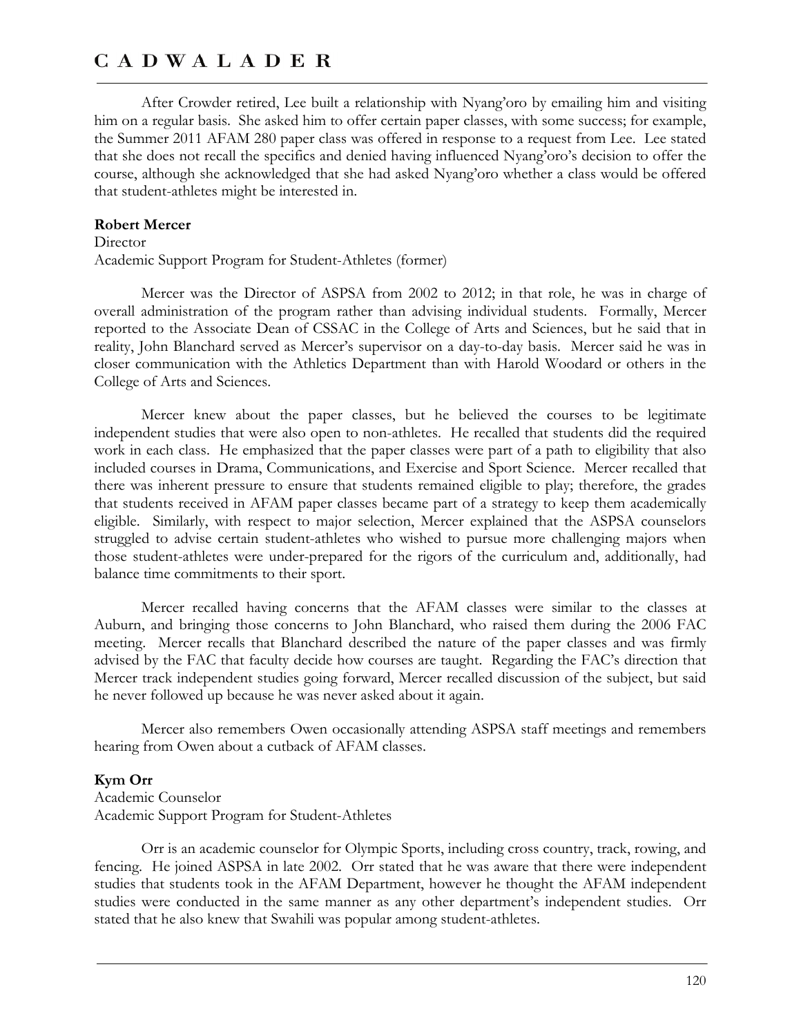After Crowder retired, Lee built a relationship with Nyang'oro by emailing him and visiting him on a regular basis. She asked him to offer certain paper classes, with some success; for example, the Summer 2011 AFAM 280 paper class was offered in response to a request from Lee. Lee stated that she does not recall the specifics and denied having influenced Nyang'oro's decision to offer the course, although she acknowledged that she had asked Nyang'oro whether a class would be offered that student-athletes might be interested in.

**Robert Mercer**
Director
Academic Support Program for Student-Athletes (former)

Mercer was the Director of ASPSA from 2002 to 2012; in that role, he was in charge of overall administration of the program rather than advising individual students. Formally, Mercer reported to the Associate Dean of CSSAC in the College of Arts and Sciences, but he said that in reality, John Blanchard served as Mercer's supervisor on a day-to-day basis. Mercer said he was in closer communication with the Athletics Department than with Harold Woodard or others in the College of Arts and Sciences.

Mercer knew about the paper classes, but he believed the courses to be legitimate independent studies that were also open to non-athletes. He recalled that students did the required work in each class. He emphasized that the paper classes were part of a path to eligibility that also included courses in Drama, Communications, and Exercise and Sport Science. Mercer recalled that there was inherent pressure to ensure that students remained eligible to play; therefore, the grades that students received in AFAM paper classes became part of a strategy to keep them academically eligible. Similarly, with respect to major selection, Mercer explained that the ASPSA counselors struggled to advise certain student-athletes who wished to pursue more challenging majors when those student-athletes were under-prepared for the rigors of the curriculum and, additionally, had balance time commitments to their sport.

Mercer recalled having concerns that the AFAM classes were similar to the classes at Auburn, and bringing those concerns to John Blanchard, who raised them during the 2006 FAC meeting. Mercer recalls that Blanchard described the nature of the paper classes and was firmly advised by the FAC that faculty decide how courses are taught. Regarding the FAC's direction that Mercer track independent studies going forward, Mercer recalled discussion of the subject, but said he never followed up because he was never asked about it again.

Mercer also remembers Owen occasionally attending ASPSA staff meetings and remembers hearing from Owen about a cutback of AFAM classes.

**Kym Orr**
Academic Counselor
Academic Support Program for Student-Athletes

Orr is an academic counselor for Olympic Sports, including cross country, track, rowing, and fencing. He joined ASPSA in late 2002. Orr stated that he was aware that there were independent studies that students took in the AFAM Department, however he thought the AFAM independent studies were conducted in the same manner as any other department's independent studies. Orr stated that he also knew that Swahili was popular among student-athletes.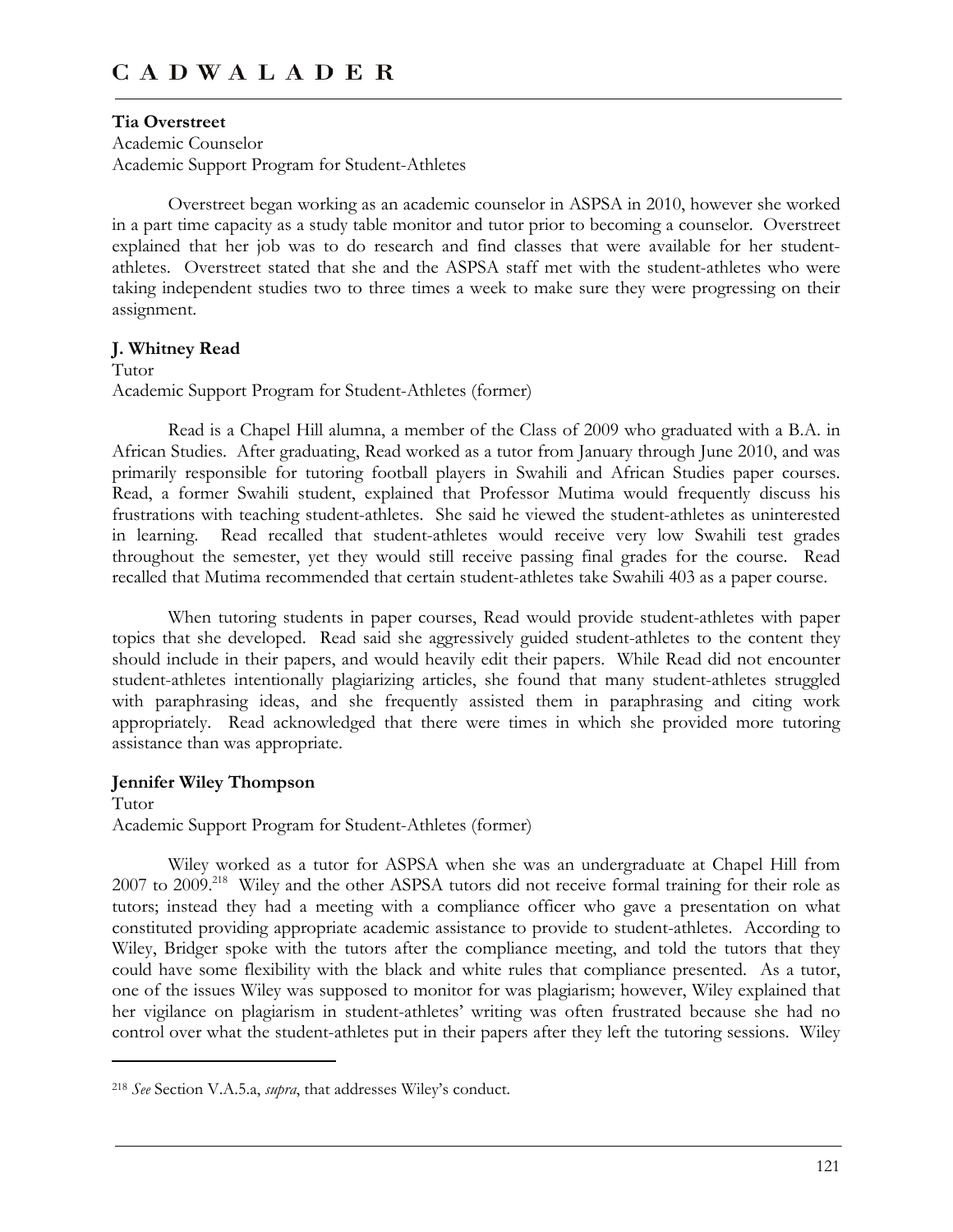**Tia Overstreet**
Academic Counselor
Academic Support Program for Student-Athletes

Overstreet began working as an academic counselor in ASPSA in 2010, however she worked in a part time capacity as a study table monitor and tutor prior to becoming a counselor. Overstreet explained that her job was to do research and find classes that were available for her student-athletes. Overstreet stated that she and the ASPSA staff met with the student-athletes who were taking independent studies two to three times a week to make sure they were progressing on their assignment.

**J. Whitney Read**
Tutor
Academic Support Program for Student-Athletes (former)

Read is a Chapel Hill alumna, a member of the Class of 2009 who graduated with a B.A. in African Studies. After graduating, Read worked as a tutor from January through June 2010, and was primarily responsible for tutoring football players in Swahili and African Studies paper courses. Read, a former Swahili student, explained that Professor Mutima would frequently discuss his frustrations with teaching student-athletes. She said he viewed the student-athletes as uninterested in learning. Read recalled that student-athletes would receive very low Swahili test grades throughout the semester, yet they would still receive passing final grades for the course. Read recalled that Mutima recommended that certain student-athletes take Swahili 403 as a paper course.

When tutoring students in paper courses, Read would provide student-athletes with paper topics that she developed. Read said she aggressively guided student-athletes to the content they should include in their papers, and would heavily edit their papers. While Read did not encounter student-athletes intentionally plagiarizing articles, she found that many student-athletes struggled with paraphrasing ideas, and she frequently assisted them in paraphrasing and citing work appropriately. Read acknowledged that there were times in which she provided more tutoring assistance than was appropriate.

**Jennifer Wiley Thompson**
Tutor
Academic Support Program for Student-Athletes (former)

Wiley worked as a tutor for ASPSA when she was an undergraduate at Chapel Hill from 2007 to 2009.[218] Wiley and the other ASPSA tutors did not receive formal training for their role as tutors; instead they had a meeting with a compliance officer who gave a presentation on what constituted providing appropriate academic assistance to provide to student-athletes. According to Wiley, Bridger spoke with the tutors after the compliance meeting, and told the tutors that they could have some flexibility with the black and white rules that compliance presented. As a tutor, one of the issues Wiley was supposed to monitor for was plagiarism; however, Wiley explained that her vigilance on plagiarism in student-athletes' writing was often frustrated because she had no control over what the student-athletes put in their papers after they left the tutoring sessions. Wiley

---

[218] *See* Section V.A.5.a, *supra*, that addresses Wiley's conduct.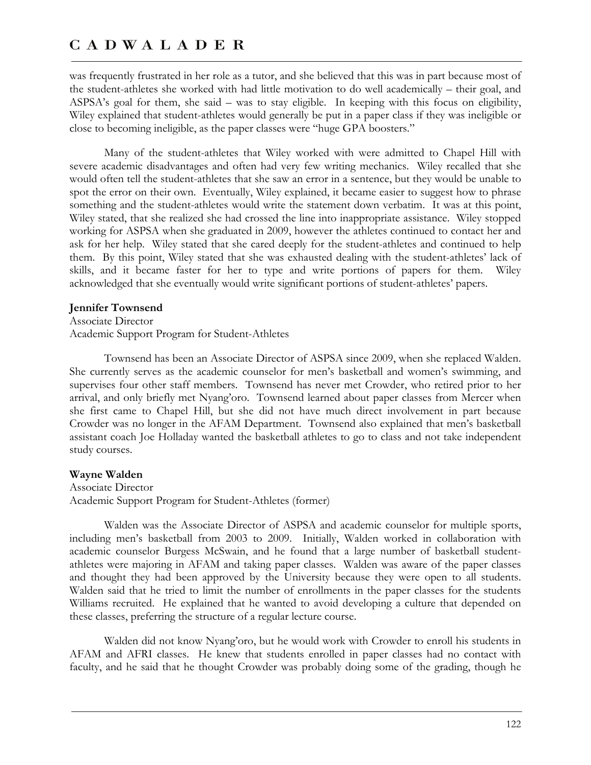was frequently frustrated in her role as a tutor, and she believed that this was in part because most of the student-athletes she worked with had little motivation to do well academically – their goal, and ASPSA's goal for them, she said – was to stay eligible. In keeping with this focus on eligibility, Wiley explained that student-athletes would generally be put in a paper class if they was ineligible or close to becoming ineligible, as the paper classes were "huge GPA boosters."

Many of the student-athletes that Wiley worked with were admitted to Chapel Hill with severe academic disadvantages and often had very few writing mechanics. Wiley recalled that she would often tell the student-athletes that she saw an error in a sentence, but they would be unable to spot the error on their own. Eventually, Wiley explained, it became easier to suggest how to phrase something and the student-athletes would write the statement down verbatim. It was at this point, Wiley stated, that she realized she had crossed the line into inappropriate assistance. Wiley stopped working for ASPSA when she graduated in 2009, however the athletes continued to contact her and ask for her help. Wiley stated that she cared deeply for the student-athletes and continued to help them. By this point, Wiley stated that she was exhausted dealing with the student-athletes' lack of skills, and it became faster for her to type and write portions of papers for them. Wiley acknowledged that she eventually would write significant portions of student-athletes' papers.

**Jennifer Townsend**
Associate Director
Academic Support Program for Student-Athletes

Townsend has been an Associate Director of ASPSA since 2009, when she replaced Walden. She currently serves as the academic counselor for men's basketball and women's swimming, and supervises four other staff members. Townsend has never met Crowder, who retired prior to her arrival, and only briefly met Nyang'oro. Townsend learned about paper classes from Mercer when she first came to Chapel Hill, but she did not have much direct involvement in part because Crowder was no longer in the AFAM Department. Townsend also explained that men's basketball assistant coach Joe Holladay wanted the basketball athletes to go to class and not take independent study courses.

**Wayne Walden**
Associate Director
Academic Support Program for Student-Athletes (former)

Walden was the Associate Director of ASPSA and academic counselor for multiple sports, including men's basketball from 2003 to 2009. Initially, Walden worked in collaboration with academic counselor Burgess McSwain, and he found that a large number of basketball student-athletes were majoring in AFAM and taking paper classes. Walden was aware of the paper classes and thought they had been approved by the University because they were open to all students. Walden said that he tried to limit the number of enrollments in the paper classes for the students Williams recruited. He explained that he wanted to avoid developing a culture that depended on these classes, preferring the structure of a regular lecture course.

Walden did not know Nyang'oro, but he would work with Crowder to enroll his students in AFAM and AFRI classes. He knew that students enrolled in paper classes had no contact with faculty, and he said that he thought Crowder was probably doing some of the grading, though he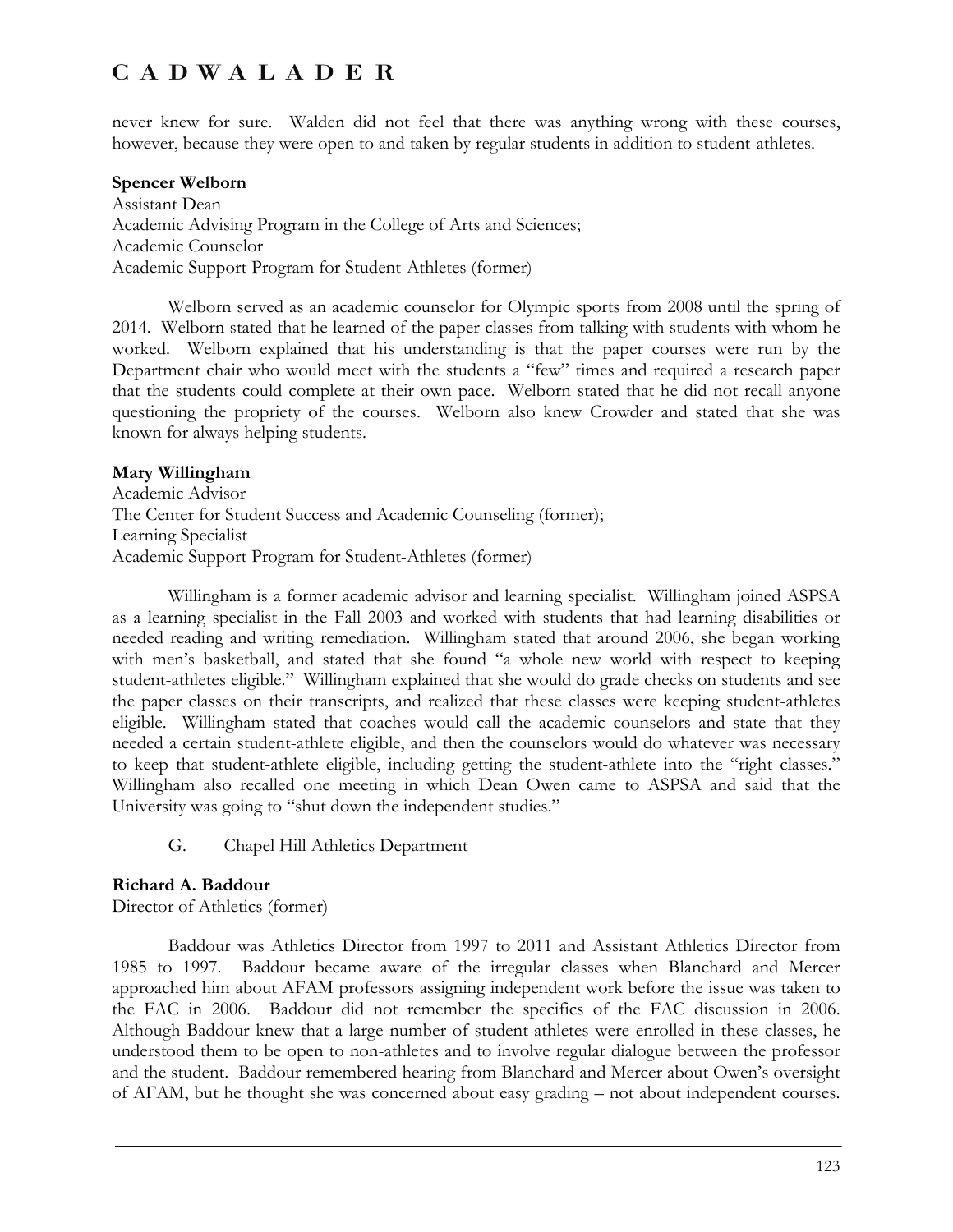never knew for sure. Walden did not feel that there was anything wrong with these courses, however, because they were open to and taken by regular students in addition to student-athletes.

**Spencer Welborn**
Assistant Dean
Academic Advising Program in the College of Arts and Sciences;
Academic Counselor
Academic Support Program for Student-Athletes (former)

Welborn served as an academic counselor for Olympic sports from 2008 until the spring of 2014. Welborn stated that he learned of the paper classes from talking with students with whom he worked. Welborn explained that his understanding is that the paper courses were run by the Department chair who would meet with the students a "few" times and required a research paper that the students could complete at their own pace. Welborn stated that he did not recall anyone questioning the propriety of the courses. Welborn also knew Crowder and stated that she was known for always helping students.

**Mary Willingham**
Academic Advisor
The Center for Student Success and Academic Counseling (former);
Learning Specialist
Academic Support Program for Student-Athletes (former)

Willingham is a former academic advisor and learning specialist. Willingham joined ASPSA as a learning specialist in the Fall 2003 and worked with students that had learning disabilities or needed reading and writing remediation. Willingham stated that around 2006, she began working with men's basketball, and stated that she found "a whole new world with respect to keeping student-athletes eligible." Willingham explained that she would do grade checks on students and see the paper classes on their transcripts, and realized that these classes were keeping student-athletes eligible. Willingham stated that coaches would call the academic counselors and state that they needed a certain student-athlete eligible, and then the counselors would do whatever was necessary to keep that student-athlete eligible, including getting the student-athlete into the "right classes." Willingham also recalled one meeting in which Dean Owen came to ASPSA and said that the University was going to "shut down the independent studies."

G. Chapel Hill Athletics Department

**Richard A. Baddour**
Director of Athletics (former)

Baddour was Athletics Director from 1997 to 2011 and Assistant Athletics Director from 1985 to 1997. Baddour became aware of the irregular classes when Blanchard and Mercer approached him about AFAM professors assigning independent work before the issue was taken to the FAC in 2006. Baddour did not remember the specifics of the FAC discussion in 2006. Although Baddour knew that a large number of student-athletes were enrolled in these classes, he understood them to be open to non-athletes and to involve regular dialogue between the professor and the student. Baddour remembered hearing from Blanchard and Mercer about Owen's oversight of AFAM, but he thought she was concerned about easy grading – not about independent courses.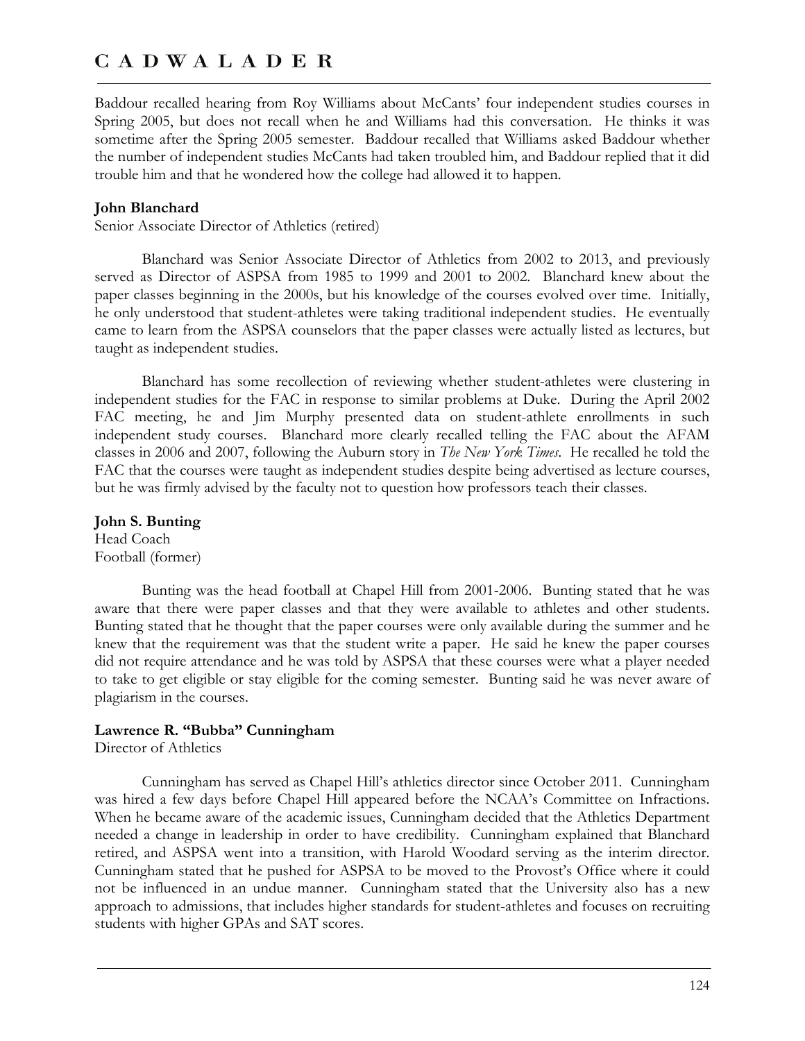Baddour recalled hearing from Roy Williams about McCants' four independent studies courses in Spring 2005, but does not recall when he and Williams had this conversation. He thinks it was sometime after the Spring 2005 semester. Baddour recalled that Williams asked Baddour whether the number of independent studies McCants had taken troubled him, and Baddour replied that it did trouble him and that he wondered how the college had allowed it to happen.

**John Blanchard**
Senior Associate Director of Athletics (retired)

Blanchard was Senior Associate Director of Athletics from 2002 to 2013, and previously served as Director of ASPSA from 1985 to 1999 and 2001 to 2002. Blanchard knew about the paper classes beginning in the 2000s, but his knowledge of the courses evolved over time. Initially, he only understood that student-athletes were taking traditional independent studies. He eventually came to learn from the ASPSA counselors that the paper classes were actually listed as lectures, but taught as independent studies.

Blanchard has some recollection of reviewing whether student-athletes were clustering in independent studies for the FAC in response to similar problems at Duke. During the April 2002 FAC meeting, he and Jim Murphy presented data on student-athlete enrollments in such independent study courses. Blanchard more clearly recalled telling the FAC about the AFAM classes in 2006 and 2007, following the Auburn story in *The New York Times*. He recalled he told the FAC that the courses were taught as independent studies despite being advertised as lecture courses, but he was firmly advised by the faculty not to question how professors teach their classes.

**John S. Bunting**
Head Coach
Football (former)

Bunting was the head football at Chapel Hill from 2001-2006. Bunting stated that he was aware that there were paper classes and that they were available to athletes and other students. Bunting stated that he thought that the paper courses were only available during the summer and he knew that the requirement was that the student write a paper. He said he knew the paper courses did not require attendance and he was told by ASPSA that these courses were what a player needed to take to get eligible or stay eligible for the coming semester. Bunting said he was never aware of plagiarism in the courses.

**Lawrence R. "Bubba" Cunningham**
Director of Athletics

Cunningham has served as Chapel Hill's athletics director since October 2011. Cunningham was hired a few days before Chapel Hill appeared before the NCAA's Committee on Infractions. When he became aware of the academic issues, Cunningham decided that the Athletics Department needed a change in leadership in order to have credibility. Cunningham explained that Blanchard retired, and ASPSA went into a transition, with Harold Woodard serving as the interim director. Cunningham stated that he pushed for ASPSA to be moved to the Provost's Office where it could not be influenced in an undue manner. Cunningham stated that the University also has a new approach to admissions, that includes higher standards for student-athletes and focuses on recruiting students with higher GPAs and SAT scores.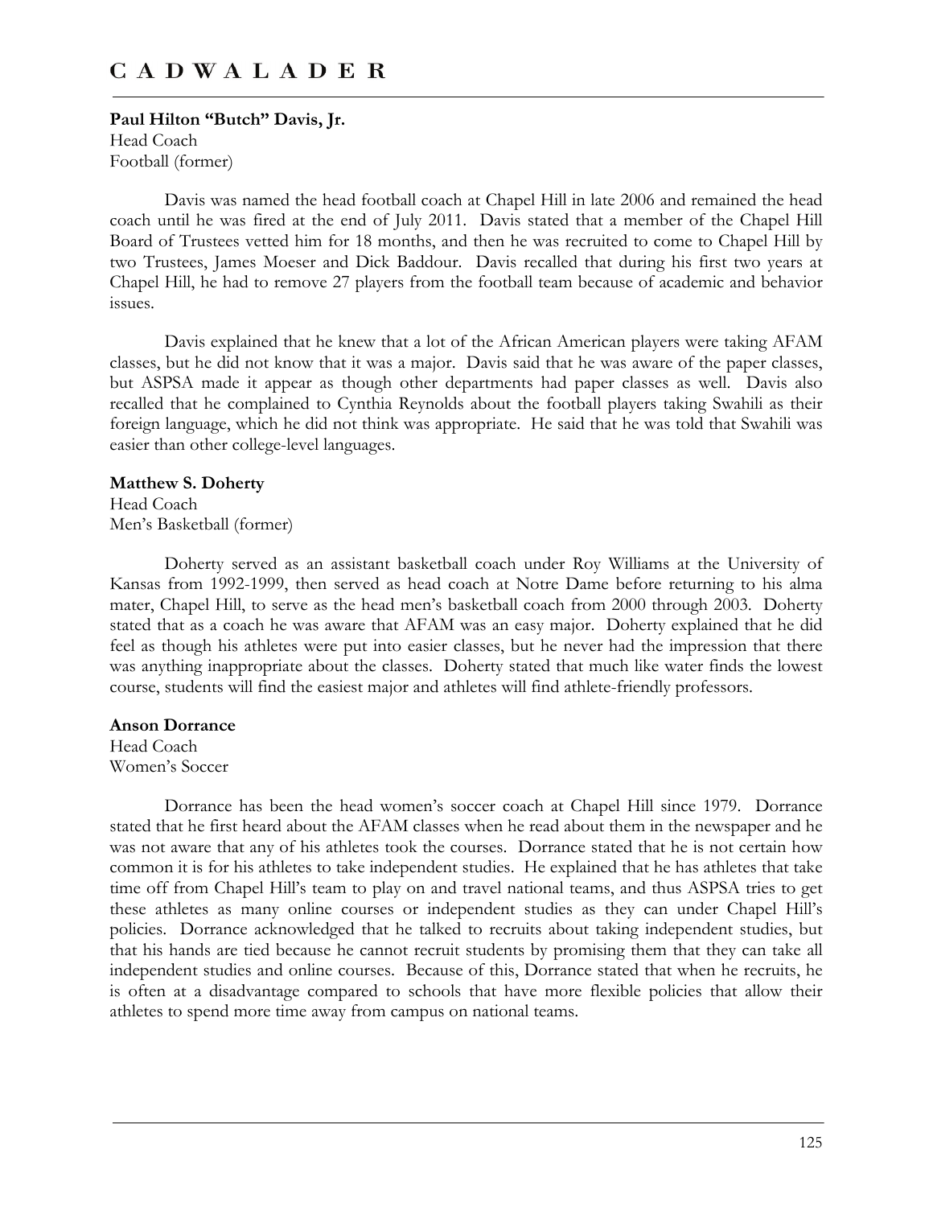**Paul Hilton "Butch" Davis, Jr.**
Head Coach
Football (former)

Davis was named the head football coach at Chapel Hill in late 2006 and remained the head coach until he was fired at the end of July 2011. Davis stated that a member of the Chapel Hill Board of Trustees vetted him for 18 months, and then he was recruited to come to Chapel Hill by two Trustees, James Moeser and Dick Baddour. Davis recalled that during his first two years at Chapel Hill, he had to remove 27 players from the football team because of academic and behavior issues.

Davis explained that he knew that a lot of the African American players were taking AFAM classes, but he did not know that it was a major. Davis said that he was aware of the paper classes, but ASPSA made it appear as though other departments had paper classes as well. Davis also recalled that he complained to Cynthia Reynolds about the football players taking Swahili as their foreign language, which he did not think was appropriate. He said that he was told that Swahili was easier than other college-level languages.

**Matthew S. Doherty**
Head Coach
Men's Basketball (former)

Doherty served as an assistant basketball coach under Roy Williams at the University of Kansas from 1992-1999, then served as head coach at Notre Dame before returning to his alma mater, Chapel Hill, to serve as the head men's basketball coach from 2000 through 2003. Doherty stated that as a coach he was aware that AFAM was an easy major. Doherty explained that he did feel as though his athletes were put into easier classes, but he never had the impression that there was anything inappropriate about the classes. Doherty stated that much like water finds the lowest course, students will find the easiest major and athletes will find athlete-friendly professors.

**Anson Dorrance**
Head Coach
Women's Soccer

Dorrance has been the head women's soccer coach at Chapel Hill since 1979. Dorrance stated that he first heard about the AFAM classes when he read about them in the newspaper and he was not aware that any of his athletes took the courses. Dorrance stated that he is not certain how common it is for his athletes to take independent studies. He explained that he has athletes that take time off from Chapel Hill's team to play on and travel national teams, and thus ASPSA tries to get these athletes as many online courses or independent studies as they can under Chapel Hill's policies. Dorrance acknowledged that he talked to recruits about taking independent studies, but that his hands are tied because he cannot recruit students by promising them that they can take all independent studies and online courses. Because of this, Dorrance stated that when he recruits, he is often at a disadvantage compared to schools that have more flexible policies that allow their athletes to spend more time away from campus on national teams.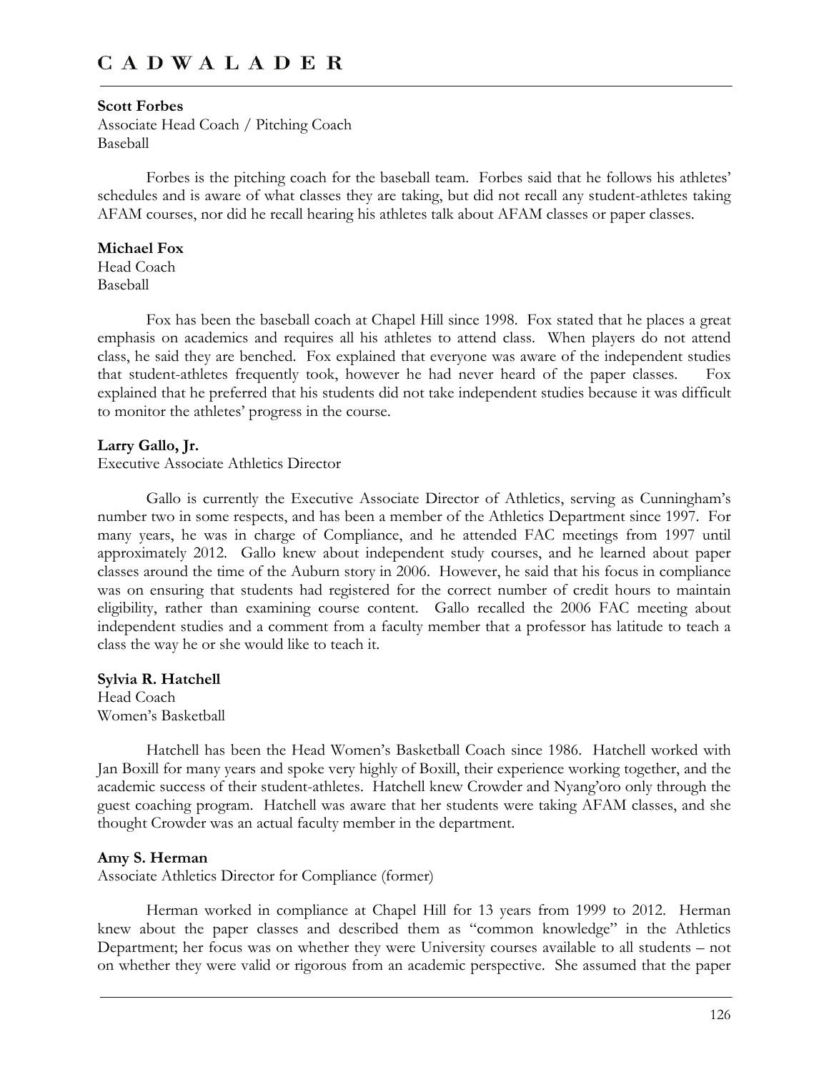**Scott Forbes**
Associate Head Coach / Pitching Coach
Baseball

Forbes is the pitching coach for the baseball team. Forbes said that he follows his athletes' schedules and is aware of what classes they are taking, but did not recall any student-athletes taking AFAM courses, nor did he recall hearing his athletes talk about AFAM classes or paper classes.

**Michael Fox**
Head Coach
Baseball

Fox has been the baseball coach at Chapel Hill since 1998. Fox stated that he places a great emphasis on academics and requires all his athletes to attend class. When players do not attend class, he said they are benched. Fox explained that everyone was aware of the independent studies that student-athletes frequently took, however he had never heard of the paper classes. Fox explained that he preferred that his students did not take independent studies because it was difficult to monitor the athletes' progress in the course.

**Larry Gallo, Jr.**
Executive Associate Athletics Director

Gallo is currently the Executive Associate Director of Athletics, serving as Cunningham's number two in some respects, and has been a member of the Athletics Department since 1997. For many years, he was in charge of Compliance, and he attended FAC meetings from 1997 until approximately 2012. Gallo knew about independent study courses, and he learned about paper classes around the time of the Auburn story in 2006. However, he said that his focus in compliance was on ensuring that students had registered for the correct number of credit hours to maintain eligibility, rather than examining course content. Gallo recalled the 2006 FAC meeting about independent studies and a comment from a faculty member that a professor has latitude to teach a class the way he or she would like to teach it.

**Sylvia R. Hatchell**
Head Coach
Women's Basketball

Hatchell has been the Head Women's Basketball Coach since 1986. Hatchell worked with Jan Boxill for many years and spoke very highly of Boxill, their experience working together, and the academic success of their student-athletes. Hatchell knew Crowder and Nyang'oro only through the guest coaching program. Hatchell was aware that her students were taking AFAM classes, and she thought Crowder was an actual faculty member in the department.

**Amy S. Herman**
Associate Athletics Director for Compliance (former)

Herman worked in compliance at Chapel Hill for 13 years from 1999 to 2012. Herman knew about the paper classes and described them as "common knowledge" in the Athletics Department; her focus was on whether they were University courses available to all students – not on whether they were valid or rigorous from an academic perspective. She assumed that the paper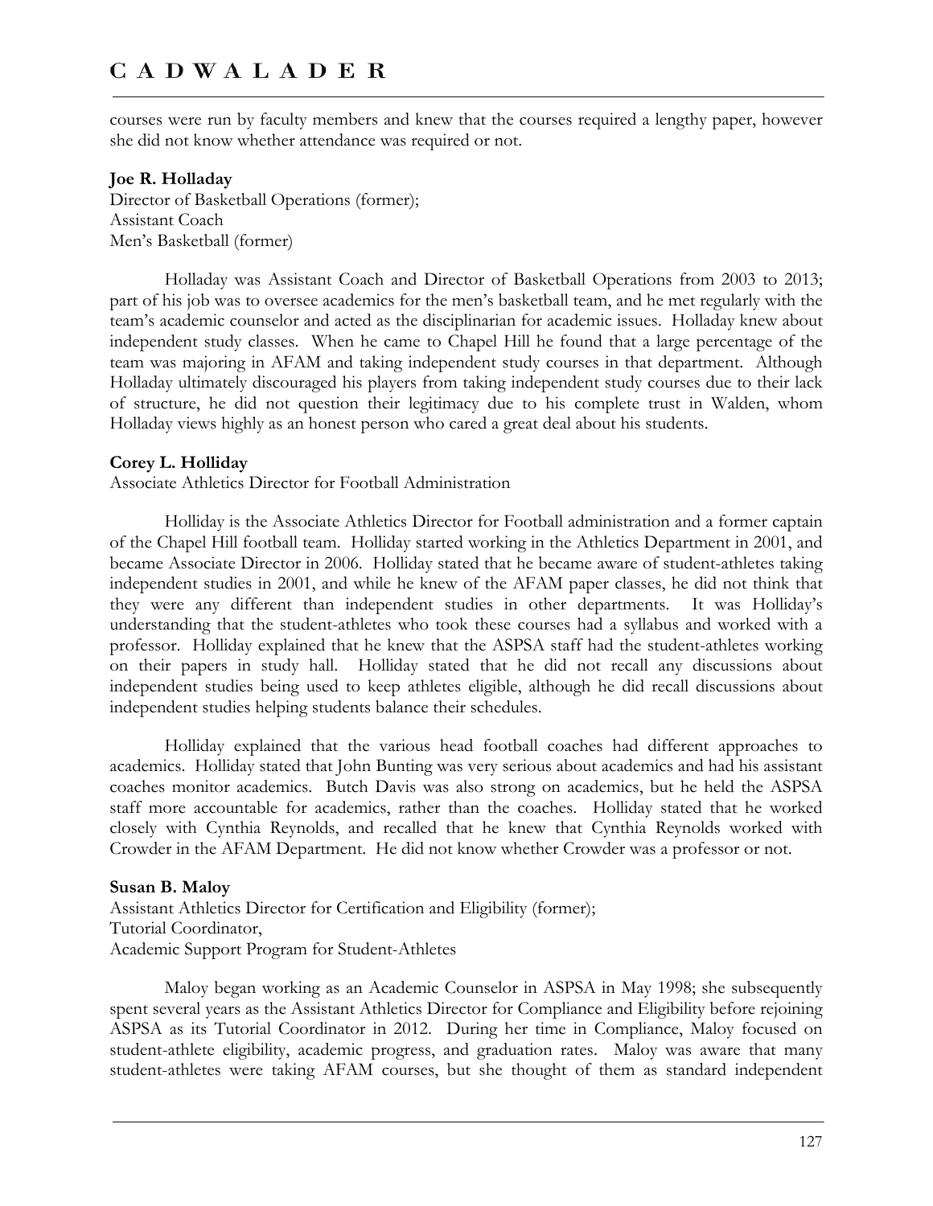courses were run by faculty members and knew that the courses required a lengthy paper, however she did not know whether attendance was required or not.

**Joe R. Holladay**
Director of Basketball Operations (former);
Assistant Coach
Men's Basketball (former)

Holladay was Assistant Coach and Director of Basketball Operations from 2003 to 2013; part of his job was to oversee academics for the men's basketball team, and he met regularly with the team's academic counselor and acted as the disciplinarian for academic issues. Holladay knew about independent study classes. When he came to Chapel Hill he found that a large percentage of the team was majoring in AFAM and taking independent study courses in that department. Although Holladay ultimately discouraged his players from taking independent study courses due to their lack of structure, he did not question their legitimacy due to his complete trust in Walden, whom Holladay views highly as an honest person who cared a great deal about his students.

**Corey L. Holliday**
Associate Athletics Director for Football Administration

Holliday is the Associate Athletics Director for Football administration and a former captain of the Chapel Hill football team. Holliday started working in the Athletics Department in 2001, and became Associate Director in 2006. Holliday stated that he became aware of student-athletes taking independent studies in 2001, and while he knew of the AFAM paper classes, he did not think that they were any different than independent studies in other departments. It was Holliday's understanding that the student-athletes who took these courses had a syllabus and worked with a professor. Holliday explained that he knew that the ASPSA staff had the student-athletes working on their papers in study hall. Holliday stated that he did not recall any discussions about independent studies being used to keep athletes eligible, although he did recall discussions about independent studies helping students balance their schedules.

Holliday explained that the various head football coaches had different approaches to academics. Holliday stated that John Bunting was very serious about academics and had his assistant coaches monitor academics. Butch Davis was also strong on academics, but he held the ASPSA staff more accountable for academics, rather than the coaches. Holliday stated that he worked closely with Cynthia Reynolds, and recalled that he knew that Cynthia Reynolds worked with Crowder in the AFAM Department. He did not know whether Crowder was a professor or not.

**Susan B. Maloy**
Assistant Athletics Director for Certification and Eligibility (former);
Tutorial Coordinator,
Academic Support Program for Student-Athletes

Maloy began working as an Academic Counselor in ASPSA in May 1998; she subsequently spent several years as the Assistant Athletics Director for Compliance and Eligibility before rejoining ASPSA as its Tutorial Coordinator in 2012. During her time in Compliance, Maloy focused on student-athlete eligibility, academic progress, and graduation rates. Maloy was aware that many student-athletes were taking AFAM courses, but she thought of them as standard independent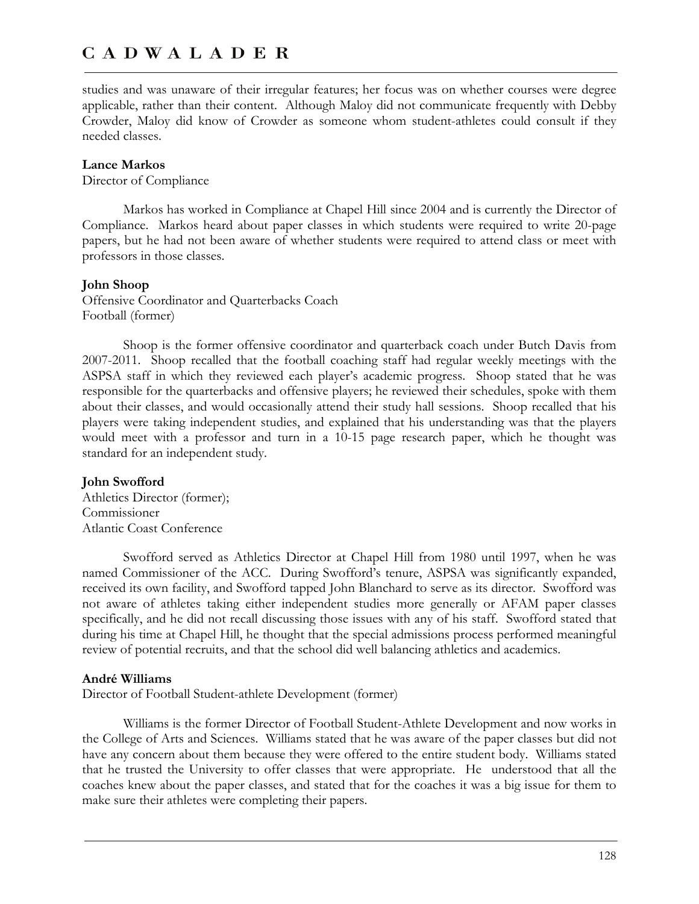studies and was unaware of their irregular features; her focus was on whether courses were degree applicable, rather than their content. Although Maloy did not communicate frequently with Debby Crowder, Maloy did know of Crowder as someone whom student-athletes could consult if they needed classes.

**Lance Markos**
Director of Compliance

Markos has worked in Compliance at Chapel Hill since 2004 and is currently the Director of Compliance. Markos heard about paper classes in which students were required to write 20-page papers, but he had not been aware of whether students were required to attend class or meet with professors in those classes.

**John Shoop**
Offensive Coordinator and Quarterbacks Coach
Football (former)

Shoop is the former offensive coordinator and quarterback coach under Butch Davis from 2007-2011. Shoop recalled that the football coaching staff had regular weekly meetings with the ASPSA staff in which they reviewed each player's academic progress. Shoop stated that he was responsible for the quarterbacks and offensive players; he reviewed their schedules, spoke with them about their classes, and would occasionally attend their study hall sessions. Shoop recalled that his players were taking independent studies, and explained that his understanding was that the players would meet with a professor and turn in a 10-15 page research paper, which he thought was standard for an independent study.

**John Swofford**
Athletics Director (former);
Commissioner
Atlantic Coast Conference

Swofford served as Athletics Director at Chapel Hill from 1980 until 1997, when he was named Commissioner of the ACC. During Swofford's tenure, ASPSA was significantly expanded, received its own facility, and Swofford tapped John Blanchard to serve as its director. Swofford was not aware of athletes taking either independent studies more generally or AFAM paper classes specifically, and he did not recall discussing those issues with any of his staff. Swofford stated that during his time at Chapel Hill, he thought that the special admissions process performed meaningful review of potential recruits, and that the school did well balancing athletics and academics.

**André Williams**
Director of Football Student-athlete Development (former)

Williams is the former Director of Football Student-Athlete Development and now works in the College of Arts and Sciences. Williams stated that he was aware of the paper classes but did not have any concern about them because they were offered to the entire student body. Williams stated that he trusted the University to offer classes that were appropriate. He understood that all the coaches knew about the paper classes, and stated that for the coaches it was a big issue for them to make sure their athletes were completing their papers.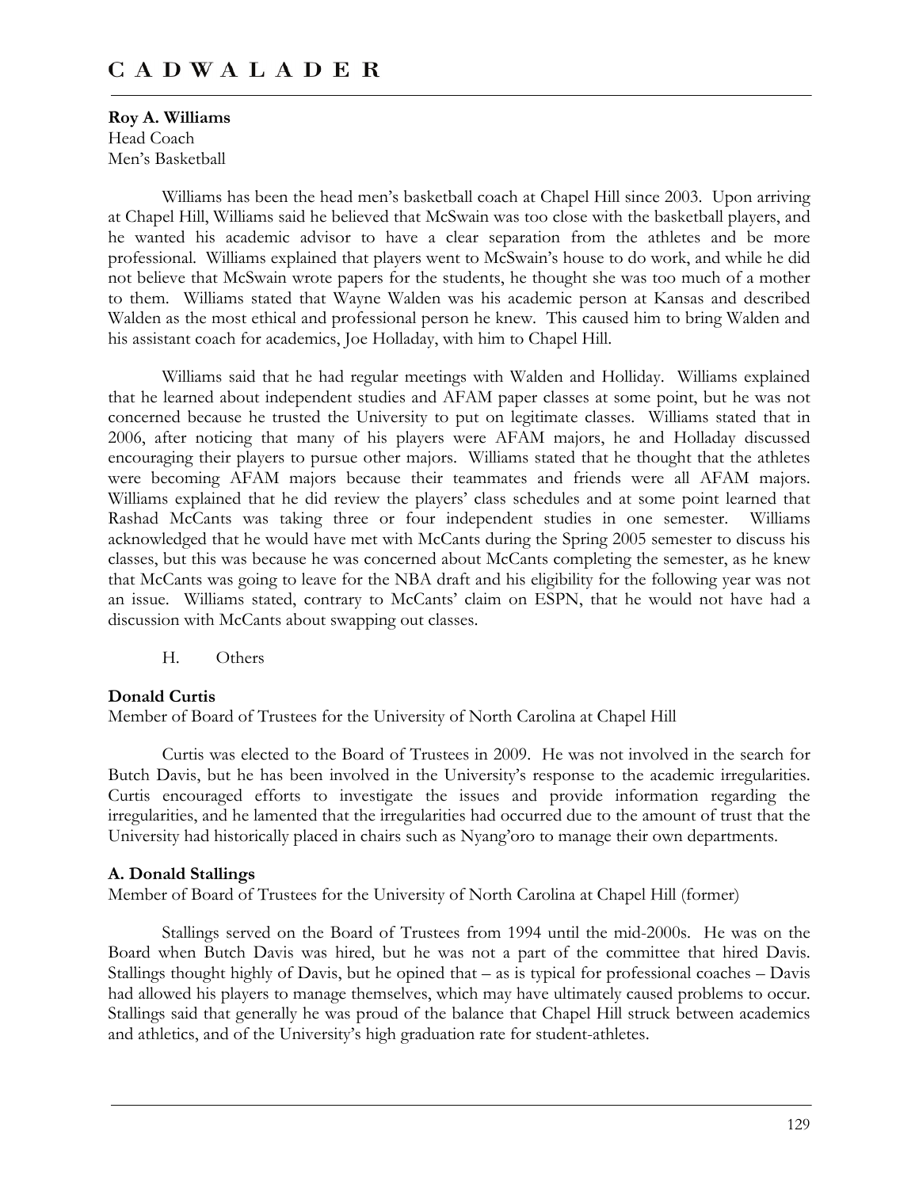**Roy A. Williams**
Head Coach
Men's Basketball

Williams has been the head men's basketball coach at Chapel Hill since 2003. Upon arriving at Chapel Hill, Williams said he believed that McSwain was too close with the basketball players, and he wanted his academic advisor to have a clear separation from the athletes and be more professional. Williams explained that players went to McSwain's house to do work, and while he did not believe that McSwain wrote papers for the students, he thought she was too much of a mother to them. Williams stated that Wayne Walden was his academic person at Kansas and described Walden as the most ethical and professional person he knew. This caused him to bring Walden and his assistant coach for academics, Joe Holladay, with him to Chapel Hill.

Williams said that he had regular meetings with Walden and Holliday. Williams explained that he learned about independent studies and AFAM paper classes at some point, but he was not concerned because he trusted the University to put on legitimate classes. Williams stated that in 2006, after noticing that many of his players were AFAM majors, he and Holladay discussed encouraging their players to pursue other majors. Williams stated that he thought that the athletes were becoming AFAM majors because their teammates and friends were all AFAM majors. Williams explained that he did review the players' class schedules and at some point learned that Rashad McCants was taking three or four independent studies in one semester. Williams acknowledged that he would have met with McCants during the Spring 2005 semester to discuss his classes, but this was because he was concerned about McCants completing the semester, as he knew that McCants was going to leave for the NBA draft and his eligibility for the following year was not an issue. Williams stated, contrary to McCants' claim on ESPN, that he would not have had a discussion with McCants about swapping out classes.

## H. Others

**Donald Curtis**
Member of Board of Trustees for the University of North Carolina at Chapel Hill

Curtis was elected to the Board of Trustees in 2009. He was not involved in the search for Butch Davis, but he has been involved in the University's response to the academic irregularities. Curtis encouraged efforts to investigate the issues and provide information regarding the irregularities, and he lamented that the irregularities had occurred due to the amount of trust that the University had historically placed in chairs such as Nyang'oro to manage their own departments.

**A. Donald Stallings**
Member of Board of Trustees for the University of North Carolina at Chapel Hill (former)

Stallings served on the Board of Trustees from 1994 until the mid-2000s. He was on the Board when Butch Davis was hired, but he was not a part of the committee that hired Davis. Stallings thought highly of Davis, but he opined that – as is typical for professional coaches – Davis had allowed his players to manage themselves, which may have ultimately caused problems to occur. Stallings said that generally he was proud of the balance that Chapel Hill struck between academics and athletics, and of the University's high graduation rate for student-athletes.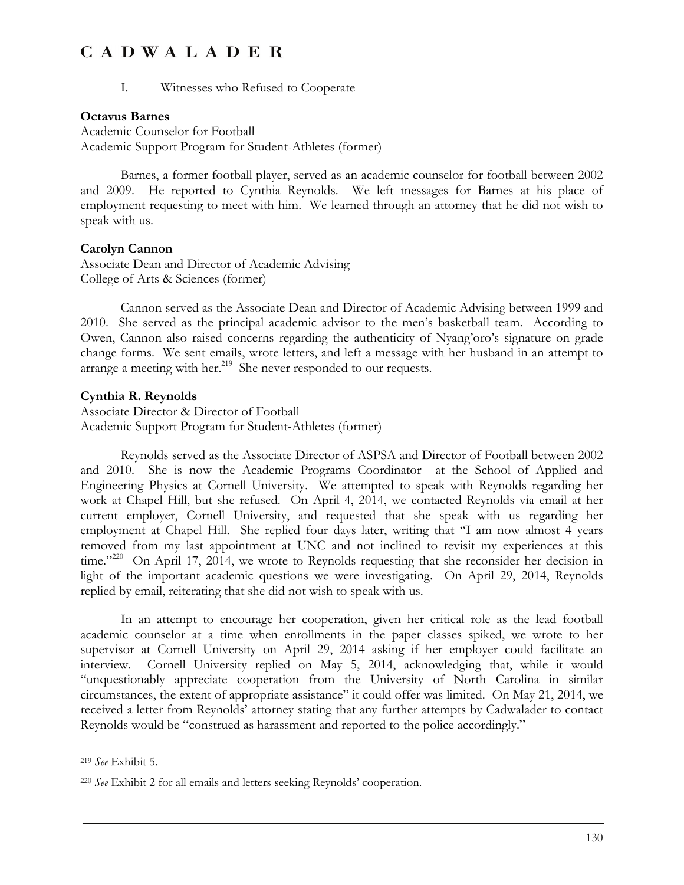I. Witnesses who Refused to Cooperate

**Octavus Barnes**
Academic Counselor for Football
Academic Support Program for Student-Athletes (former)

Barnes, a former football player, served as an academic counselor for football between 2002 and 2009. He reported to Cynthia Reynolds. We left messages for Barnes at his place of employment requesting to meet with him. We learned through an attorney that he did not wish to speak with us.

**Carolyn Cannon**
Associate Dean and Director of Academic Advising
College of Arts & Sciences (former)

Cannon served as the Associate Dean and Director of Academic Advising between 1999 and 2010. She served as the principal academic advisor to the men's basketball team. According to Owen, Cannon also raised concerns regarding the authenticity of Nyang'oro's signature on grade change forms. We sent emails, wrote letters, and left a message with her husband in an attempt to arrange a meeting with her.[219] She never responded to our requests.

**Cynthia R. Reynolds**
Associate Director & Director of Football
Academic Support Program for Student-Athletes (former)

Reynolds served as the Associate Director of ASPSA and Director of Football between 2002 and 2010. She is now the Academic Programs Coordinator at the School of Applied and Engineering Physics at Cornell University. We attempted to speak with Reynolds regarding her work at Chapel Hill, but she refused. On April 4, 2014, we contacted Reynolds via email at her current employer, Cornell University, and requested that she speak with us regarding her employment at Chapel Hill. She replied four days later, writing that "I am now almost 4 years removed from my last appointment at UNC and not inclined to revisit my experiences at this time."[220] On April 17, 2014, we wrote to Reynolds requesting that she reconsider her decision in light of the important academic questions we were investigating. On April 29, 2014, Reynolds replied by email, reiterating that she did not wish to speak with us.

In an attempt to encourage her cooperation, given her critical role as the lead football academic counselor at a time when enrollments in the paper classes spiked, we wrote to her supervisor at Cornell University on April 29, 2014 asking if her employer could facilitate an interview. Cornell University replied on May 5, 2014, acknowledging that, while it would "unquestionably appreciate cooperation from the University of North Carolina in similar circumstances, the extent of appropriate assistance" it could offer was limited. On May 21, 2014, we received a letter from Reynolds' attorney stating that any further attempts by Cadwalader to contact Reynolds would be "construed as harassment and reported to the police accordingly."

---

[219] *See* Exhibit 5.

[220] *See* Exhibit 2 for all emails and letters seeking Reynolds' cooperation.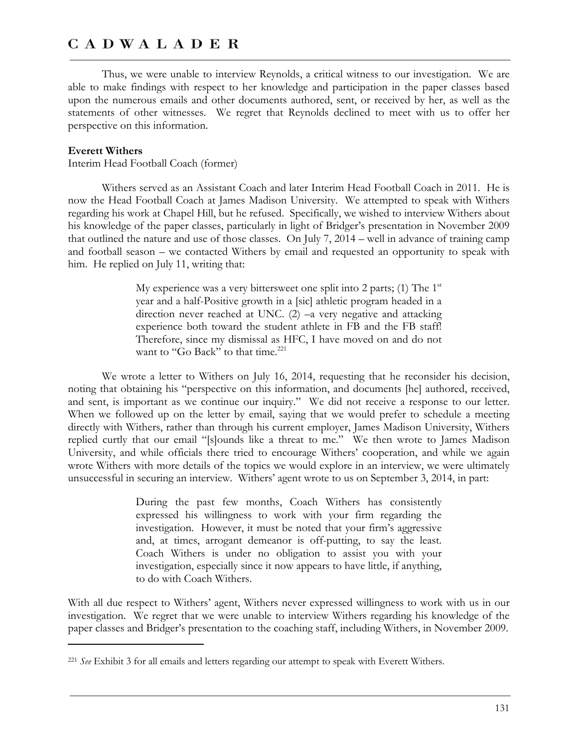Thus, we were unable to interview Reynolds, a critical witness to our investigation. We are able to make findings with respect to her knowledge and participation in the paper classes based upon the numerous emails and other documents authored, sent, or received by her, as well as the statements of other witnesses. We regret that Reynolds declined to meet with us to offer her perspective on this information.

**Everett Withers**
Interim Head Football Coach (former)

Withers served as an Assistant Coach and later Interim Head Football Coach in 2011. He is now the Head Football Coach at James Madison University. We attempted to speak with Withers regarding his work at Chapel Hill, but he refused. Specifically, we wished to interview Withers about his knowledge of the paper classes, particularly in light of Bridger's presentation in November 2009 that outlined the nature and use of those classes. On July 7, 2014 – well in advance of training camp and football season – we contacted Withers by email and requested an opportunity to speak with him. He replied on July 11, writing that:

> My experience was a very bittersweet one split into 2 parts; (1) The 1st year and a half-Positive growth in a [sic] athletic program headed in a direction never reached at UNC. (2) –a very negative and attacking experience both toward the student athlete in FB and the FB staff! Therefore, since my dismissal as HFC, I have moved on and do not want to "Go Back" to that time.[221]

We wrote a letter to Withers on July 16, 2014, requesting that he reconsider his decision, noting that obtaining his "perspective on this information, and documents [he] authored, received, and sent, is important as we continue our inquiry." We did not receive a response to our letter. When we followed up on the letter by email, saying that we would prefer to schedule a meeting directly with Withers, rather than through his current employer, James Madison University, Withers replied curtly that our email "[s]ounds like a threat to me." We then wrote to James Madison University, and while officials there tried to encourage Withers' cooperation, and while we again wrote Withers with more details of the topics we would explore in an interview, we were ultimately unsuccessful in securing an interview. Withers' agent wrote to us on September 3, 2014, in part:

> During the past few months, Coach Withers has consistently expressed his willingness to work with your firm regarding the investigation. However, it must be noted that your firm's aggressive and, at times, arrogant demeanor is off-putting, to say the least. Coach Withers is under no obligation to assist you with your investigation, especially since it now appears to have little, if anything, to do with Coach Withers.

With all due respect to Withers' agent, Withers never expressed willingness to work with us in our investigation. We regret that we were unable to interview Withers regarding his knowledge of the paper classes and Bridger's presentation to the coaching staff, including Withers, in November 2009.

---

[221] *See* Exhibit 3 for all emails and letters regarding our attempt to speak with Everett Withers.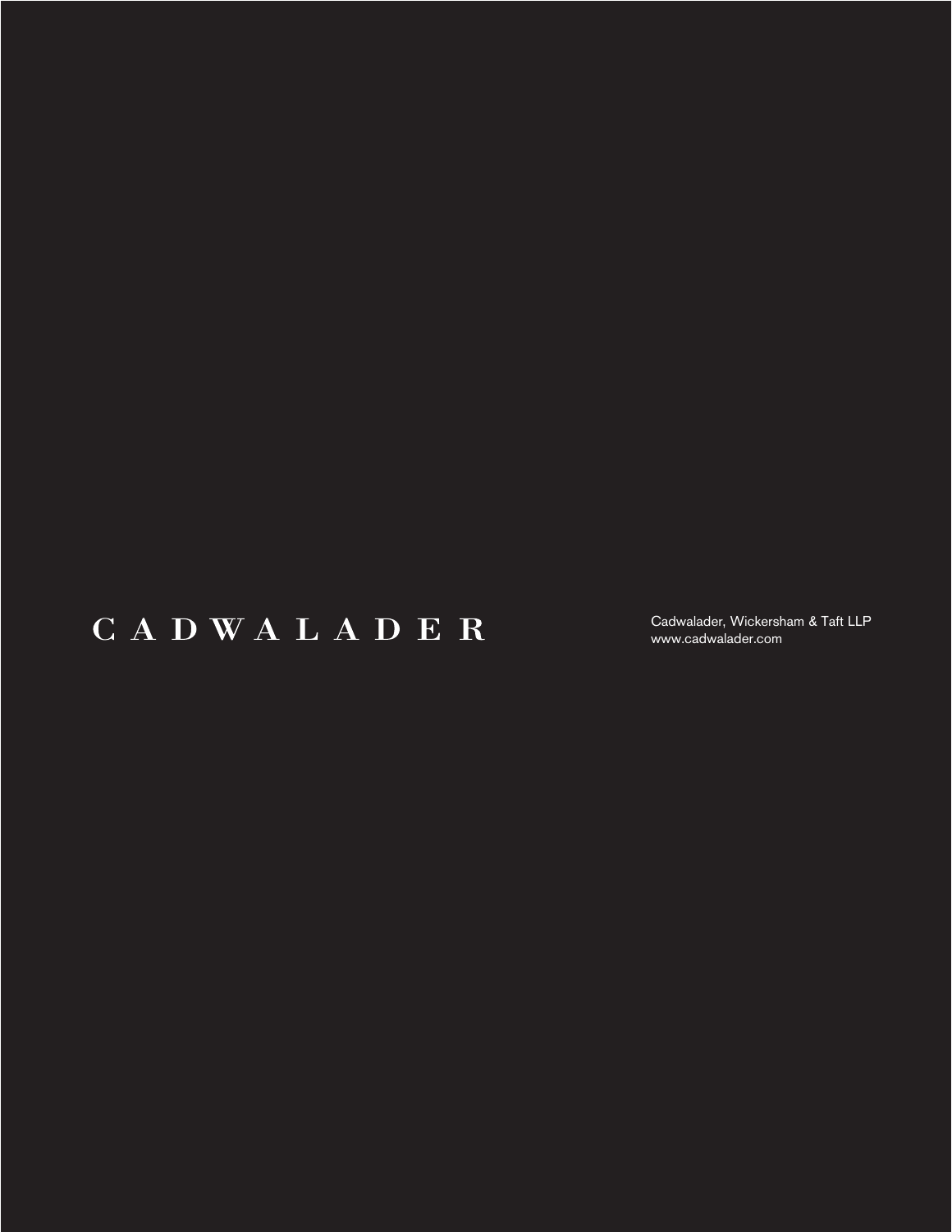C A D W A L A D E R

Cadwalader, Wickersham & Taft LLP
www.cadwalader.com